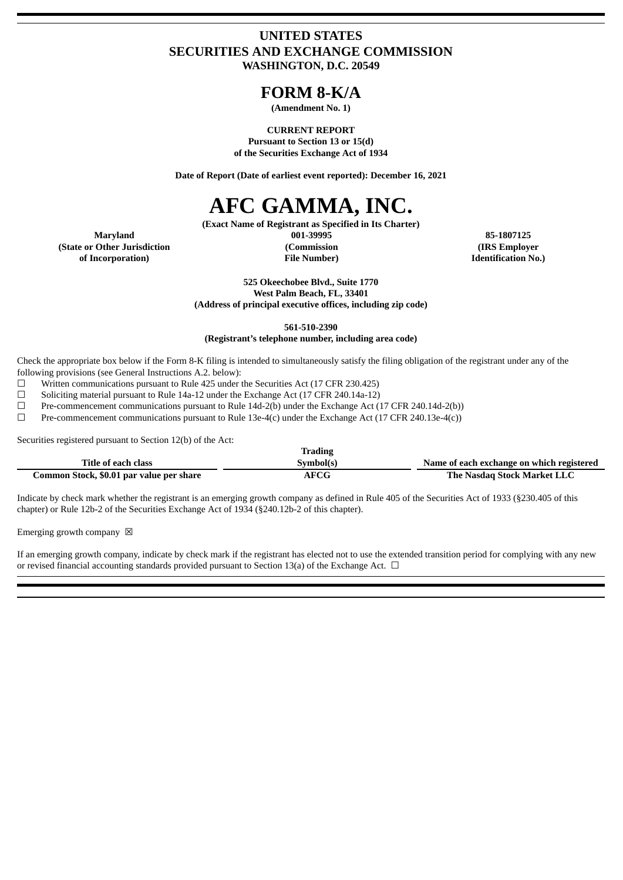# UNITED STATES
# SECURITIES AND EXCHANGE COMMISSION
**WASHINGTON, D.C. 20549**

# FORM 8-K/A

**(Amendment No. 1)**

**CURRENT REPORT**
**Pursuant to Section 13 or 15(d)**
**of the Securities Exchange Act of 1934**

**Date of Report (Date of earliest event reported): December 16, 2021**

# AFC GAMMA, INC.

**(Exact Name of Registrant as Specified in Its Charter)**

| Maryland | 001-39995 | 85-1807125 |
|---|---|---|
| (State or Other Jurisdiction of Incorporation) | (Commission File Number) | (IRS Employer Identification No.) |

**525 Okeechobee Blvd., Suite 1770**
**West Palm Beach, FL, 33401**
**(Address of principal executive offices, including zip code)**

**561-510-2390**
**(Registrant's telephone number, including area code)**

Check the appropriate box below if the Form 8-K filing is intended to simultaneously satisfy the filing obligation of the registrant under any of the following provisions (see General Instructions A.2. below):

☐ Written communications pursuant to Rule 425 under the Securities Act (17 CFR 230.425)
☐ Soliciting material pursuant to Rule 14a-12 under the Exchange Act (17 CFR 240.14a-12)
☐ Pre-commencement communications pursuant to Rule 14d-2(b) under the Exchange Act (17 CFR 240.14d-2(b))
☐ Pre-commencement communications pursuant to Rule 13e-4(c) under the Exchange Act (17 CFR 240.13e-4(c))

Securities registered pursuant to Section 12(b) of the Act:

| Title of each class | Trading Symbol(s) | Name of each exchange on which registered |
|---|---|---|
| Common Stock, $0.01 par value per share | AFCG | The Nasdaq Stock Market LLC |

Indicate by check mark whether the registrant is an emerging growth company as defined in Rule 405 of the Securities Act of 1933 (§230.405 of this chapter) or Rule 12b-2 of the Securities Exchange Act of 1934 (§240.12b-2 of this chapter).

Emerging growth company ☒

If an emerging growth company, indicate by check mark if the registrant has elected not to use the extended transition period for complying with any new or revised financial accounting standards provided pursuant to Section 13(a) of the Exchange Act. ☐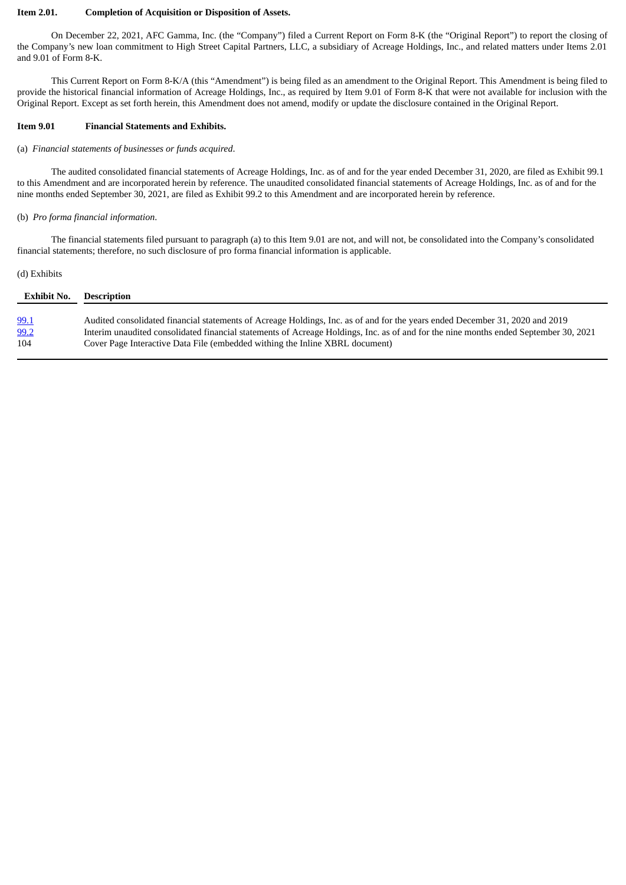**Item 2.01. Completion of Acquisition or Disposition of Assets.**

On December 22, 2021, AFC Gamma, Inc. (the "Company") filed a Current Report on Form 8-K (the "Original Report") to report the closing of the Company's new loan commitment to High Street Capital Partners, LLC, a subsidiary of Acreage Holdings, Inc., and related matters under Items 2.01 and 9.01 of Form 8-K.

This Current Report on Form 8-K/A (this "Amendment") is being filed as an amendment to the Original Report. This Amendment is being filed to provide the historical financial information of Acreage Holdings, Inc., as required by Item 9.01 of Form 8-K that were not available for inclusion with the Original Report. Except as set forth herein, this Amendment does not amend, modify or update the disclosure contained in the Original Report.

**Item 9.01 Financial Statements and Exhibits.**

(a) *Financial statements of businesses or funds acquired*.

The audited consolidated financial statements of Acreage Holdings, Inc. as of and for the year ended December 31, 2020, are filed as Exhibit 99.1 to this Amendment and are incorporated herein by reference. The unaudited consolidated financial statements of Acreage Holdings, Inc. as of and for the nine months ended September 30, 2021, are filed as Exhibit 99.2 to this Amendment and are incorporated herein by reference.

(b) *Pro forma financial information*.

The financial statements filed pursuant to paragraph (a) to this Item 9.01 are not, and will not, be consolidated into the Company's consolidated financial statements; therefore, no such disclosure of pro forma financial information is applicable.

(d) Exhibits

| Exhibit No. | Description |
|---|---|
| 99.1 | Audited consolidated financial statements of Acreage Holdings, Inc. as of and for the years ended December 31, 2020 and 2019 |
| 99.2 | Interim unaudited consolidated financial statements of Acreage Holdings, Inc. as of and for the nine months ended September 30, 2021 |
| 104 | Cover Page Interactive Data File (embedded withing the Inline XBRL document) |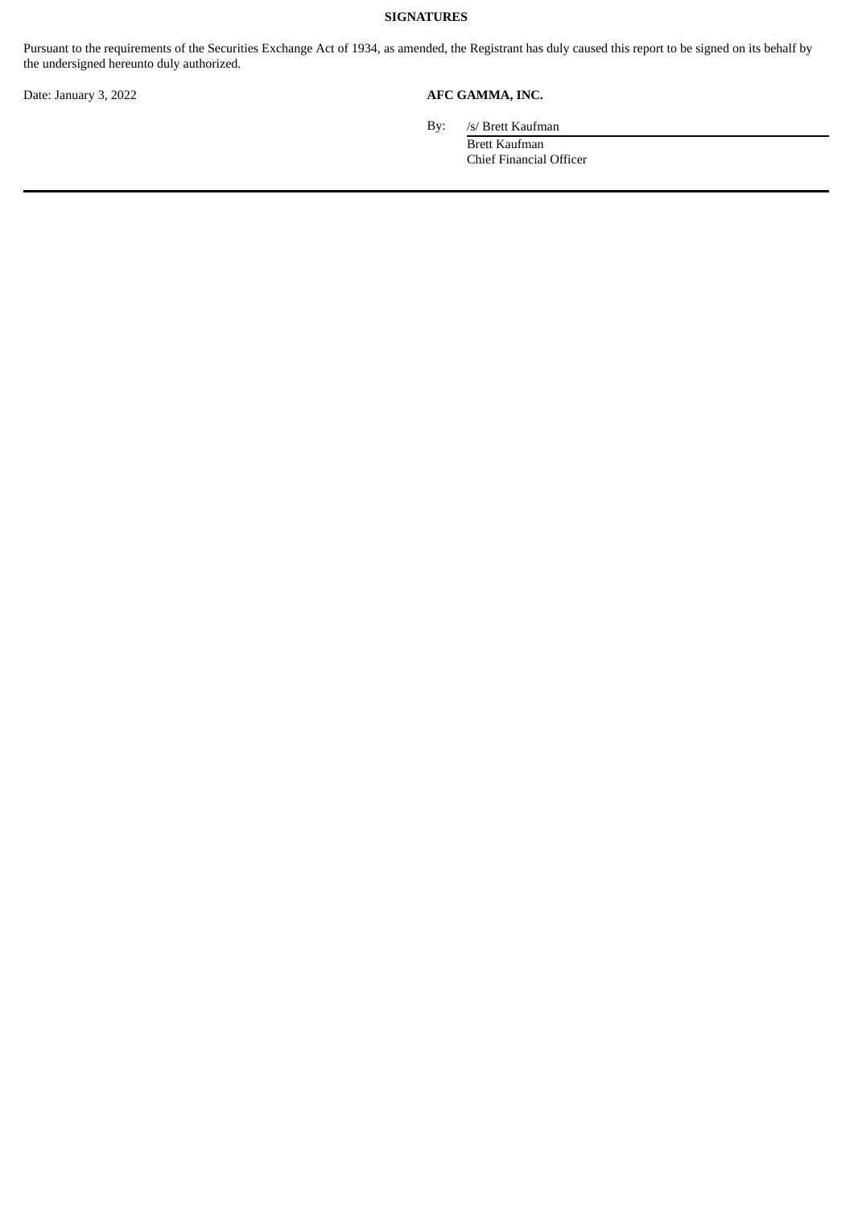**SIGNATURES**

Pursuant to the requirements of the Securities Exchange Act of 1934, as amended, the Registrant has duly caused this report to be signed on its behalf by the undersigned hereunto duly authorized.

Date: January 3, 2022

**AFC GAMMA, INC.**

By: /s/ Brett Kaufman
Brett Kaufman
Chief Financial Officer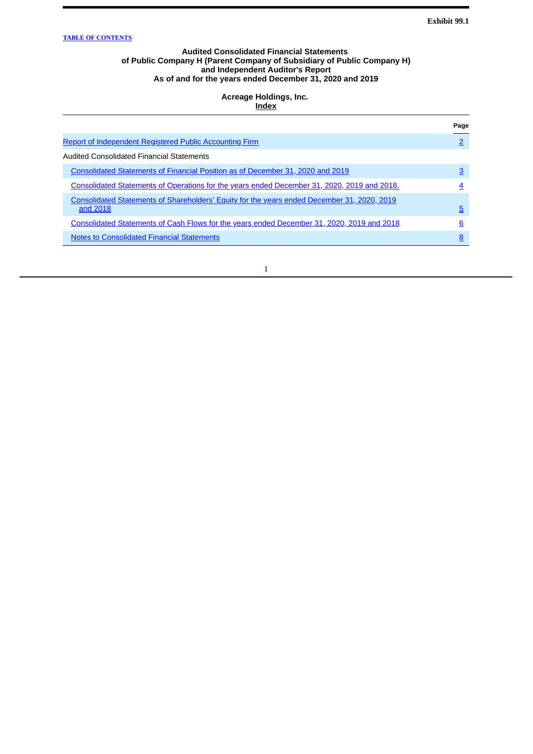Exhibit 99.1

TABLE OF CONTENTS

**Audited Consolidated Financial Statements**
**of Public Company H (Parent Company of Subsidiary of Public Company H)**
**and Independent Auditor's Report**
**As of and for the years ended December 31, 2020 and 2019**

**Acreage Holdings, Inc.**
**Index**

| | Page |
|---|---|
| Report of Independent Registered Public Accounting Firm | 2 |
| Audited Consolidated Financial Statements | |
| Consolidated Statements of Financial Position as of December 31, 2020 and 2019 | 3 |
| Consolidated Statements of Operations for the years ended December 31, 2020, 2019 and 2018. | 4 |
| Consolidated Statements of Shareholders' Equity for the years ended December 31, 2020, 2019 and 2018 | 5 |
| Consolidated Statements of Cash Flows for the years ended December 31, 2020, 2019 and 2018 | 6 |
| Notes to Consolidated Financial Statements | 8 |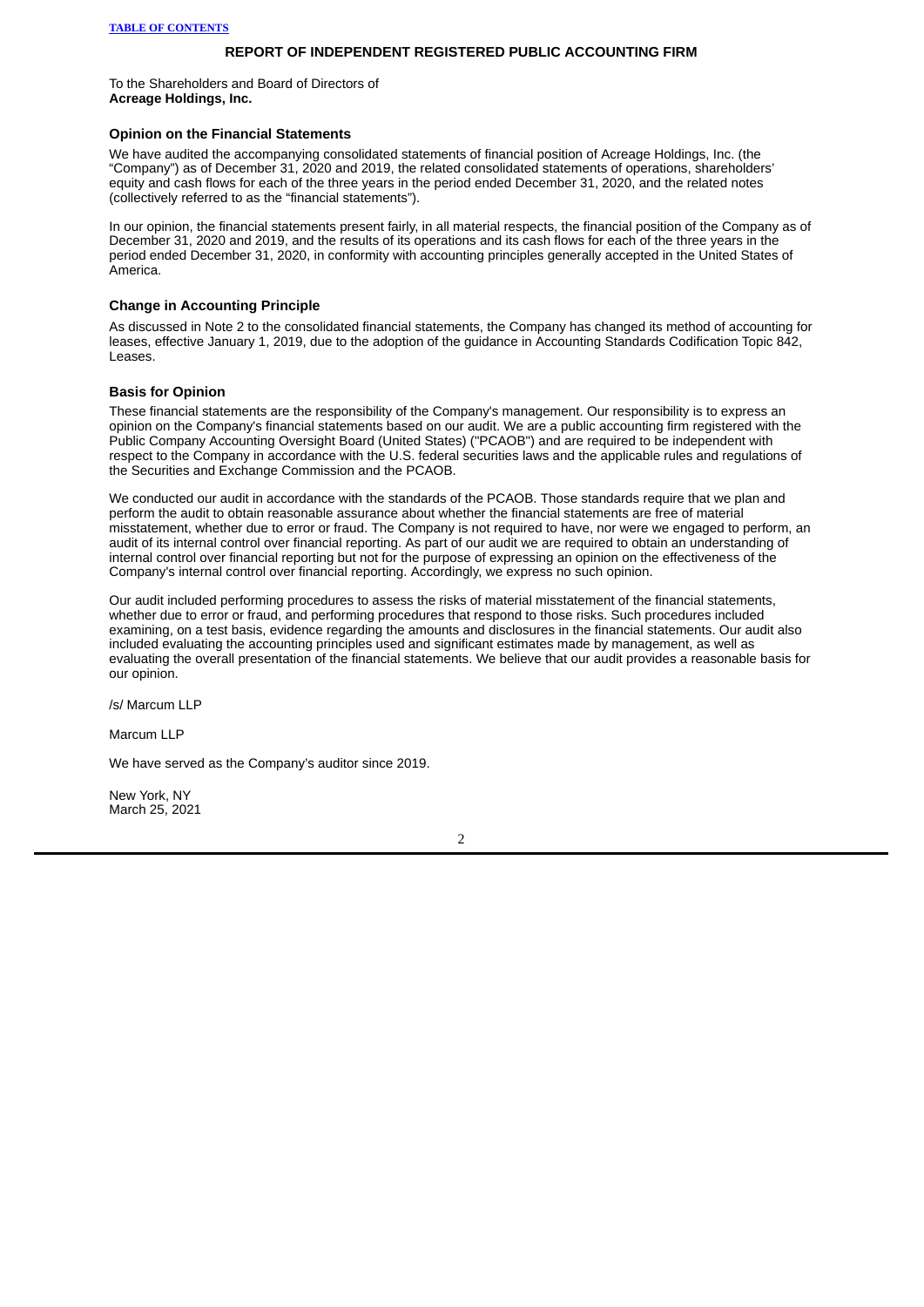## REPORT OF INDEPENDENT REGISTERED PUBLIC ACCOUNTING FIRM

To the Shareholders and Board of Directors of
**Acreage Holdings, Inc.**

### Opinion on the Financial Statements

We have audited the accompanying consolidated statements of financial position of Acreage Holdings, Inc. (the "Company") as of December 31, 2020 and 2019, the related consolidated statements of operations, shareholders' equity and cash flows for each of the three years in the period ended December 31, 2020, and the related notes (collectively referred to as the "financial statements").

In our opinion, the financial statements present fairly, in all material respects, the financial position of the Company as of December 31, 2020 and 2019, and the results of its operations and its cash flows for each of the three years in the period ended December 31, 2020, in conformity with accounting principles generally accepted in the United States of America.

### Change in Accounting Principle

As discussed in Note 2 to the consolidated financial statements, the Company has changed its method of accounting for leases, effective January 1, 2019, due to the adoption of the guidance in Accounting Standards Codification Topic 842, Leases.

### Basis for Opinion

These financial statements are the responsibility of the Company's management. Our responsibility is to express an opinion on the Company's financial statements based on our audit. We are a public accounting firm registered with the Public Company Accounting Oversight Board (United States) ("PCAOB") and are required to be independent with respect to the Company in accordance with the U.S. federal securities laws and the applicable rules and regulations of the Securities and Exchange Commission and the PCAOB.

We conducted our audit in accordance with the standards of the PCAOB. Those standards require that we plan and perform the audit to obtain reasonable assurance about whether the financial statements are free of material misstatement, whether due to error or fraud. The Company is not required to have, nor were we engaged to perform, an audit of its internal control over financial reporting. As part of our audit we are required to obtain an understanding of internal control over financial reporting but not for the purpose of expressing an opinion on the effectiveness of the Company's internal control over financial reporting. Accordingly, we express no such opinion.

Our audit included performing procedures to assess the risks of material misstatement of the financial statements, whether due to error or fraud, and performing procedures that respond to those risks. Such procedures included examining, on a test basis, evidence regarding the amounts and disclosures in the financial statements. Our audit also included evaluating the accounting principles used and significant estimates made by management, as well as evaluating the overall presentation of the financial statements. We believe that our audit provides a reasonable basis for our opinion.

/s/ Marcum LLP

Marcum LLP

We have served as the Company's auditor since 2019.

New York, NY
March 25, 2021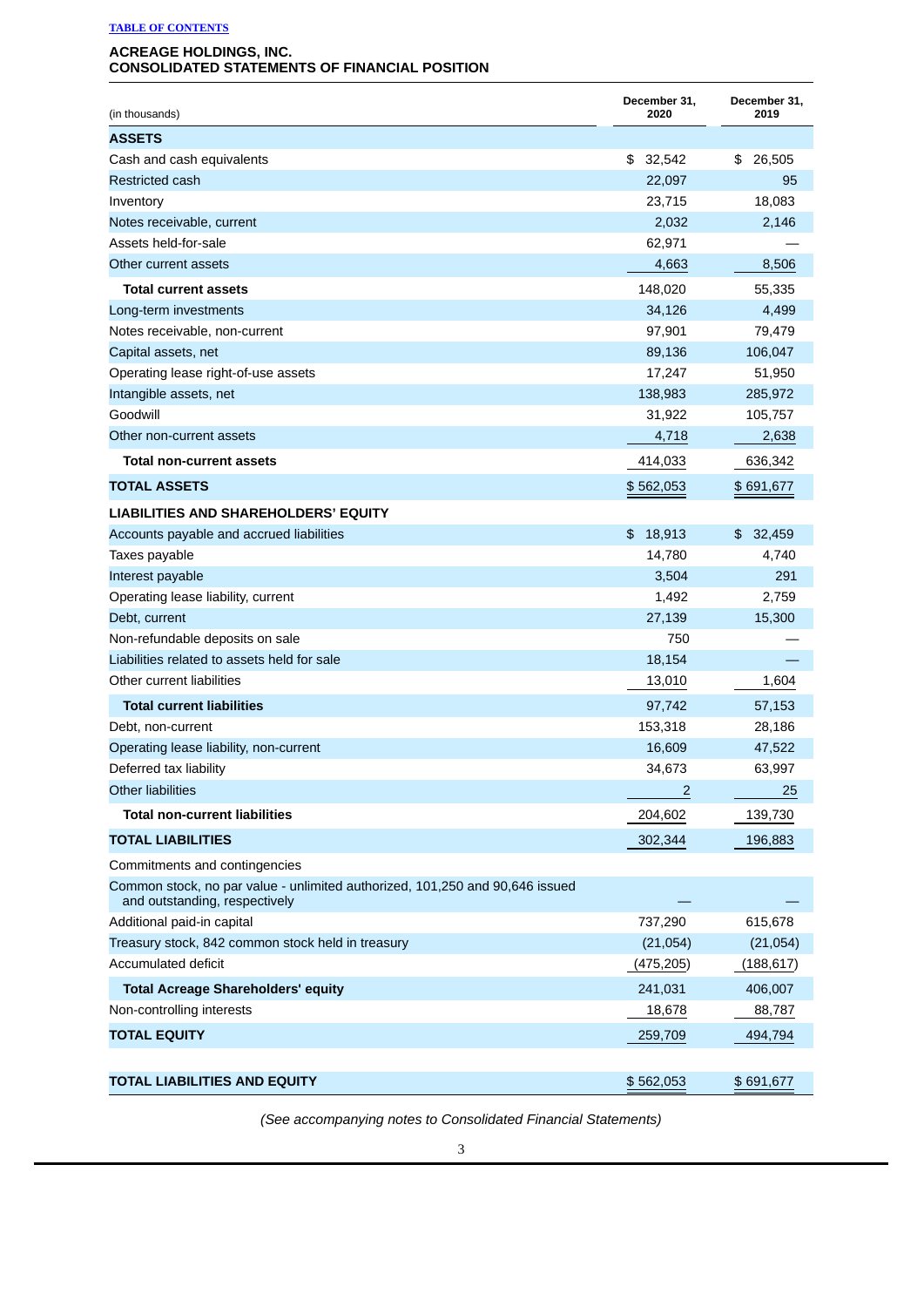TABLE OF CONTENTS

## ACREAGE HOLDINGS, INC.
## CONSOLIDATED STATEMENTS OF FINANCIAL POSITION

| (in thousands) | December 31, 2020 | December 31, 2019 |
|---|---|---|
| **ASSETS** | | |
| Cash and cash equivalents | $ 32,542 | $ 26,505 |
| Restricted cash | 22,097 | 95 |
| Inventory | 23,715 | 18,083 |
| Notes receivable, current | 2,032 | 2,146 |
| Assets held-for-sale | 62,971 | — |
| Other current assets | 4,663 | 8,506 |
| **Total current assets** | 148,020 | 55,335 |
| Long-term investments | 34,126 | 4,499 |
| Notes receivable, non-current | 97,901 | 79,479 |
| Capital assets, net | 89,136 | 106,047 |
| Operating lease right-of-use assets | 17,247 | 51,950 |
| Intangible assets, net | 138,983 | 285,972 |
| Goodwill | 31,922 | 105,757 |
| Other non-current assets | 4,718 | 2,638 |
| **Total non-current assets** | 414,033 | 636,342 |
| **TOTAL ASSETS** | $ 562,053 | $ 691,677 |
| **LIABILITIES AND SHAREHOLDERS' EQUITY** | | |
| Accounts payable and accrued liabilities | $ 18,913 | $ 32,459 |
| Taxes payable | 14,780 | 4,740 |
| Interest payable | 3,504 | 291 |
| Operating lease liability, current | 1,492 | 2,759 |
| Debt, current | 27,139 | 15,300 |
| Non-refundable deposits on sale | 750 | — |
| Liabilities related to assets held for sale | 18,154 | — |
| Other current liabilities | 13,010 | 1,604 |
| **Total current liabilities** | 97,742 | 57,153 |
| Debt, non-current | 153,318 | 28,186 |
| Operating lease liability, non-current | 16,609 | 47,522 |
| Deferred tax liability | 34,673 | 63,997 |
| Other liabilities | 2 | 25 |
| **Total non-current liabilities** | 204,602 | 139,730 |
| **TOTAL LIABILITIES** | 302,344 | 196,883 |
| Commitments and contingencies | | |
| Common stock, no par value - unlimited authorized, 101,250 and 90,646 issued and outstanding, respectively | — | — |
| Additional paid-in capital | 737,290 | 615,678 |
| Treasury stock, 842 common stock held in treasury | (21,054) | (21,054) |
| Accumulated deficit | (475,205) | (188,617) |
| **Total Acreage Shareholders' equity** | 241,031 | 406,007 |
| Non-controlling interests | 18,678 | 88,787 |
| **TOTAL EQUITY** | 259,709 | 494,794 |
| **TOTAL LIABILITIES AND EQUITY** | $ 562,053 | $ 691,677 |

*(See accompanying notes to Consolidated Financial Statements)*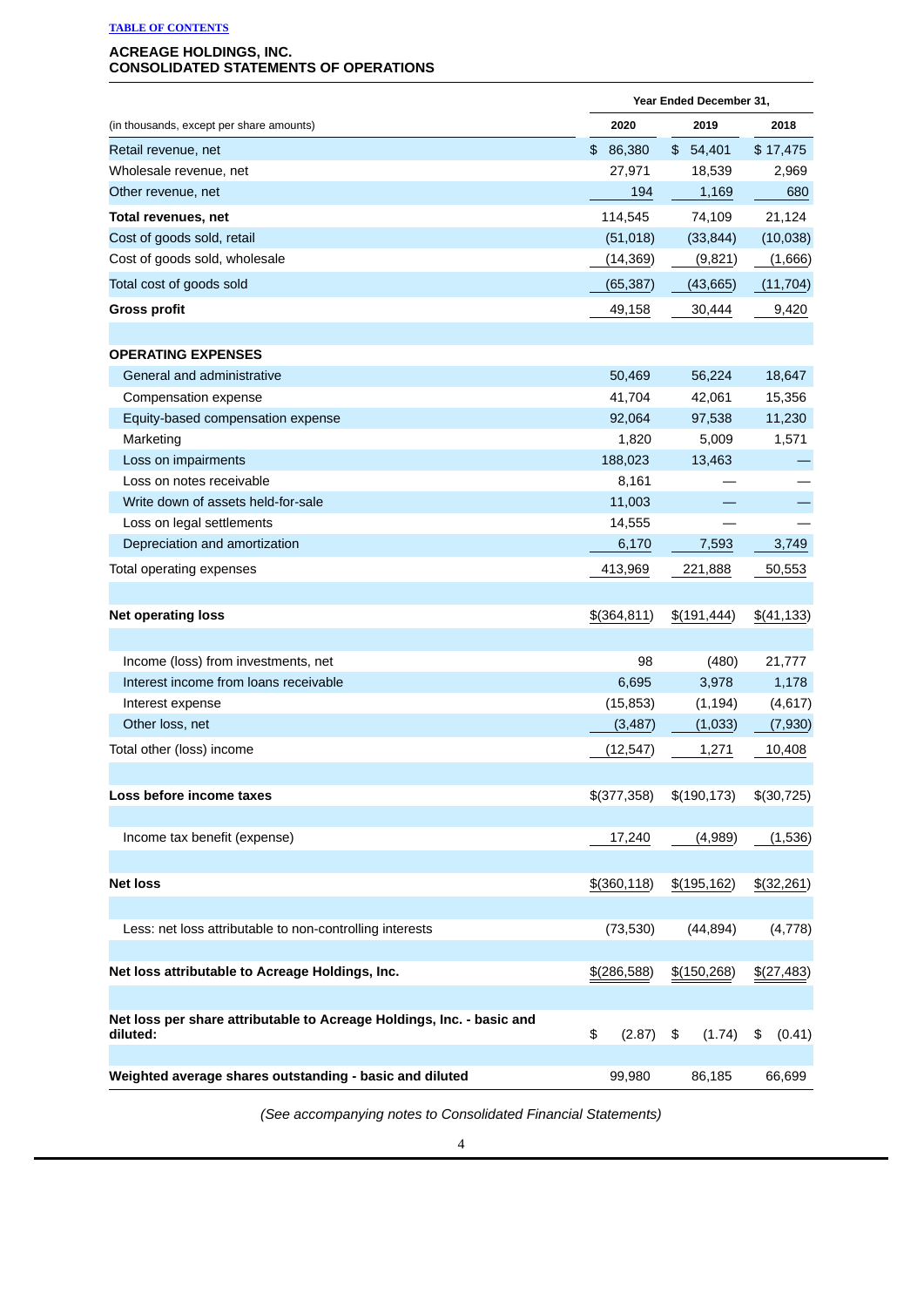[TABLE OF CONTENTS](#)

## ACREAGE HOLDINGS, INC.
## CONSOLIDATED STATEMENTS OF OPERATIONS

| | Year Ended December 31, | | |
|---|---|---|---|
| (in thousands, except per share amounts) | 2020 | 2019 | 2018 |
| Retail revenue, net | $ 86,380 | $ 54,401 | $ 17,475 |
| Wholesale revenue, net | 27,971 | 18,539 | 2,969 |
| Other revenue, net | 194 | 1,169 | 680 |
| **Total revenues, net** | 114,545 | 74,109 | 21,124 |
| Cost of goods sold, retail | (51,018) | (33,844) | (10,038) |
| Cost of goods sold, wholesale | (14,369) | (9,821) | (1,666) |
| Total cost of goods sold | (65,387) | (43,665) | (11,704) |
| **Gross profit** | 49,158 | 30,444 | 9,420 |
| | | | |
| **OPERATING EXPENSES** | | | |
| General and administrative | 50,469 | 56,224 | 18,647 |
| Compensation expense | 41,704 | 42,061 | 15,356 |
| Equity-based compensation expense | 92,064 | 97,538 | 11,230 |
| Marketing | 1,820 | 5,009 | 1,571 |
| Loss on impairments | 188,023 | 13,463 | — |
| Loss on notes receivable | 8,161 | — | — |
| Write down of assets held-for-sale | 11,003 | — | — |
| Loss on legal settlements | 14,555 | — | — |
| Depreciation and amortization | 6,170 | 7,593 | 3,749 |
| Total operating expenses | 413,969 | 221,888 | 50,553 |
| | | | |
| **Net operating loss** | $(364,811) | $(191,444) | $(41,133) |
| | | | |
| Income (loss) from investments, net | 98 | (480) | 21,777 |
| Interest income from loans receivable | 6,695 | 3,978 | 1,178 |
| Interest expense | (15,853) | (1,194) | (4,617) |
| Other loss, net | (3,487) | (1,033) | (7,930) |
| Total other (loss) income | (12,547) | 1,271 | 10,408 |
| | | | |
| **Loss before income taxes** | $(377,358) | $(190,173) | $(30,725) |
| | | | |
| Income tax benefit (expense) | 17,240 | (4,989) | (1,536) |
| | | | |
| **Net loss** | $(360,118) | $(195,162) | $(32,261) |
| | | | |
| Less: net loss attributable to non-controlling interests | (73,530) | (44,894) | (4,778) |
| | | | |
| **Net loss attributable to Acreage Holdings, Inc.** | $(286,588) | $(150,268) | $(27,483) |
| | | | |
| **Net loss per share attributable to Acreage Holdings, Inc. - basic and diluted:** | $ (2.87) | $ (1.74) | $ (0.41) |
| | | | |
| **Weighted average shares outstanding - basic and diluted** | 99,980 | 86,185 | 66,699 |

*(See accompanying notes to Consolidated Financial Statements)*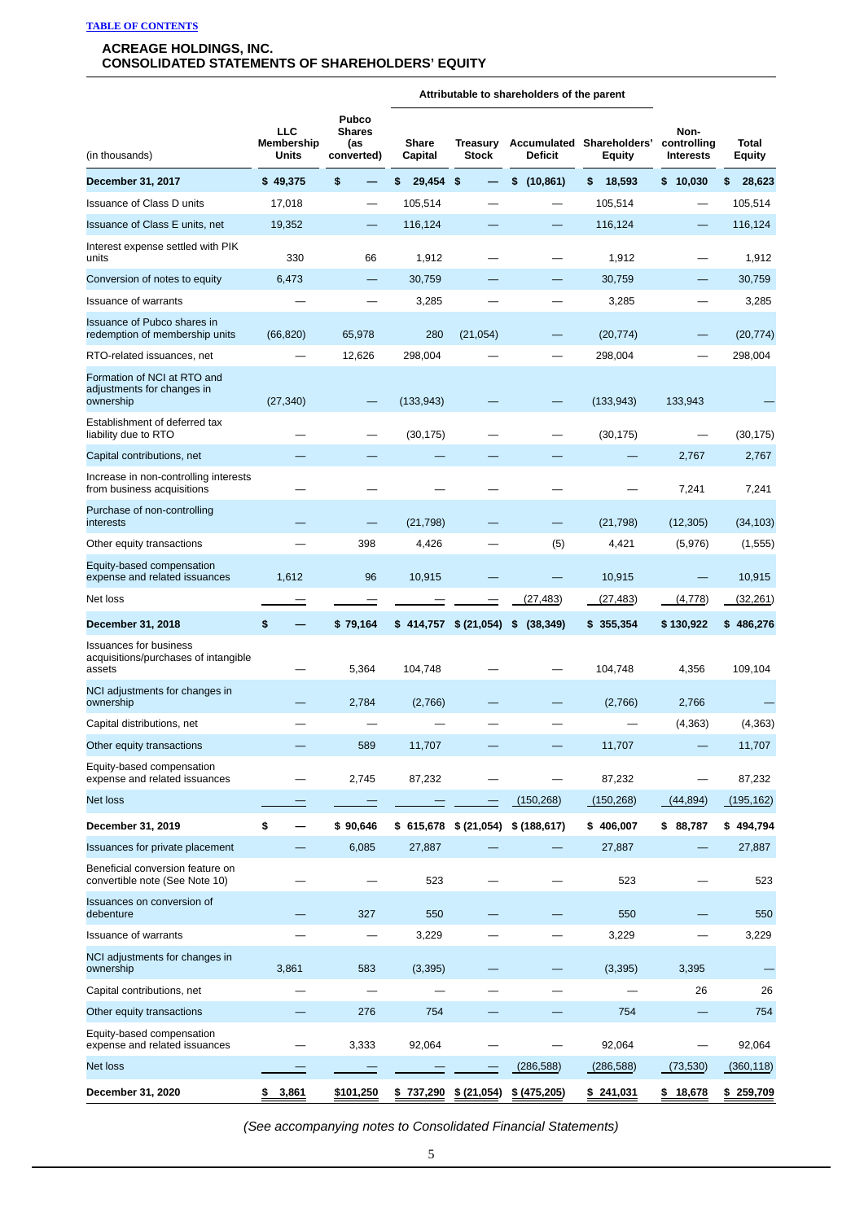[TABLE OF CONTENTS](#)

## ACREAGE HOLDINGS, INC.
## CONSOLIDATED STATEMENTS OF SHAREHOLDERS' EQUITY

| | | | Attributable to shareholders of the parent | | | | | |
|---|---|---|---|---|---|---|---|---|
| (in thousands) | LLC Membership Units | Pubco Shares (as converted) | Share Capital | Treasury Stock | Accumulated Deficit | Shareholders' Equity | Non-controlling Interests | Total Equity |
| **December 31, 2017** | **$ 49,375** | **$ —** | **$ 29,454** | **$ —** | **$ (10,861)** | **$ 18,593** | **$ 10,030** | **$ 28,623** |
| Issuance of Class D units | 17,018 | — | 105,514 | — | — | 105,514 | — | 105,514 |
| Issuance of Class E units, net | 19,352 | — | 116,124 | — | — | 116,124 | — | 116,124 |
| Interest expense settled with PIK units | 330 | 66 | 1,912 | — | — | 1,912 | — | 1,912 |
| Conversion of notes to equity | 6,473 | — | 30,759 | — | — | 30,759 | — | 30,759 |
| Issuance of warrants | — | — | 3,285 | — | — | 3,285 | — | 3,285 |
| Issuance of Pubco shares in redemption of membership units | (66,820) | 65,978 | 280 | (21,054) | — | (20,774) | — | (20,774) |
| RTO-related issuances, net | — | 12,626 | 298,004 | — | — | 298,004 | — | 298,004 |
| Formation of NCI at RTO and adjustments for changes in ownership | (27,340) | — | (133,943) | — | — | (133,943) | 133,943 | — |
| Establishment of deferred tax liability due to RTO | — | — | (30,175) | — | — | (30,175) | — | (30,175) |
| Capital contributions, net | — | — | — | — | — | — | 2,767 | 2,767 |
| Increase in non-controlling interests from business acquisitions | — | — | — | — | — | — | 7,241 | 7,241 |
| Purchase of non-controlling interests | — | — | (21,798) | — | — | (21,798) | (12,305) | (34,103) |
| Other equity transactions | — | 398 | 4,426 | — | (5) | 4,421 | (5,976) | (1,555) |
| Equity-based compensation expense and related issuances | 1,612 | 96 | 10,915 | — | — | 10,915 | — | 10,915 |
| Net loss | — | — | — | — | (27,483) | (27,483) | (4,778) | (32,261) |
| **December 31, 2018** | **$ —** | **$ 79,164** | **$ 414,757** | **$ (21,054)** | **$ (38,349)** | **$ 355,354** | **$ 130,922** | **$ 486,276** |
| Issuances for business acquisitions/purchases of intangible assets | — | 5,364 | 104,748 | — | — | 104,748 | 4,356 | 109,104 |
| NCI adjustments for changes in ownership | — | 2,784 | (2,766) | — | — | (2,766) | 2,766 | — |
| Capital distributions, net | — | — | — | — | — | — | (4,363) | (4,363) |
| Other equity transactions | — | 589 | 11,707 | — | — | 11,707 | — | 11,707 |
| Equity-based compensation expense and related issuances | — | 2,745 | 87,232 | — | — | 87,232 | — | 87,232 |
| Net loss | — | — | — | — | (150,268) | (150,268) | (44,894) | (195,162) |
| **December 31, 2019** | **$ —** | **$ 90,646** | **$ 615,678** | **$ (21,054)** | **$ (188,617)** | **$ 406,007** | **$ 88,787** | **$ 494,794** |
| Issuances for private placement | — | 6,085 | 27,887 | — | — | 27,887 | — | 27,887 |
| Beneficial conversion feature on convertible note (See Note 10) | — | — | 523 | — | — | 523 | — | 523 |
| Issuances on conversion of debenture | — | 327 | 550 | — | — | 550 | — | 550 |
| Issuance of warrants | — | — | 3,229 | — | — | 3,229 | — | 3,229 |
| NCI adjustments for changes in ownership | 3,861 | 583 | (3,395) | — | — | (3,395) | 3,395 | — |
| Capital contributions, net | — | — | — | — | — | — | 26 | 26 |
| Other equity transactions | — | 276 | 754 | — | — | 754 | — | 754 |
| Equity-based compensation expense and related issuances | — | 3,333 | 92,064 | — | — | 92,064 | — | 92,064 |
| Net loss | — | — | — | — | (286,588) | (286,588) | (73,530) | (360,118) |
| **December 31, 2020** | **$ 3,861** | **$101,250** | **$ 737,290** | **$ (21,054)** | **$ (475,205)** | **$ 241,031** | **$ 18,678** | **$ 259,709** |

*(See accompanying notes to Consolidated Financial Statements)*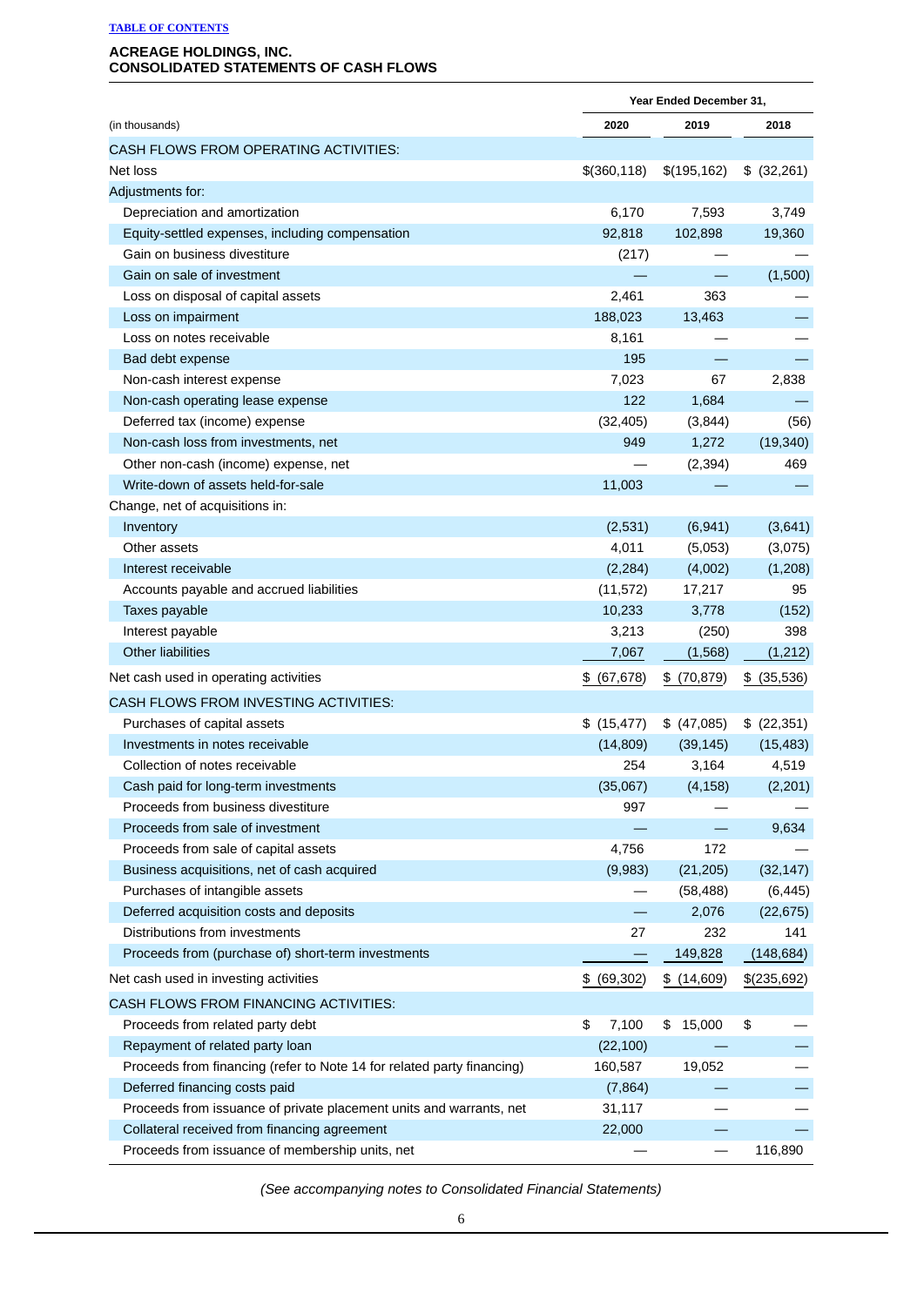[TABLE OF CONTENTS](#)

**ACREAGE HOLDINGS, INC.**
**CONSOLIDATED STATEMENTS OF CASH FLOWS**

| (in thousands) | Year Ended December 31, 2020 | 2019 | 2018 |
|---|---|---|---|
| CASH FLOWS FROM OPERATING ACTIVITIES: | | | |
| Net loss | $(360,118) | $(195,162) | $ (32,261) |
| Adjustments for: | | | |
| Depreciation and amortization | 6,170 | 7,593 | 3,749 |
| Equity-settled expenses, including compensation | 92,818 | 102,898 | 19,360 |
| Gain on business divestiture | (217) | — | — |
| Gain on sale of investment | — | — | (1,500) |
| Loss on disposal of capital assets | 2,461 | 363 | — |
| Loss on impairment | 188,023 | 13,463 | — |
| Loss on notes receivable | 8,161 | — | — |
| Bad debt expense | 195 | — | — |
| Non-cash interest expense | 7,023 | 67 | 2,838 |
| Non-cash operating lease expense | 122 | 1,684 | — |
| Deferred tax (income) expense | (32,405) | (3,844) | (56) |
| Non-cash loss from investments, net | 949 | 1,272 | (19,340) |
| Other non-cash (income) expense, net | — | (2,394) | 469 |
| Write-down of assets held-for-sale | 11,003 | — | — |
| Change, net of acquisitions in: | | | |
| Inventory | (2,531) | (6,941) | (3,641) |
| Other assets | 4,011 | (5,053) | (3,075) |
| Interest receivable | (2,284) | (4,002) | (1,208) |
| Accounts payable and accrued liabilities | (11,572) | 17,217 | 95 |
| Taxes payable | 10,233 | 3,778 | (152) |
| Interest payable | 3,213 | (250) | 398 |
| Other liabilities | 7,067 | (1,568) | (1,212) |
| Net cash used in operating activities | $ (67,678) | $ (70,879) | $ (35,536) |
| CASH FLOWS FROM INVESTING ACTIVITIES: | | | |
| Purchases of capital assets | $ (15,477) | $ (47,085) | $ (22,351) |
| Investments in notes receivable | (14,809) | (39,145) | (15,483) |
| Collection of notes receivable | 254 | 3,164 | 4,519 |
| Cash paid for long-term investments | (35,067) | (4,158) | (2,201) |
| Proceeds from business divestiture | 997 | — | — |
| Proceeds from sale of investment | — | — | 9,634 |
| Proceeds from sale of capital assets | 4,756 | 172 | — |
| Business acquisitions, net of cash acquired | (9,983) | (21,205) | (32,147) |
| Purchases of intangible assets | — | (58,488) | (6,445) |
| Deferred acquisition costs and deposits | — | 2,076 | (22,675) |
| Distributions from investments | 27 | 232 | 141 |
| Proceeds from (purchase of) short-term investments | — | 149,828 | (148,684) |
| Net cash used in investing activities | $ (69,302) | $ (14,609) | $(235,692) |
| CASH FLOWS FROM FINANCING ACTIVITIES: | | | |
| Proceeds from related party debt | $ 7,100 | $ 15,000 | $ — |
| Repayment of related party loan | (22,100) | — | — |
| Proceeds from financing (refer to Note 14 for related party financing) | 160,587 | 19,052 | — |
| Deferred financing costs paid | (7,864) | — | — |
| Proceeds from issuance of private placement units and warrants, net | 31,117 | — | — |
| Collateral received from financing agreement | 22,000 | — | — |
| Proceeds from issuance of membership units, net | — | — | 116,890 |

*(See accompanying notes to Consolidated Financial Statements)*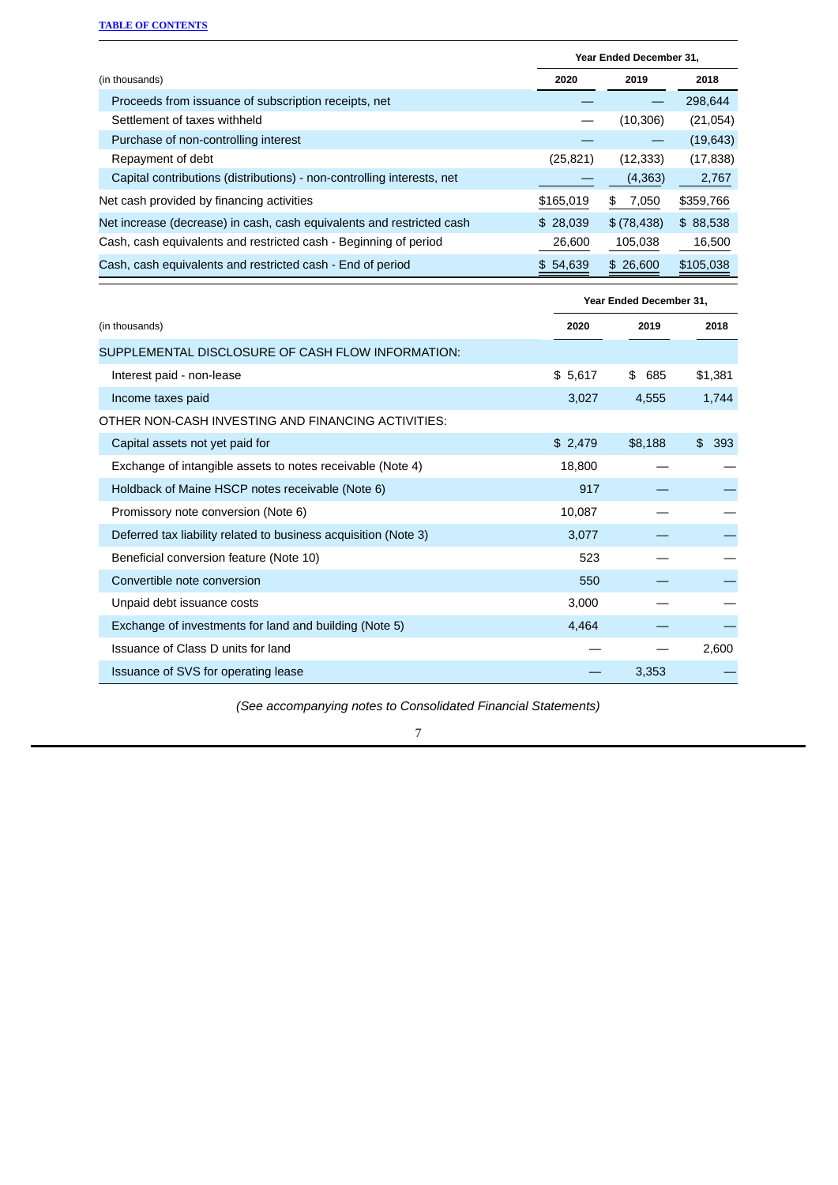| (in thousands) | Year Ended December 31, 2020 | 2019 | 2018 |
|---|---|---|---|
| Proceeds from issuance of subscription receipts, net | — | — | 298,644 |
| Settlement of taxes withheld | — | (10,306) | (21,054) |
| Purchase of non-controlling interest | — | — | (19,643) |
| Repayment of debt | (25,821) | (12,333) | (17,838) |
| Capital contributions (distributions) - non-controlling interests, net | — | (4,363) | 2,767 |
| Net cash provided by financing activities | $165,019 | $ 7,050 | $359,766 |
| Net increase (decrease) in cash, cash equivalents and restricted cash | $ 28,039 | $ (78,438) | $ 88,538 |
| Cash, cash equivalents and restricted cash - Beginning of period | 26,600 | 105,038 | 16,500 |
| Cash, cash equivalents and restricted cash - End of period | $ 54,639 | $ 26,600 | $105,038 |

| (in thousands) | Year Ended December 31, 2020 | 2019 | 2018 |
|---|---|---|---|
| SUPPLEMENTAL DISCLOSURE OF CASH FLOW INFORMATION: | | | |
| Interest paid - non-lease | $ 5,617 | $ 685 | $1,381 |
| Income taxes paid | 3,027 | 4,555 | 1,744 |
| OTHER NON-CASH INVESTING AND FINANCING ACTIVITIES: | | | |
| Capital assets not yet paid for | $ 2,479 | $8,188 | $ 393 |
| Exchange of intangible assets to notes receivable (Note 4) | 18,800 | — | — |
| Holdback of Maine HSCP notes receivable (Note 6) | 917 | — | — |
| Promissory note conversion (Note 6) | 10,087 | — | — |
| Deferred tax liability related to business acquisition (Note 3) | 3,077 | — | — |
| Beneficial conversion feature (Note 10) | 523 | — | — |
| Convertible note conversion | 550 | — | — |
| Unpaid debt issuance costs | 3,000 | — | — |
| Exchange of investments for land and building (Note 5) | 4,464 | — | — |
| Issuance of Class D units for land | — | — | 2,600 |
| Issuance of SVS for operating lease | — | 3,353 | — |

*(See accompanying notes to Consolidated Financial Statements)*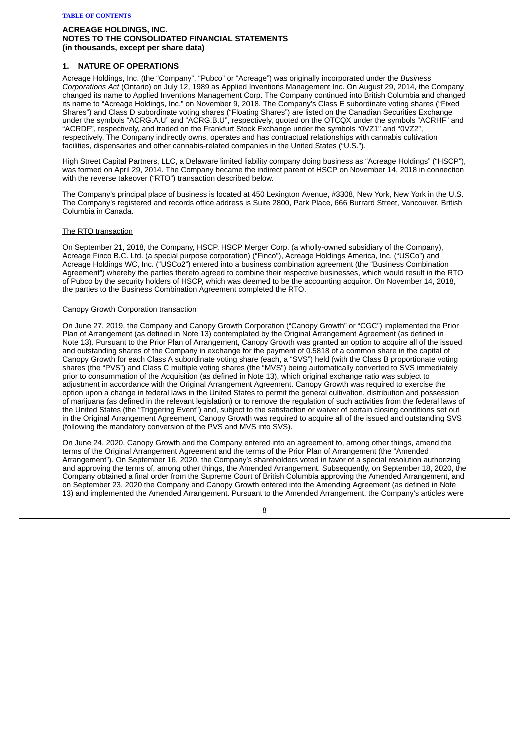**ACREAGE HOLDINGS, INC.**
**NOTES TO THE CONSOLIDATED FINANCIAL STATEMENTS**
**(in thousands, except per share data)**

## 1. NATURE OF OPERATIONS

Acreage Holdings, Inc. (the "Company", "Pubco" or "Acreage") was originally incorporated under the *Business Corporations Act* (Ontario) on July 12, 1989 as Applied Inventions Management Inc. On August 29, 2014, the Company changed its name to Applied Inventions Management Corp. The Company continued into British Columbia and changed its name to "Acreage Holdings, Inc." on November 9, 2018. The Company's Class E subordinate voting shares ("Fixed Shares") and Class D subordinate voting shares ("Floating Shares") are listed on the Canadian Securities Exchange under the symbols "ACRG.A.U" and "ACRG.B.U", respectively, quoted on the OTCQX under the symbols "ACRHF" and "ACRDF", respectively, and traded on the Frankfurt Stock Exchange under the symbols "0VZ1" and "0VZ2", respectively. The Company indirectly owns, operates and has contractual relationships with cannabis cultivation facilities, dispensaries and other cannabis-related companies in the United States ("U.S.").

High Street Capital Partners, LLC, a Delaware limited liability company doing business as "Acreage Holdings" ("HSCP"), was formed on April 29, 2014. The Company became the indirect parent of HSCP on November 14, 2018 in connection with the reverse takeover ("RTO") transaction described below.

The Company's principal place of business is located at 450 Lexington Avenue, #3308, New York, New York in the U.S. The Company's registered and records office address is Suite 2800, Park Place, 666 Burrard Street, Vancouver, British Columbia in Canada.

The RTO transaction

On September 21, 2018, the Company, HSCP, HSCP Merger Corp. (a wholly-owned subsidiary of the Company), Acreage Finco B.C. Ltd. (a special purpose corporation) ("Finco"), Acreage Holdings America, Inc. ("USCo") and Acreage Holdings WC, Inc. ("USCo2") entered into a business combination agreement (the "Business Combination Agreement") whereby the parties thereto agreed to combine their respective businesses, which would result in the RTO of Pubco by the security holders of HSCP, which was deemed to be the accounting acquiror. On November 14, 2018, the parties to the Business Combination Agreement completed the RTO.

Canopy Growth Corporation transaction

On June 27, 2019, the Company and Canopy Growth Corporation ("Canopy Growth" or "CGC") implemented the Prior Plan of Arrangement (as defined in Note 13) contemplated by the Original Arrangement Agreement (as defined in Note 13). Pursuant to the Prior Plan of Arrangement, Canopy Growth was granted an option to acquire all of the issued and outstanding shares of the Company in exchange for the payment of 0.5818 of a common share in the capital of Canopy Growth for each Class A subordinate voting share (each, a "SVS") held (with the Class B proportionate voting shares (the "PVS") and Class C multiple voting shares (the "MVS") being automatically converted to SVS immediately prior to consummation of the Acquisition (as defined in Note 13), which original exchange ratio was subject to adjustment in accordance with the Original Arrangement Agreement. Canopy Growth was required to exercise the option upon a change in federal laws in the United States to permit the general cultivation, distribution and possession of marijuana (as defined in the relevant legislation) or to remove the regulation of such activities from the federal laws of the United States (the "Triggering Event") and, subject to the satisfaction or waiver of certain closing conditions set out in the Original Arrangement Agreement, Canopy Growth was required to acquire all of the issued and outstanding SVS (following the mandatory conversion of the PVS and MVS into SVS).

On June 24, 2020, Canopy Growth and the Company entered into an agreement to, among other things, amend the terms of the Original Arrangement Agreement and the terms of the Prior Plan of Arrangement (the "Amended Arrangement"). On September 16, 2020, the Company's shareholders voted in favor of a special resolution authorizing and approving the terms of, among other things, the Amended Arrangement. Subsequently, on September 18, 2020, the Company obtained a final order from the Supreme Court of British Columbia approving the Amended Arrangement, and on September 23, 2020 the Company and Canopy Growth entered into the Amending Agreement (as defined in Note 13) and implemented the Amended Arrangement. Pursuant to the Amended Arrangement, the Company's articles were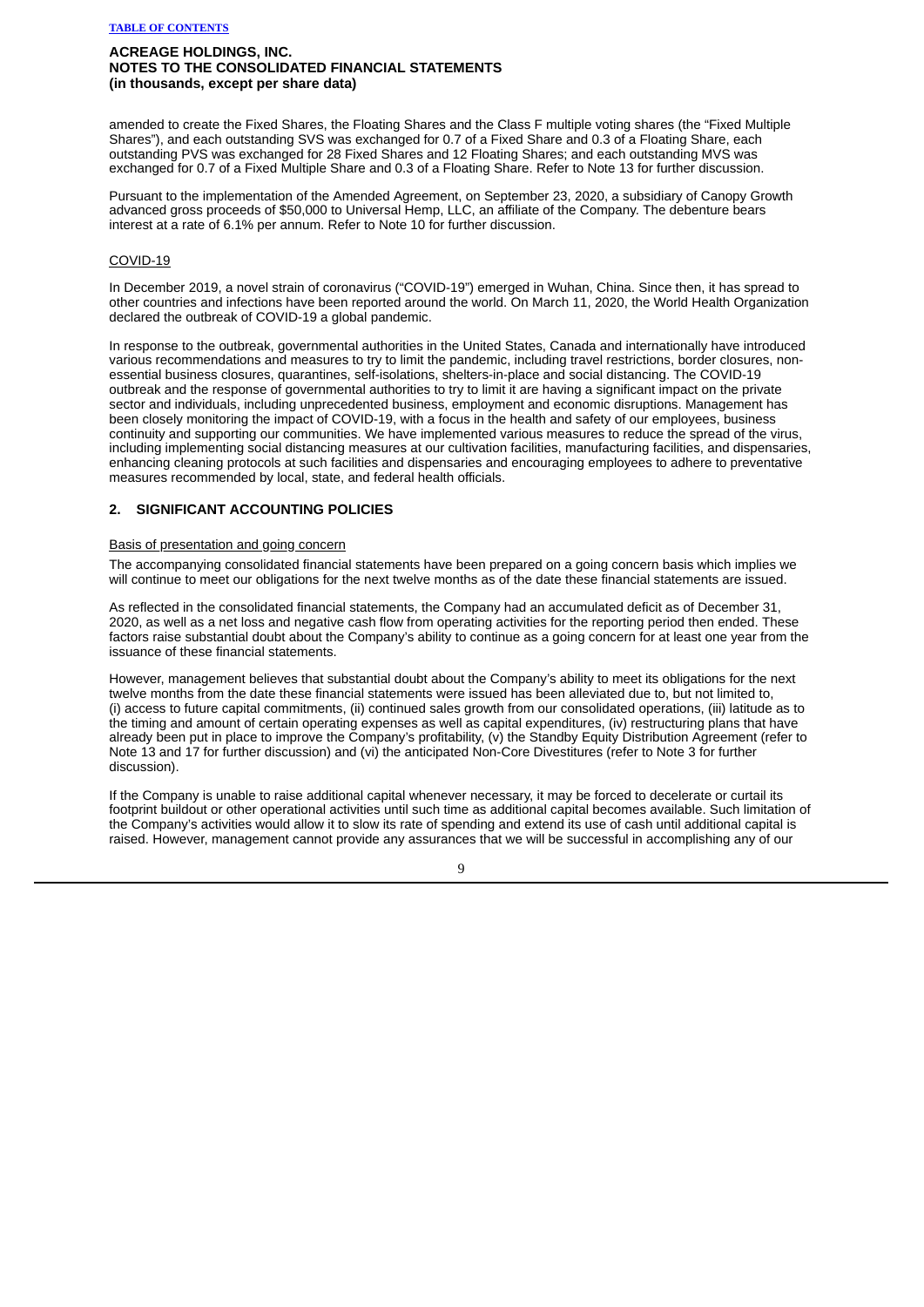amended to create the Fixed Shares, the Floating Shares and the Class F multiple voting shares (the "Fixed Multiple Shares"), and each outstanding SVS was exchanged for 0.7 of a Fixed Share and 0.3 of a Floating Share, each outstanding PVS was exchanged for 28 Fixed Shares and 12 Floating Shares; and each outstanding MVS was exchanged for 0.7 of a Fixed Multiple Share and 0.3 of a Floating Share. Refer to Note 13 for further discussion.

Pursuant to the implementation of the Amended Agreement, on September 23, 2020, a subsidiary of Canopy Growth advanced gross proceeds of $50,000 to Universal Hemp, LLC, an affiliate of the Company. The debenture bears interest at a rate of 6.1% per annum. Refer to Note 10 for further discussion.

COVID-19

In December 2019, a novel strain of coronavirus ("COVID-19") emerged in Wuhan, China. Since then, it has spread to other countries and infections have been reported around the world. On March 11, 2020, the World Health Organization declared the outbreak of COVID-19 a global pandemic.

In response to the outbreak, governmental authorities in the United States, Canada and internationally have introduced various recommendations and measures to try to limit the pandemic, including travel restrictions, border closures, non-essential business closures, quarantines, self-isolations, shelters-in-place and social distancing. The COVID-19 outbreak and the response of governmental authorities to try to limit it are having a significant impact on the private sector and individuals, including unprecedented business, employment and economic disruptions. Management has been closely monitoring the impact of COVID-19, with a focus in the health and safety of our employees, business continuity and supporting our communities. We have implemented various measures to reduce the spread of the virus, including implementing social distancing measures at our cultivation facilities, manufacturing facilities, and dispensaries, enhancing cleaning protocols at such facilities and dispensaries and encouraging employees to adhere to preventative measures recommended by local, state, and federal health officials.

## 2. SIGNIFICANT ACCOUNTING POLICIES

Basis of presentation and going concern

The accompanying consolidated financial statements have been prepared on a going concern basis which implies we will continue to meet our obligations for the next twelve months as of the date these financial statements are issued.

As reflected in the consolidated financial statements, the Company had an accumulated deficit as of December 31, 2020, as well as a net loss and negative cash flow from operating activities for the reporting period then ended. These factors raise substantial doubt about the Company's ability to continue as a going concern for at least one year from the issuance of these financial statements.

However, management believes that substantial doubt about the Company's ability to meet its obligations for the next twelve months from the date these financial statements were issued has been alleviated due to, but not limited to, (i) access to future capital commitments, (ii) continued sales growth from our consolidated operations, (iii) latitude as to the timing and amount of certain operating expenses as well as capital expenditures, (iv) restructuring plans that have already been put in place to improve the Company's profitability, (v) the Standby Equity Distribution Agreement (refer to Note 13 and 17 for further discussion) and (vi) the anticipated Non-Core Divestitures (refer to Note 3 for further discussion).

If the Company is unable to raise additional capital whenever necessary, it may be forced to decelerate or curtail its footprint buildout or other operational activities until such time as additional capital becomes available. Such limitation of the Company's activities would allow it to slow its rate of spending and extend its use of cash until additional capital is raised. However, management cannot provide any assurances that we will be successful in accomplishing any of our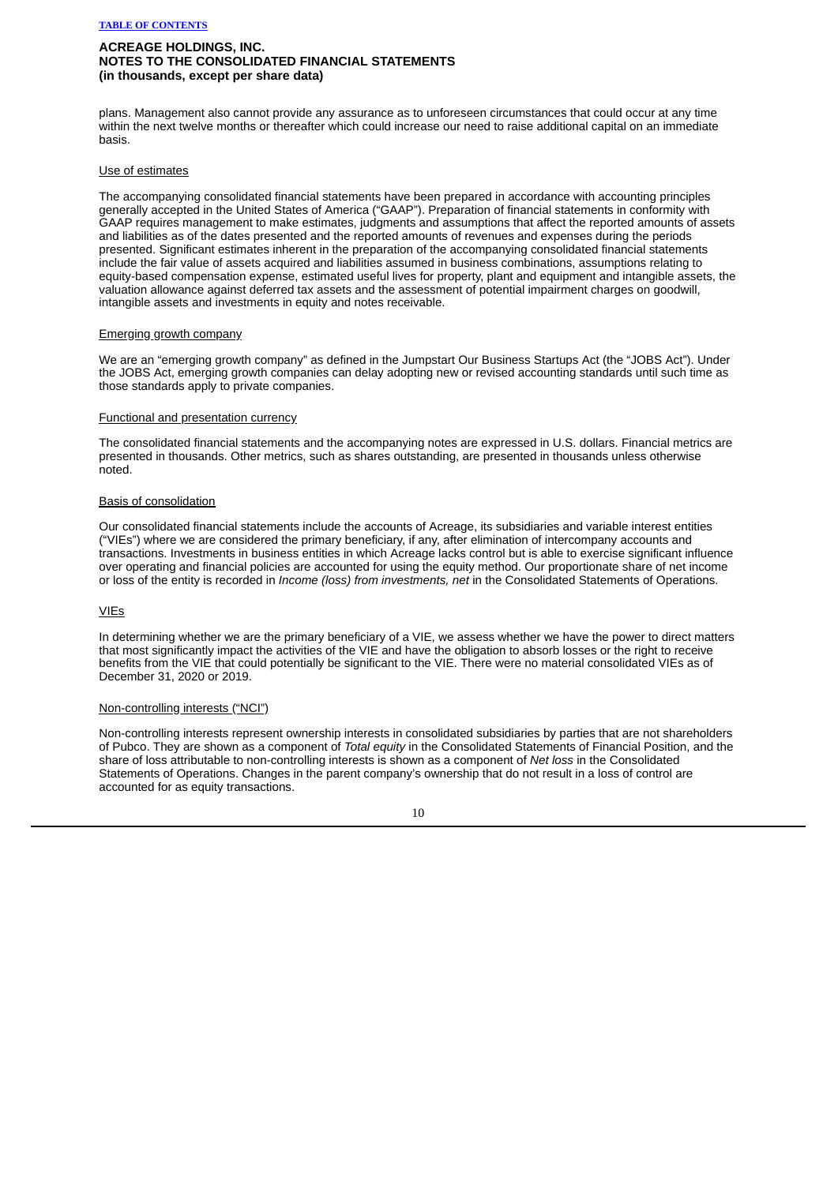plans. Management also cannot provide any assurance as to unforeseen circumstances that could occur at any time within the next twelve months or thereafter which could increase our need to raise additional capital on an immediate basis.

Use of estimates

The accompanying consolidated financial statements have been prepared in accordance with accounting principles generally accepted in the United States of America ("GAAP"). Preparation of financial statements in conformity with GAAP requires management to make estimates, judgments and assumptions that affect the reported amounts of assets and liabilities as of the dates presented and the reported amounts of revenues and expenses during the periods presented. Significant estimates inherent in the preparation of the accompanying consolidated financial statements include the fair value of assets acquired and liabilities assumed in business combinations, assumptions relating to equity-based compensation expense, estimated useful lives for property, plant and equipment and intangible assets, the valuation allowance against deferred tax assets and the assessment of potential impairment charges on goodwill, intangible assets and investments in equity and notes receivable.

Emerging growth company

We are an "emerging growth company" as defined in the Jumpstart Our Business Startups Act (the "JOBS Act"). Under the JOBS Act, emerging growth companies can delay adopting new or revised accounting standards until such time as those standards apply to private companies.

Functional and presentation currency

The consolidated financial statements and the accompanying notes are expressed in U.S. dollars. Financial metrics are presented in thousands. Other metrics, such as shares outstanding, are presented in thousands unless otherwise noted.

Basis of consolidation

Our consolidated financial statements include the accounts of Acreage, its subsidiaries and variable interest entities ("VIEs") where we are considered the primary beneficiary, if any, after elimination of intercompany accounts and transactions. Investments in business entities in which Acreage lacks control but is able to exercise significant influence over operating and financial policies are accounted for using the equity method. Our proportionate share of net income or loss of the entity is recorded in *Income (loss) from investments, net* in the Consolidated Statements of Operations.

VIEs

In determining whether we are the primary beneficiary of a VIE, we assess whether we have the power to direct matters that most significantly impact the activities of the VIE and have the obligation to absorb losses or the right to receive benefits from the VIE that could potentially be significant to the VIE. There were no material consolidated VIEs as of December 31, 2020 or 2019.

Non-controlling interests ("NCI")

Non-controlling interests represent ownership interests in consolidated subsidiaries by parties that are not shareholders of Pubco. They are shown as a component of *Total equity* in the Consolidated Statements of Financial Position, and the share of loss attributable to non-controlling interests is shown as a component of *Net loss* in the Consolidated Statements of Operations. Changes in the parent company's ownership that do not result in a loss of control are accounted for as equity transactions.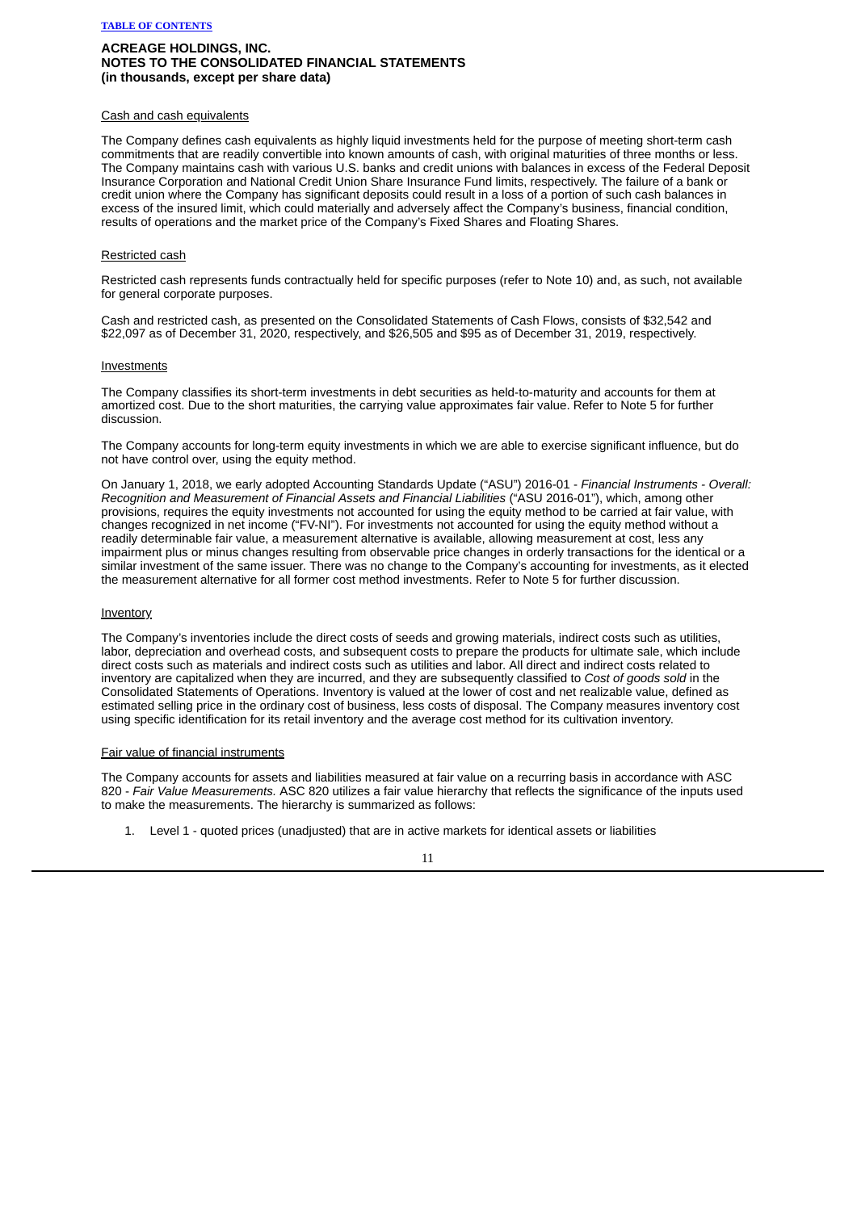**ACREAGE HOLDINGS, INC.**
**NOTES TO THE CONSOLIDATED FINANCIAL STATEMENTS**
**(in thousands, except per share data)**

Cash and cash equivalents

The Company defines cash equivalents as highly liquid investments held for the purpose of meeting short-term cash commitments that are readily convertible into known amounts of cash, with original maturities of three months or less. The Company maintains cash with various U.S. banks and credit unions with balances in excess of the Federal Deposit Insurance Corporation and National Credit Union Share Insurance Fund limits, respectively. The failure of a bank or credit union where the Company has significant deposits could result in a loss of a portion of such cash balances in excess of the insured limit, which could materially and adversely affect the Company's business, financial condition, results of operations and the market price of the Company's Fixed Shares and Floating Shares.

Restricted cash

Restricted cash represents funds contractually held for specific purposes (refer to Note 10) and, as such, not available for general corporate purposes.

Cash and restricted cash, as presented on the Consolidated Statements of Cash Flows, consists of $32,542 and $22,097 as of December 31, 2020, respectively, and $26,505 and $95 as of December 31, 2019, respectively.

Investments

The Company classifies its short-term investments in debt securities as held-to-maturity and accounts for them at amortized cost. Due to the short maturities, the carrying value approximates fair value. Refer to Note 5 for further discussion.

The Company accounts for long-term equity investments in which we are able to exercise significant influence, but do not have control over, using the equity method.

On January 1, 2018, we early adopted Accounting Standards Update ("ASU") 2016-01 - *Financial Instruments - Overall: Recognition and Measurement of Financial Assets and Financial Liabilities* ("ASU 2016-01"), which, among other provisions, requires the equity investments not accounted for using the equity method to be carried at fair value, with changes recognized in net income ("FV-NI"). For investments not accounted for using the equity method without a readily determinable fair value, a measurement alternative is available, allowing measurement at cost, less any impairment plus or minus changes resulting from observable price changes in orderly transactions for the identical or a similar investment of the same issuer. There was no change to the Company's accounting for investments, as it elected the measurement alternative for all former cost method investments. Refer to Note 5 for further discussion.

Inventory

The Company's inventories include the direct costs of seeds and growing materials, indirect costs such as utilities, labor, depreciation and overhead costs, and subsequent costs to prepare the products for ultimate sale, which include direct costs such as materials and indirect costs such as utilities and labor. All direct and indirect costs related to inventory are capitalized when they are incurred, and they are subsequently classified to *Cost of goods sold* in the Consolidated Statements of Operations. Inventory is valued at the lower of cost and net realizable value, defined as estimated selling price in the ordinary cost of business, less costs of disposal. The Company measures inventory cost using specific identification for its retail inventory and the average cost method for its cultivation inventory.

Fair value of financial instruments

The Company accounts for assets and liabilities measured at fair value on a recurring basis in accordance with ASC 820 - *Fair Value Measurements.* ASC 820 utilizes a fair value hierarchy that reflects the significance of the inputs used to make the measurements. The hierarchy is summarized as follows:

1. Level 1 - quoted prices (unadjusted) that are in active markets for identical assets or liabilities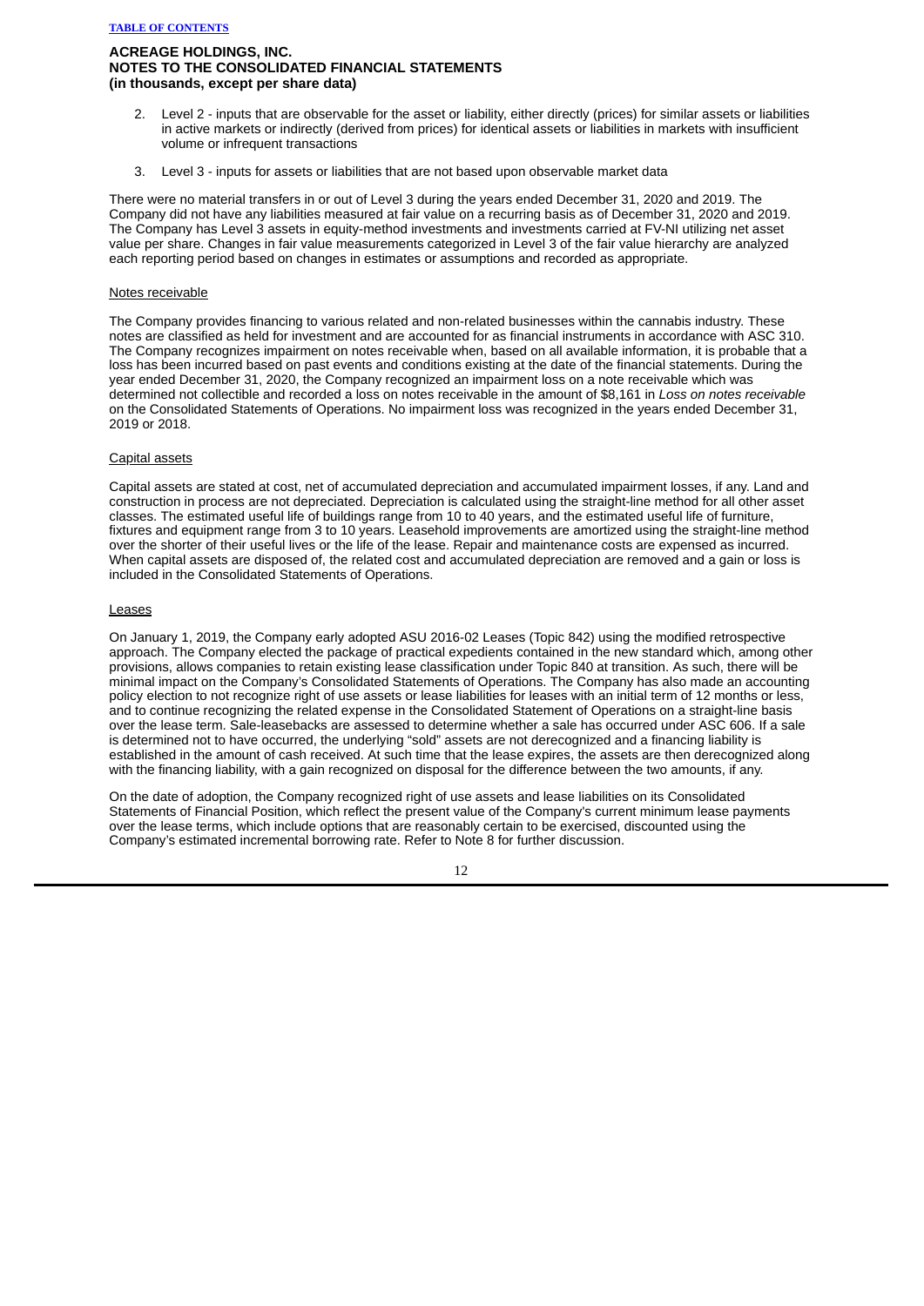2. Level 2 - inputs that are observable for the asset or liability, either directly (prices) for similar assets or liabilities in active markets or indirectly (derived from prices) for identical assets or liabilities in markets with insufficient volume or infrequent transactions
3. Level 3 - inputs for assets or liabilities that are not based upon observable market data

There were no material transfers in or out of Level 3 during the years ended December 31, 2020 and 2019. The Company did not have any liabilities measured at fair value on a recurring basis as of December 31, 2020 and 2019. The Company has Level 3 assets in equity-method investments and investments carried at FV-NI utilizing net asset value per share. Changes in fair value measurements categorized in Level 3 of the fair value hierarchy are analyzed each reporting period based on changes in estimates or assumptions and recorded as appropriate.

Notes receivable

The Company provides financing to various related and non-related businesses within the cannabis industry. These notes are classified as held for investment and are accounted for as financial instruments in accordance with ASC 310. The Company recognizes impairment on notes receivable when, based on all available information, it is probable that a loss has been incurred based on past events and conditions existing at the date of the financial statements. During the year ended December 31, 2020, the Company recognized an impairment loss on a note receivable which was determined not collectible and recorded a loss on notes receivable in the amount of $8,161 in *Loss on notes receivable* on the Consolidated Statements of Operations. No impairment loss was recognized in the years ended December 31, 2019 or 2018.

Capital assets

Capital assets are stated at cost, net of accumulated depreciation and accumulated impairment losses, if any. Land and construction in process are not depreciated. Depreciation is calculated using the straight-line method for all other asset classes. The estimated useful life of buildings range from 10 to 40 years, and the estimated useful life of furniture, fixtures and equipment range from 3 to 10 years. Leasehold improvements are amortized using the straight-line method over the shorter of their useful lives or the life of the lease. Repair and maintenance costs are expensed as incurred. When capital assets are disposed of, the related cost and accumulated depreciation are removed and a gain or loss is included in the Consolidated Statements of Operations.

Leases

On January 1, 2019, the Company early adopted ASU 2016-02 Leases (Topic 842) using the modified retrospective approach. The Company elected the package of practical expedients contained in the new standard which, among other provisions, allows companies to retain existing lease classification under Topic 840 at transition. As such, there will be minimal impact on the Company's Consolidated Statements of Operations. The Company has also made an accounting policy election to not recognize right of use assets or lease liabilities for leases with an initial term of 12 months or less, and to continue recognizing the related expense in the Consolidated Statement of Operations on a straight-line basis over the lease term. Sale-leasebacks are assessed to determine whether a sale has occurred under ASC 606. If a sale is determined not to have occurred, the underlying "sold" assets are not derecognized and a financing liability is established in the amount of cash received. At such time that the lease expires, the assets are then derecognized along with the financing liability, with a gain recognized on disposal for the difference between the two amounts, if any.

On the date of adoption, the Company recognized right of use assets and lease liabilities on its Consolidated Statements of Financial Position, which reflect the present value of the Company's current minimum lease payments over the lease terms, which include options that are reasonably certain to be exercised, discounted using the Company's estimated incremental borrowing rate. Refer to Note 8 for further discussion.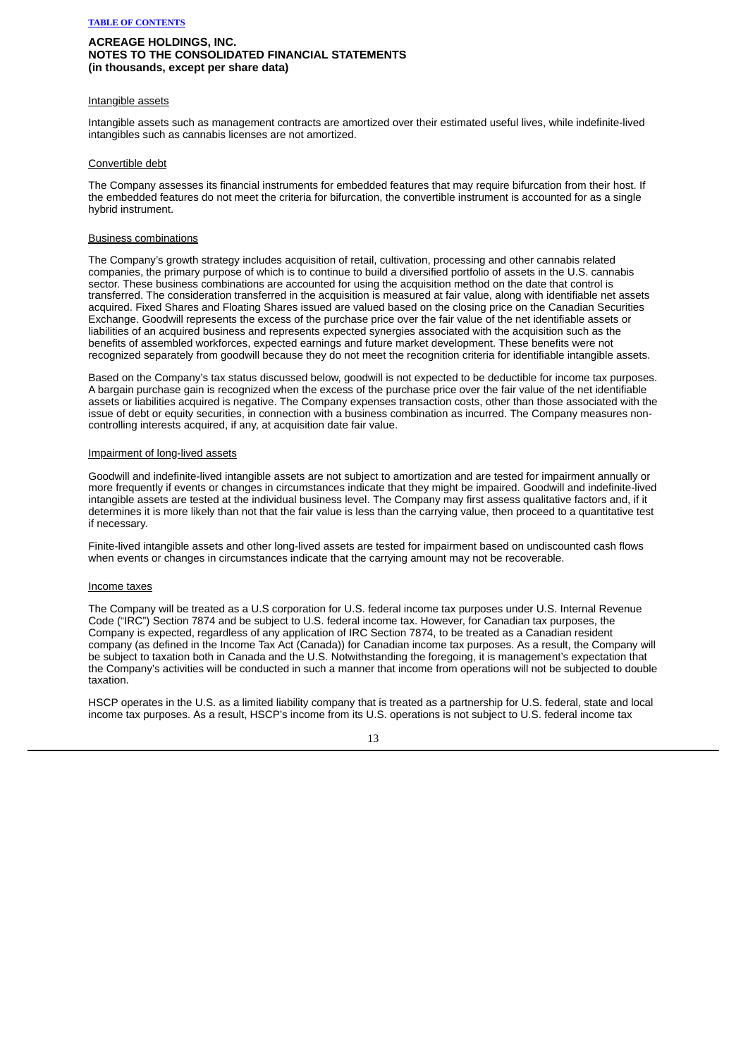Intangible assets

Intangible assets such as management contracts are amortized over their estimated useful lives, while indefinite-lived intangibles such as cannabis licenses are not amortized.

Convertible debt

The Company assesses its financial instruments for embedded features that may require bifurcation from their host. If the embedded features do not meet the criteria for bifurcation, the convertible instrument is accounted for as a single hybrid instrument.

Business combinations

The Company's growth strategy includes acquisition of retail, cultivation, processing and other cannabis related companies, the primary purpose of which is to continue to build a diversified portfolio of assets in the U.S. cannabis sector. These business combinations are accounted for using the acquisition method on the date that control is transferred. The consideration transferred in the acquisition is measured at fair value, along with identifiable net assets acquired. Fixed Shares and Floating Shares issued are valued based on the closing price on the Canadian Securities Exchange. Goodwill represents the excess of the purchase price over the fair value of the net identifiable assets or liabilities of an acquired business and represents expected synergies associated with the acquisition such as the benefits of assembled workforces, expected earnings and future market development. These benefits were not recognized separately from goodwill because they do not meet the recognition criteria for identifiable intangible assets.

Based on the Company's tax status discussed below, goodwill is not expected to be deductible for income tax purposes. A bargain purchase gain is recognized when the excess of the purchase price over the fair value of the net identifiable assets or liabilities acquired is negative. The Company expenses transaction costs, other than those associated with the issue of debt or equity securities, in connection with a business combination as incurred. The Company measures non-controlling interests acquired, if any, at acquisition date fair value.

Impairment of long-lived assets

Goodwill and indefinite-lived intangible assets are not subject to amortization and are tested for impairment annually or more frequently if events or changes in circumstances indicate that they might be impaired. Goodwill and indefinite-lived intangible assets are tested at the individual business level. The Company may first assess qualitative factors and, if it determines it is more likely than not that the fair value is less than the carrying value, then proceed to a quantitative test if necessary.

Finite-lived intangible assets and other long-lived assets are tested for impairment based on undiscounted cash flows when events or changes in circumstances indicate that the carrying amount may not be recoverable.

Income taxes

The Company will be treated as a U.S corporation for U.S. federal income tax purposes under U.S. Internal Revenue Code ("IRC") Section 7874 and be subject to U.S. federal income tax. However, for Canadian tax purposes, the Company is expected, regardless of any application of IRC Section 7874, to be treated as a Canadian resident company (as defined in the Income Tax Act (Canada)) for Canadian income tax purposes. As a result, the Company will be subject to taxation both in Canada and the U.S. Notwithstanding the foregoing, it is management's expectation that the Company's activities will be conducted in such a manner that income from operations will not be subjected to double taxation.

HSCP operates in the U.S. as a limited liability company that is treated as a partnership for U.S. federal, state and local income tax purposes. As a result, HSCP's income from its U.S. operations is not subject to U.S. federal income tax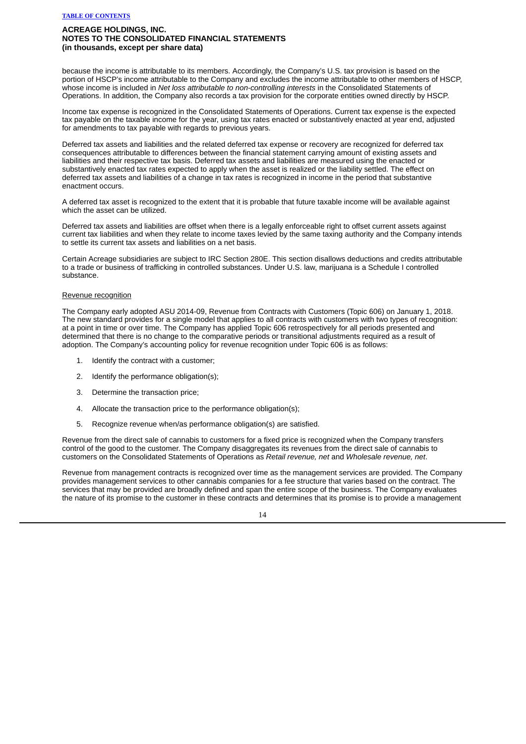because the income is attributable to its members. Accordingly, the Company's U.S. tax provision is based on the portion of HSCP's income attributable to the Company and excludes the income attributable to other members of HSCP, whose income is included in *Net loss attributable to non-controlling interests* in the Consolidated Statements of Operations. In addition, the Company also records a tax provision for the corporate entities owned directly by HSCP.

Income tax expense is recognized in the Consolidated Statements of Operations. Current tax expense is the expected tax payable on the taxable income for the year, using tax rates enacted or substantively enacted at year end, adjusted for amendments to tax payable with regards to previous years.

Deferred tax assets and liabilities and the related deferred tax expense or recovery are recognized for deferred tax consequences attributable to differences between the financial statement carrying amount of existing assets and liabilities and their respective tax basis. Deferred tax assets and liabilities are measured using the enacted or substantively enacted tax rates expected to apply when the asset is realized or the liability settled. The effect on deferred tax assets and liabilities of a change in tax rates is recognized in income in the period that substantive enactment occurs.

A deferred tax asset is recognized to the extent that it is probable that future taxable income will be available against which the asset can be utilized.

Deferred tax assets and liabilities are offset when there is a legally enforceable right to offset current assets against current tax liabilities and when they relate to income taxes levied by the same taxing authority and the Company intends to settle its current tax assets and liabilities on a net basis.

Certain Acreage subsidiaries are subject to IRC Section 280E. This section disallows deductions and credits attributable to a trade or business of trafficking in controlled substances. Under U.S. law, marijuana is a Schedule I controlled substance.

Revenue recognition

The Company early adopted ASU 2014-09, Revenue from Contracts with Customers (Topic 606) on January 1, 2018. The new standard provides for a single model that applies to all contracts with customers with two types of recognition: at a point in time or over time. The Company has applied Topic 606 retrospectively for all periods presented and determined that there is no change to the comparative periods or transitional adjustments required as a result of adoption. The Company's accounting policy for revenue recognition under Topic 606 is as follows:

1. Identify the contract with a customer;
2. Identify the performance obligation(s);
3. Determine the transaction price;
4. Allocate the transaction price to the performance obligation(s);
5. Recognize revenue when/as performance obligation(s) are satisfied.

Revenue from the direct sale of cannabis to customers for a fixed price is recognized when the Company transfers control of the good to the customer. The Company disaggregates its revenues from the direct sale of cannabis to customers on the Consolidated Statements of Operations as *Retail revenue, net* and *Wholesale revenue, net*.

Revenue from management contracts is recognized over time as the management services are provided. The Company provides management services to other cannabis companies for a fee structure that varies based on the contract. The services that may be provided are broadly defined and span the entire scope of the business. The Company evaluates the nature of its promise to the customer in these contracts and determines that its promise is to provide a management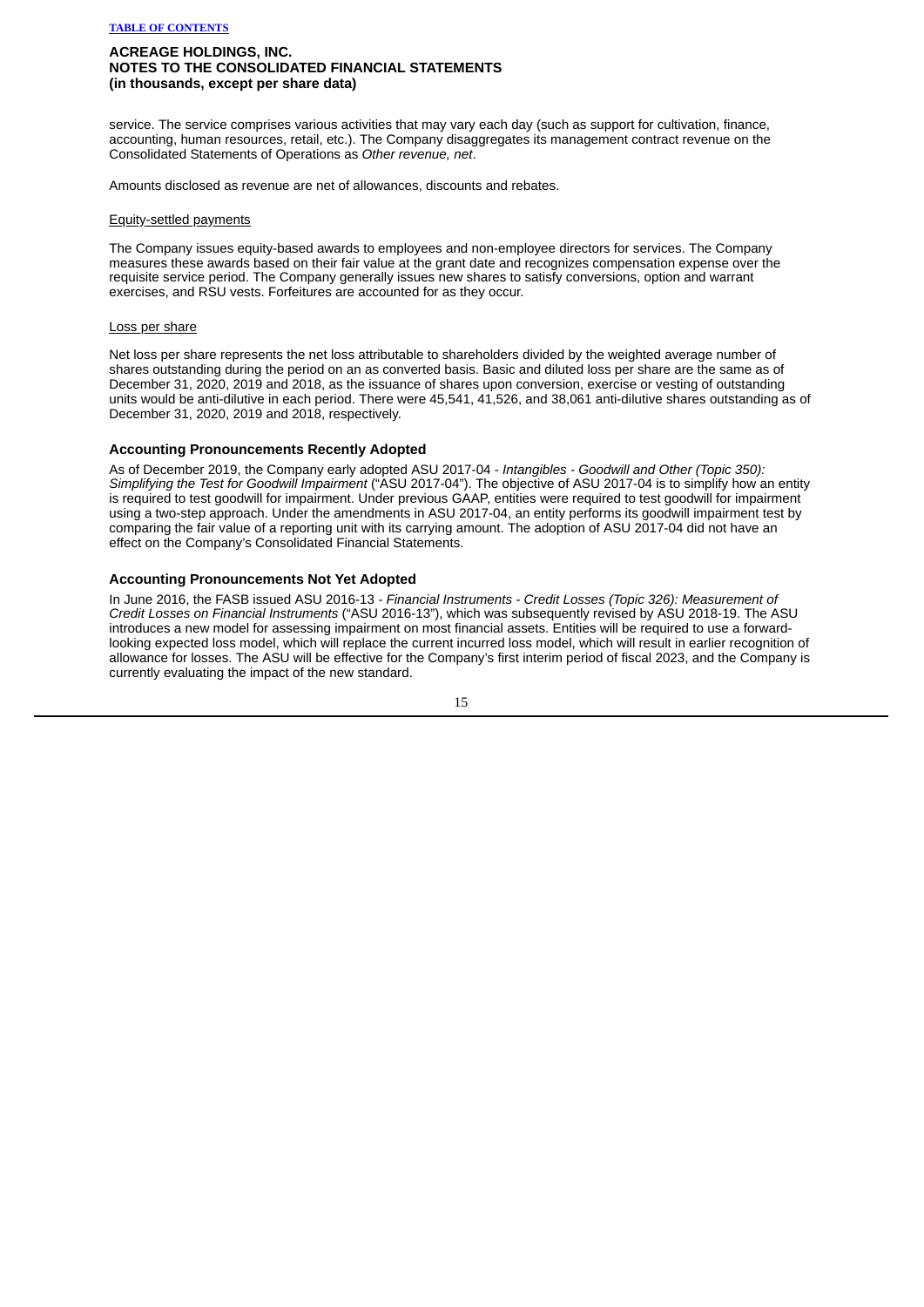service. The service comprises various activities that may vary each day (such as support for cultivation, finance, accounting, human resources, retail, etc.). The Company disaggregates its management contract revenue on the Consolidated Statements of Operations as *Other revenue, net*.

Amounts disclosed as revenue are net of allowances, discounts and rebates.

<u>Equity-settled payments</u>

The Company issues equity-based awards to employees and non-employee directors for services. The Company measures these awards based on their fair value at the grant date and recognizes compensation expense over the requisite service period. The Company generally issues new shares to satisfy conversions, option and warrant exercises, and RSU vests. Forfeitures are accounted for as they occur.

<u>Loss per share</u>

Net loss per share represents the net loss attributable to shareholders divided by the weighted average number of shares outstanding during the period on an as converted basis. Basic and diluted loss per share are the same as of December 31, 2020, 2019 and 2018, as the issuance of shares upon conversion, exercise or vesting of outstanding units would be anti-dilutive in each period. There were 45,541, 41,526, and 38,061 anti-dilutive shares outstanding as of December 31, 2020, 2019 and 2018, respectively.

### Accounting Pronouncements Recently Adopted

As of December 2019, the Company early adopted ASU 2017-04 - *Intangibles - Goodwill and Other (Topic 350): Simplifying the Test for Goodwill Impairment* ("ASU 2017-04"). The objective of ASU 2017-04 is to simplify how an entity is required to test goodwill for impairment. Under previous GAAP, entities were required to test goodwill for impairment using a two-step approach. Under the amendments in ASU 2017-04, an entity performs its goodwill impairment test by comparing the fair value of a reporting unit with its carrying amount. The adoption of ASU 2017-04 did not have an effect on the Company's Consolidated Financial Statements.

### Accounting Pronouncements Not Yet Adopted

In June 2016, the FASB issued ASU 2016-13 - *Financial Instruments - Credit Losses (Topic 326): Measurement of Credit Losses on Financial Instruments* ("ASU 2016-13"), which was subsequently revised by ASU 2018-19. The ASU introduces a new model for assessing impairment on most financial assets. Entities will be required to use a forward-looking expected loss model, which will replace the current incurred loss model, which will result in earlier recognition of allowance for losses. The ASU will be effective for the Company's first interim period of fiscal 2023, and the Company is currently evaluating the impact of the new standard.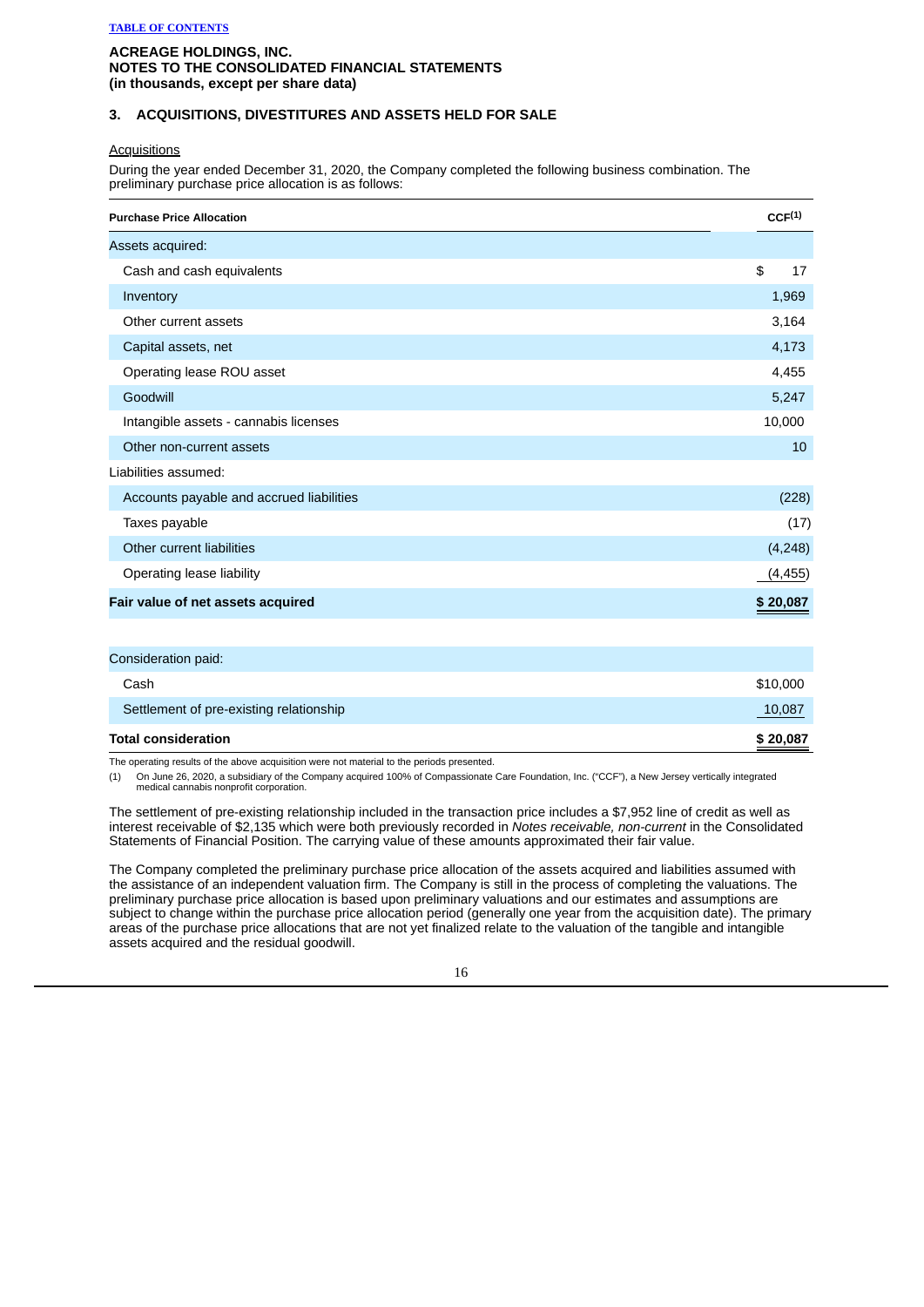ACREAGE HOLDINGS, INC.
NOTES TO THE CONSOLIDATED FINANCIAL STATEMENTS
(in thousands, except per share data)

## 3. ACQUISITIONS, DIVESTITURES AND ASSETS HELD FOR SALE

Acquisitions

During the year ended December 31, 2020, the Company completed the following business combination. The preliminary purchase price allocation is as follows:

| **Purchase Price Allocation** | **CCF[(1)]** |
|---|---|
| Assets acquired: | |
| Cash and cash equivalents | $ 17 |
| Inventory | 1,969 |
| Other current assets | 3,164 |
| Capital assets, net | 4,173 |
| Operating lease ROU asset | 4,455 |
| Goodwill | 5,247 |
| Intangible assets - cannabis licenses | 10,000 |
| Other non-current assets | 10 |
| Liabilities assumed: | |
| Accounts payable and accrued liabilities | (228) |
| Taxes payable | (17) |
| Other current liabilities | (4,248) |
| Operating lease liability | (4,455) |
| **Fair value of net assets acquired** | **$ 20,087** |
| | |
| Consideration paid: | |
| Cash | $10,000 |
| Settlement of pre-existing relationship | 10,087 |
| **Total consideration** | **$ 20,087** |

The operating results of the above acquisition were not material to the periods presented.

(1) On June 26, 2020, a subsidiary of the Company acquired 100% of Compassionate Care Foundation, Inc. ("CCF"), a New Jersey vertically integrated medical cannabis nonprofit corporation.

The settlement of pre-existing relationship included in the transaction price includes a $7,952 line of credit as well as interest receivable of $2,135 which were both previously recorded in *Notes receivable, non-current* in the Consolidated Statements of Financial Position. The carrying value of these amounts approximated their fair value.

The Company completed the preliminary purchase price allocation of the assets acquired and liabilities assumed with the assistance of an independent valuation firm. The Company is still in the process of completing the valuations. The preliminary purchase price allocation is based upon preliminary valuations and our estimates and assumptions are subject to change within the purchase price allocation period (generally one year from the acquisition date). The primary areas of the purchase price allocations that are not yet finalized relate to the valuation of the tangible and intangible assets acquired and the residual goodwill.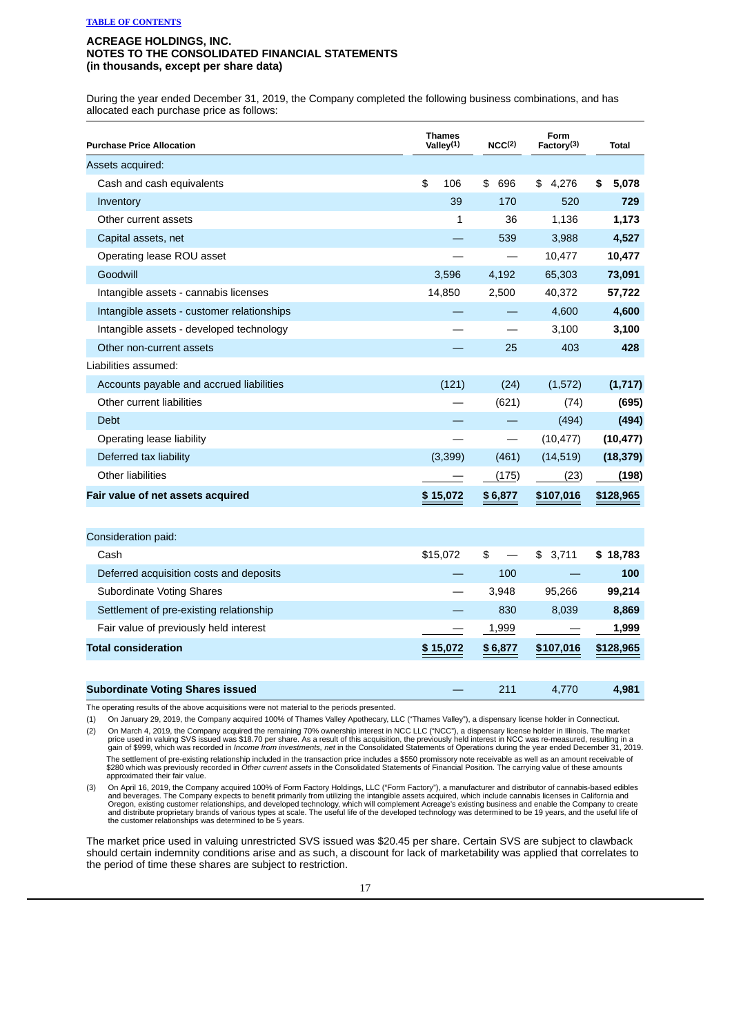**ACREAGE HOLDINGS, INC.**
**NOTES TO THE CONSOLIDATED FINANCIAL STATEMENTS**
**(in thousands, except per share data)**

During the year ended December 31, 2019, the Company completed the following business combinations, and has allocated each purchase price as follows:

| Purchase Price Allocation | Thames Valley(1) | NCC(2) | Form Factory(3) | Total |
|---|---|---|---|---|
| Assets acquired: | | | | |
| Cash and cash equivalents | $ 106 | $ 696 | $ 4,276 | **$ 5,078** |
| Inventory | 39 | 170 | 520 | **729** |
| Other current assets | 1 | 36 | 1,136 | **1,173** |
| Capital assets, net | — | 539 | 3,988 | **4,527** |
| Operating lease ROU asset | — | — | 10,477 | **10,477** |
| Goodwill | 3,596 | 4,192 | 65,303 | **73,091** |
| Intangible assets - cannabis licenses | 14,850 | 2,500 | 40,372 | **57,722** |
| Intangible assets - customer relationships | — | — | 4,600 | **4,600** |
| Intangible assets - developed technology | — | — | 3,100 | **3,100** |
| Other non-current assets | — | 25 | 403 | **428** |
| Liabilities assumed: | | | | |
| Accounts payable and accrued liabilities | (121) | (24) | (1,572) | **(1,717)** |
| Other current liabilities | — | (621) | (74) | **(695)** |
| Debt | — | — | (494) | **(494)** |
| Operating lease liability | — | — | (10,477) | **(10,477)** |
| Deferred tax liability | (3,399) | (461) | (14,519) | **(18,379)** |
| Other liabilities | — | (175) | (23) | **(198)** |
| **Fair value of net assets acquired** | **$ 15,072** | **$ 6,877** | **$107,016** | **$128,965** |
| | | | | |
| Consideration paid: | | | | |
| Cash | $15,072 | $ — | $ 3,711 | **$ 18,783** |
| Deferred acquisition costs and deposits | — | 100 | — | **100** |
| Subordinate Voting Shares | — | 3,948 | 95,266 | **99,214** |
| Settlement of pre-existing relationship | — | 830 | 8,039 | **8,869** |
| Fair value of previously held interest | — | 1,999 | — | **1,999** |
| **Total consideration** | **$ 15,072** | **$ 6,877** | **$107,016** | **$128,965** |
| | | | | |
| **Subordinate Voting Shares issued** | — | 211 | 4,770 | **4,981** |

The operating results of the above acquisitions were not material to the periods presented.

(1) On January 29, 2019, the Company acquired 100% of Thames Valley Apothecary, LLC ("Thames Valley"), a dispensary license holder in Connecticut.

(2) On March 4, 2019, the Company acquired the remaining 70% ownership interest in NCC LLC ("NCC"), a dispensary license holder in Illinois. The market price used in valuing SVS issued was $18.70 per share. As a result of this acquisition, the previously held interest in NCC was re-measured, resulting in a gain of $999, which was recorded in *Income from investments, net* in the Consolidated Statements of Operations during the year ended December 31, 2019.

The settlement of pre-existing relationship included in the transaction price includes a $550 promissory note receivable as well as an amount receivable of $280 which was previously recorded in *Other current assets* in the Consolidated Statements of Financial Position. The carrying value of these amounts approximated their fair value.

(3) On April 16, 2019, the Company acquired 100% of Form Factory Holdings, LLC ("Form Factory"), a manufacturer and distributor of cannabis-based edibles and beverages. The Company expects to benefit primarily from utilizing the intangible assets acquired, which include cannabis licenses in California and Oregon, existing customer relationships, and developed technology, which will complement Acreage's existing business and enable the Company to create and distribute proprietary brands of various types at scale. The useful life of the developed technology was determined to be 19 years, and the useful life of the customer relationships was determined to be 5 years.

The market price used in valuing unrestricted SVS issued was $20.45 per share. Certain SVS are subject to clawback should certain indemnity conditions arise and as such, a discount for lack of marketability was applied that correlates to the period of time these shares are subject to restriction.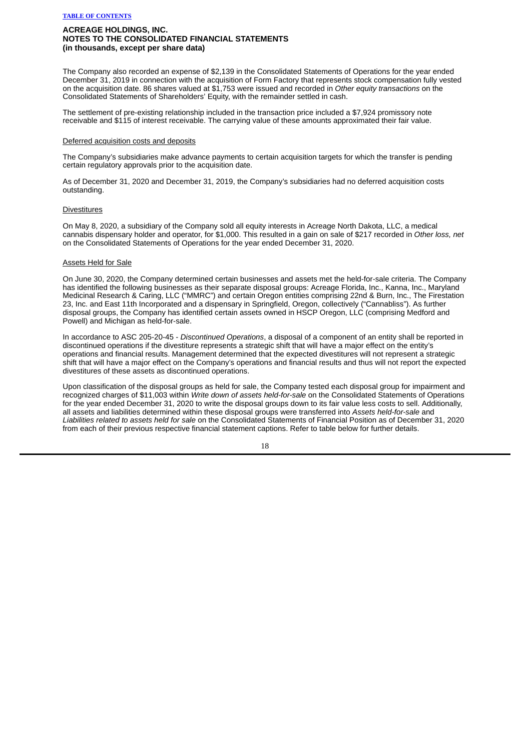**ACREAGE HOLDINGS, INC.**
**NOTES TO THE CONSOLIDATED FINANCIAL STATEMENTS**
**(in thousands, except per share data)**

The Company also recorded an expense of $2,139 in the Consolidated Statements of Operations for the year ended December 31, 2019 in connection with the acquisition of Form Factory that represents stock compensation fully vested on the acquisition date. 86 shares valued at $1,753 were issued and recorded in *Other equity transactions* on the Consolidated Statements of Shareholders' Equity, with the remainder settled in cash.

The settlement of pre-existing relationship included in the transaction price included a $7,924 promissory note receivable and $115 of interest receivable. The carrying value of these amounts approximated their fair value.

Deferred acquisition costs and deposits

The Company's subsidiaries make advance payments to certain acquisition targets for which the transfer is pending certain regulatory approvals prior to the acquisition date.

As of December 31, 2020 and December 31, 2019, the Company's subsidiaries had no deferred acquisition costs outstanding.

Divestitures

On May 8, 2020, a subsidiary of the Company sold all equity interests in Acreage North Dakota, LLC, a medical cannabis dispensary holder and operator, for $1,000. This resulted in a gain on sale of $217 recorded in *Other loss, net* on the Consolidated Statements of Operations for the year ended December 31, 2020.

Assets Held for Sale

On June 30, 2020, the Company determined certain businesses and assets met the held-for-sale criteria. The Company has identified the following businesses as their separate disposal groups: Acreage Florida, Inc., Kanna, Inc., Maryland Medicinal Research & Caring, LLC ("MMRC") and certain Oregon entities comprising 22nd & Burn, Inc., The Firestation 23, Inc. and East 11th Incorporated and a dispensary in Springfield, Oregon, collectively ("Cannabliss"). As further disposal groups, the Company has identified certain assets owned in HSCP Oregon, LLC (comprising Medford and Powell) and Michigan as held-for-sale.

In accordance to ASC 205-20-45 - *Discontinued Operations*, a disposal of a component of an entity shall be reported in discontinued operations if the divestiture represents a strategic shift that will have a major effect on the entity's operations and financial results. Management determined that the expected divestitures will not represent a strategic shift that will have a major effect on the Company's operations and financial results and thus will not report the expected divestitures of these assets as discontinued operations.

Upon classification of the disposal groups as held for sale, the Company tested each disposal group for impairment and recognized charges of $11,003 within *Write down of assets held-for-sale* on the Consolidated Statements of Operations for the year ended December 31, 2020 to write the disposal groups down to its fair value less costs to sell. Additionally, all assets and liabilities determined within these disposal groups were transferred into *Assets held-for-sale* and *Liabilities related to assets held for sale* on the Consolidated Statements of Financial Position as of December 31, 2020 from each of their previous respective financial statement captions. Refer to table below for further details.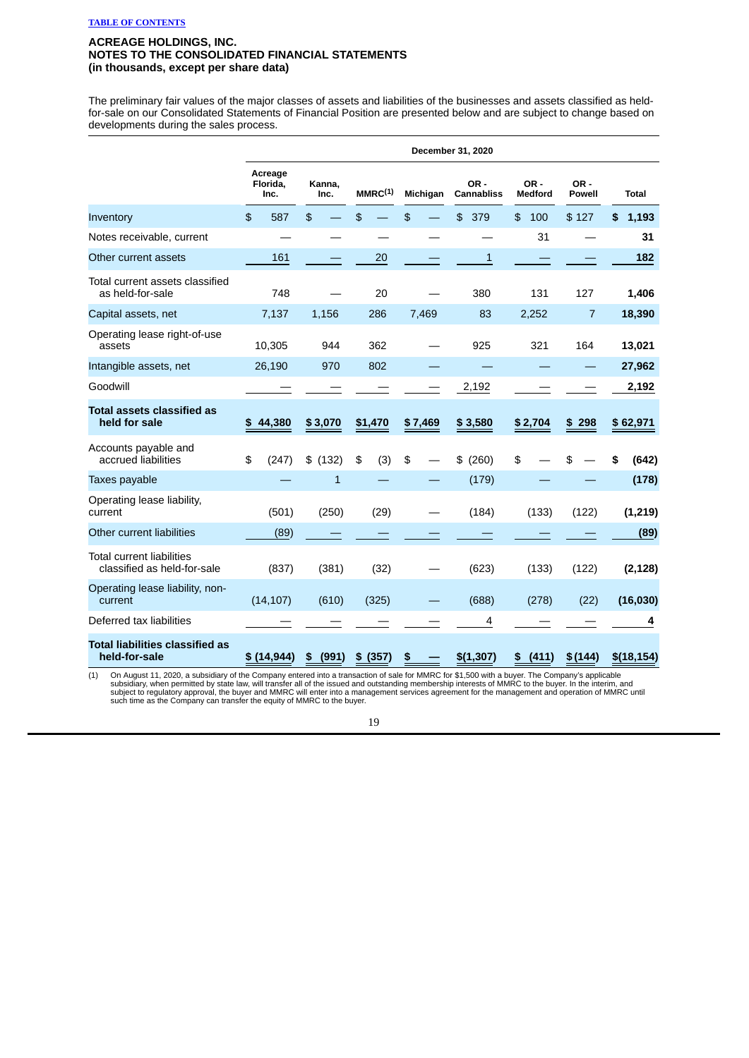**ACREAGE HOLDINGS, INC.**
**NOTES TO THE CONSOLIDATED FINANCIAL STATEMENTS**
**(in thousands, except per share data)**

The preliminary fair values of the major classes of assets and liabilities of the businesses and assets classified as held-for-sale on our Consolidated Statements of Financial Position are presented below and are subject to change based on developments during the sales process.

| | December 31, 2020 | | | | | | | |
|---|---|---|---|---|---|---|---|---|
| | Acreage Florida, Inc. | Kanna, Inc. | MMRC[(1)] | Michigan | OR - Cannabliss | OR - Medford | OR - Powell | Total |
| Inventory | $ 587 | $ — | $ — | $ — | $ 379 | $ 100 | $ 127 | **$ 1,193** |
| Notes receivable, current | — | — | — | — | — | 31 | — | **31** |
| Other current assets | 161 | — | 20 | — | 1 | — | — | **182** |
| Total current assets classified as held-for-sale | 748 | — | 20 | — | 380 | 131 | 127 | **1,406** |
| Capital assets, net | 7,137 | 1,156 | 286 | 7,469 | 83 | 2,252 | 7 | **18,390** |
| Operating lease right-of-use assets | 10,305 | 944 | 362 | — | 925 | 321 | 164 | **13,021** |
| Intangible assets, net | 26,190 | 970 | 802 | — | — | — | — | **27,962** |
| Goodwill | — | — | — | — | 2,192 | — | — | **2,192** |
| **Total assets classified as held for sale** | **$ 44,380** | **$ 3,070** | **$1,470** | **$ 7,469** | **$ 3,580** | **$ 2,704** | **$ 298** | **$ 62,971** |
| Accounts payable and accrued liabilities | $ (247) | $ (132) | $ (3) | $ — | $ (260) | $ — | $ — | **$ (642)** |
| Taxes payable | — | 1 | — | — | (179) | — | — | **(178)** |
| Operating lease liability, current | (501) | (250) | (29) | — | (184) | (133) | (122) | **(1,219)** |
| Other current liabilities | (89) | — | — | — | — | — | — | **(89)** |
| Total current liabilities classified as held-for-sale | (837) | (381) | (32) | — | (623) | (133) | (122) | **(2,128)** |
| Operating lease liability, non-current | (14,107) | (610) | (325) | — | (688) | (278) | (22) | **(16,030)** |
| Deferred tax liabilities | — | — | — | — | 4 | — | — | **4** |
| **Total liabilities classified as held-for-sale** | **$ (14,944)** | **$ (991)** | **$ (357)** | **$ —** | **$(1,307)** | **$ (411)** | **$ (144)** | **$(18,154)** |

(1) On August 11, 2020, a subsidiary of the Company entered into a transaction of sale for MMRC for $1,500 with a buyer. The Company's applicable subsidiary, when permitted by state law, will transfer all of the issued and outstanding membership interests of MMRC to the buyer. In the interim, and subject to regulatory approval, the buyer and MMRC will enter into a management services agreement for the management and operation of MMRC until such time as the Company can transfer the equity of MMRC to the buyer.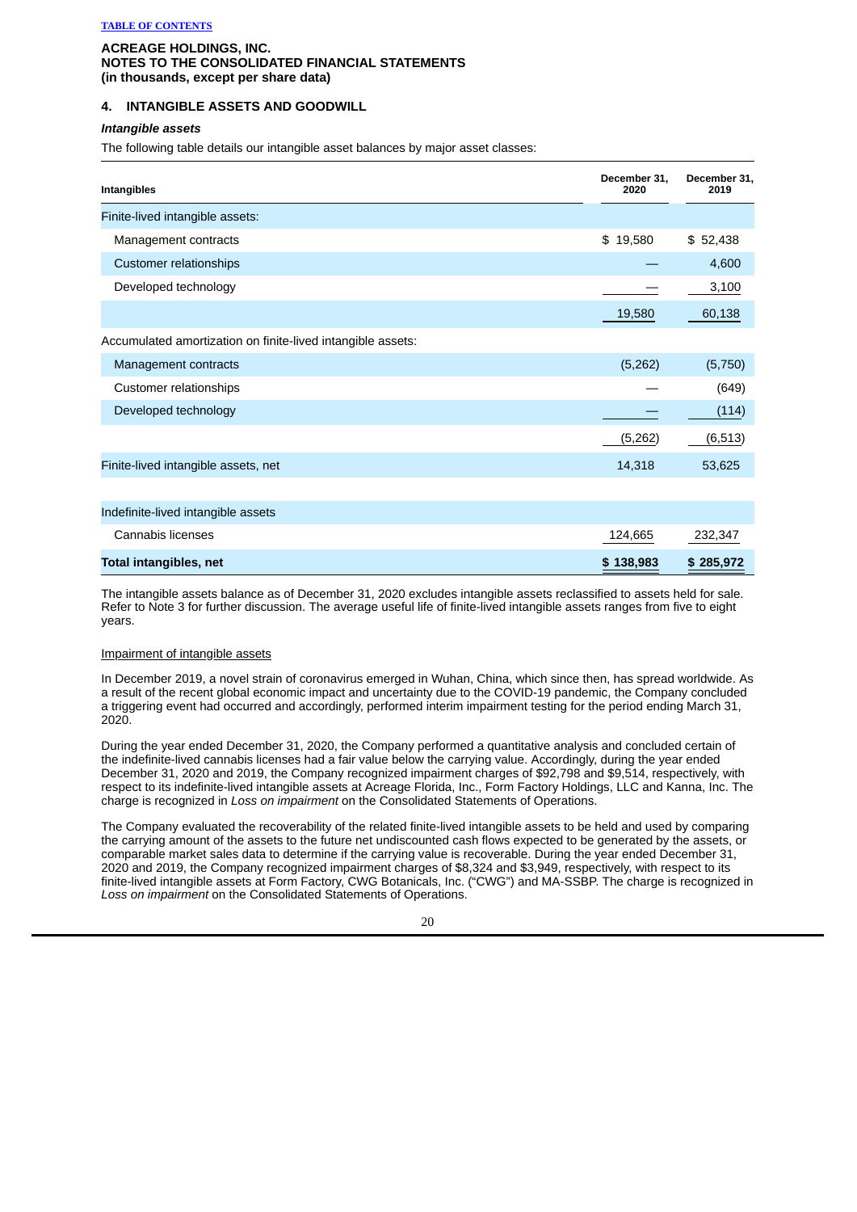ACREAGE HOLDINGS, INC.
NOTES TO THE CONSOLIDATED FINANCIAL STATEMENTS
(in thousands, except per share data)

## 4. INTANGIBLE ASSETS AND GOODWILL

### *Intangible assets*

The following table details our intangible asset balances by major asset classes:

| Intangibles | December 31, 2020 | December 31, 2019 |
|---|---|---|
| Finite-lived intangible assets: | | |
| Management contracts | $ 19,580 | $ 52,438 |
| Customer relationships | — | 4,600 |
| Developed technology | — | 3,100 |
| | 19,580 | 60,138 |
| Accumulated amortization on finite-lived intangible assets: | | |
| Management contracts | (5,262) | (5,750) |
| Customer relationships | — | (649) |
| Developed technology | — | (114) |
| | (5,262) | (6,513) |
| Finite-lived intangible assets, net | 14,318 | 53,625 |
| | | |
| Indefinite-lived intangible assets | | |
| Cannabis licenses | 124,665 | 232,347 |
| **Total intangibles, net** | **$ 138,983** | **$ 285,972** |

The intangible assets balance as of December 31, 2020 excludes intangible assets reclassified to assets held for sale. Refer to Note 3 for further discussion. The average useful life of finite-lived intangible assets ranges from five to eight years.

Impairment of intangible assets

In December 2019, a novel strain of coronavirus emerged in Wuhan, China, which since then, has spread worldwide. As a result of the recent global economic impact and uncertainty due to the COVID-19 pandemic, the Company concluded a triggering event had occurred and accordingly, performed interim impairment testing for the period ending March 31, 2020.

During the year ended December 31, 2020, the Company performed a quantitative analysis and concluded certain of the indefinite-lived cannabis licenses had a fair value below the carrying value. Accordingly, during the year ended December 31, 2020 and 2019, the Company recognized impairment charges of $92,798 and $9,514, respectively, with respect to its indefinite-lived intangible assets at Acreage Florida, Inc., Form Factory Holdings, LLC and Kanna, Inc. The charge is recognized in *Loss on impairment* on the Consolidated Statements of Operations.

The Company evaluated the recoverability of the related finite-lived intangible assets to be held and used by comparing the carrying amount of the assets to the future net undiscounted cash flows expected to be generated by the assets, or comparable market sales data to determine if the carrying value is recoverable. During the year ended December 31, 2020 and 2019, the Company recognized impairment charges of $8,324 and $3,949, respectively, with respect to its finite-lived intangible assets at Form Factory, CWG Botanicals, Inc. ("CWG") and MA-SSBP. The charge is recognized in *Loss on impairment* on the Consolidated Statements of Operations.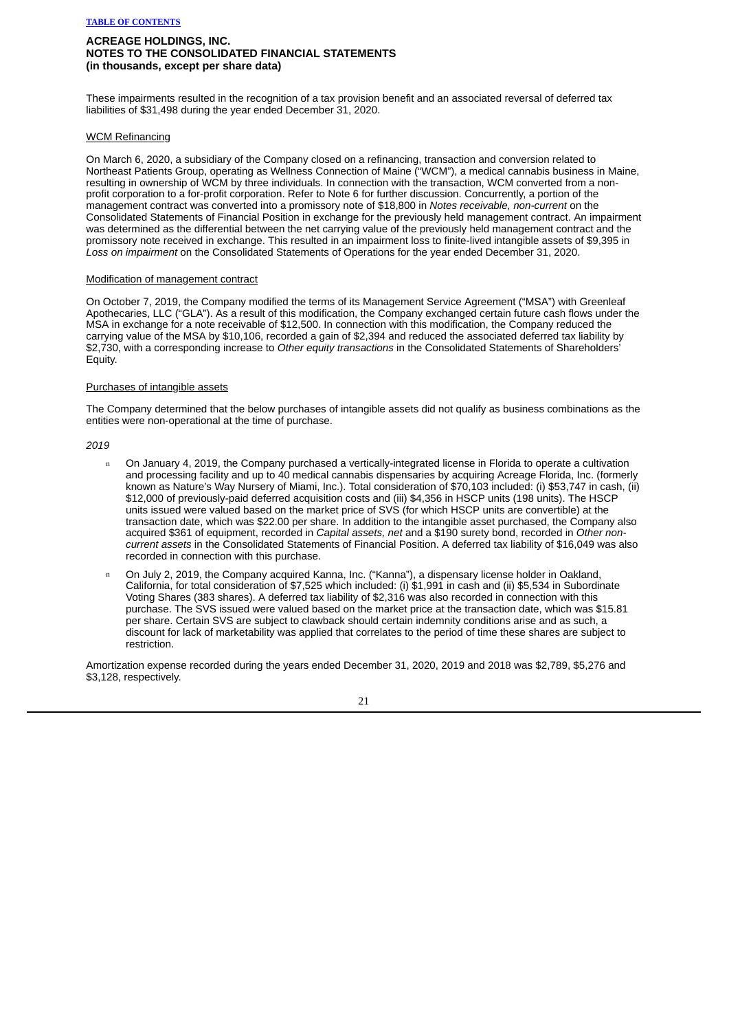These impairments resulted in the recognition of a tax provision benefit and an associated reversal of deferred tax liabilities of $31,498 during the year ended December 31, 2020.

WCM Refinancing

On March 6, 2020, a subsidiary of the Company closed on a refinancing, transaction and conversion related to Northeast Patients Group, operating as Wellness Connection of Maine ("WCM"), a medical cannabis business in Maine, resulting in ownership of WCM by three individuals. In connection with the transaction, WCM converted from a non-profit corporation to a for-profit corporation. Refer to Note 6 for further discussion. Concurrently, a portion of the management contract was converted into a promissory note of $18,800 in *Notes receivable, non-current* on the Consolidated Statements of Financial Position in exchange for the previously held management contract. An impairment was determined as the differential between the net carrying value of the previously held management contract and the promissory note received in exchange. This resulted in an impairment loss to finite-lived intangible assets of $9,395 in *Loss on impairment* on the Consolidated Statements of Operations for the year ended December 31, 2020.

Modification of management contract

On October 7, 2019, the Company modified the terms of its Management Service Agreement ("MSA") with Greenleaf Apothecaries, LLC ("GLA"). As a result of this modification, the Company exchanged certain future cash flows under the MSA in exchange for a note receivable of $12,500. In connection with this modification, the Company reduced the carrying value of the MSA by $10,106, recorded a gain of $2,394 and reduced the associated deferred tax liability by $2,730, with a corresponding increase to *Other equity transactions* in the Consolidated Statements of Shareholders' Equity.

Purchases of intangible assets

The Company determined that the below purchases of intangible assets did not qualify as business combinations as the entities were non-operational at the time of purchase.

*2019*

- On January 4, 2019, the Company purchased a vertically-integrated license in Florida to operate a cultivation and processing facility and up to 40 medical cannabis dispensaries by acquiring Acreage Florida, Inc. (formerly known as Nature's Way Nursery of Miami, Inc.). Total consideration of $70,103 included: (i) $53,747 in cash, (ii) $12,000 of previously-paid deferred acquisition costs and (iii) $4,356 in HSCP units (198 units). The HSCP units issued were valued based on the market price of SVS (for which HSCP units are convertible) at the transaction date, which was $22.00 per share. In addition to the intangible asset purchased, the Company also acquired $361 of equipment, recorded in *Capital assets, net* and a $190 surety bond, recorded in *Other non-current assets* in the Consolidated Statements of Financial Position. A deferred tax liability of $16,049 was also recorded in connection with this purchase.
- On July 2, 2019, the Company acquired Kanna, Inc. ("Kanna"), a dispensary license holder in Oakland, California, for total consideration of $7,525 which included: (i) $1,991 in cash and (ii) $5,534 in Subordinate Voting Shares (383 shares). A deferred tax liability of $2,316 was also recorded in connection with this purchase. The SVS issued were valued based on the market price at the transaction date, which was $15.81 per share. Certain SVS are subject to clawback should certain indemnity conditions arise and as such, a discount for lack of marketability was applied that correlates to the period of time these shares are subject to restriction.

Amortization expense recorded during the years ended December 31, 2020, 2019 and 2018 was $2,789, $5,276 and $3,128, respectively.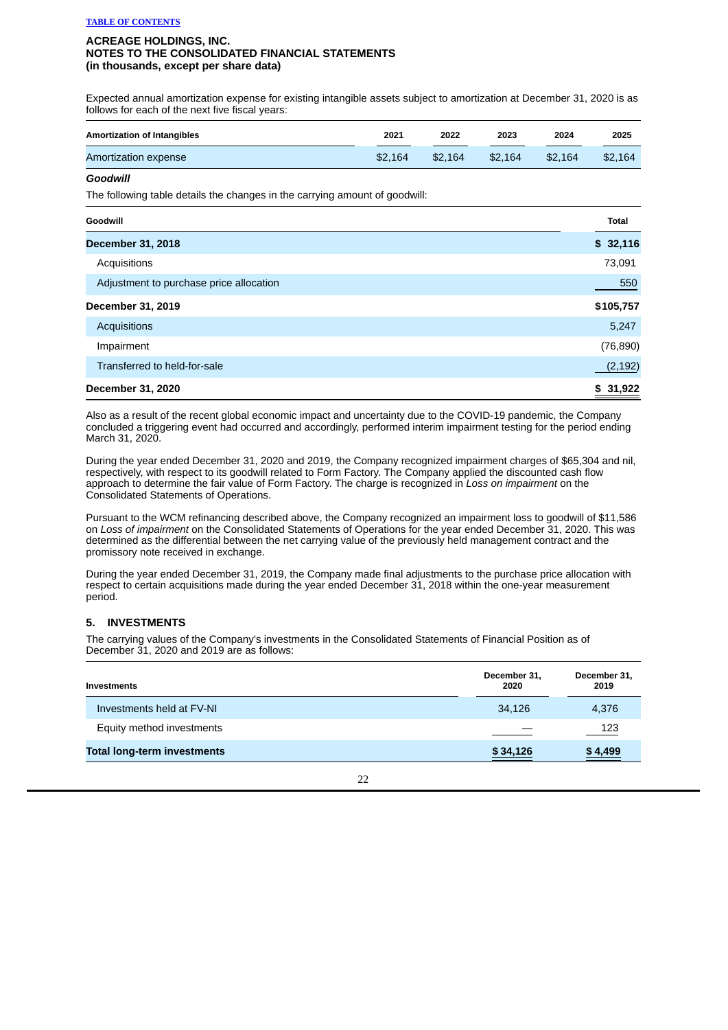**ACREAGE HOLDINGS, INC.**
**NOTES TO THE CONSOLIDATED FINANCIAL STATEMENTS**
**(in thousands, except per share data)**

Expected annual amortization expense for existing intangible assets subject to amortization at December 31, 2020 is as follows for each of the next five fiscal years:

| Amortization of Intangibles | 2021 | 2022 | 2023 | 2024 | 2025 |
|---|---|---|---|---|---|
| Amortization expense | $2,164 | $2,164 | $2,164 | $2,164 | $2,164 |

***Goodwill***

The following table details the changes in the carrying amount of goodwill:

| Goodwill | Total |
|---|---|
| **December 31, 2018** | **$ 32,116** |
| Acquisitions | 73,091 |
| Adjustment to purchase price allocation | 550 |
| **December 31, 2019** | **$105,757** |
| Acquisitions | 5,247 |
| Impairment | (76,890) |
| Transferred to held-for-sale | (2,192) |
| **December 31, 2020** | **$ 31,922** |

Also as a result of the recent global economic impact and uncertainty due to the COVID-19 pandemic, the Company concluded a triggering event had occurred and accordingly, performed interim impairment testing for the period ending March 31, 2020.

During the year ended December 31, 2020 and 2019, the Company recognized impairment charges of $65,304 and nil, respectively, with respect to its goodwill related to Form Factory. The Company applied the discounted cash flow approach to determine the fair value of Form Factory. The charge is recognized in *Loss on impairment* on the Consolidated Statements of Operations.

Pursuant to the WCM refinancing described above, the Company recognized an impairment loss to goodwill of $11,586 on *Loss of impairment* on the Consolidated Statements of Operations for the year ended December 31, 2020. This was determined as the differential between the net carrying value of the previously held management contract and the promissory note received in exchange.

During the year ended December 31, 2019, the Company made final adjustments to the purchase price allocation with respect to certain acquisitions made during the year ended December 31, 2018 within the one-year measurement period.

## 5. INVESTMENTS

The carrying values of the Company's investments in the Consolidated Statements of Financial Position as of December 31, 2020 and 2019 are as follows:

| Investments | December 31, 2020 | December 31, 2019 |
|---|---|---|
| Investments held at FV-NI | 34,126 | 4,376 |
| Equity method investments | — | 123 |
| **Total long-term investments** | **$ 34,126** | **$ 4,499** |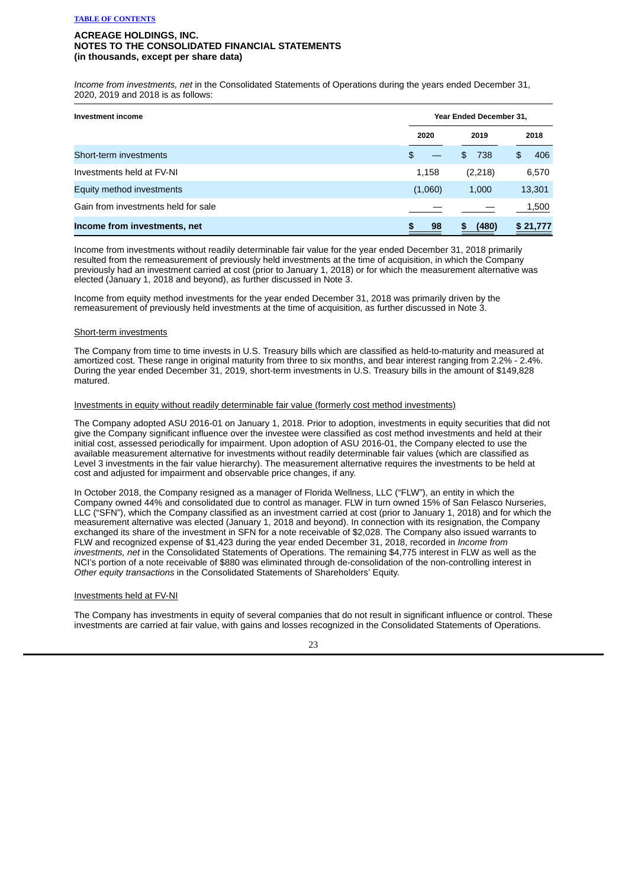**ACREAGE HOLDINGS, INC.**
**NOTES TO THE CONSOLIDATED FINANCIAL STATEMENTS**
**(in thousands, except per share data)**

*Income from investments, net* in the Consolidated Statements of Operations during the years ended December 31, 2020, 2019 and 2018 is as follows:

| Investment income | Year Ended December 31, | | |
|---|---|---|---|
| | 2020 | 2019 | 2018 |
| Short-term investments | $ — | $ 738 | $ 406 |
| Investments held at FV-NI | 1,158 | (2,218) | 6,570 |
| Equity method investments | (1,060) | 1,000 | 13,301 |
| Gain from investments held for sale | — | — | 1,500 |
| **Income from investments, net** | **$ 98** | **$ (480)** | **$ 21,777** |

Income from investments without readily determinable fair value for the year ended December 31, 2018 primarily resulted from the remeasurement of previously held investments at the time of acquisition, in which the Company previously had an investment carried at cost (prior to January 1, 2018) or for which the measurement alternative was elected (January 1, 2018 and beyond), as further discussed in Note 3.

Income from equity method investments for the year ended December 31, 2018 was primarily driven by the remeasurement of previously held investments at the time of acquisition, as further discussed in Note 3.

Short-term investments

The Company from time to time invests in U.S. Treasury bills which are classified as held-to-maturity and measured at amortized cost. These range in original maturity from three to six months, and bear interest ranging from 2.2% - 2.4%. During the year ended December 31, 2019, short-term investments in U.S. Treasury bills in the amount of $149,828 matured.

Investments in equity without readily determinable fair value (formerly cost method investments)

The Company adopted ASU 2016-01 on January 1, 2018. Prior to adoption, investments in equity securities that did not give the Company significant influence over the investee were classified as cost method investments and held at their initial cost, assessed periodically for impairment. Upon adoption of ASU 2016-01, the Company elected to use the available measurement alternative for investments without readily determinable fair values (which are classified as Level 3 investments in the fair value hierarchy). The measurement alternative requires the investments to be held at cost and adjusted for impairment and observable price changes, if any.

In October 2018, the Company resigned as a manager of Florida Wellness, LLC ("FLW"), an entity in which the Company owned 44% and consolidated due to control as manager. FLW in turn owned 15% of San Felasco Nurseries, LLC ("SFN"), which the Company classified as an investment carried at cost (prior to January 1, 2018) and for which the measurement alternative was elected (January 1, 2018 and beyond). In connection with its resignation, the Company exchanged its share of the investment in SFN for a note receivable of $2,028. The Company also issued warrants to FLW and recognized expense of $1,423 during the year ended December 31, 2018, recorded in *Income from investments, net* in the Consolidated Statements of Operations. The remaining $4,775 interest in FLW as well as the NCI's portion of a note receivable of $880 was eliminated through de-consolidation of the non-controlling interest in *Other equity transactions* in the Consolidated Statements of Shareholders' Equity.

Investments held at FV-NI

The Company has investments in equity of several companies that do not result in significant influence or control. These investments are carried at fair value, with gains and losses recognized in the Consolidated Statements of Operations.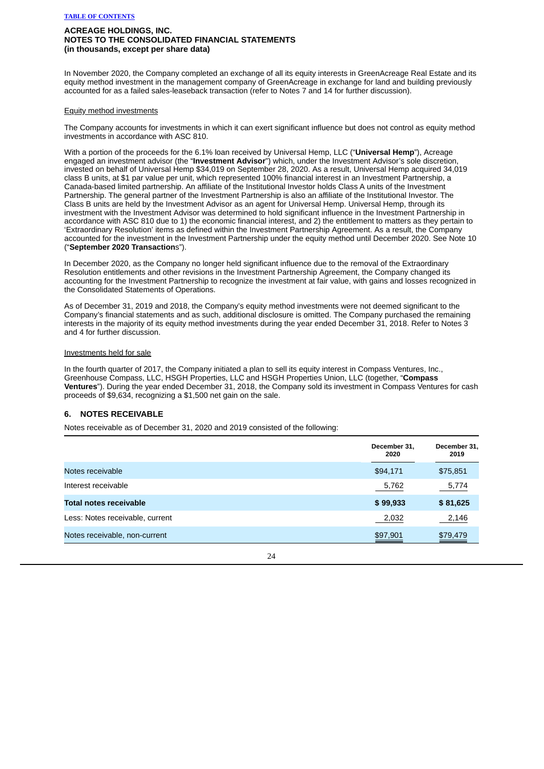**ACREAGE HOLDINGS, INC.**
**NOTES TO THE CONSOLIDATED FINANCIAL STATEMENTS**
**(in thousands, except per share data)**

In November 2020, the Company completed an exchange of all its equity interests in GreenAcreage Real Estate and its equity method investment in the management company of GreenAcreage in exchange for land and building previously accounted for as a failed sales-leaseback transaction (refer to Notes 7 and 14 for further discussion).

Equity method investments

The Company accounts for investments in which it can exert significant influence but does not control as equity method investments in accordance with ASC 810.

With a portion of the proceeds for the 6.1% loan received by Universal Hemp, LLC ("**Universal Hemp**"), Acreage engaged an investment advisor (the "**Investment Advisor**") which, under the Investment Advisor's sole discretion, invested on behalf of Universal Hemp $34,019 on September 28, 2020. As a result, Universal Hemp acquired 34,019 class B units, at $1 par value per unit, which represented 100% financial interest in an Investment Partnership, a Canada-based limited partnership. An affiliate of the Institutional Investor holds Class A units of the Investment Partnership. The general partner of the Investment Partnership is also an affiliate of the Institutional Investor. The Class B units are held by the Investment Advisor as an agent for Universal Hemp. Universal Hemp, through its investment with the Investment Advisor was determined to hold significant influence in the Investment Partnership in accordance with ASC 810 due to 1) the economic financial interest, and 2) the entitlement to matters as they pertain to 'Extraordinary Resolution' items as defined within the Investment Partnership Agreement. As a result, the Company accounted for the investment in the Investment Partnership under the equity method until December 2020. See Note 10 ("**September 2020 Transaction**s").

In December 2020, as the Company no longer held significant influence due to the removal of the Extraordinary Resolution entitlements and other revisions in the Investment Partnership Agreement, the Company changed its accounting for the Investment Partnership to recognize the investment at fair value, with gains and losses recognized in the Consolidated Statements of Operations.

As of December 31, 2019 and 2018, the Company's equity method investments were not deemed significant to the Company's financial statements and as such, additional disclosure is omitted. The Company purchased the remaining interests in the majority of its equity method investments during the year ended December 31, 2018. Refer to Notes 3 and 4 for further discussion.

Investments held for sale

In the fourth quarter of 2017, the Company initiated a plan to sell its equity interest in Compass Ventures, Inc., Greenhouse Compass, LLC, HSGH Properties, LLC and HSGH Properties Union, LLC (together, "**Compass Ventures**"). During the year ended December 31, 2018, the Company sold its investment in Compass Ventures for cash proceeds of $9,634, recognizing a $1,500 net gain on the sale.

## 6. NOTES RECEIVABLE

Notes receivable as of December 31, 2020 and 2019 consisted of the following:

| | December 31, 2020 | December 31, 2019 |
|---|---|---|
| Notes receivable | $94,171 | $75,851 |
| Interest receivable | 5,762 | 5,774 |
| **Total notes receivable** | **$ 99,933** | **$ 81,625** |
| Less: Notes receivable, current | 2,032 | 2,146 |
| Notes receivable, non-current | $97,901 | $79,479 |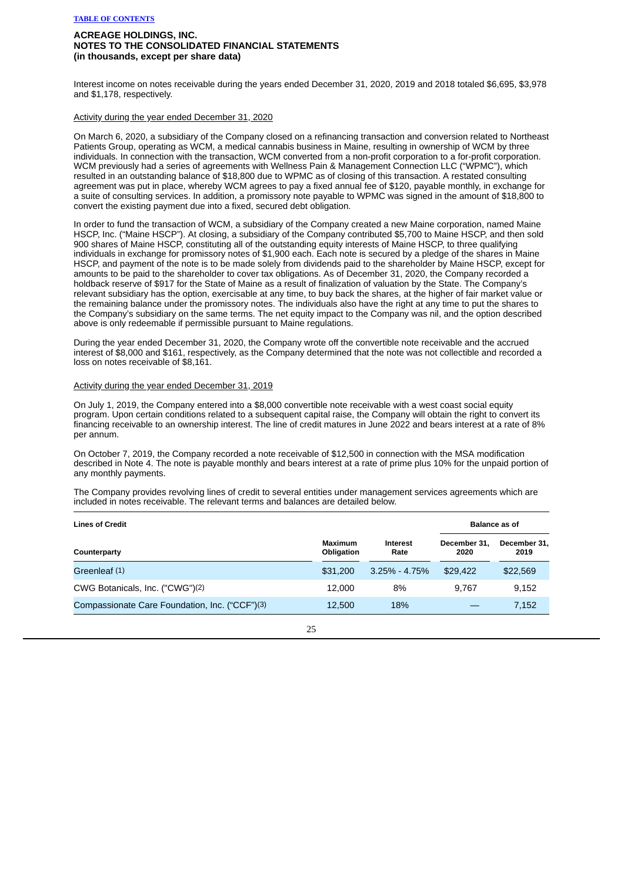**ACREAGE HOLDINGS, INC.**
**NOTES TO THE CONSOLIDATED FINANCIAL STATEMENTS**
**(in thousands, except per share data)**

Interest income on notes receivable during the years ended December 31, 2020, 2019 and 2018 totaled $6,695, $3,978 and $1,178, respectively.

Activity during the year ended December 31, 2020

On March 6, 2020, a subsidiary of the Company closed on a refinancing transaction and conversion related to Northeast Patients Group, operating as WCM, a medical cannabis business in Maine, resulting in ownership of WCM by three individuals. In connection with the transaction, WCM converted from a non-profit corporation to a for-profit corporation. WCM previously had a series of agreements with Wellness Pain & Management Connection LLC ("WPMC"), which resulted in an outstanding balance of $18,800 due to WPMC as of closing of this transaction. A restated consulting agreement was put in place, whereby WCM agrees to pay a fixed annual fee of $120, payable monthly, in exchange for a suite of consulting services. In addition, a promissory note payable to WPMC was signed in the amount of $18,800 to convert the existing payment due into a fixed, secured debt obligation.

In order to fund the transaction of WCM, a subsidiary of the Company created a new Maine corporation, named Maine HSCP, Inc. ("Maine HSCP"). At closing, a subsidiary of the Company contributed $5,700 to Maine HSCP, and then sold 900 shares of Maine HSCP, constituting all of the outstanding equity interests of Maine HSCP, to three qualifying individuals in exchange for promissory notes of $1,900 each. Each note is secured by a pledge of the shares in Maine HSCP, and payment of the note is to be made solely from dividends paid to the shareholder by Maine HSCP, except for amounts to be paid to the shareholder to cover tax obligations. As of December 31, 2020, the Company recorded a holdback reserve of $917 for the State of Maine as a result of finalization of valuation by the State. The Company's relevant subsidiary has the option, exercisable at any time, to buy back the shares, at the higher of fair market value or the remaining balance under the promissory notes. The individuals also have the right at any time to put the shares to the Company's subsidiary on the same terms. The net equity impact to the Company was nil, and the option described above is only redeemable if permissible pursuant to Maine regulations.

During the year ended December 31, 2020, the Company wrote off the convertible note receivable and the accrued interest of $8,000 and $161, respectively, as the Company determined that the note was not collectible and recorded a loss on notes receivable of $8,161.

Activity during the year ended December 31, 2019

On July 1, 2019, the Company entered into a $8,000 convertible note receivable with a west coast social equity program. Upon certain conditions related to a subsequent capital raise, the Company will obtain the right to convert its financing receivable to an ownership interest. The line of credit matures in June 2022 and bears interest at a rate of 8% per annum.

On October 7, 2019, the Company recorded a note receivable of $12,500 in connection with the MSA modification described in Note 4. The note is payable monthly and bears interest at a rate of prime plus 10% for the unpaid portion of any monthly payments.

The Company provides revolving lines of credit to several entities under management services agreements which are included in notes receivable. The relevant terms and balances are detailed below.

| **Lines of Credit** | | | **Balance as of** | |
|---|---|---|---|---|
| **Counterparty** | **Maximum Obligation** | **Interest Rate** | **December 31, 2020** | **December 31, 2019** |
| Greenleaf (1) | $31,200 | 3.25% - 4.75% | $29,422 | $22,569 |
| CWG Botanicals, Inc. ("CWG")(2) | 12,000 | 8% | 9,767 | 9,152 |
| Compassionate Care Foundation, Inc. ("CCF")(3) | 12,500 | 18% | — | 7,152 |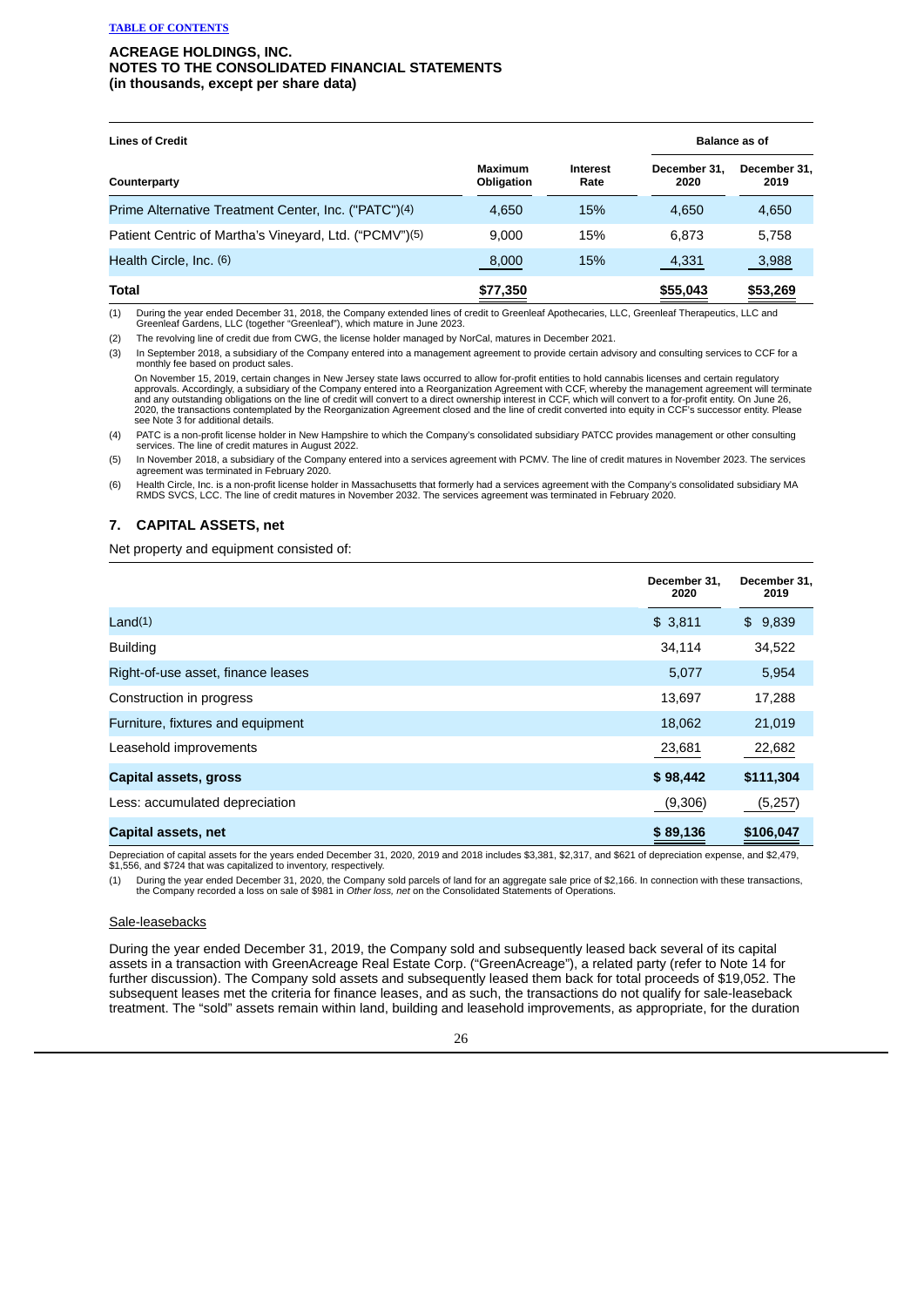**ACREAGE HOLDINGS, INC.**
**NOTES TO THE CONSOLIDATED FINANCIAL STATEMENTS**
**(in thousands, except per share data)**

| Lines of Credit | | | Balance as of | |
|---|---|---|---|---|
| Counterparty | Maximum Obligation | Interest Rate | December 31, 2020 | December 31, 2019 |
| Prime Alternative Treatment Center, Inc. ("PATC")(4) | 4,650 | 15% | 4,650 | 4,650 |
| Patient Centric of Martha's Vineyard, Ltd. ("PCMV")(5) | 9,000 | 15% | 6,873 | 5,758 |
| Health Circle, Inc. (6) | 8,000 | 15% | 4,331 | 3,988 |
| **Total** | **$77,350** | | **$55,043** | **$53,269** |

(1) During the year ended December 31, 2018, the Company extended lines of credit to Greenleaf Apothecaries, LLC, Greenleaf Therapeutics, LLC and Greenleaf Gardens, LLC (together "Greenleaf"), which mature in June 2023.

(2) The revolving line of credit due from CWG, the license holder managed by NorCal, matures in December 2021.

(3) In September 2018, a subsidiary of the Company entered into a management agreement to provide certain advisory and consulting services to CCF for a monthly fee based on product sales.

On November 15, 2019, certain changes in New Jersey state laws occurred to allow for-profit entities to hold cannabis licenses and certain regulatory approvals. Accordingly, a subsidiary of the Company entered into a Reorganization Agreement with CCF, whereby the management agreement will terminate and any outstanding obligations on the line of credit will convert to a direct ownership interest in CCF, which will convert to a for-profit entity. On June 26, 2020, the transactions contemplated by the Reorganization Agreement closed and the line of credit converted into equity in CCF's successor entity. Please see Note 3 for additional details.

(4) PATC is a non-profit license holder in New Hampshire to which the Company's consolidated subsidiary PATCC provides management or other consulting services. The line of credit matures in August 2022.

(5) In November 2018, a subsidiary of the Company entered into a services agreement with PCMV. The line of credit matures in November 2023. The services agreement was terminated in February 2020.

(6) Health Circle, Inc. is a non-profit license holder in Massachusetts that formerly had a services agreement with the Company's consolidated subsidiary MA RMDS SVCS, LCC. The line of credit matures in November 2032. The services agreement was terminated in February 2020.

## 7. CAPITAL ASSETS, net

Net property and equipment consisted of:

| | December 31, 2020 | December 31, 2019 |
|---|---|---|
| Land(1) | $ 3,811 | $ 9,839 |
| Building | 34,114 | 34,522 |
| Right-of-use asset, finance leases | 5,077 | 5,954 |
| Construction in progress | 13,697 | 17,288 |
| Furniture, fixtures and equipment | 18,062 | 21,019 |
| Leasehold improvements | 23,681 | 22,682 |
| **Capital assets, gross** | **$ 98,442** | **$111,304** |
| Less: accumulated depreciation | (9,306) | (5,257) |
| **Capital assets, net** | **$ 89,136** | **$106,047** |

Depreciation of capital assets for the years ended December 31, 2020, 2019 and 2018 includes $3,381, $2,317, and $621 of depreciation expense, and $2,479, $1,556, and $724 that was capitalized to inventory, respectively.

(1) During the year ended December 31, 2020, the Company sold parcels of land for an aggregate sale price of $2,166. In connection with these transactions, the Company recorded a loss on sale of $981 in *Other loss, net* on the Consolidated Statements of Operations.

<u>Sale-leasebacks</u>

During the year ended December 31, 2019, the Company sold and subsequently leased back several of its capital assets in a transaction with GreenAcreage Real Estate Corp. ("GreenAcreage"), a related party (refer to Note 14 for further discussion). The Company sold assets and subsequently leased them back for total proceeds of $19,052. The subsequent leases met the criteria for finance leases, and as such, the transactions do not qualify for sale-leaseback treatment. The "sold" assets remain within land, building and leasehold improvements, as appropriate, for the duration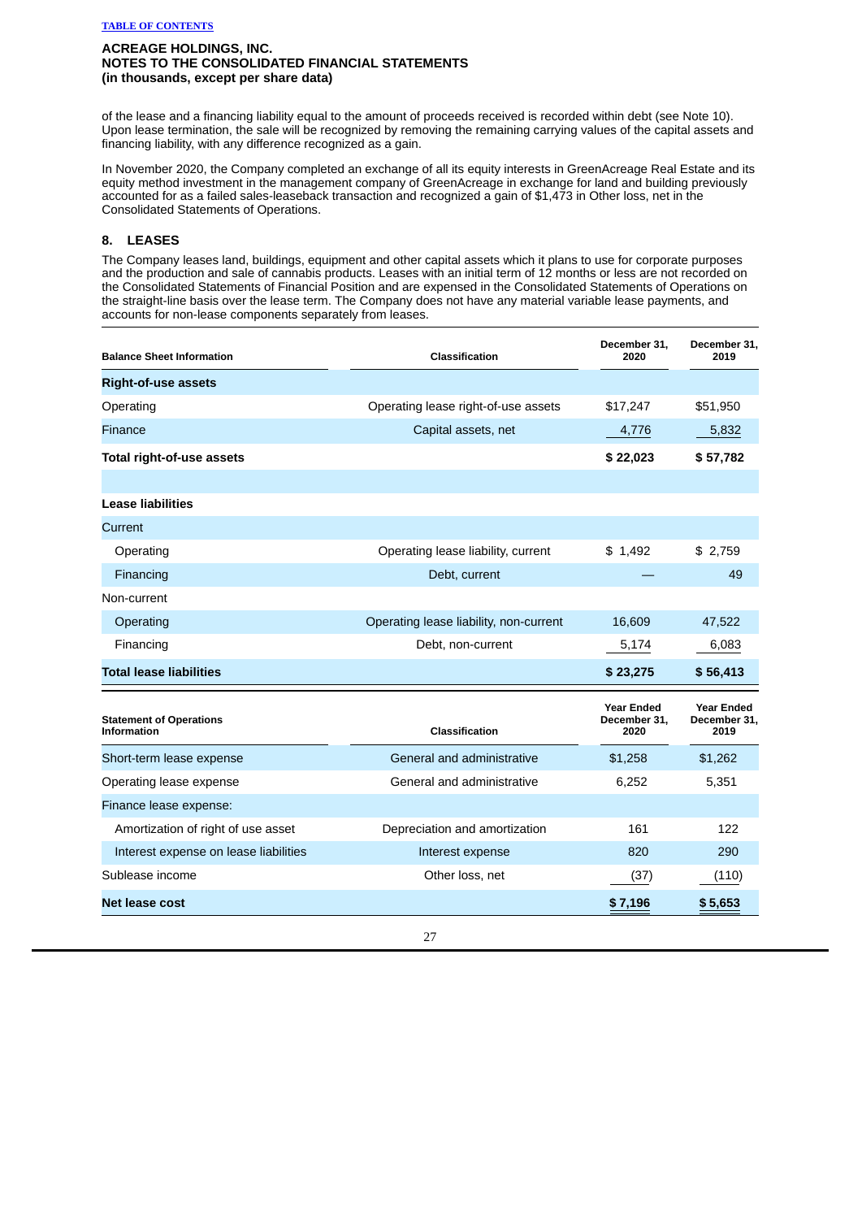ACREAGE HOLDINGS, INC.
NOTES TO THE CONSOLIDATED FINANCIAL STATEMENTS
(in thousands, except per share data)

of the lease and a financing liability equal to the amount of proceeds received is recorded within debt (see Note 10). Upon lease termination, the sale will be recognized by removing the remaining carrying values of the capital assets and financing liability, with any difference recognized as a gain.

In November 2020, the Company completed an exchange of all its equity interests in GreenAcreage Real Estate and its equity method investment in the management company of GreenAcreage in exchange for land and building previously accounted for as a failed sales-leaseback transaction and recognized a gain of $1,473 in Other loss, net in the Consolidated Statements of Operations.

## 8. LEASES

The Company leases land, buildings, equipment and other capital assets which it plans to use for corporate purposes and the production and sale of cannabis products. Leases with an initial term of 12 months or less are not recorded on the Consolidated Statements of Financial Position and are expensed in the Consolidated Statements of Operations on the straight-line basis over the lease term. The Company does not have any material variable lease payments, and accounts for non-lease components separately from leases.

| Balance Sheet Information | Classification | December 31, 2020 | December 31, 2019 |
|---|---|---|---|
| **Right-of-use assets** | | | |
| Operating | Operating lease right-of-use assets | $17,247 | $51,950 |
| Finance | Capital assets, net | 4,776 | 5,832 |
| **Total right-of-use assets** | | **$ 22,023** | **$ 57,782** |
| | | | |
| **Lease liabilities** | | | |
| Current | | | |
| Operating | Operating lease liability, current | $ 1,492 | $ 2,759 |
| Financing | Debt, current | — | 49 |
| Non-current | | | |
| Operating | Operating lease liability, non-current | 16,609 | 47,522 |
| Financing | Debt, non-current | 5,174 | 6,083 |
| **Total lease liabilities** | | **$ 23,275** | **$ 56,413** |

| Statement of Operations Information | Classification | Year Ended December 31, 2020 | Year Ended December 31, 2019 |
|---|---|---|---|
| Short-term lease expense | General and administrative | $1,258 | $1,262 |
| Operating lease expense | General and administrative | 6,252 | 5,351 |
| Finance lease expense: | | | |
| Amortization of right of use asset | Depreciation and amortization | 161 | 122 |
| Interest expense on lease liabilities | Interest expense | 820 | 290 |
| Sublease income | Other loss, net | (37) | (110) |
| **Net lease cost** | | **$ 7,196** | **$ 5,653** |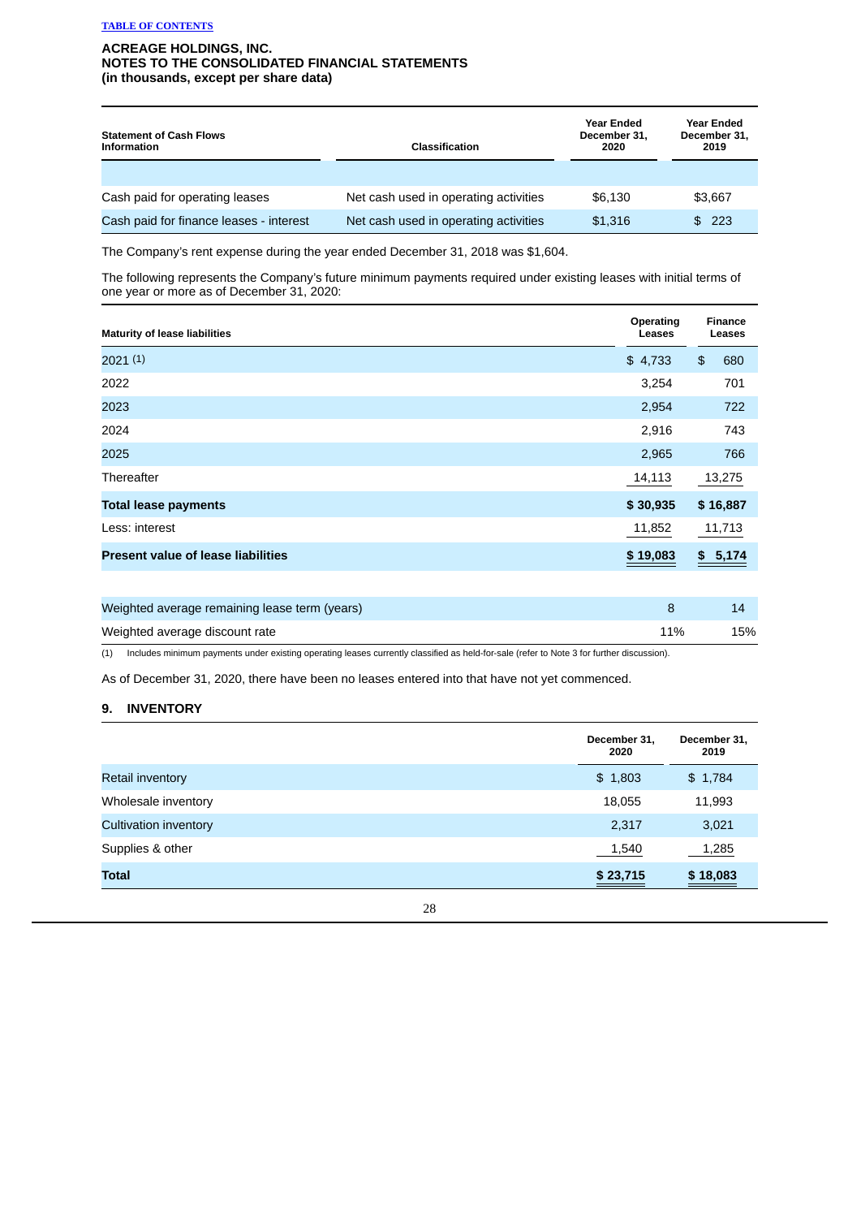**ACREAGE HOLDINGS, INC.**
**NOTES TO THE CONSOLIDATED FINANCIAL STATEMENTS**
**(in thousands, except per share data)**

| Statement of Cash Flows Information | Classification | Year Ended December 31, 2020 | Year Ended December 31, 2019 |
|---|---|---|---|
| Cash paid for operating leases | Net cash used in operating activities | $6,130 | $3,667 |
| Cash paid for finance leases - interest | Net cash used in operating activities | $1,316 | $ 223 |

The Company's rent expense during the year ended December 31, 2018 was $1,604.

The following represents the Company's future minimum payments required under existing leases with initial terms of one year or more as of December 31, 2020:

| Maturity of lease liabilities | Operating Leases | Finance Leases |
|---|---|---|
| 2021 (1) | $ 4,733 | $ 680 |
| 2022 | 3,254 | 701 |
| 2023 | 2,954 | 722 |
| 2024 | 2,916 | 743 |
| 2025 | 2,965 | 766 |
| Thereafter | 14,113 | 13,275 |
| **Total lease payments** | **$ 30,935** | **$ 16,887** |
| Less: interest | 11,852 | 11,713 |
| **Present value of lease liabilities** | **$ 19,083** | **$ 5,174** |
| | | |
| Weighted average remaining lease term (years) | 8 | 14 |
| Weighted average discount rate | 11% | 15% |

(1) Includes minimum payments under existing operating leases currently classified as held-for-sale (refer to Note 3 for further discussion).

As of December 31, 2020, there have been no leases entered into that have not yet commenced.

## 9. INVENTORY

| | December 31, 2020 | December 31, 2019 |
|---|---|---|
| Retail inventory | $ 1,803 | $ 1,784 |
| Wholesale inventory | 18,055 | 11,993 |
| Cultivation inventory | 2,317 | 3,021 |
| Supplies & other | 1,540 | 1,285 |
| **Total** | **$ 23,715** | **$ 18,083** |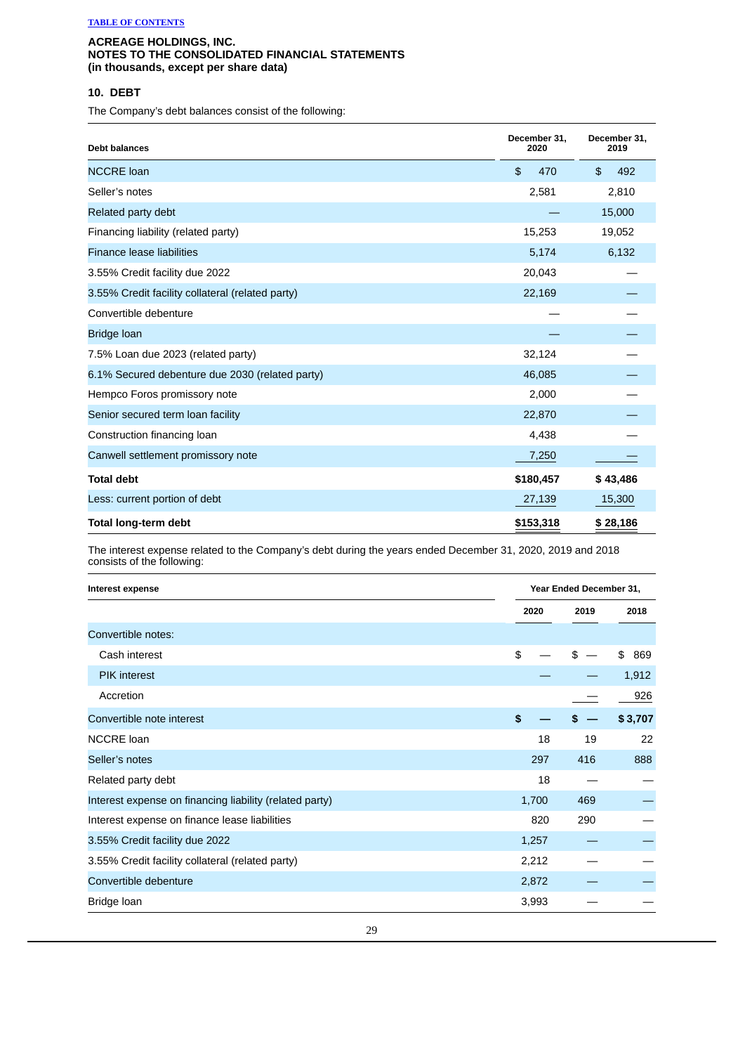**ACREAGE HOLDINGS, INC.**
**NOTES TO THE CONSOLIDATED FINANCIAL STATEMENTS**
**(in thousands, except per share data)**

## 10. DEBT

The Company's debt balances consist of the following:

| Debt balances | December 31, 2020 | December 31, 2019 |
|---|---|---|
| NCCRE loan | $ 470 | $ 492 |
| Seller's notes | 2,581 | 2,810 |
| Related party debt | — | 15,000 |
| Financing liability (related party) | 15,253 | 19,052 |
| Finance lease liabilities | 5,174 | 6,132 |
| 3.55% Credit facility due 2022 | 20,043 | — |
| 3.55% Credit facility collateral (related party) | 22,169 | — |
| Convertible debenture | — | — |
| Bridge loan | — | — |
| 7.5% Loan due 2023 (related party) | 32,124 | — |
| 6.1% Secured debenture due 2030 (related party) | 46,085 | — |
| Hempco Foros promissory note | 2,000 | — |
| Senior secured term loan facility | 22,870 | — |
| Construction financing loan | 4,438 | — |
| Canwell settlement promissory note | 7,250 | — |
| **Total debt** | **$180,457** | **$ 43,486** |
| Less: current portion of debt | 27,139 | 15,300 |
| **Total long-term debt** | **$153,318** | **$ 28,186** |

The interest expense related to the Company's debt during the years ended December 31, 2020, 2019 and 2018 consists of the following:

| Interest expense | Year Ended December 31, | | |
|---|---|---|---|
| | 2020 | 2019 | 2018 |
| Convertible notes: | | | |
| Cash interest | $ — | $ — | $ 869 |
| PIK interest | — | — | 1,912 |
| Accretion | | — | 926 |
| Convertible note interest | **$ —** | **$ —** | **$ 3,707** |
| NCCRE loan | 18 | 19 | 22 |
| Seller's notes | 297 | 416 | 888 |
| Related party debt | 18 | — | — |
| Interest expense on financing liability (related party) | 1,700 | 469 | — |
| Interest expense on finance lease liabilities | 820 | 290 | — |
| 3.55% Credit facility due 2022 | 1,257 | — | — |
| 3.55% Credit facility collateral (related party) | 2,212 | — | — |
| Convertible debenture | 2,872 | — | — |
| Bridge loan | 3,993 | — | — |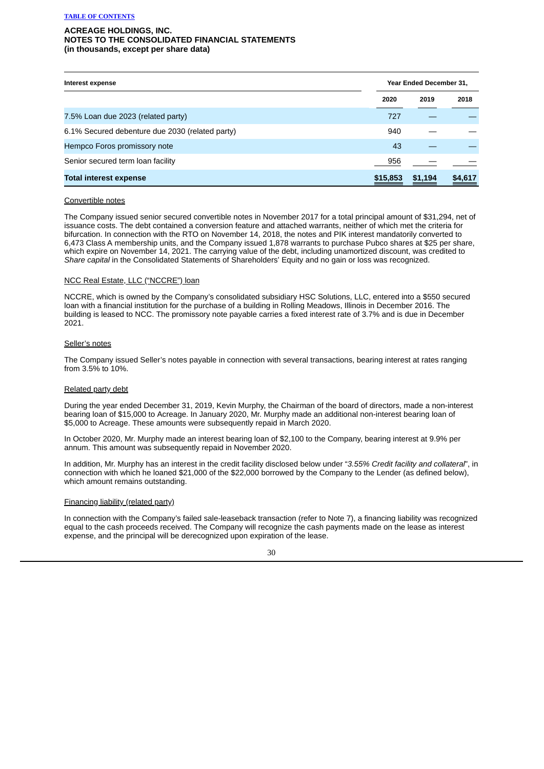**ACREAGE HOLDINGS, INC.**
**NOTES TO THE CONSOLIDATED FINANCIAL STATEMENTS**
**(in thousands, except per share data)**

| Interest expense | Year Ended December 31, | | |
|---|---|---|---|
| | 2020 | 2019 | 2018 |
| 7.5% Loan due 2023 (related party) | 727 | — | — |
| 6.1% Secured debenture due 2030 (related party) | 940 | — | — |
| Hempco Foros promissory note | 43 | — | — |
| Senior secured term loan facility | 956 | — | — |
| **Total interest expense** | **$15,853** | **$1,194** | **$4,617** |

Convertible notes

The Company issued senior secured convertible notes in November 2017 for a total principal amount of $31,294, net of issuance costs. The debt contained a conversion feature and attached warrants, neither of which met the criteria for bifurcation. In connection with the RTO on November 14, 2018, the notes and PIK interest mandatorily converted to 6,473 Class A membership units, and the Company issued 1,878 warrants to purchase Pubco shares at $25 per share, which expire on November 14, 2021. The carrying value of the debt, including unamortized discount, was credited to *Share capital* in the Consolidated Statements of Shareholders' Equity and no gain or loss was recognized.

NCC Real Estate, LLC ("NCCRE") loan

NCCRE, which is owned by the Company's consolidated subsidiary HSC Solutions, LLC, entered into a $550 secured loan with a financial institution for the purchase of a building in Rolling Meadows, Illinois in December 2016. The building is leased to NCC. The promissory note payable carries a fixed interest rate of 3.7% and is due in December 2021.

Seller's notes

The Company issued Seller's notes payable in connection with several transactions, bearing interest at rates ranging from 3.5% to 10%.

Related party debt

During the year ended December 31, 2019, Kevin Murphy, the Chairman of the board of directors, made a non-interest bearing loan of $15,000 to Acreage. In January 2020, Mr. Murphy made an additional non-interest bearing loan of $5,000 to Acreage. These amounts were subsequently repaid in March 2020.

In October 2020, Mr. Murphy made an interest bearing loan of $2,100 to the Company, bearing interest at 9.9% per annum. This amount was subsequently repaid in November 2020.

In addition, Mr. Murphy has an interest in the credit facility disclosed below under "*3.55% Credit facility and collateral*", in connection with which he loaned $21,000 of the $22,000 borrowed by the Company to the Lender (as defined below), which amount remains outstanding.

Financing liability (related party)

In connection with the Company's failed sale-leaseback transaction (refer to Note 7), a financing liability was recognized equal to the cash proceeds received. The Company will recognize the cash payments made on the lease as interest expense, and the principal will be derecognized upon expiration of the lease.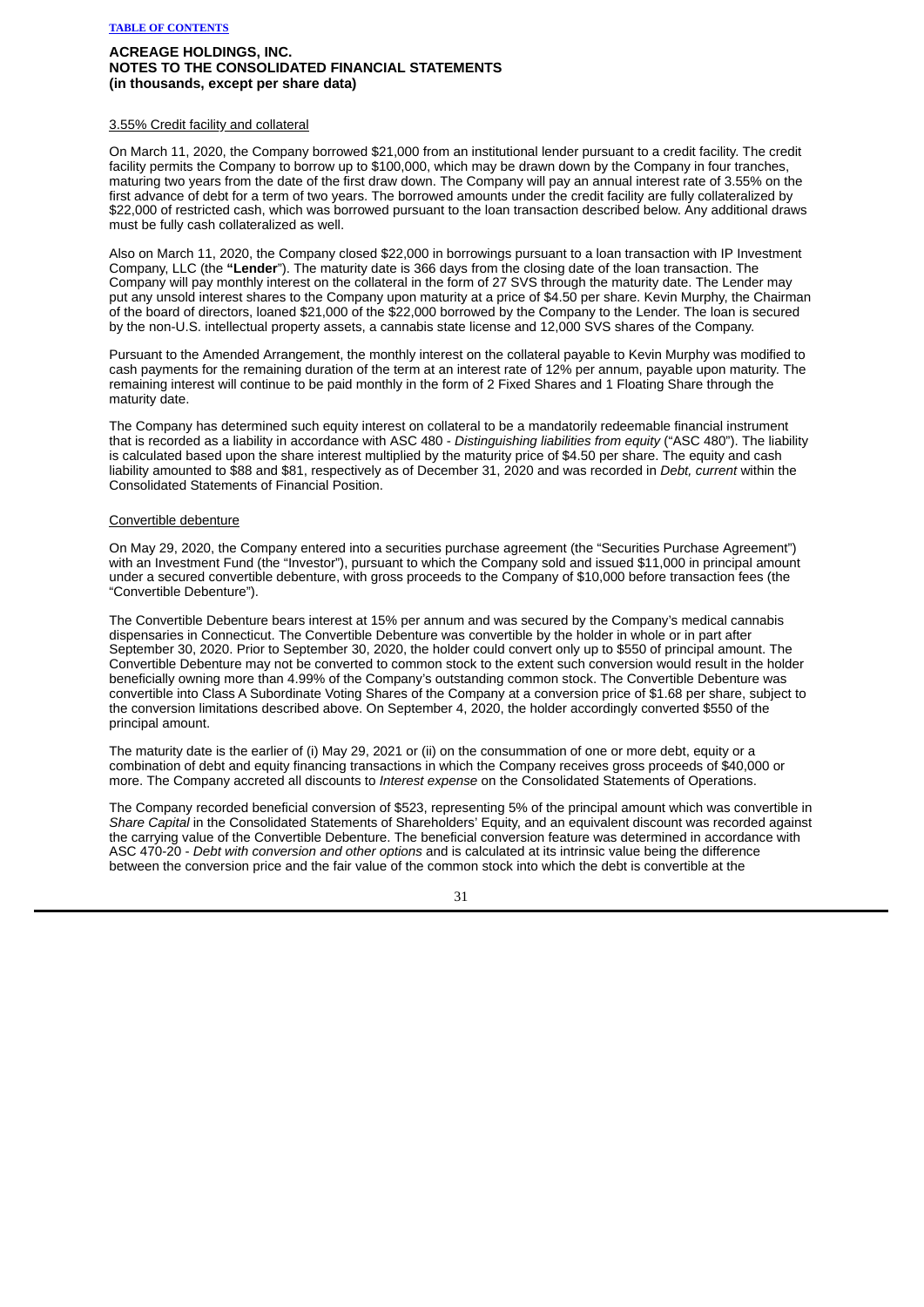ACREAGE HOLDINGS, INC.
NOTES TO THE CONSOLIDATED FINANCIAL STATEMENTS
(in thousands, except per share data)

3.55% Credit facility and collateral

On March 11, 2020, the Company borrowed $21,000 from an institutional lender pursuant to a credit facility. The credit facility permits the Company to borrow up to $100,000, which may be drawn down by the Company in four tranches, maturing two years from the date of the first draw down. The Company will pay an annual interest rate of 3.55% on the first advance of debt for a term of two years. The borrowed amounts under the credit facility are fully collateralized by $22,000 of restricted cash, which was borrowed pursuant to the loan transaction described below. Any additional draws must be fully cash collateralized as well.

Also on March 11, 2020, the Company closed $22,000 in borrowings pursuant to a loan transaction with IP Investment Company, LLC (the **"Lender**"). The maturity date is 366 days from the closing date of the loan transaction. The Company will pay monthly interest on the collateral in the form of 27 SVS through the maturity date. The Lender may put any unsold interest shares to the Company upon maturity at a price of $4.50 per share. Kevin Murphy, the Chairman of the board of directors, loaned $21,000 of the $22,000 borrowed by the Company to the Lender. The loan is secured by the non-U.S. intellectual property assets, a cannabis state license and 12,000 SVS shares of the Company.

Pursuant to the Amended Arrangement, the monthly interest on the collateral payable to Kevin Murphy was modified to cash payments for the remaining duration of the term at an interest rate of 12% per annum, payable upon maturity. The remaining interest will continue to be paid monthly in the form of 2 Fixed Shares and 1 Floating Share through the maturity date.

The Company has determined such equity interest on collateral to be a mandatorily redeemable financial instrument that is recorded as a liability in accordance with ASC 480 - *Distinguishing liabilities from equity* ("ASC 480"). The liability is calculated based upon the share interest multiplied by the maturity price of $4.50 per share. The equity and cash liability amounted to $88 and $81, respectively as of December 31, 2020 and was recorded in *Debt, current* within the Consolidated Statements of Financial Position.

Convertible debenture

On May 29, 2020, the Company entered into a securities purchase agreement (the "Securities Purchase Agreement") with an Investment Fund (the "Investor"), pursuant to which the Company sold and issued $11,000 in principal amount under a secured convertible debenture, with gross proceeds to the Company of $10,000 before transaction fees (the "Convertible Debenture").

The Convertible Debenture bears interest at 15% per annum and was secured by the Company's medical cannabis dispensaries in Connecticut. The Convertible Debenture was convertible by the holder in whole or in part after September 30, 2020. Prior to September 30, 2020, the holder could convert only up to $550 of principal amount. The Convertible Debenture may not be converted to common stock to the extent such conversion would result in the holder beneficially owning more than 4.99% of the Company's outstanding common stock. The Convertible Debenture was convertible into Class A Subordinate Voting Shares of the Company at a conversion price of $1.68 per share, subject to the conversion limitations described above. On September 4, 2020, the holder accordingly converted $550 of the principal amount.

The maturity date is the earlier of (i) May 29, 2021 or (ii) on the consummation of one or more debt, equity or a combination of debt and equity financing transactions in which the Company receives gross proceeds of $40,000 or more. The Company accreted all discounts to *Interest expense* on the Consolidated Statements of Operations.

The Company recorded beneficial conversion of $523, representing 5% of the principal amount which was convertible in *Share Capital* in the Consolidated Statements of Shareholders' Equity, and an equivalent discount was recorded against the carrying value of the Convertible Debenture. The beneficial conversion feature was determined in accordance with ASC 470-20 - *Debt with conversion and other options* and is calculated at its intrinsic value being the difference between the conversion price and the fair value of the common stock into which the debt is convertible at the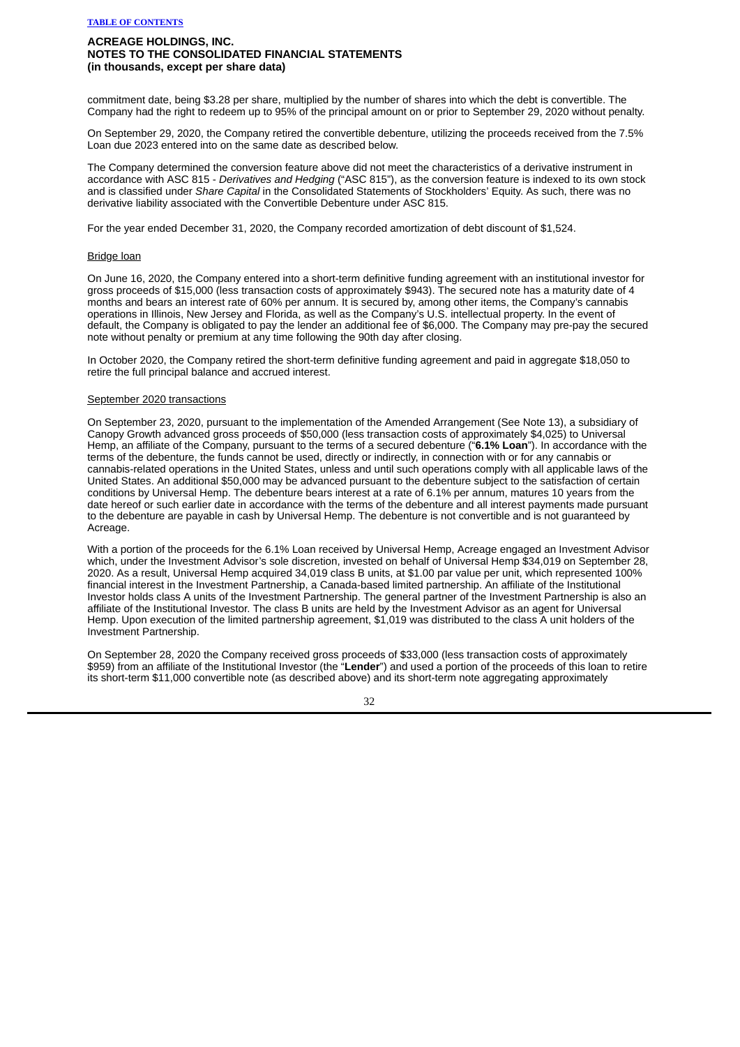commitment date, being $3.28 per share, multiplied by the number of shares into which the debt is convertible. The Company had the right to redeem up to 95% of the principal amount on or prior to September 29, 2020 without penalty.

On September 29, 2020, the Company retired the convertible debenture, utilizing the proceeds received from the 7.5% Loan due 2023 entered into on the same date as described below.

The Company determined the conversion feature above did not meet the characteristics of a derivative instrument in accordance with ASC 815 - *Derivatives and Hedging* ("ASC 815"), as the conversion feature is indexed to its own stock and is classified under *Share Capital* in the Consolidated Statements of Stockholders' Equity. As such, there was no derivative liability associated with the Convertible Debenture under ASC 815.

For the year ended December 31, 2020, the Company recorded amortization of debt discount of $1,524.

Bridge loan

On June 16, 2020, the Company entered into a short-term definitive funding agreement with an institutional investor for gross proceeds of $15,000 (less transaction costs of approximately $943). The secured note has a maturity date of 4 months and bears an interest rate of 60% per annum. It is secured by, among other items, the Company's cannabis operations in Illinois, New Jersey and Florida, as well as the Company's U.S. intellectual property. In the event of default, the Company is obligated to pay the lender an additional fee of $6,000. The Company may pre-pay the secured note without penalty or premium at any time following the 90th day after closing.

In October 2020, the Company retired the short-term definitive funding agreement and paid in aggregate $18,050 to retire the full principal balance and accrued interest.

September 2020 transactions

On September 23, 2020, pursuant to the implementation of the Amended Arrangement (See Note 13), a subsidiary of Canopy Growth advanced gross proceeds of $50,000 (less transaction costs of approximately $4,025) to Universal Hemp, an affiliate of the Company, pursuant to the terms of a secured debenture ("**6.1% Loan**"). In accordance with the terms of the debenture, the funds cannot be used, directly or indirectly, in connection with or for any cannabis or cannabis-related operations in the United States, unless and until such operations comply with all applicable laws of the United States. An additional $50,000 may be advanced pursuant to the debenture subject to the satisfaction of certain conditions by Universal Hemp. The debenture bears interest at a rate of 6.1% per annum, matures 10 years from the date hereof or such earlier date in accordance with the terms of the debenture and all interest payments made pursuant to the debenture are payable in cash by Universal Hemp. The debenture is not convertible and is not guaranteed by Acreage.

With a portion of the proceeds for the 6.1% Loan received by Universal Hemp, Acreage engaged an Investment Advisor which, under the Investment Advisor's sole discretion, invested on behalf of Universal Hemp $34,019 on September 28, 2020. As a result, Universal Hemp acquired 34,019 class B units, at $1.00 par value per unit, which represented 100% financial interest in the Investment Partnership, a Canada-based limited partnership. An affiliate of the Institutional Investor holds class A units of the Investment Partnership. The general partner of the Investment Partnership is also an affiliate of the Institutional Investor. The class B units are held by the Investment Advisor as an agent for Universal Hemp. Upon execution of the limited partnership agreement, $1,019 was distributed to the class A unit holders of the Investment Partnership.

On September 28, 2020 the Company received gross proceeds of $33,000 (less transaction costs of approximately $959) from an affiliate of the Institutional Investor (the "**Lender**") and used a portion of the proceeds of this loan to retire its short-term $11,000 convertible note (as described above) and its short-term note aggregating approximately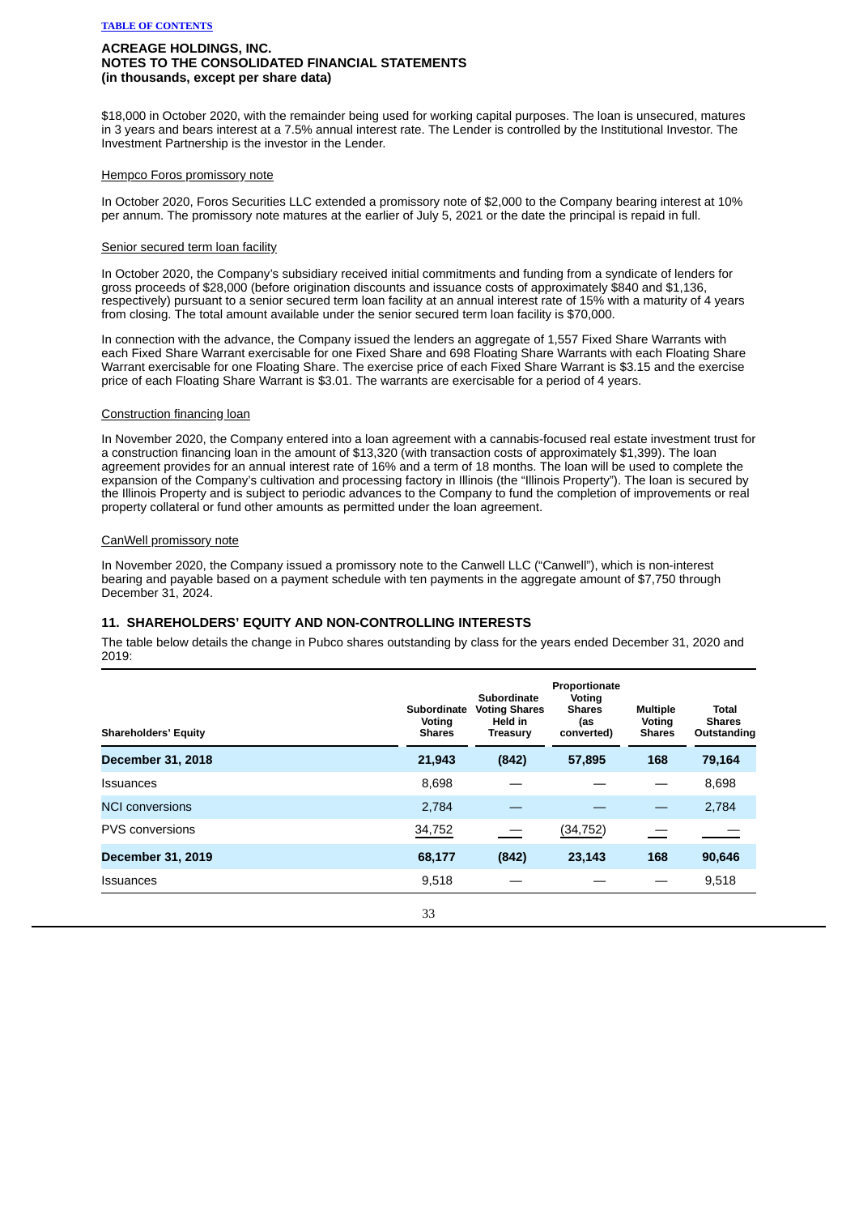ACREAGE HOLDINGS, INC.
NOTES TO THE CONSOLIDATED FINANCIAL STATEMENTS
(in thousands, except per share data)

$18,000 in October 2020, with the remainder being used for working capital purposes. The loan is unsecured, matures in 3 years and bears interest at a 7.5% annual interest rate. The Lender is controlled by the Institutional Investor. The Investment Partnership is the investor in the Lender.

Hempco Foros promissory note

In October 2020, Foros Securities LLC extended a promissory note of $2,000 to the Company bearing interest at 10% per annum. The promissory note matures at the earlier of July 5, 2021 or the date the principal is repaid in full.

Senior secured term loan facility

In October 2020, the Company's subsidiary received initial commitments and funding from a syndicate of lenders for gross proceeds of $28,000 (before origination discounts and issuance costs of approximately $840 and $1,136, respectively) pursuant to a senior secured term loan facility at an annual interest rate of 15% with a maturity of 4 years from closing. The total amount available under the senior secured term loan facility is $70,000.

In connection with the advance, the Company issued the lenders an aggregate of 1,557 Fixed Share Warrants with each Fixed Share Warrant exercisable for one Fixed Share and 698 Floating Share Warrants with each Floating Share Warrant exercisable for one Floating Share. The exercise price of each Fixed Share Warrant is $3.15 and the exercise price of each Floating Share Warrant is $3.01. The warrants are exercisable for a period of 4 years.

Construction financing loan

In November 2020, the Company entered into a loan agreement with a cannabis-focused real estate investment trust for a construction financing loan in the amount of $13,320 (with transaction costs of approximately $1,399). The loan agreement provides for an annual interest rate of 16% and a term of 18 months. The loan will be used to complete the expansion of the Company's cultivation and processing factory in Illinois (the "Illinois Property"). The loan is secured by the Illinois Property and is subject to periodic advances to the Company to fund the completion of improvements or real property collateral or fund other amounts as permitted under the loan agreement.

CanWell promissory note

In November 2020, the Company issued a promissory note to the Canwell LLC ("Canwell"), which is non-interest bearing and payable based on a payment schedule with ten payments in the aggregate amount of $7,750 through December 31, 2024.

## 11. SHAREHOLDERS' EQUITY AND NON-CONTROLLING INTERESTS

The table below details the change in Pubco shares outstanding by class for the years ended December 31, 2020 and 2019:

| Shareholders' Equity | Subordinate Voting Shares | Subordinate Voting Shares Held in Treasury | Proportionate Voting Shares (as converted) | Multiple Voting Shares | Total Shares Outstanding |
|---|---|---|---|---|---|
| **December 31, 2018** | **21,943** | **(842)** | **57,895** | **168** | **79,164** |
| Issuances | 8,698 | — | — | — | 8,698 |
| NCI conversions | 2,784 | — | — | — | 2,784 |
| PVS conversions | 34,752 | — | (34,752) | — | — |
| **December 31, 2019** | **68,177** | **(842)** | **23,143** | **168** | **90,646** |
| Issuances | 9,518 | — | — | — | 9,518 |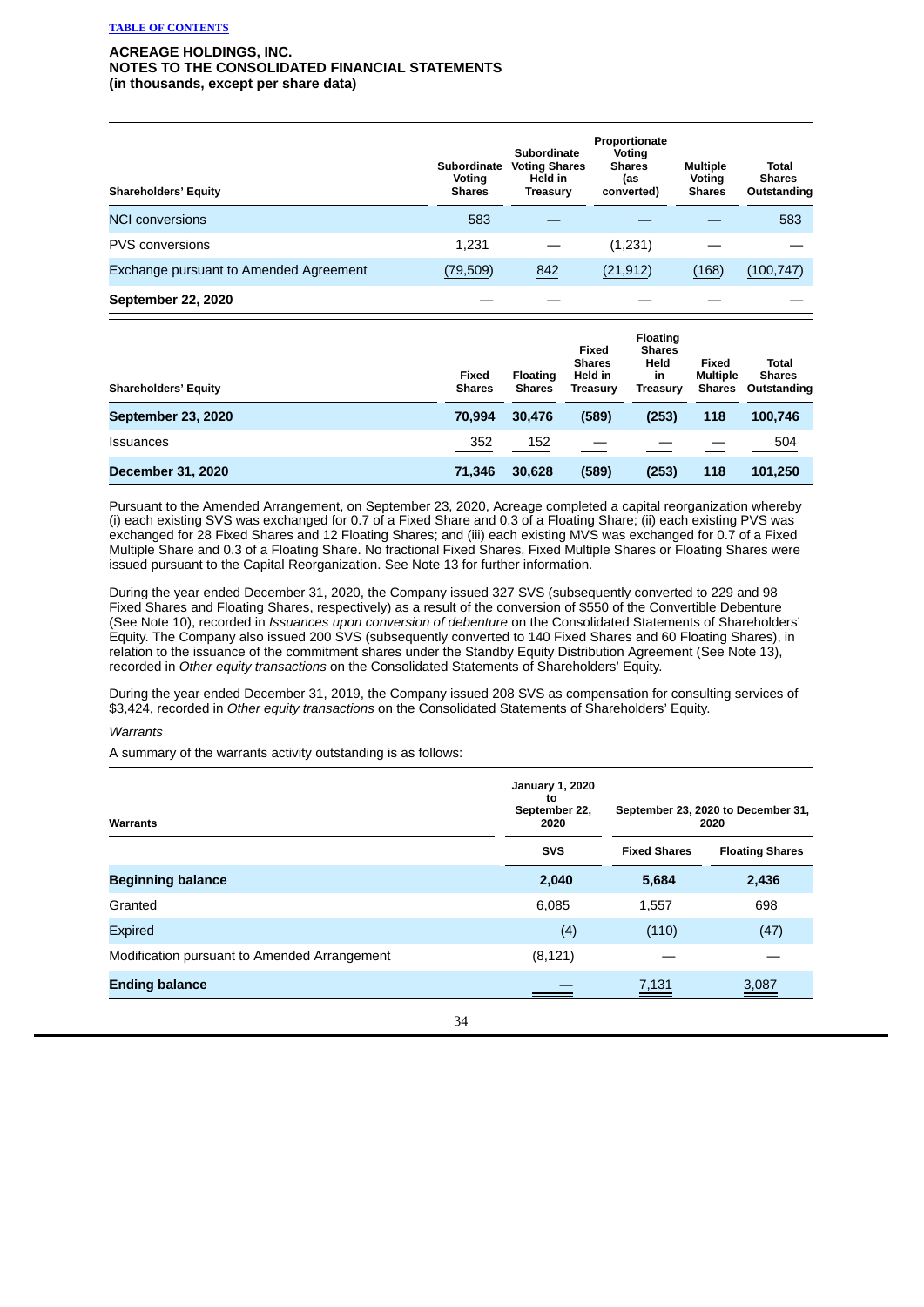**ACREAGE HOLDINGS, INC.**
**NOTES TO THE CONSOLIDATED FINANCIAL STATEMENTS**
**(in thousands, except per share data)**

| Shareholders' Equity | Subordinate Voting Shares | Subordinate Voting Shares Held in Treasury | Proportionate Voting Shares (as converted) | Multiple Voting Shares | Total Shares Outstanding |
|---|---|---|---|---|---|
| NCI conversions | 583 | — | — | — | 583 |
| PVS conversions | 1,231 | — | (1,231) | — | — |
| Exchange pursuant to Amended Agreement | (79,509) | 842 | (21,912) | (168) | (100,747) |
| **September 22, 2020** | — | — | — | — | — |

| Shareholders' Equity | Fixed Shares | Floating Shares | Fixed Shares Held in Treasury | Floating Shares Held in Treasury | Fixed Multiple Shares | Total Shares Outstanding |
|---|---|---|---|---|---|---|
| **September 23, 2020** | **70,994** | **30,476** | **(589)** | **(253)** | **118** | **100,746** |
| Issuances | 352 | 152 | — | — | — | 504 |
| **December 31, 2020** | **71,346** | **30,628** | **(589)** | **(253)** | **118** | **101,250** |

Pursuant to the Amended Arrangement, on September 23, 2020, Acreage completed a capital reorganization whereby (i) each existing SVS was exchanged for 0.7 of a Fixed Share and 0.3 of a Floating Share; (ii) each existing PVS was exchanged for 28 Fixed Shares and 12 Floating Shares; and (iii) each existing MVS was exchanged for 0.7 of a Fixed Multiple Share and 0.3 of a Floating Share. No fractional Fixed Shares, Fixed Multiple Shares or Floating Shares were issued pursuant to the Capital Reorganization. See Note 13 for further information.

During the year ended December 31, 2020, the Company issued 327 SVS (subsequently converted to 229 and 98 Fixed Shares and Floating Shares, respectively) as a result of the conversion of $550 of the Convertible Debenture (See Note 10), recorded in *Issuances upon conversion of debenture* on the Consolidated Statements of Shareholders' Equity. The Company also issued 200 SVS (subsequently converted to 140 Fixed Shares and 60 Floating Shares), in relation to the issuance of the commitment shares under the Standby Equity Distribution Agreement (See Note 13), recorded in *Other equity transactions* on the Consolidated Statements of Shareholders' Equity.

During the year ended December 31, 2019, the Company issued 208 SVS as compensation for consulting services of $3,424, recorded in *Other equity transactions* on the Consolidated Statements of Shareholders' Equity.

*Warrants*

A summary of the warrants activity outstanding is as follows:

| Warrants | January 1, 2020 to September 22, 2020 | September 23, 2020 to December 31, 2020 | |
|---|---|---|---|
| | SVS | Fixed Shares | Floating Shares |
| **Beginning balance** | **2,040** | **5,684** | **2,436** |
| Granted | 6,085 | 1,557 | 698 |
| Expired | (4) | (110) | (47) |
| Modification pursuant to Amended Arrangement | (8,121) | — | — |
| **Ending balance** | — | 7,131 | 3,087 |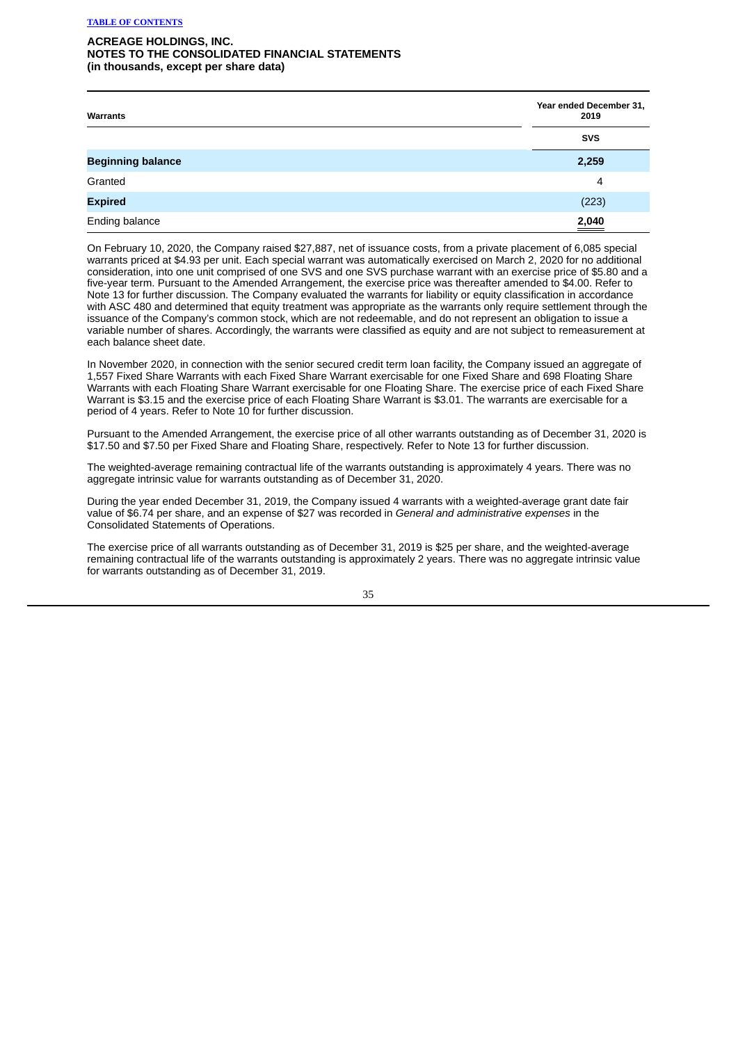**ACREAGE HOLDINGS, INC.**
**NOTES TO THE CONSOLIDATED FINANCIAL STATEMENTS**
**(in thousands, except per share data)**

| Warrants | Year ended December 31, 2019 |
|---|---|
| | SVS |
| **Beginning balance** | **2,259** |
| Granted | 4 |
| **Expired** | (223) |
| Ending balance | 2,040 |

On February 10, 2020, the Company raised $27,887, net of issuance costs, from a private placement of 6,085 special warrants priced at $4.93 per unit. Each special warrant was automatically exercised on March 2, 2020 for no additional consideration, into one unit comprised of one SVS and one SVS purchase warrant with an exercise price of $5.80 and a five-year term. Pursuant to the Amended Arrangement, the exercise price was thereafter amended to $4.00. Refer to Note 13 for further discussion. The Company evaluated the warrants for liability or equity classification in accordance with ASC 480 and determined that equity treatment was appropriate as the warrants only require settlement through the issuance of the Company's common stock, which are not redeemable, and do not represent an obligation to issue a variable number of shares. Accordingly, the warrants were classified as equity and are not subject to remeasurement at each balance sheet date.

In November 2020, in connection with the senior secured credit term loan facility, the Company issued an aggregate of 1,557 Fixed Share Warrants with each Fixed Share Warrant exercisable for one Fixed Share and 698 Floating Share Warrants with each Floating Share Warrant exercisable for one Floating Share. The exercise price of each Fixed Share Warrant is $3.15 and the exercise price of each Floating Share Warrant is $3.01. The warrants are exercisable for a period of 4 years. Refer to Note 10 for further discussion.

Pursuant to the Amended Arrangement, the exercise price of all other warrants outstanding as of December 31, 2020 is $17.50 and $7.50 per Fixed Share and Floating Share, respectively. Refer to Note 13 for further discussion.

The weighted-average remaining contractual life of the warrants outstanding is approximately 4 years. There was no aggregate intrinsic value for warrants outstanding as of December 31, 2020.

During the year ended December 31, 2019, the Company issued 4 warrants with a weighted-average grant date fair value of $6.74 per share, and an expense of $27 was recorded in *General and administrative expenses* in the Consolidated Statements of Operations.

The exercise price of all warrants outstanding as of December 31, 2019 is $25 per share, and the weighted-average remaining contractual life of the warrants outstanding is approximately 2 years. There was no aggregate intrinsic value for warrants outstanding as of December 31, 2019.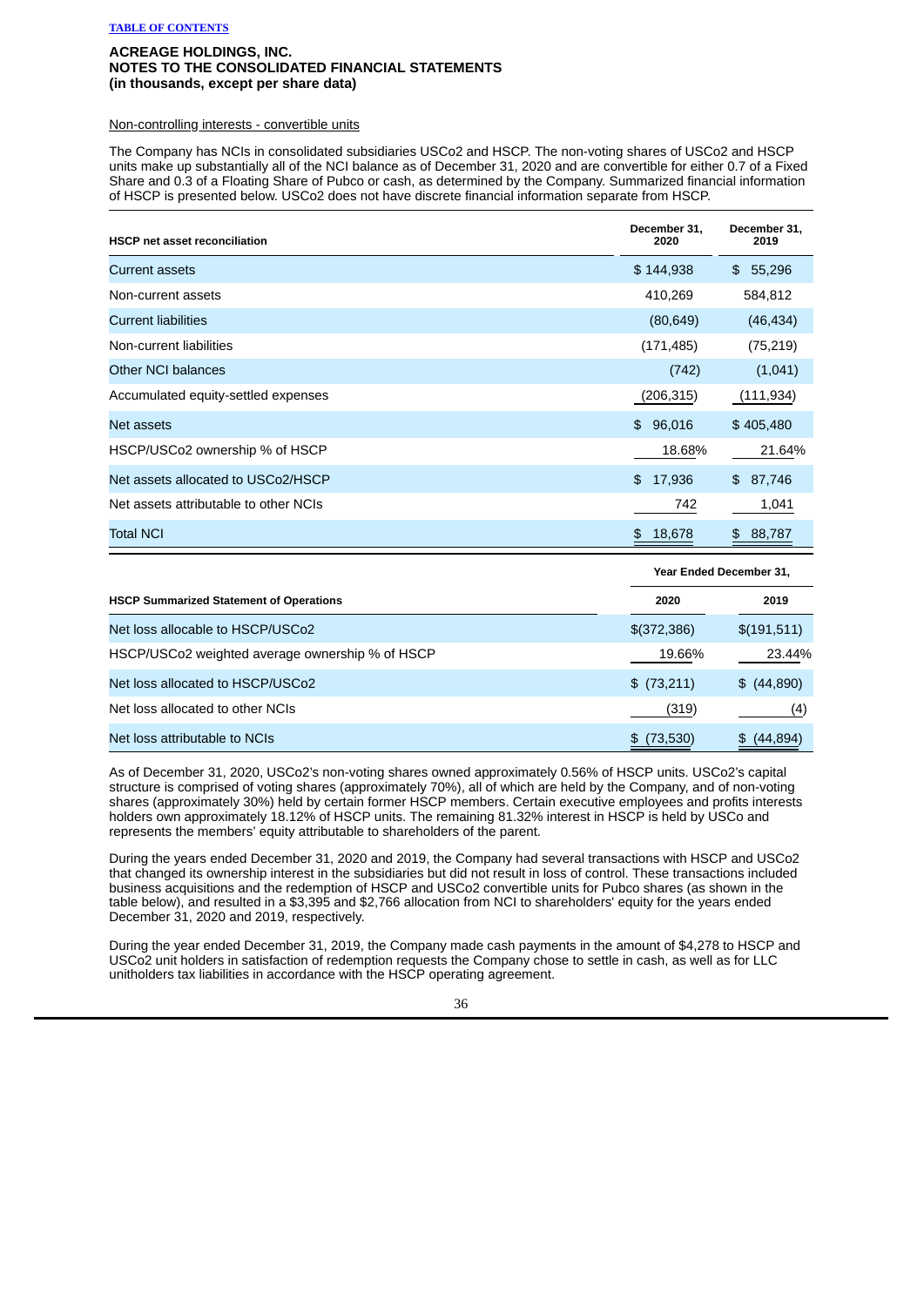**ACREAGE HOLDINGS, INC.**
**NOTES TO THE CONSOLIDATED FINANCIAL STATEMENTS**
**(in thousands, except per share data)**

Non-controlling interests - convertible units

The Company has NCIs in consolidated subsidiaries USCo2 and HSCP. The non-voting shares of USCo2 and HSCP units make up substantially all of the NCI balance as of December 31, 2020 and are convertible for either 0.7 of a Fixed Share and 0.3 of a Floating Share of Pubco or cash, as determined by the Company. Summarized financial information of HSCP is presented below. USCo2 does not have discrete financial information separate from HSCP.

| HSCP net asset reconciliation | December 31, 2020 | December 31, 2019 |
|---|---|---|
| Current assets | $ 144,938 | $ 55,296 |
| Non-current assets | 410,269 | 584,812 |
| Current liabilities | (80,649) | (46,434) |
| Non-current liabilities | (171,485) | (75,219) |
| Other NCI balances | (742) | (1,041) |
| Accumulated equity-settled expenses | (206,315) | (111,934) |
| Net assets | $ 96,016 | $ 405,480 |
| HSCP/USCo2 ownership % of HSCP | 18.68% | 21.64% |
| Net assets allocated to USCo2/HSCP | $ 17,936 | $ 87,746 |
| Net assets attributable to other NCIs | 742 | 1,041 |
| Total NCI | $ 18,678 | $ 88,787 |

| | Year Ended December 31, | |
|---|---|---|
| **HSCP Summarized Statement of Operations** | **2020** | **2019** |
| Net loss allocable to HSCP/USCo2 | $(372,386) | $(191,511) |
| HSCP/USCo2 weighted average ownership % of HSCP | 19.66% | 23.44% |
| Net loss allocated to HSCP/USCo2 | $ (73,211) | $ (44,890) |
| Net loss allocated to other NCIs | (319) | (4) |
| Net loss attributable to NCIs | $ (73,530) | $ (44,894) |

As of December 31, 2020, USCo2's non-voting shares owned approximately 0.56% of HSCP units. USCo2's capital structure is comprised of voting shares (approximately 70%), all of which are held by the Company, and of non-voting shares (approximately 30%) held by certain former HSCP members. Certain executive employees and profits interests holders own approximately 18.12% of HSCP units. The remaining 81.32% interest in HSCP is held by USCo and represents the members' equity attributable to shareholders of the parent.

During the years ended December 31, 2020 and 2019, the Company had several transactions with HSCP and USCo2 that changed its ownership interest in the subsidiaries but did not result in loss of control. These transactions included business acquisitions and the redemption of HSCP and USCo2 convertible units for Pubco shares (as shown in the table below), and resulted in a $3,395 and $2,766 allocation from NCI to shareholders' equity for the years ended December 31, 2020 and 2019, respectively.

During the year ended December 31, 2019, the Company made cash payments in the amount of $4,278 to HSCP and USCo2 unit holders in satisfaction of redemption requests the Company chose to settle in cash, as well as for LLC unitholders tax liabilities in accordance with the HSCP operating agreement.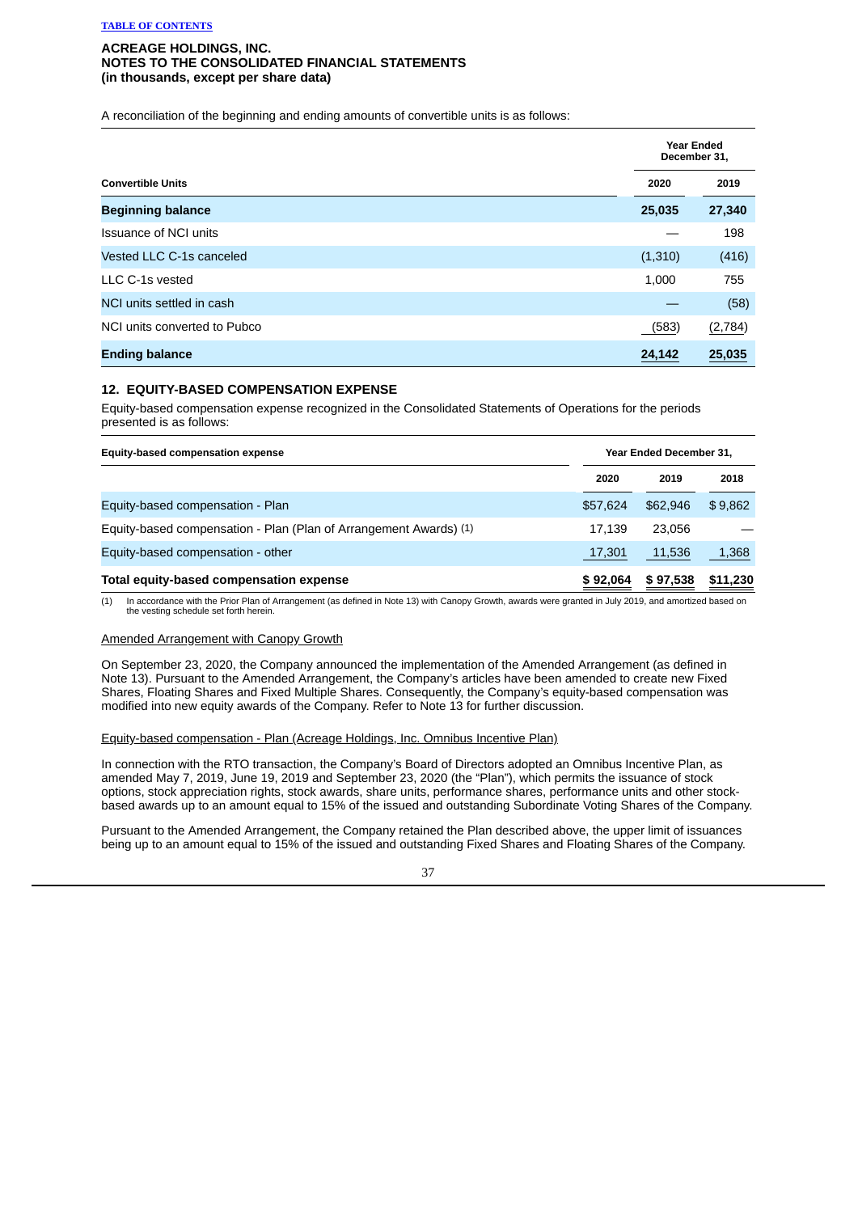ACREAGE HOLDINGS, INC.
NOTES TO THE CONSOLIDATED FINANCIAL STATEMENTS
(in thousands, except per share data)

A reconciliation of the beginning and ending amounts of convertible units is as follows:

| Convertible Units | Year Ended December 31, 2020 | 2019 |
|---|---|---|
| **Beginning balance** | **25,035** | **27,340** |
| Issuance of NCI units | — | 198 |
| Vested LLC C-1s canceled | (1,310) | (416) |
| LLC C-1s vested | 1,000 | 755 |
| NCI units settled in cash | — | (58) |
| NCI units converted to Pubco | (583) | (2,784) |
| **Ending balance** | **24,142** | **25,035** |

## 12. EQUITY-BASED COMPENSATION EXPENSE

Equity-based compensation expense recognized in the Consolidated Statements of Operations for the periods presented is as follows:

| Equity-based compensation expense | Year Ended December 31, 2020 | 2019 | 2018 |
|---|---|---|---|
| Equity-based compensation - Plan | $57,624 | $62,946 | $ 9,862 |
| Equity-based compensation - Plan (Plan of Arrangement Awards) (1) | 17,139 | 23,056 | — |
| Equity-based compensation - other | 17,301 | 11,536 | 1,368 |
| **Total equity-based compensation expense** | **$ 92,064** | **$ 97,538** | **$11,230** |

(1) In accordance with the Prior Plan of Arrangement (as defined in Note 13) with Canopy Growth, awards were granted in July 2019, and amortized based on the vesting schedule set forth herein.

Amended Arrangement with Canopy Growth

On September 23, 2020, the Company announced the implementation of the Amended Arrangement (as defined in Note 13). Pursuant to the Amended Arrangement, the Company's articles have been amended to create new Fixed Shares, Floating Shares and Fixed Multiple Shares. Consequently, the Company's equity-based compensation was modified into new equity awards of the Company. Refer to Note 13 for further discussion.

Equity-based compensation - Plan (Acreage Holdings, Inc. Omnibus Incentive Plan)

In connection with the RTO transaction, the Company's Board of Directors adopted an Omnibus Incentive Plan, as amended May 7, 2019, June 19, 2019 and September 23, 2020 (the "Plan"), which permits the issuance of stock options, stock appreciation rights, stock awards, share units, performance shares, performance units and other stock-based awards up to an amount equal to 15% of the issued and outstanding Subordinate Voting Shares of the Company.

Pursuant to the Amended Arrangement, the Company retained the Plan described above, the upper limit of issuances being up to an amount equal to 15% of the issued and outstanding Fixed Shares and Floating Shares of the Company.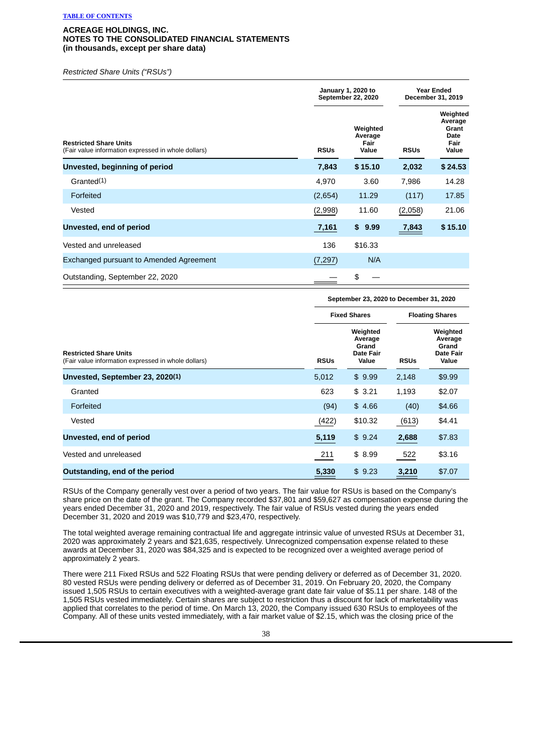**ACREAGE HOLDINGS, INC.**
**NOTES TO THE CONSOLIDATED FINANCIAL STATEMENTS**
**(in thousands, except per share data)**

*Restricted Share Units ("RSUs")*

| Restricted Share Units (Fair value information expressed in whole dollars) | January 1, 2020 to September 22, 2020 | | Year Ended December 31, 2019 | |
|---|---|---|---|---|
| | RSUs | Weighted Average Fair Value | RSUs | Weighted Average Grant Date Fair Value |
| **Unvested, beginning of period** | **7,843** | **$ 15.10** | **2,032** | **$ 24.53** |
| Granted(1) | 4,970 | 3.60 | 7,986 | 14.28 |
| Forfeited | (2,654) | 11.29 | (117) | 17.85 |
| Vested | (2,998) | 11.60 | (2,058) | 21.06 |
| **Unvested, end of period** | **7,161** | **$ 9.99** | **7,843** | **$ 15.10** |
| Vested and unreleased | 136 | $16.33 | | |
| Exchanged pursuant to Amended Agreement | (7,297) | N/A | | |
| Outstanding, September 22, 2020 | — | $ — | | |

| Restricted Share Units (Fair value information expressed in whole dollars) | September 23, 2020 to December 31, 2020 | | | |
|---|---|---|---|---|
| | Fixed Shares | | Floating Shares | |
| | RSUs | Weighted Average Grand Date Fair Value | RSUs | Weighted Average Grand Date Fair Value |
| **Unvested, September 23, 2020(1)** | 5,012 | $ 9.99 | 2,148 | $9.99 |
| Granted | 623 | $ 3.21 | 1,193 | $2.07 |
| Forfeited | (94) | $ 4.66 | (40) | $4.66 |
| Vested | (422) | $10.32 | (613) | $4.41 |
| **Unvested, end of period** | **5,119** | $ 9.24 | **2,688** | $7.83 |
| Vested and unreleased | 211 | $ 8.99 | 522 | $3.16 |
| **Outstanding, end of the period** | **5,330** | $ 9.23 | **3,210** | $7.07 |

RSUs of the Company generally vest over a period of two years. The fair value for RSUs is based on the Company's share price on the date of the grant. The Company recorded $37,801 and $59,627 as compensation expense during the years ended December 31, 2020 and 2019, respectively. The fair value of RSUs vested during the years ended December 31, 2020 and 2019 was $10,779 and $23,470, respectively.

The total weighted average remaining contractual life and aggregate intrinsic value of unvested RSUs at December 31, 2020 was approximately 2 years and $21,635, respectively. Unrecognized compensation expense related to these awards at December 31, 2020 was $84,325 and is expected to be recognized over a weighted average period of approximately 2 years.

There were 211 Fixed RSUs and 522 Floating RSUs that were pending delivery or deferred as of December 31, 2020. 80 vested RSUs were pending delivery or deferred as of December 31, 2019. On February 20, 2020, the Company issued 1,505 RSUs to certain executives with a weighted-average grant date fair value of $5.11 per share. 148 of the 1,505 RSUs vested immediately. Certain shares are subject to restriction thus a discount for lack of marketability was applied that correlates to the period of time. On March 13, 2020, the Company issued 630 RSUs to employees of the Company. All of these units vested immediately, with a fair market value of $2.15, which was the closing price of the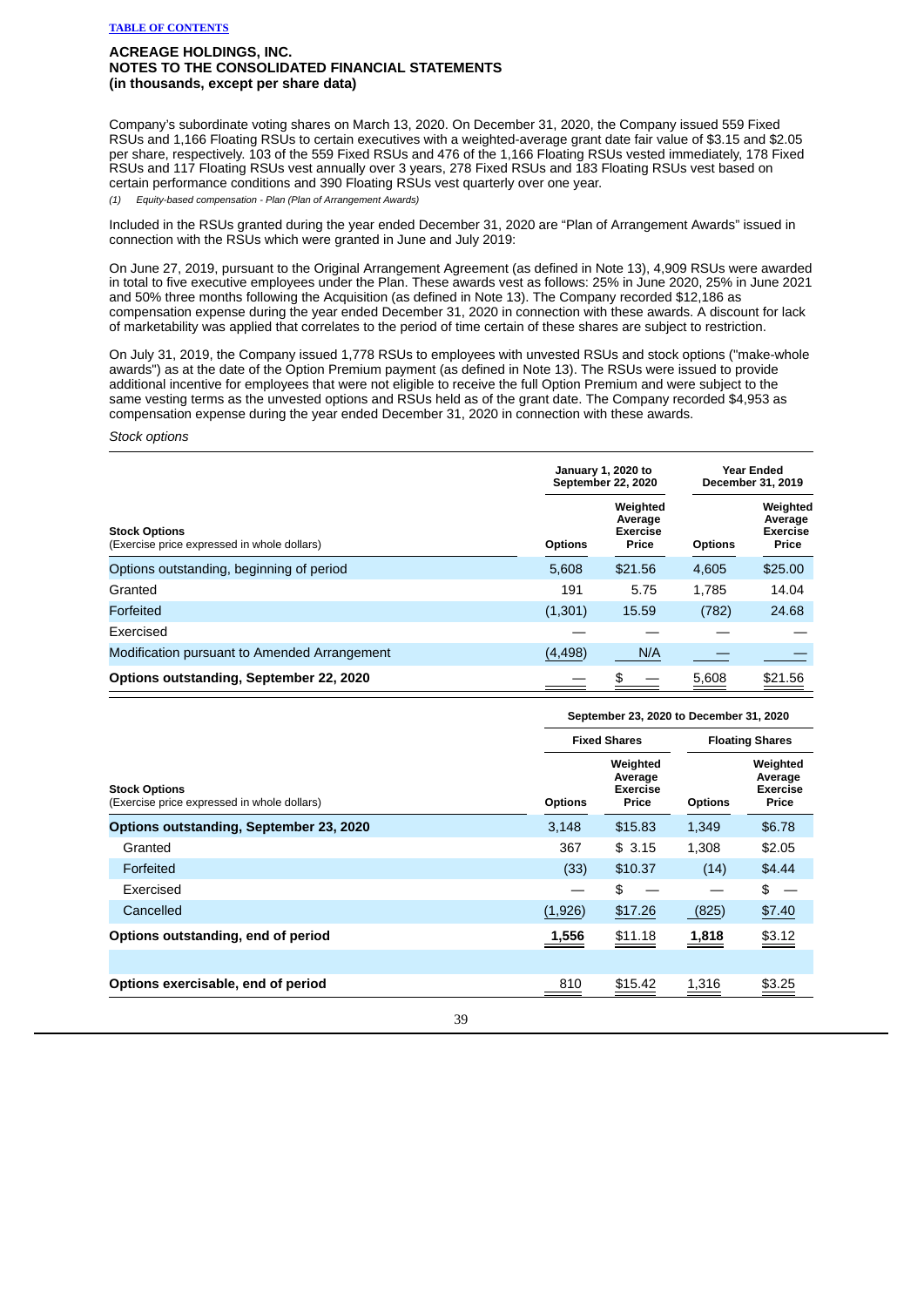**ACREAGE HOLDINGS, INC.**
**NOTES TO THE CONSOLIDATED FINANCIAL STATEMENTS**
**(in thousands, except per share data)**

Company's subordinate voting shares on March 13, 2020. On December 31, 2020, the Company issued 559 Fixed RSUs and 1,166 Floating RSUs to certain executives with a weighted-average grant date fair value of $3.15 and $2.05 per share, respectively. 103 of the 559 Fixed RSUs and 476 of the 1,166 Floating RSUs vested immediately, 178 Fixed RSUs and 117 Floating RSUs vest annually over 3 years, 278 Fixed RSUs and 183 Floating RSUs vest based on certain performance conditions and 390 Floating RSUs vest quarterly over one year.

*(1) Equity-based compensation - Plan (Plan of Arrangement Awards)*

Included in the RSUs granted during the year ended December 31, 2020 are "Plan of Arrangement Awards" issued in connection with the RSUs which were granted in June and July 2019:

On June 27, 2019, pursuant to the Original Arrangement Agreement (as defined in Note 13), 4,909 RSUs were awarded in total to five executive employees under the Plan. These awards vest as follows: 25% in June 2020, 25% in June 2021 and 50% three months following the Acquisition (as defined in Note 13). The Company recorded $12,186 as compensation expense during the year ended December 31, 2020 in connection with these awards. A discount for lack of marketability was applied that correlates to the period of time certain of these shares are subject to restriction.

On July 31, 2019, the Company issued 1,778 RSUs to employees with unvested RSUs and stock options ("make-whole awards") as at the date of the Option Premium payment (as defined in Note 13). The RSUs were issued to provide additional incentive for employees that were not eligible to receive the full Option Premium and were subject to the same vesting terms as the unvested options and RSUs held as of the grant date. The Company recorded $4,953 as compensation expense during the year ended December 31, 2020 in connection with these awards.

*Stock options*

| **Stock Options**<br>(Exercise price expressed in whole dollars) | **January 1, 2020 to September 22, 2020** | | **Year Ended December 31, 2019** | |
|---|---|---|---|---|
| | **Options** | **Weighted Average Exercise Price** | **Options** | **Weighted Average Exercise Price** |
| Options outstanding, beginning of period | 5,608 | $21.56 | 4,605 | $25.00 |
| Granted | 191 | 5.75 | 1,785 | 14.04 |
| Forfeited | (1,301) | 15.59 | (782) | 24.68 |
| Exercised | — | — | — | — |
| Modification pursuant to Amended Arrangement | (4,498) | N/A | — | — |
| **Options outstanding, September 22, 2020** | — | $ — | 5,608 | $21.56 |

| **Stock Options**<br>(Exercise price expressed in whole dollars) | **September 23, 2020 to December 31, 2020** | | | |
|---|---|---|---|---|
| | **Fixed Shares** | | **Floating Shares** | |
| | **Options** | **Weighted Average Exercise Price** | **Options** | **Weighted Average Exercise Price** |
| **Options outstanding, September 23, 2020** | 3,148 | $15.83 | 1,349 | $6.78 |
| Granted | 367 | $ 3.15 | 1,308 | $2.05 |
| Forfeited | (33) | $10.37 | (14) | $4.44 |
| Exercised | — | $ — | — | $ — |
| Cancelled | (1,926) | $17.26 | (825) | $7.40 |
| **Options outstanding, end of period** | **1,556** | $11.18 | **1,818** | $3.12 |
| | | | | |
| **Options exercisable, end of period** | 810 | $15.42 | 1,316 | $3.25 |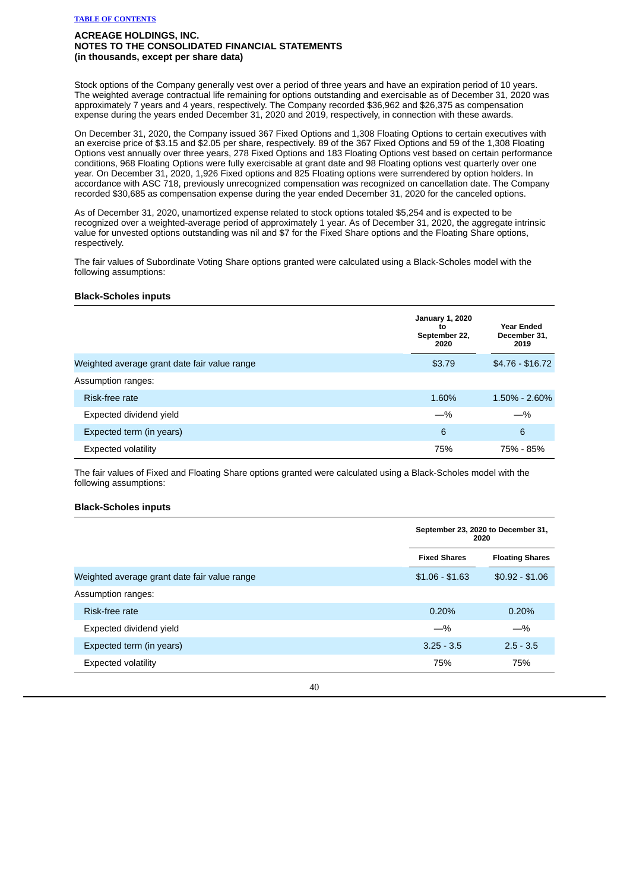**ACREAGE HOLDINGS, INC.**
**NOTES TO THE CONSOLIDATED FINANCIAL STATEMENTS**
**(in thousands, except per share data)**

Stock options of the Company generally vest over a period of three years and have an expiration period of 10 years. The weighted average contractual life remaining for options outstanding and exercisable as of December 31, 2020 was approximately 7 years and 4 years, respectively. The Company recorded $36,962 and $26,375 as compensation expense during the years ended December 31, 2020 and 2019, respectively, in connection with these awards.

On December 31, 2020, the Company issued 367 Fixed Options and 1,308 Floating Options to certain executives with an exercise price of $3.15 and $2.05 per share, respectively. 89 of the 367 Fixed Options and 59 of the 1,308 Floating Options vest annually over three years, 278 Fixed Options and 183 Floating Options vest based on certain performance conditions, 968 Floating Options were fully exercisable at grant date and 98 Floating options vest quarterly over one year. On December 31, 2020, 1,926 Fixed options and 825 Floating options were surrendered by option holders. In accordance with ASC 718, previously unrecognized compensation was recognized on cancellation date. The Company recorded $30,685 as compensation expense during the year ended December 31, 2020 for the canceled options.

As of December 31, 2020, unamortized expense related to stock options totaled $5,254 and is expected to be recognized over a weighted-average period of approximately 1 year. As of December 31, 2020, the aggregate intrinsic value for unvested options outstanding was nil and $7 for the Fixed Share options and the Floating Share options, respectively.

The fair values of Subordinate Voting Share options granted were calculated using a Black-Scholes model with the following assumptions:

**Black-Scholes inputs**

| | January 1, 2020 to September 22, 2020 | Year Ended December 31, 2019 |
|---|---|---|
| Weighted average grant date fair value range | $3.79 | $4.76 - $16.72 |
| Assumption ranges: | | |
| Risk-free rate | 1.60% | 1.50% - 2.60% |
| Expected dividend yield | —% | —% |
| Expected term (in years) | 6 | 6 |
| Expected volatility | 75% | 75% - 85% |

The fair values of Fixed and Floating Share options granted were calculated using a Black-Scholes model with the following assumptions:

**Black-Scholes inputs**

| | September 23, 2020 to December 31, 2020 | |
|---|---|---|
| | Fixed Shares | Floating Shares |
| Weighted average grant date fair value range | $1.06 - $1.63 | $0.92 - $1.06 |
| Assumption ranges: | | |
| Risk-free rate | 0.20% | 0.20% |
| Expected dividend yield | —% | —% |
| Expected term (in years) | 3.25 - 3.5 | 2.5 - 3.5 |
| Expected volatility | 75% | 75% |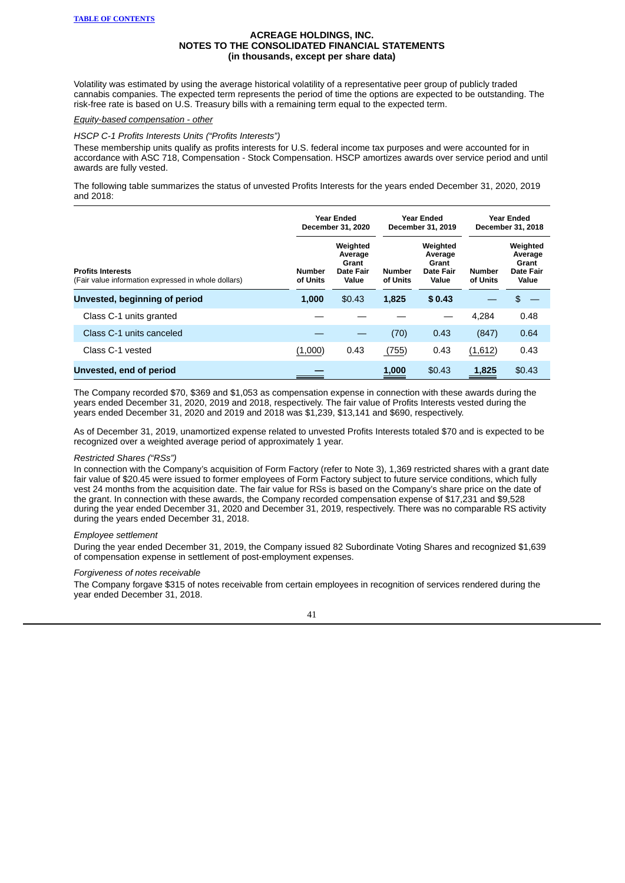**ACREAGE HOLDINGS, INC.**
**NOTES TO THE CONSOLIDATED FINANCIAL STATEMENTS**
**(in thousands, except per share data)**

Volatility was estimated by using the average historical volatility of a representative peer group of publicly traded cannabis companies. The expected term represents the period of time the options are expected to be outstanding. The risk-free rate is based on U.S. Treasury bills with a remaining term equal to the expected term.

*Equity-based compensation - other*

*HSCP C-1 Profits Interests Units ("Profits Interests")*

These membership units qualify as profits interests for U.S. federal income tax purposes and were accounted for in accordance with ASC 718, Compensation - Stock Compensation. HSCP amortizes awards over service period and until awards are fully vested.

The following table summarizes the status of unvested Profits Interests for the years ended December 31, 2020, 2019 and 2018:

| **Profits Interests** (Fair value information expressed in whole dollars) | **Year Ended December 31, 2020** | | **Year Ended December 31, 2019** | | **Year Ended December 31, 2018** | |
|---|---|---|---|---|---|---|
| | **Number of Units** | **Weighted Average Grant Date Fair Value** | **Number of Units** | **Weighted Average Grant Date Fair Value** | **Number of Units** | **Weighted Average Grant Date Fair Value** |
| **Unvested, beginning of period** | **1,000** | $0.43 | **1,825** | **$ 0.43** | — | $ — |
| Class C-1 units granted | — | — | — | — | 4,284 | 0.48 |
| Class C-1 units canceled | — | — | (70) | 0.43 | (847) | 0.64 |
| Class C-1 vested | (1,000) | 0.43 | (755) | 0.43 | (1,612) | 0.43 |
| **Unvested, end of period** | **—** | | **1,000** | $0.43 | **1,825** | $0.43 |

The Company recorded $70, $369 and $1,053 as compensation expense in connection with these awards during the years ended December 31, 2020, 2019 and 2018, respectively. The fair value of Profits Interests vested during the years ended December 31, 2020 and 2019 and 2018 was $1,239, $13,141 and $690, respectively.

As of December 31, 2019, unamortized expense related to unvested Profits Interests totaled $70 and is expected to be recognized over a weighted average period of approximately 1 year.

*Restricted Shares ("RSs")*

In connection with the Company's acquisition of Form Factory (refer to Note 3), 1,369 restricted shares with a grant date fair value of $20.45 were issued to former employees of Form Factory subject to future service conditions, which fully vest 24 months from the acquisition date. The fair value for RSs is based on the Company's share price on the date of the grant. In connection with these awards, the Company recorded compensation expense of $17,231 and $9,528 during the year ended December 31, 2020 and December 31, 2019, respectively. There was no comparable RS activity during the years ended December 31, 2018.

*Employee settlement*

During the year ended December 31, 2019, the Company issued 82 Subordinate Voting Shares and recognized $1,639 of compensation expense in settlement of post-employment expenses.

*Forgiveness of notes receivable*

The Company forgave $315 of notes receivable from certain employees in recognition of services rendered during the year ended December 31, 2018.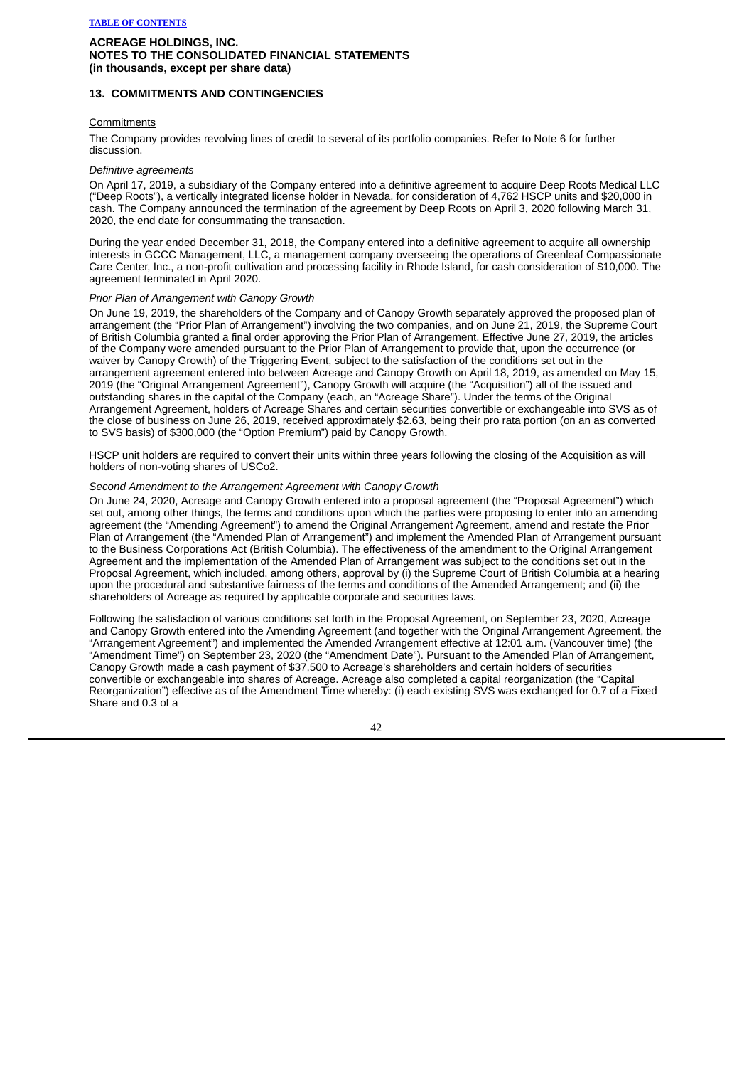**ACREAGE HOLDINGS, INC.**
**NOTES TO THE CONSOLIDATED FINANCIAL STATEMENTS**
**(in thousands, except per share data)**

## 13. COMMITMENTS AND CONTINGENCIES

Commitments

The Company provides revolving lines of credit to several of its portfolio companies. Refer to Note 6 for further discussion.

*Definitive agreements*

On April 17, 2019, a subsidiary of the Company entered into a definitive agreement to acquire Deep Roots Medical LLC ("Deep Roots"), a vertically integrated license holder in Nevada, for consideration of 4,762 HSCP units and $20,000 in cash. The Company announced the termination of the agreement by Deep Roots on April 3, 2020 following March 31, 2020, the end date for consummating the transaction.

During the year ended December 31, 2018, the Company entered into a definitive agreement to acquire all ownership interests in GCCC Management, LLC, a management company overseeing the operations of Greenleaf Compassionate Care Center, Inc., a non-profit cultivation and processing facility in Rhode Island, for cash consideration of $10,000. The agreement terminated in April 2020.

*Prior Plan of Arrangement with Canopy Growth*

On June 19, 2019, the shareholders of the Company and of Canopy Growth separately approved the proposed plan of arrangement (the "Prior Plan of Arrangement") involving the two companies, and on June 21, 2019, the Supreme Court of British Columbia granted a final order approving the Prior Plan of Arrangement. Effective June 27, 2019, the articles of the Company were amended pursuant to the Prior Plan of Arrangement to provide that, upon the occurrence (or waiver by Canopy Growth) of the Triggering Event, subject to the satisfaction of the conditions set out in the arrangement agreement entered into between Acreage and Canopy Growth on April 18, 2019, as amended on May 15, 2019 (the "Original Arrangement Agreement"), Canopy Growth will acquire (the "Acquisition") all of the issued and outstanding shares in the capital of the Company (each, an "Acreage Share"). Under the terms of the Original Arrangement Agreement, holders of Acreage Shares and certain securities convertible or exchangeable into SVS as of the close of business on June 26, 2019, received approximately $2.63, being their pro rata portion (on an as converted to SVS basis) of $300,000 (the "Option Premium") paid by Canopy Growth.

HSCP unit holders are required to convert their units within three years following the closing of the Acquisition as will holders of non-voting shares of USCo2.

*Second Amendment to the Arrangement Agreement with Canopy Growth*

On June 24, 2020, Acreage and Canopy Growth entered into a proposal agreement (the "Proposal Agreement") which set out, among other things, the terms and conditions upon which the parties were proposing to enter into an amending agreement (the "Amending Agreement") to amend the Original Arrangement Agreement, amend and restate the Prior Plan of Arrangement (the "Amended Plan of Arrangement") and implement the Amended Plan of Arrangement pursuant to the Business Corporations Act (British Columbia). The effectiveness of the amendment to the Original Arrangement Agreement and the implementation of the Amended Plan of Arrangement was subject to the conditions set out in the Proposal Agreement, which included, among others, approval by (i) the Supreme Court of British Columbia at a hearing upon the procedural and substantive fairness of the terms and conditions of the Amended Arrangement; and (ii) the shareholders of Acreage as required by applicable corporate and securities laws.

Following the satisfaction of various conditions set forth in the Proposal Agreement, on September 23, 2020, Acreage and Canopy Growth entered into the Amending Agreement (and together with the Original Arrangement Agreement, the "Arrangement Agreement") and implemented the Amended Arrangement effective at 12:01 a.m. (Vancouver time) (the "Amendment Time") on September 23, 2020 (the "Amendment Date"). Pursuant to the Amended Plan of Arrangement, Canopy Growth made a cash payment of $37,500 to Acreage's shareholders and certain holders of securities convertible or exchangeable into shares of Acreage. Acreage also completed a capital reorganization (the "Capital Reorganization") effective as of the Amendment Time whereby: (i) each existing SVS was exchanged for 0.7 of a Fixed Share and 0.3 of a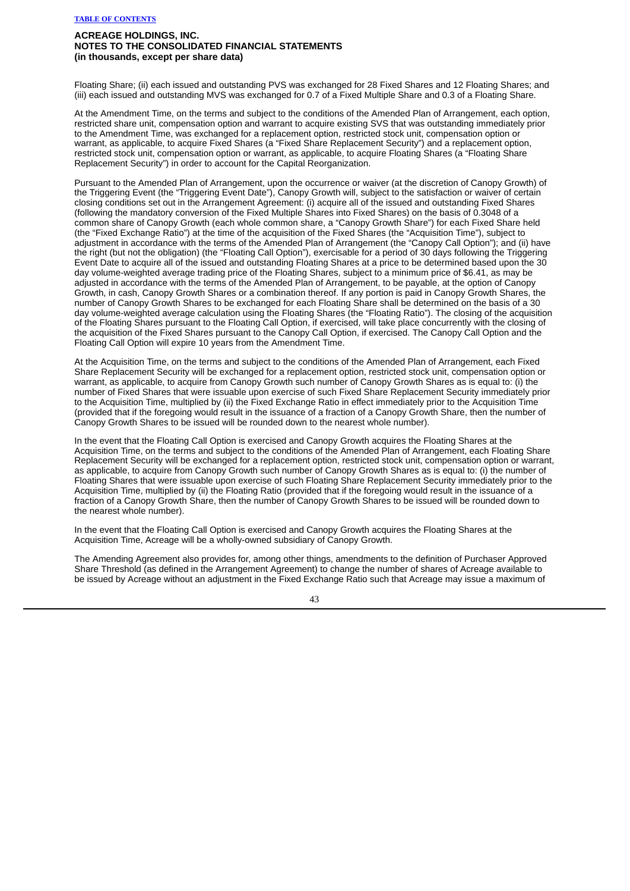Floating Share; (ii) each issued and outstanding PVS was exchanged for 28 Fixed Shares and 12 Floating Shares; and (iii) each issued and outstanding MVS was exchanged for 0.7 of a Fixed Multiple Share and 0.3 of a Floating Share.

At the Amendment Time, on the terms and subject to the conditions of the Amended Plan of Arrangement, each option, restricted share unit, compensation option and warrant to acquire existing SVS that was outstanding immediately prior to the Amendment Time, was exchanged for a replacement option, restricted stock unit, compensation option or warrant, as applicable, to acquire Fixed Shares (a "Fixed Share Replacement Security") and a replacement option, restricted stock unit, compensation option or warrant, as applicable, to acquire Floating Shares (a "Floating Share Replacement Security") in order to account for the Capital Reorganization.

Pursuant to the Amended Plan of Arrangement, upon the occurrence or waiver (at the discretion of Canopy Growth) of the Triggering Event (the "Triggering Event Date"), Canopy Growth will, subject to the satisfaction or waiver of certain closing conditions set out in the Arrangement Agreement: (i) acquire all of the issued and outstanding Fixed Shares (following the mandatory conversion of the Fixed Multiple Shares into Fixed Shares) on the basis of 0.3048 of a common share of Canopy Growth (each whole common share, a "Canopy Growth Share") for each Fixed Share held (the "Fixed Exchange Ratio") at the time of the acquisition of the Fixed Shares (the "Acquisition Time"), subject to adjustment in accordance with the terms of the Amended Plan of Arrangement (the "Canopy Call Option"); and (ii) have the right (but not the obligation) (the "Floating Call Option"), exercisable for a period of 30 days following the Triggering Event Date to acquire all of the issued and outstanding Floating Shares at a price to be determined based upon the 30 day volume-weighted average trading price of the Floating Shares, subject to a minimum price of $6.41, as may be adjusted in accordance with the terms of the Amended Plan of Arrangement, to be payable, at the option of Canopy Growth, in cash, Canopy Growth Shares or a combination thereof. If any portion is paid in Canopy Growth Shares, the number of Canopy Growth Shares to be exchanged for each Floating Share shall be determined on the basis of a 30 day volume-weighted average calculation using the Floating Shares (the "Floating Ratio"). The closing of the acquisition of the Floating Shares pursuant to the Floating Call Option, if exercised, will take place concurrently with the closing of the acquisition of the Fixed Shares pursuant to the Canopy Call Option, if exercised. The Canopy Call Option and the Floating Call Option will expire 10 years from the Amendment Time.

At the Acquisition Time, on the terms and subject to the conditions of the Amended Plan of Arrangement, each Fixed Share Replacement Security will be exchanged for a replacement option, restricted stock unit, compensation option or warrant, as applicable, to acquire from Canopy Growth such number of Canopy Growth Shares as is equal to: (i) the number of Fixed Shares that were issuable upon exercise of such Fixed Share Replacement Security immediately prior to the Acquisition Time, multiplied by (ii) the Fixed Exchange Ratio in effect immediately prior to the Acquisition Time (provided that if the foregoing would result in the issuance of a fraction of a Canopy Growth Share, then the number of Canopy Growth Shares to be issued will be rounded down to the nearest whole number).

In the event that the Floating Call Option is exercised and Canopy Growth acquires the Floating Shares at the Acquisition Time, on the terms and subject to the conditions of the Amended Plan of Arrangement, each Floating Share Replacement Security will be exchanged for a replacement option, restricted stock unit, compensation option or warrant, as applicable, to acquire from Canopy Growth such number of Canopy Growth Shares as is equal to: (i) the number of Floating Shares that were issuable upon exercise of such Floating Share Replacement Security immediately prior to the Acquisition Time, multiplied by (ii) the Floating Ratio (provided that if the foregoing would result in the issuance of a fraction of a Canopy Growth Share, then the number of Canopy Growth Shares to be issued will be rounded down to the nearest whole number).

In the event that the Floating Call Option is exercised and Canopy Growth acquires the Floating Shares at the Acquisition Time, Acreage will be a wholly-owned subsidiary of Canopy Growth.

The Amending Agreement also provides for, among other things, amendments to the definition of Purchaser Approved Share Threshold (as defined in the Arrangement Agreement) to change the number of shares of Acreage available to be issued by Acreage without an adjustment in the Fixed Exchange Ratio such that Acreage may issue a maximum of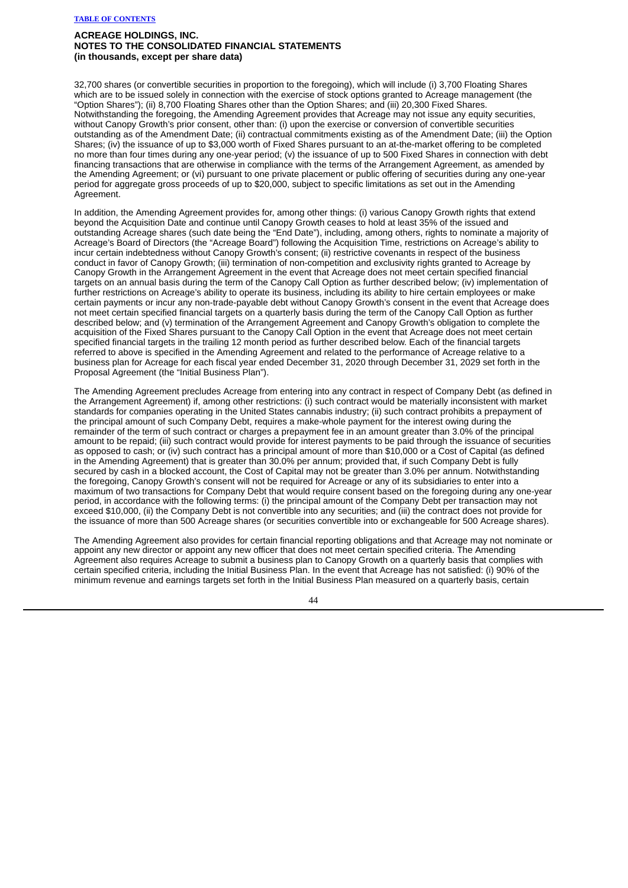32,700 shares (or convertible securities in proportion to the foregoing), which will include (i) 3,700 Floating Shares which are to be issued solely in connection with the exercise of stock options granted to Acreage management (the "Option Shares"); (ii) 8,700 Floating Shares other than the Option Shares; and (iii) 20,300 Fixed Shares. Notwithstanding the foregoing, the Amending Agreement provides that Acreage may not issue any equity securities, without Canopy Growth's prior consent, other than: (i) upon the exercise or conversion of convertible securities outstanding as of the Amendment Date; (ii) contractual commitments existing as of the Amendment Date; (iii) the Option Shares; (iv) the issuance of up to $3,000 worth of Fixed Shares pursuant to an at-the-market offering to be completed no more than four times during any one-year period; (v) the issuance of up to 500 Fixed Shares in connection with debt financing transactions that are otherwise in compliance with the terms of the Arrangement Agreement, as amended by the Amending Agreement; or (vi) pursuant to one private placement or public offering of securities during any one-year period for aggregate gross proceeds of up to $20,000, subject to specific limitations as set out in the Amending Agreement.

In addition, the Amending Agreement provides for, among other things: (i) various Canopy Growth rights that extend beyond the Acquisition Date and continue until Canopy Growth ceases to hold at least 35% of the issued and outstanding Acreage shares (such date being the "End Date"), including, among others, rights to nominate a majority of Acreage's Board of Directors (the "Acreage Board") following the Acquisition Time, restrictions on Acreage's ability to incur certain indebtedness without Canopy Growth's consent; (ii) restrictive covenants in respect of the business conduct in favor of Canopy Growth; (iii) termination of non-competition and exclusivity rights granted to Acreage by Canopy Growth in the Arrangement Agreement in the event that Acreage does not meet certain specified financial targets on an annual basis during the term of the Canopy Call Option as further described below; (iv) implementation of further restrictions on Acreage's ability to operate its business, including its ability to hire certain employees or make certain payments or incur any non-trade-payable debt without Canopy Growth's consent in the event that Acreage does not meet certain specified financial targets on a quarterly basis during the term of the Canopy Call Option as further described below; and (v) termination of the Arrangement Agreement and Canopy Growth's obligation to complete the acquisition of the Fixed Shares pursuant to the Canopy Call Option in the event that Acreage does not meet certain specified financial targets in the trailing 12 month period as further described below. Each of the financial targets referred to above is specified in the Amending Agreement and related to the performance of Acreage relative to a business plan for Acreage for each fiscal year ended December 31, 2020 through December 31, 2029 set forth in the Proposal Agreement (the "Initial Business Plan").

The Amending Agreement precludes Acreage from entering into any contract in respect of Company Debt (as defined in the Arrangement Agreement) if, among other restrictions: (i) such contract would be materially inconsistent with market standards for companies operating in the United States cannabis industry; (ii) such contract prohibits a prepayment of the principal amount of such Company Debt, requires a make-whole payment for the interest owing during the remainder of the term of such contract or charges a prepayment fee in an amount greater than 3.0% of the principal amount to be repaid; (iii) such contract would provide for interest payments to be paid through the issuance of securities as opposed to cash; or (iv) such contract has a principal amount of more than $10,000 or a Cost of Capital (as defined in the Amending Agreement) that is greater than 30.0% per annum; provided that, if such Company Debt is fully secured by cash in a blocked account, the Cost of Capital may not be greater than 3.0% per annum. Notwithstanding the foregoing, Canopy Growth's consent will not be required for Acreage or any of its subsidiaries to enter into a maximum of two transactions for Company Debt that would require consent based on the foregoing during any one-year period, in accordance with the following terms: (i) the principal amount of the Company Debt per transaction may not exceed $10,000, (ii) the Company Debt is not convertible into any securities; and (iii) the contract does not provide for the issuance of more than 500 Acreage shares (or securities convertible into or exchangeable for 500 Acreage shares).

The Amending Agreement also provides for certain financial reporting obligations and that Acreage may not nominate or appoint any new director or appoint any new officer that does not meet certain specified criteria. The Amending Agreement also requires Acreage to submit a business plan to Canopy Growth on a quarterly basis that complies with certain specified criteria, including the Initial Business Plan. In the event that Acreage has not satisfied: (i) 90% of the minimum revenue and earnings targets set forth in the Initial Business Plan measured on a quarterly basis, certain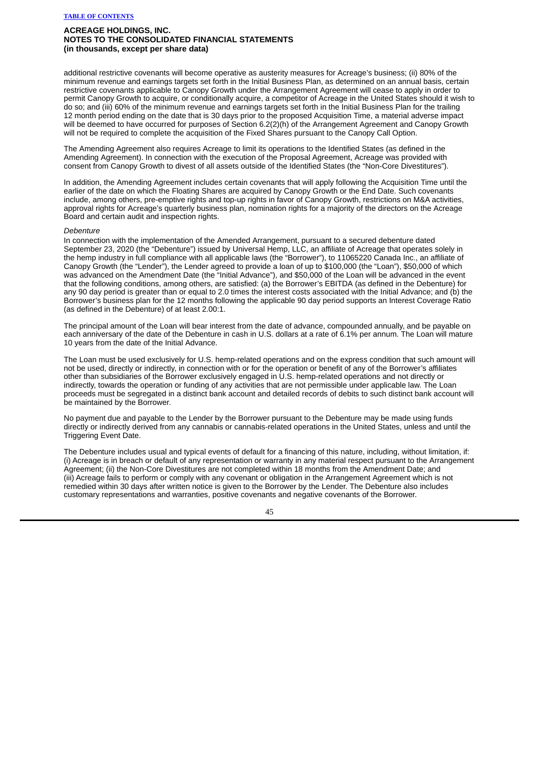additional restrictive covenants will become operative as austerity measures for Acreage's business; (ii) 80% of the minimum revenue and earnings targets set forth in the Initial Business Plan, as determined on an annual basis, certain restrictive covenants applicable to Canopy Growth under the Arrangement Agreement will cease to apply in order to permit Canopy Growth to acquire, or conditionally acquire, a competitor of Acreage in the United States should it wish to do so; and (iii) 60% of the minimum revenue and earnings targets set forth in the Initial Business Plan for the trailing 12 month period ending on the date that is 30 days prior to the proposed Acquisition Time, a material adverse impact will be deemed to have occurred for purposes of Section 6.2(2)(h) of the Arrangement Agreement and Canopy Growth will not be required to complete the acquisition of the Fixed Shares pursuant to the Canopy Call Option.

The Amending Agreement also requires Acreage to limit its operations to the Identified States (as defined in the Amending Agreement). In connection with the execution of the Proposal Agreement, Acreage was provided with consent from Canopy Growth to divest of all assets outside of the Identified States (the "Non-Core Divestitures").

In addition, the Amending Agreement includes certain covenants that will apply following the Acquisition Time until the earlier of the date on which the Floating Shares are acquired by Canopy Growth or the End Date. Such covenants include, among others, pre-emptive rights and top-up rights in favor of Canopy Growth, restrictions on M&A activities, approval rights for Acreage's quarterly business plan, nomination rights for a majority of the directors on the Acreage Board and certain audit and inspection rights.

*Debenture*

In connection with the implementation of the Amended Arrangement, pursuant to a secured debenture dated September 23, 2020 (the "Debenture") issued by Universal Hemp, LLC, an affiliate of Acreage that operates solely in the hemp industry in full compliance with all applicable laws (the "Borrower"), to 11065220 Canada Inc., an affiliate of Canopy Growth (the "Lender"), the Lender agreed to provide a loan of up to $100,000 (the "Loan"), $50,000 of which was advanced on the Amendment Date (the "Initial Advance"), and $50,000 of the Loan will be advanced in the event that the following conditions, among others, are satisfied: (a) the Borrower's EBITDA (as defined in the Debenture) for any 90 day period is greater than or equal to 2.0 times the interest costs associated with the Initial Advance; and (b) the Borrower's business plan for the 12 months following the applicable 90 day period supports an Interest Coverage Ratio (as defined in the Debenture) of at least 2.00:1.

The principal amount of the Loan will bear interest from the date of advance, compounded annually, and be payable on each anniversary of the date of the Debenture in cash in U.S. dollars at a rate of 6.1% per annum. The Loan will mature 10 years from the date of the Initial Advance.

The Loan must be used exclusively for U.S. hemp-related operations and on the express condition that such amount will not be used, directly or indirectly, in connection with or for the operation or benefit of any of the Borrower's affiliates other than subsidiaries of the Borrower exclusively engaged in U.S. hemp-related operations and not directly or indirectly, towards the operation or funding of any activities that are not permissible under applicable law. The Loan proceeds must be segregated in a distinct bank account and detailed records of debits to such distinct bank account will be maintained by the Borrower.

No payment due and payable to the Lender by the Borrower pursuant to the Debenture may be made using funds directly or indirectly derived from any cannabis or cannabis-related operations in the United States, unless and until the Triggering Event Date.

The Debenture includes usual and typical events of default for a financing of this nature, including, without limitation, if: (i) Acreage is in breach or default of any representation or warranty in any material respect pursuant to the Arrangement Agreement; (ii) the Non-Core Divestitures are not completed within 18 months from the Amendment Date; and (iii) Acreage fails to perform or comply with any covenant or obligation in the Arrangement Agreement which is not remedied within 30 days after written notice is given to the Borrower by the Lender. The Debenture also includes customary representations and warranties, positive covenants and negative covenants of the Borrower.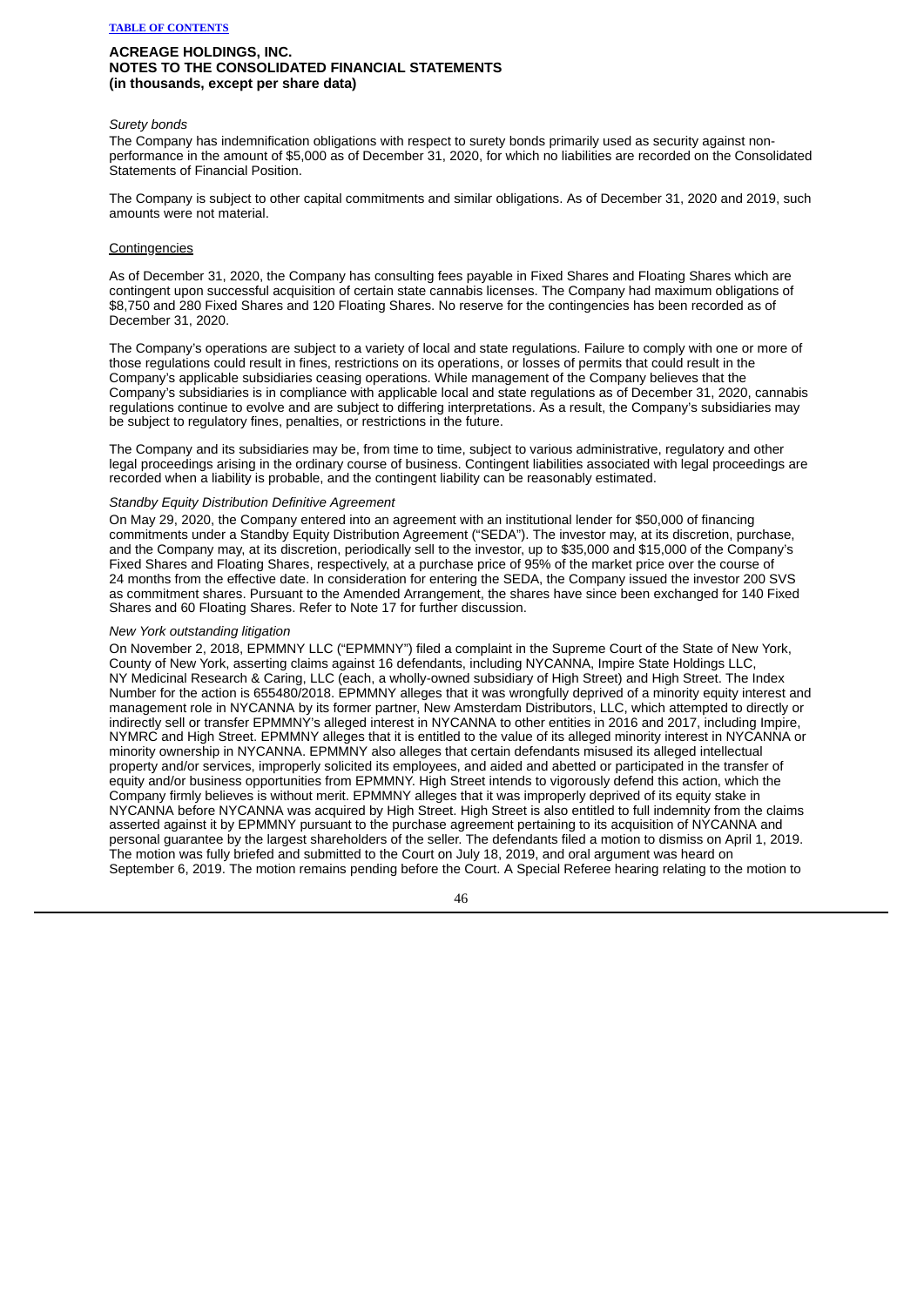**ACREAGE HOLDINGS, INC.**
**NOTES TO THE CONSOLIDATED FINANCIAL STATEMENTS**
**(in thousands, except per share data)**

*Surety bonds*

The Company has indemnification obligations with respect to surety bonds primarily used as security against non-performance in the amount of $5,000 as of December 31, 2020, for which no liabilities are recorded on the Consolidated Statements of Financial Position.

The Company is subject to other capital commitments and similar obligations. As of December 31, 2020 and 2019, such amounts were not material.

Contingencies

As of December 31, 2020, the Company has consulting fees payable in Fixed Shares and Floating Shares which are contingent upon successful acquisition of certain state cannabis licenses. The Company had maximum obligations of $8,750 and 280 Fixed Shares and 120 Floating Shares. No reserve for the contingencies has been recorded as of December 31, 2020.

The Company's operations are subject to a variety of local and state regulations. Failure to comply with one or more of those regulations could result in fines, restrictions on its operations, or losses of permits that could result in the Company's applicable subsidiaries ceasing operations. While management of the Company believes that the Company's subsidiaries is in compliance with applicable local and state regulations as of December 31, 2020, cannabis regulations continue to evolve and are subject to differing interpretations. As a result, the Company's subsidiaries may be subject to regulatory fines, penalties, or restrictions in the future.

The Company and its subsidiaries may be, from time to time, subject to various administrative, regulatory and other legal proceedings arising in the ordinary course of business. Contingent liabilities associated with legal proceedings are recorded when a liability is probable, and the contingent liability can be reasonably estimated.

*Standby Equity Distribution Definitive Agreement*

On May 29, 2020, the Company entered into an agreement with an institutional lender for $50,000 of financing commitments under a Standby Equity Distribution Agreement ("SEDA"). The investor may, at its discretion, purchase, and the Company may, at its discretion, periodically sell to the investor, up to $35,000 and $15,000 of the Company's Fixed Shares and Floating Shares, respectively, at a purchase price of 95% of the market price over the course of 24 months from the effective date. In consideration for entering the SEDA, the Company issued the investor 200 SVS as commitment shares. Pursuant to the Amended Arrangement, the shares have since been exchanged for 140 Fixed Shares and 60 Floating Shares. Refer to Note 17 for further discussion.

*New York outstanding litigation*

On November 2, 2018, EPMMNY LLC ("EPMMNY") filed a complaint in the Supreme Court of the State of New York, County of New York, asserting claims against 16 defendants, including NYCANNA, Impire State Holdings LLC, NY Medicinal Research & Caring, LLC (each, a wholly-owned subsidiary of High Street) and High Street. The Index Number for the action is 655480/2018. EPMMNY alleges that it was wrongfully deprived of a minority equity interest and management role in NYCANNA by its former partner, New Amsterdam Distributors, LLC, which attempted to directly or indirectly sell or transfer EPMMNY's alleged interest in NYCANNA to other entities in 2016 and 2017, including Impire, NYMRC and High Street. EPMMNY alleges that it is entitled to the value of its alleged minority interest in NYCANNA or minority ownership in NYCANNA. EPMMNY also alleges that certain defendants misused its alleged intellectual property and/or services, improperly solicited its employees, and aided and abetted or participated in the transfer of equity and/or business opportunities from EPMMNY. High Street intends to vigorously defend this action, which the Company firmly believes is without merit. EPMMNY alleges that it was improperly deprived of its equity stake in NYCANNA before NYCANNA was acquired by High Street. High Street is also entitled to full indemnity from the claims asserted against it by EPMMNY pursuant to the purchase agreement pertaining to its acquisition of NYCANNA and personal guarantee by the largest shareholders of the seller. The defendants filed a motion to dismiss on April 1, 2019. The motion was fully briefed and submitted to the Court on July 18, 2019, and oral argument was heard on September 6, 2019. The motion remains pending before the Court. A Special Referee hearing relating to the motion to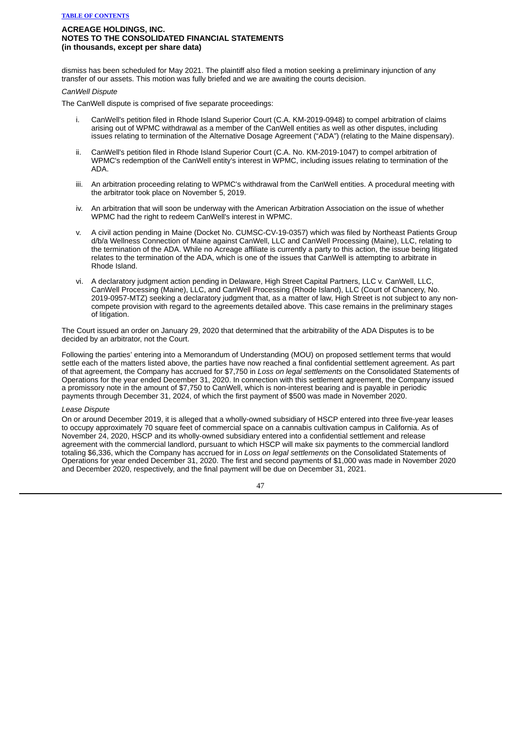dismiss has been scheduled for May 2021. The plaintiff also filed a motion seeking a preliminary injunction of any transfer of our assets. This motion was fully briefed and we are awaiting the courts decision.

*CanWell Dispute*

The CanWell dispute is comprised of five separate proceedings:

i. CanWell's petition filed in Rhode Island Superior Court (C.A. KM-2019-0948) to compel arbitration of claims arising out of WPMC withdrawal as a member of the CanWell entities as well as other disputes, including issues relating to termination of the Alternative Dosage Agreement ("ADA") (relating to the Maine dispensary).

ii. CanWell's petition filed in Rhode Island Superior Court (C.A. No. KM-2019-1047) to compel arbitration of WPMC's redemption of the CanWell entity's interest in WPMC, including issues relating to termination of the ADA.

iii. An arbitration proceeding relating to WPMC's withdrawal from the CanWell entities. A procedural meeting with the arbitrator took place on November 5, 2019.

iv. An arbitration that will soon be underway with the American Arbitration Association on the issue of whether WPMC had the right to redeem CanWell's interest in WPMC.

v. A civil action pending in Maine (Docket No. CUMSC-CV-19-0357) which was filed by Northeast Patients Group d/b/a Wellness Connection of Maine against CanWell, LLC and CanWell Processing (Maine), LLC, relating to the termination of the ADA. While no Acreage affiliate is currently a party to this action, the issue being litigated relates to the termination of the ADA, which is one of the issues that CanWell is attempting to arbitrate in Rhode Island.

vi. A declaratory judgment action pending in Delaware, High Street Capital Partners, LLC v. CanWell, LLC, CanWell Processing (Maine), LLC, and CanWell Processing (Rhode Island), LLC (Court of Chancery, No. 2019-0957-MTZ) seeking a declaratory judgment that, as a matter of law, High Street is not subject to any non-compete provision with regard to the agreements detailed above. This case remains in the preliminary stages of litigation.

The Court issued an order on January 29, 2020 that determined that the arbitrability of the ADA Disputes is to be decided by an arbitrator, not the Court.

Following the parties' entering into a Memorandum of Understanding (MOU) on proposed settlement terms that would settle each of the matters listed above, the parties have now reached a final confidential settlement agreement. As part of that agreement, the Company has accrued for $7,750 in *Loss on legal settlements* on the Consolidated Statements of Operations for the year ended December 31, 2020. In connection with this settlement agreement, the Company issued a promissory note in the amount of $7,750 to CanWell, which is non-interest bearing and is payable in periodic payments through December 31, 2024, of which the first payment of $500 was made in November 2020.

*Lease Dispute*

On or around December 2019, it is alleged that a wholly-owned subsidiary of HSCP entered into three five-year leases to occupy approximately 70 square feet of commercial space on a cannabis cultivation campus in California. As of November 24, 2020, HSCP and its wholly-owned subsidiary entered into a confidential settlement and release agreement with the commercial landlord, pursuant to which HSCP will make six payments to the commercial landlord totaling $6,336, which the Company has accrued for in *Loss on legal settlements* on the Consolidated Statements of Operations for year ended December 31, 2020. The first and second payments of $1,000 was made in November 2020 and December 2020, respectively, and the final payment will be due on December 31, 2021.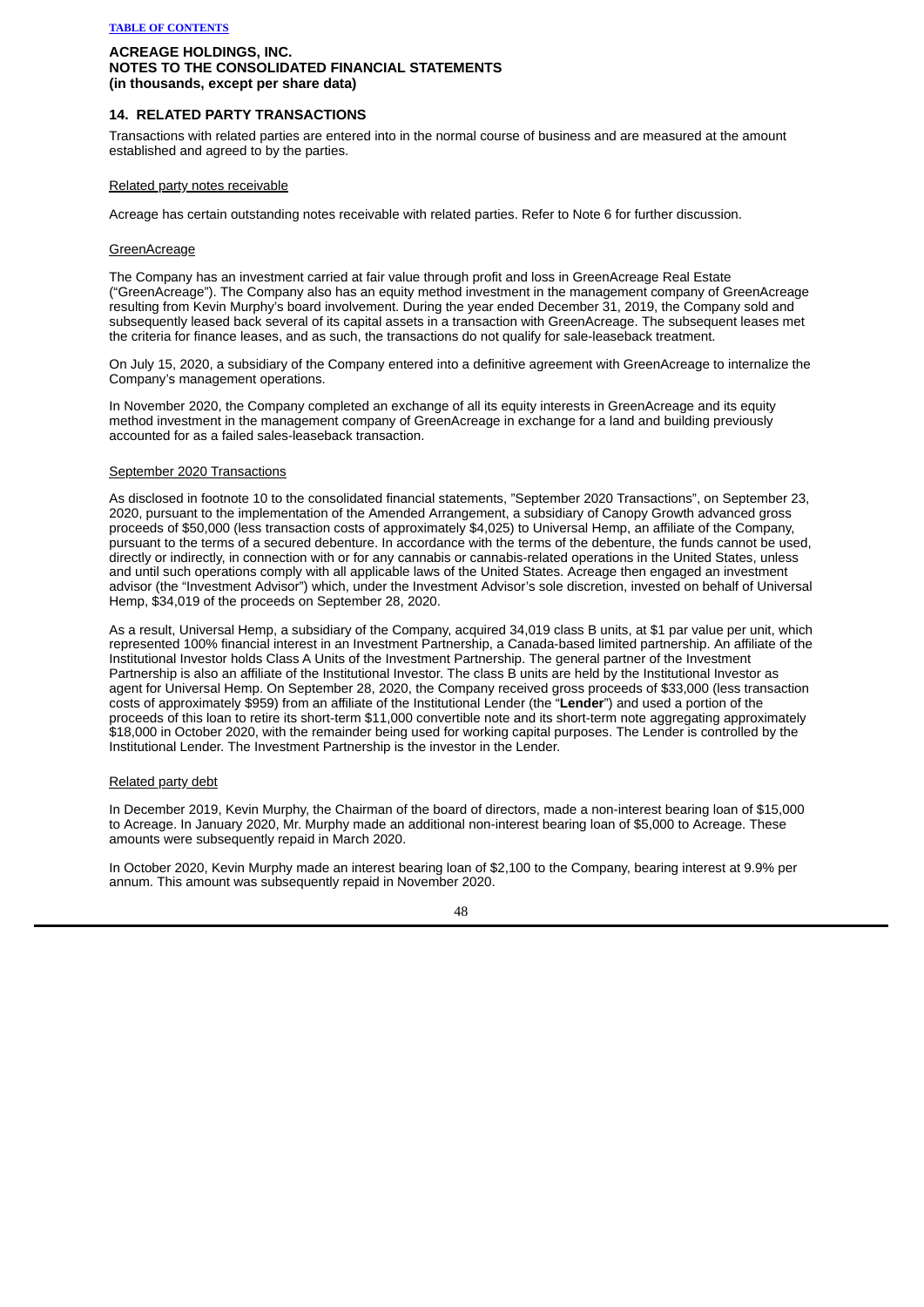**ACREAGE HOLDINGS, INC.**
**NOTES TO THE CONSOLIDATED FINANCIAL STATEMENTS**
**(in thousands, except per share data)**

## 14. RELATED PARTY TRANSACTIONS

Transactions with related parties are entered into in the normal course of business and are measured at the amount established and agreed to by the parties.

Related party notes receivable

Acreage has certain outstanding notes receivable with related parties. Refer to Note 6 for further discussion.

GreenAcreage

The Company has an investment carried at fair value through profit and loss in GreenAcreage Real Estate ("GreenAcreage"). The Company also has an equity method investment in the management company of GreenAcreage resulting from Kevin Murphy's board involvement. During the year ended December 31, 2019, the Company sold and subsequently leased back several of its capital assets in a transaction with GreenAcreage. The subsequent leases met the criteria for finance leases, and as such, the transactions do not qualify for sale-leaseback treatment.

On July 15, 2020, a subsidiary of the Company entered into a definitive agreement with GreenAcreage to internalize the Company's management operations.

In November 2020, the Company completed an exchange of all its equity interests in GreenAcreage and its equity method investment in the management company of GreenAcreage in exchange for a land and building previously accounted for as a failed sales-leaseback transaction.

September 2020 Transactions

As disclosed in footnote 10 to the consolidated financial statements, "September 2020 Transactions", on September 23, 2020, pursuant to the implementation of the Amended Arrangement, a subsidiary of Canopy Growth advanced gross proceeds of $50,000 (less transaction costs of approximately $4,025) to Universal Hemp, an affiliate of the Company, pursuant to the terms of a secured debenture. In accordance with the terms of the debenture, the funds cannot be used, directly or indirectly, in connection with or for any cannabis or cannabis-related operations in the United States, unless and until such operations comply with all applicable laws of the United States. Acreage then engaged an investment advisor (the "Investment Advisor") which, under the Investment Advisor's sole discretion, invested on behalf of Universal Hemp, $34,019 of the proceeds on September 28, 2020.

As a result, Universal Hemp, a subsidiary of the Company, acquired 34,019 class B units, at $1 par value per unit, which represented 100% financial interest in an Investment Partnership, a Canada-based limited partnership. An affiliate of the Institutional Investor holds Class A Units of the Investment Partnership. The general partner of the Investment Partnership is also an affiliate of the Institutional Investor. The class B units are held by the Institutional Investor as agent for Universal Hemp. On September 28, 2020, the Company received gross proceeds of $33,000 (less transaction costs of approximately $959) from an affiliate of the Institutional Lender (the "**Lender**") and used a portion of the proceeds of this loan to retire its short-term $11,000 convertible note and its short-term note aggregating approximately $18,000 in October 2020, with the remainder being used for working capital purposes. The Lender is controlled by the Institutional Lender. The Investment Partnership is the investor in the Lender.

Related party debt

In December 2019, Kevin Murphy, the Chairman of the board of directors, made a non-interest bearing loan of $15,000 to Acreage. In January 2020, Mr. Murphy made an additional non-interest bearing loan of $5,000 to Acreage. These amounts were subsequently repaid in March 2020.

In October 2020, Kevin Murphy made an interest bearing loan of $2,100 to the Company, bearing interest at 9.9% per annum. This amount was subsequently repaid in November 2020.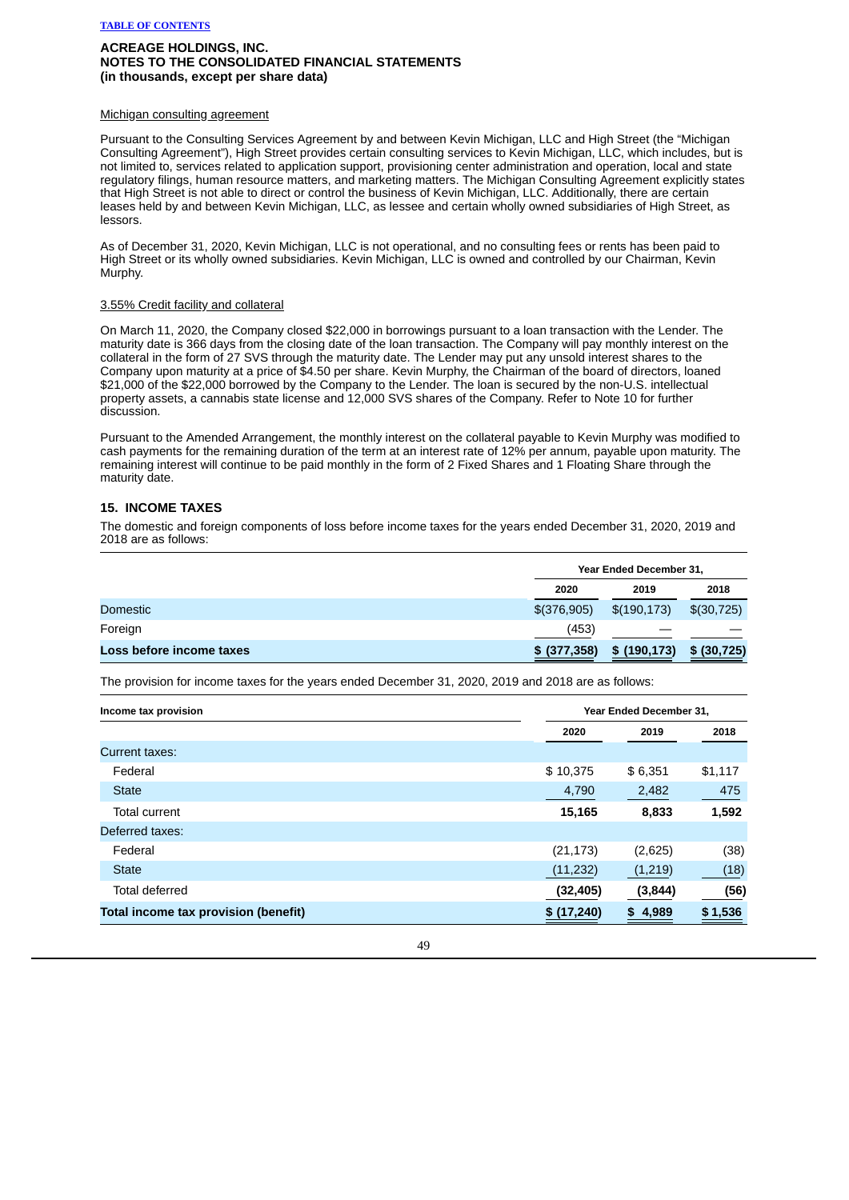**ACREAGE HOLDINGS, INC.**
**NOTES TO THE CONSOLIDATED FINANCIAL STATEMENTS**
**(in thousands, except per share data)**

Michigan consulting agreement

Pursuant to the Consulting Services Agreement by and between Kevin Michigan, LLC and High Street (the "Michigan Consulting Agreement"), High Street provides certain consulting services to Kevin Michigan, LLC, which includes, but is not limited to, services related to application support, provisioning center administration and operation, local and state regulatory filings, human resource matters, and marketing matters. The Michigan Consulting Agreement explicitly states that High Street is not able to direct or control the business of Kevin Michigan, LLC. Additionally, there are certain leases held by and between Kevin Michigan, LLC, as lessee and certain wholly owned subsidiaries of High Street, as lessors.

As of December 31, 2020, Kevin Michigan, LLC is not operational, and no consulting fees or rents has been paid to High Street or its wholly owned subsidiaries. Kevin Michigan, LLC is owned and controlled by our Chairman, Kevin Murphy.

3.55% Credit facility and collateral

On March 11, 2020, the Company closed $22,000 in borrowings pursuant to a loan transaction with the Lender. The maturity date is 366 days from the closing date of the loan transaction. The Company will pay monthly interest on the collateral in the form of 27 SVS through the maturity date. The Lender may put any unsold interest shares to the Company upon maturity at a price of $4.50 per share. Kevin Murphy, the Chairman of the board of directors, loaned $21,000 of the $22,000 borrowed by the Company to the Lender. The loan is secured by the non-U.S. intellectual property assets, a cannabis state license and 12,000 SVS shares of the Company. Refer to Note 10 for further discussion.

Pursuant to the Amended Arrangement, the monthly interest on the collateral payable to Kevin Murphy was modified to cash payments for the remaining duration of the term at an interest rate of 12% per annum, payable upon maturity. The remaining interest will continue to be paid monthly in the form of 2 Fixed Shares and 1 Floating Share through the maturity date.

## 15. INCOME TAXES

The domestic and foreign components of loss before income taxes for the years ended December 31, 2020, 2019 and 2018 are as follows:

| | Year Ended December 31, | | |
|---|---|---|---|
| | 2020 | 2019 | 2018 |
| Domestic | $(376,905) | $(190,173) | $(30,725) |
| Foreign | (453) | — | — |
| **Loss before income taxes** | **$ (377,358)** | **$ (190,173)** | **$ (30,725)** |

The provision for income taxes for the years ended December 31, 2020, 2019 and 2018 are as follows:

| Income tax provision | Year Ended December 31, | | |
|---|---|---|---|
| | 2020 | 2019 | 2018 |
| Current taxes: | | | |
| Federal | $ 10,375 | $ 6,351 | $1,117 |
| State | 4,790 | 2,482 | 475 |
| Total current | **15,165** | **8,833** | **1,592** |
| Deferred taxes: | | | |
| Federal | (21,173) | (2,625) | (38) |
| State | (11,232) | (1,219) | (18) |
| Total deferred | **(32,405)** | **(3,844)** | **(56)** |
| **Total income tax provision (benefit)** | **$ (17,240)** | **$ 4,989** | **$ 1,536** |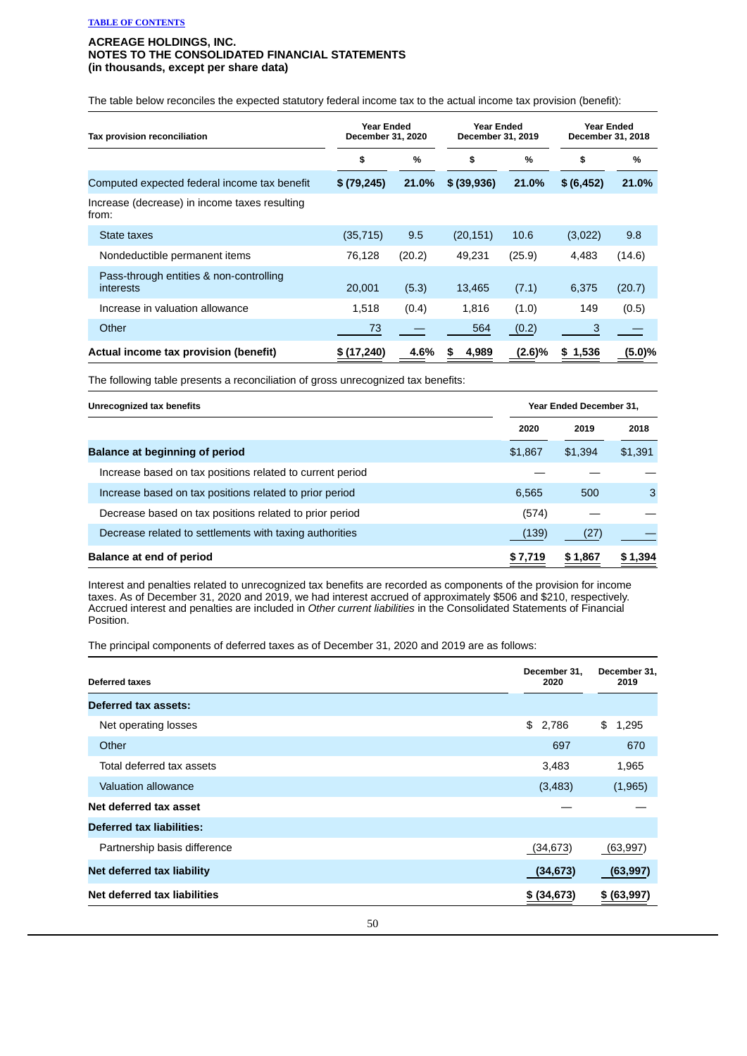**ACREAGE HOLDINGS, INC.**
**NOTES TO THE CONSOLIDATED FINANCIAL STATEMENTS**
**(in thousands, except per share data)**

The table below reconciles the expected statutory federal income tax to the actual income tax provision (benefit):

| Tax provision reconciliation | Year Ended December 31, 2020 | | Year Ended December 31, 2019 | | Year Ended December 31, 2018 | |
|---|---|---|---|---|---|---|
| | $ | % | $ | % | $ | % |
| Computed expected federal income tax benefit | $ (79,245) | 21.0% | $ (39,936) | 21.0% | $ (6,452) | 21.0% |
| Increase (decrease) in income taxes resulting from: | | | | | | |
| State taxes | (35,715) | 9.5 | (20,151) | 10.6 | (3,022) | 9.8 |
| Nondeductible permanent items | 76,128 | (20.2) | 49,231 | (25.9) | 4,483 | (14.6) |
| Pass-through entities & non-controlling interests | 20,001 | (5.3) | 13,465 | (7.1) | 6,375 | (20.7) |
| Increase in valuation allowance | 1,518 | (0.4) | 1,816 | (1.0) | 149 | (0.5) |
| Other | 73 | — | 564 | (0.2) | 3 | — |
| **Actual income tax provision (benefit)** | **$ (17,240)** | **4.6%** | **$ 4,989** | **(2.6)%** | **$ 1,536** | **(5.0)%** |

The following table presents a reconciliation of gross unrecognized tax benefits:

| Unrecognized tax benefits | Year Ended December 31, | | |
|---|---|---|---|
| | 2020 | 2019 | 2018 |
| **Balance at beginning of period** | $1,867 | $1,394 | $1,391 |
| Increase based on tax positions related to current period | — | — | — |
| Increase based on tax positions related to prior period | 6,565 | 500 | 3 |
| Decrease based on tax positions related to prior period | (574) | — | — |
| Decrease related to settlements with taxing authorities | (139) | (27) | — |
| **Balance at end of period** | **$ 7,719** | **$ 1,867** | **$ 1,394** |

Interest and penalties related to unrecognized tax benefits are recorded as components of the provision for income taxes. As of December 31, 2020 and 2019, we had interest accrued of approximately $506 and $210, respectively. Accrued interest and penalties are included in *Other current liabilities* in the Consolidated Statements of Financial Position.

The principal components of deferred taxes as of December 31, 2020 and 2019 are as follows:

| Deferred taxes | December 31, 2020 | December 31, 2019 |
|---|---|---|
| **Deferred tax assets:** | | |
| Net operating losses | $ 2,786 | $ 1,295 |
| Other | 697 | 670 |
| Total deferred tax assets | 3,483 | 1,965 |
| Valuation allowance | (3,483) | (1,965) |
| **Net deferred tax asset** | — | — |
| **Deferred tax liabilities:** | | |
| Partnership basis difference | (34,673) | (63,997) |
| **Net deferred tax liability** | **(34,673)** | **(63,997)** |
| **Net deferred tax liabilities** | **$ (34,673)** | **$ (63,997)** |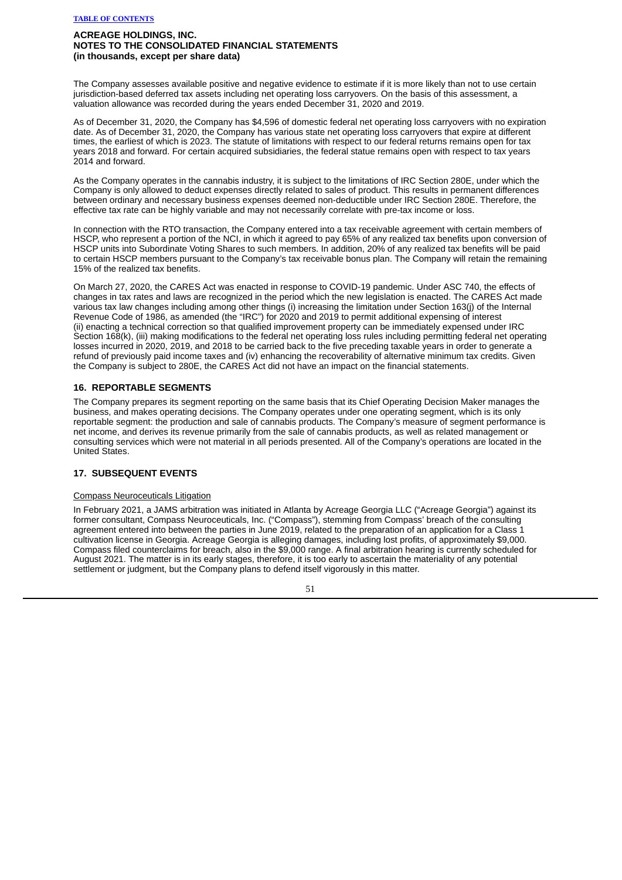ACREAGE HOLDINGS, INC.
NOTES TO THE CONSOLIDATED FINANCIAL STATEMENTS
(in thousands, except per share data)

The Company assesses available positive and negative evidence to estimate if it is more likely than not to use certain jurisdiction-based deferred tax assets including net operating loss carryovers. On the basis of this assessment, a valuation allowance was recorded during the years ended December 31, 2020 and 2019.

As of December 31, 2020, the Company has $4,596 of domestic federal net operating loss carryovers with no expiration date. As of December 31, 2020, the Company has various state net operating loss carryovers that expire at different times, the earliest of which is 2023. The statute of limitations with respect to our federal returns remains open for tax years 2018 and forward. For certain acquired subsidiaries, the federal statue remains open with respect to tax years 2014 and forward.

As the Company operates in the cannabis industry, it is subject to the limitations of IRC Section 280E, under which the Company is only allowed to deduct expenses directly related to sales of product. This results in permanent differences between ordinary and necessary business expenses deemed non-deductible under IRC Section 280E. Therefore, the effective tax rate can be highly variable and may not necessarily correlate with pre-tax income or loss.

In connection with the RTO transaction, the Company entered into a tax receivable agreement with certain members of HSCP, who represent a portion of the NCI, in which it agreed to pay 65% of any realized tax benefits upon conversion of HSCP units into Subordinate Voting Shares to such members. In addition, 20% of any realized tax benefits will be paid to certain HSCP members pursuant to the Company's tax receivable bonus plan. The Company will retain the remaining 15% of the realized tax benefits.

On March 27, 2020, the CARES Act was enacted in response to COVID-19 pandemic. Under ASC 740, the effects of changes in tax rates and laws are recognized in the period which the new legislation is enacted. The CARES Act made various tax law changes including among other things (i) increasing the limitation under Section 163(j) of the Internal Revenue Code of 1986, as amended (the "IRC") for 2020 and 2019 to permit additional expensing of interest (ii) enacting a technical correction so that qualified improvement property can be immediately expensed under IRC Section 168(k), (iii) making modifications to the federal net operating loss rules including permitting federal net operating losses incurred in 2020, 2019, and 2018 to be carried back to the five preceding taxable years in order to generate a refund of previously paid income taxes and (iv) enhancing the recoverability of alternative minimum tax credits. Given the Company is subject to 280E, the CARES Act did not have an impact on the financial statements.

## 16. REPORTABLE SEGMENTS

The Company prepares its segment reporting on the same basis that its Chief Operating Decision Maker manages the business, and makes operating decisions. The Company operates under one operating segment, which is its only reportable segment: the production and sale of cannabis products. The Company's measure of segment performance is net income, and derives its revenue primarily from the sale of cannabis products, as well as related management or consulting services which were not material in all periods presented. All of the Company's operations are located in the United States.

## 17. SUBSEQUENT EVENTS

Compass Neuroceuticals Litigation

In February 2021, a JAMS arbitration was initiated in Atlanta by Acreage Georgia LLC ("Acreage Georgia") against its former consultant, Compass Neuroceuticals, Inc. ("Compass"), stemming from Compass' breach of the consulting agreement entered into between the parties in June 2019, related to the preparation of an application for a Class 1 cultivation license in Georgia. Acreage Georgia is alleging damages, including lost profits, of approximately $9,000. Compass filed counterclaims for breach, also in the $9,000 range. A final arbitration hearing is currently scheduled for August 2021. The matter is in its early stages, therefore, it is too early to ascertain the materiality of any potential settlement or judgment, but the Company plans to defend itself vigorously in this matter.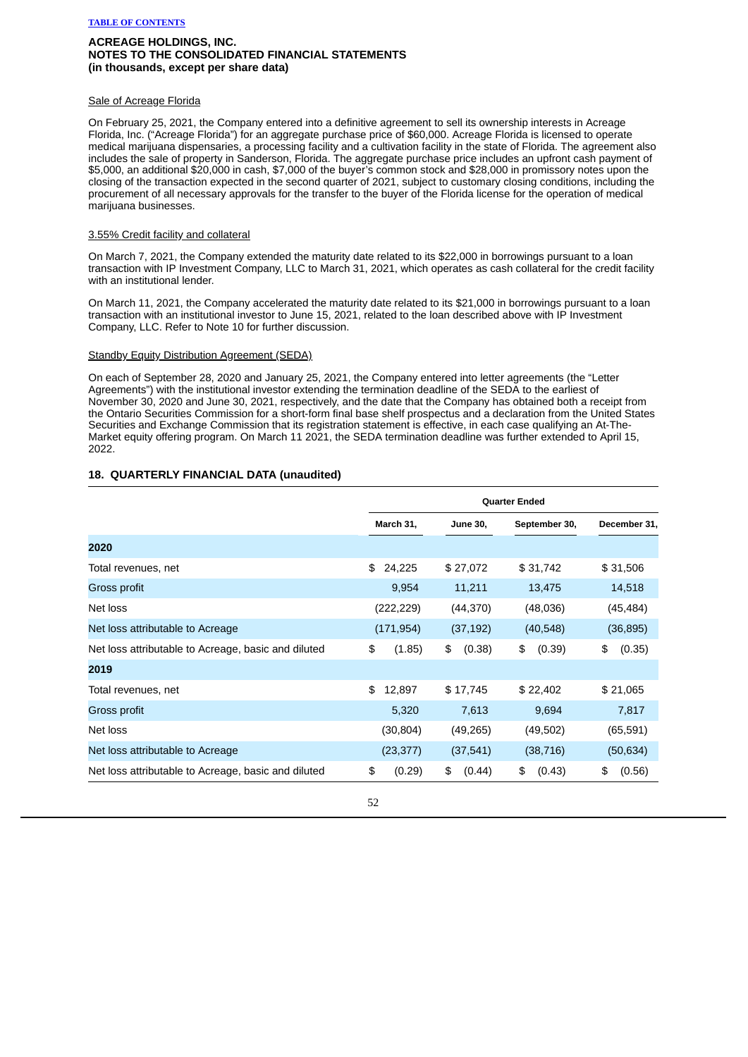**ACREAGE HOLDINGS, INC.**
**NOTES TO THE CONSOLIDATED FINANCIAL STATEMENTS**
**(in thousands, except per share data)**

Sale of Acreage Florida

On February 25, 2021, the Company entered into a definitive agreement to sell its ownership interests in Acreage Florida, Inc. ("Acreage Florida") for an aggregate purchase price of $60,000. Acreage Florida is licensed to operate medical marijuana dispensaries, a processing facility and a cultivation facility in the state of Florida. The agreement also includes the sale of property in Sanderson, Florida. The aggregate purchase price includes an upfront cash payment of $5,000, an additional $20,000 in cash, $7,000 of the buyer's common stock and $28,000 in promissory notes upon the closing of the transaction expected in the second quarter of 2021, subject to customary closing conditions, including the procurement of all necessary approvals for the transfer to the buyer of the Florida license for the operation of medical marijuana businesses.

3.55% Credit facility and collateral

On March 7, 2021, the Company extended the maturity date related to its $22,000 in borrowings pursuant to a loan transaction with IP Investment Company, LLC to March 31, 2021, which operates as cash collateral for the credit facility with an institutional lender.

On March 11, 2021, the Company accelerated the maturity date related to its $21,000 in borrowings pursuant to a loan transaction with an institutional investor to June 15, 2021, related to the loan described above with IP Investment Company, LLC. Refer to Note 10 for further discussion.

Standby Equity Distribution Agreement (SEDA)

On each of September 28, 2020 and January 25, 2021, the Company entered into letter agreements (the "Letter Agreements") with the institutional investor extending the termination deadline of the SEDA to the earliest of November 30, 2020 and June 30, 2021, respectively, and the date that the Company has obtained both a receipt from the Ontario Securities Commission for a short-form final base shelf prospectus and a declaration from the United States Securities and Exchange Commission that its registration statement is effective, in each case qualifying an At-The-Market equity offering program. On March 11 2021, the SEDA termination deadline was further extended to April 15, 2022.

## 18. QUARTERLY FINANCIAL DATA (unaudited)

| | Quarter Ended | | | |
|---|---|---|---|---|
| | March 31, | June 30, | September 30, | December 31, |
| **2020** | | | | |
| Total revenues, net | $ 24,225 | $ 27,072 | $ 31,742 | $ 31,506 |
| Gross profit | 9,954 | 11,211 | 13,475 | 14,518 |
| Net loss | (222,229) | (44,370) | (48,036) | (45,484) |
| Net loss attributable to Acreage | (171,954) | (37,192) | (40,548) | (36,895) |
| Net loss attributable to Acreage, basic and diluted | $ (1.85) | $ (0.38) | $ (0.39) | $ (0.35) |
| **2019** | | | | |
| Total revenues, net | $ 12,897 | $ 17,745 | $ 22,402 | $ 21,065 |
| Gross profit | 5,320 | 7,613 | 9,694 | 7,817 |
| Net loss | (30,804) | (49,265) | (49,502) | (65,591) |
| Net loss attributable to Acreage | (23,377) | (37,541) | (38,716) | (50,634) |
| Net loss attributable to Acreage, basic and diluted | $ (0.29) | $ (0.44) | $ (0.43) | $ (0.56) |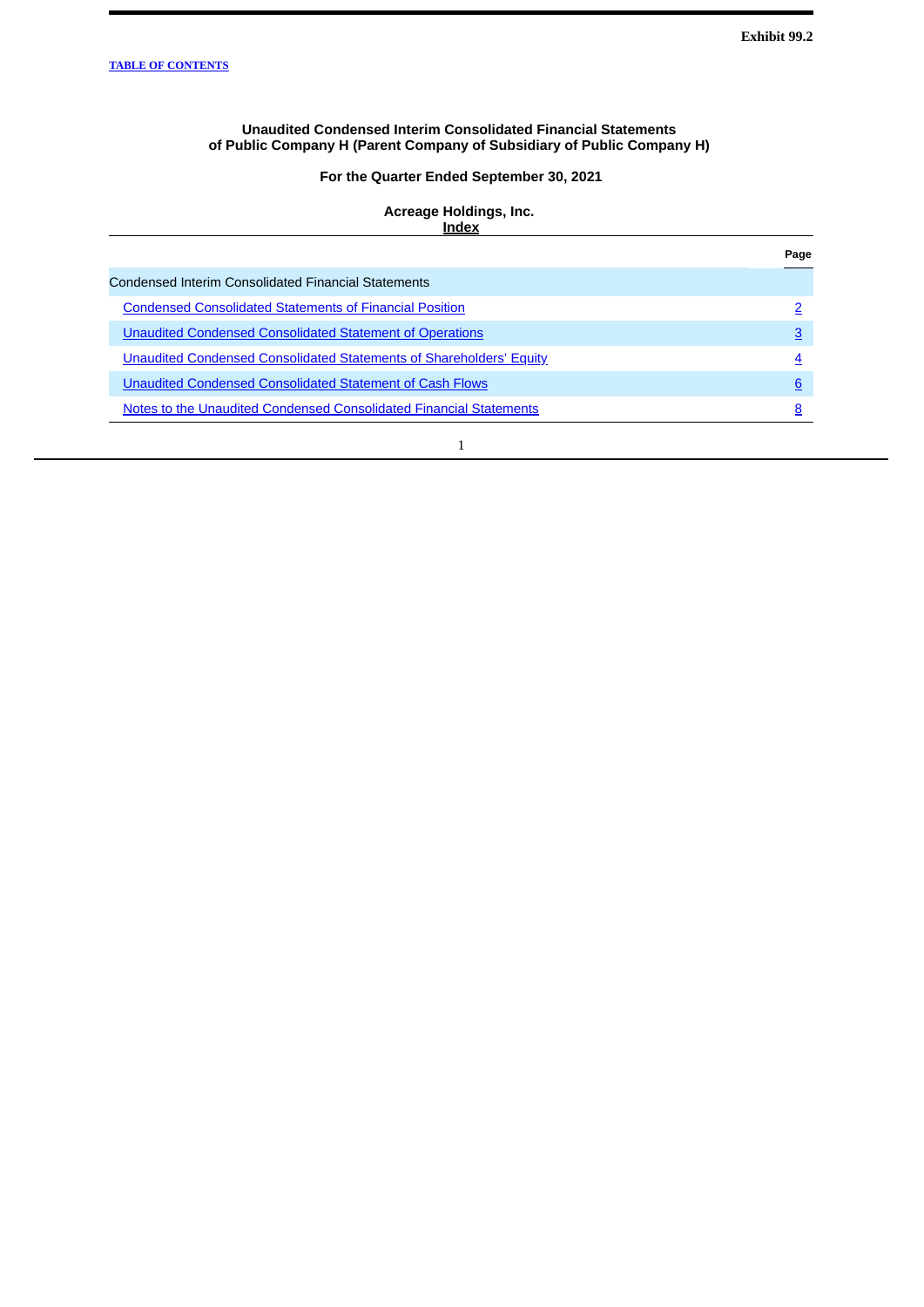Exhibit 99.2

TABLE OF CONTENTS

**Unaudited Condensed Interim Consolidated Financial Statements**
**of Public Company H (Parent Company of Subsidiary of Public Company H)**

**For the Quarter Ended September 30, 2021**

**Acreage Holdings, Inc.**
**Index**

| | Page |
|---|---|
| Condensed Interim Consolidated Financial Statements | |
| Condensed Consolidated Statements of Financial Position | 2 |
| Unaudited Condensed Consolidated Statement of Operations | 3 |
| Unaudited Condensed Consolidated Statements of Shareholders' Equity | 4 |
| Unaudited Condensed Consolidated Statement of Cash Flows | 6 |
| Notes to the Unaudited Condensed Consolidated Financial Statements | 8 |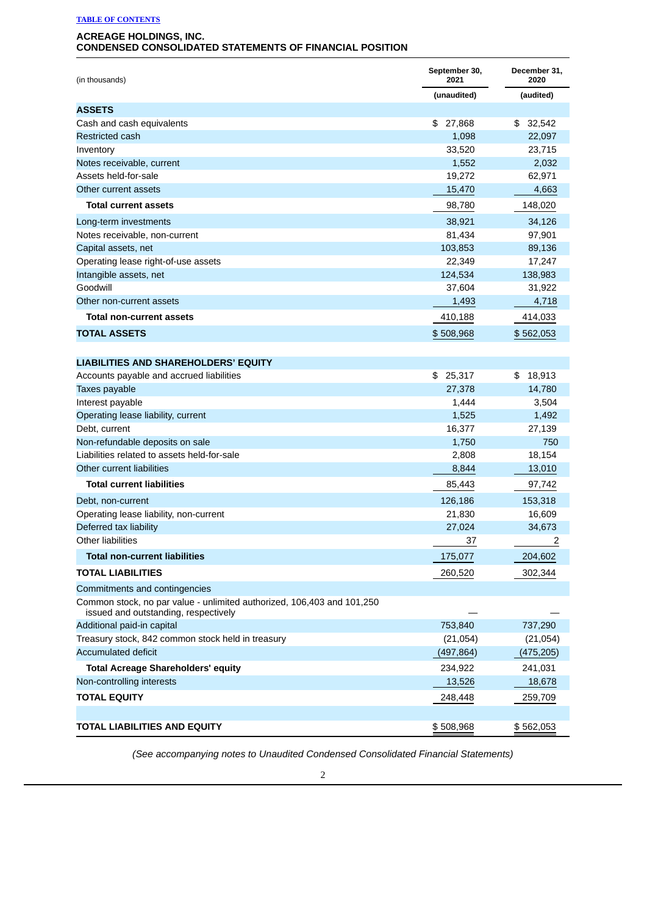TABLE OF CONTENTS

# ACREAGE HOLDINGS, INC.
## CONDENSED CONSOLIDATED STATEMENTS OF FINANCIAL POSITION

| (in thousands) | September 30, 2021 | December 31, 2020 |
|---|---|---|
| | (unaudited) | (audited) |
| **ASSETS** | | |
| Cash and cash equivalents | $ 27,868 | $ 32,542 |
| Restricted cash | 1,098 | 22,097 |
| Inventory | 33,520 | 23,715 |
| Notes receivable, current | 1,552 | 2,032 |
| Assets held-for-sale | 19,272 | 62,971 |
| Other current assets | 15,470 | 4,663 |
| **Total current assets** | 98,780 | 148,020 |
| Long-term investments | 38,921 | 34,126 |
| Notes receivable, non-current | 81,434 | 97,901 |
| Capital assets, net | 103,853 | 89,136 |
| Operating lease right-of-use assets | 22,349 | 17,247 |
| Intangible assets, net | 124,534 | 138,983 |
| Goodwill | 37,604 | 31,922 |
| Other non-current assets | 1,493 | 4,718 |
| **Total non-current assets** | 410,188 | 414,033 |
| **TOTAL ASSETS** | $ 508,968 | $ 562,053 |
| | | |
| **LIABILITIES AND SHAREHOLDERS' EQUITY** | | |
| Accounts payable and accrued liabilities | $ 25,317 | $ 18,913 |
| Taxes payable | 27,378 | 14,780 |
| Interest payable | 1,444 | 3,504 |
| Operating lease liability, current | 1,525 | 1,492 |
| Debt, current | 16,377 | 27,139 |
| Non-refundable deposits on sale | 1,750 | 750 |
| Liabilities related to assets held-for-sale | 2,808 | 18,154 |
| Other current liabilities | 8,844 | 13,010 |
| **Total current liabilities** | 85,443 | 97,742 |
| Debt, non-current | 126,186 | 153,318 |
| Operating lease liability, non-current | 21,830 | 16,609 |
| Deferred tax liability | 27,024 | 34,673 |
| Other liabilities | 37 | 2 |
| **Total non-current liabilities** | 175,077 | 204,602 |
| **TOTAL LIABILITIES** | 260,520 | 302,344 |
| Commitments and contingencies | | |
| Common stock, no par value - unlimited authorized, 106,403 and 101,250 issued and outstanding, respectively | — | — |
| Additional paid-in capital | 753,840 | 737,290 |
| Treasury stock, 842 common stock held in treasury | (21,054) | (21,054) |
| Accumulated deficit | (497,864) | (475,205) |
| **Total Acreage Shareholders' equity** | 234,922 | 241,031 |
| Non-controlling interests | 13,526 | 18,678 |
| **TOTAL EQUITY** | 248,448 | 259,709 |
| | | |
| **TOTAL LIABILITIES AND EQUITY** | $ 508,968 | $ 562,053 |

*(See accompanying notes to Unaudited Condensed Consolidated Financial Statements)*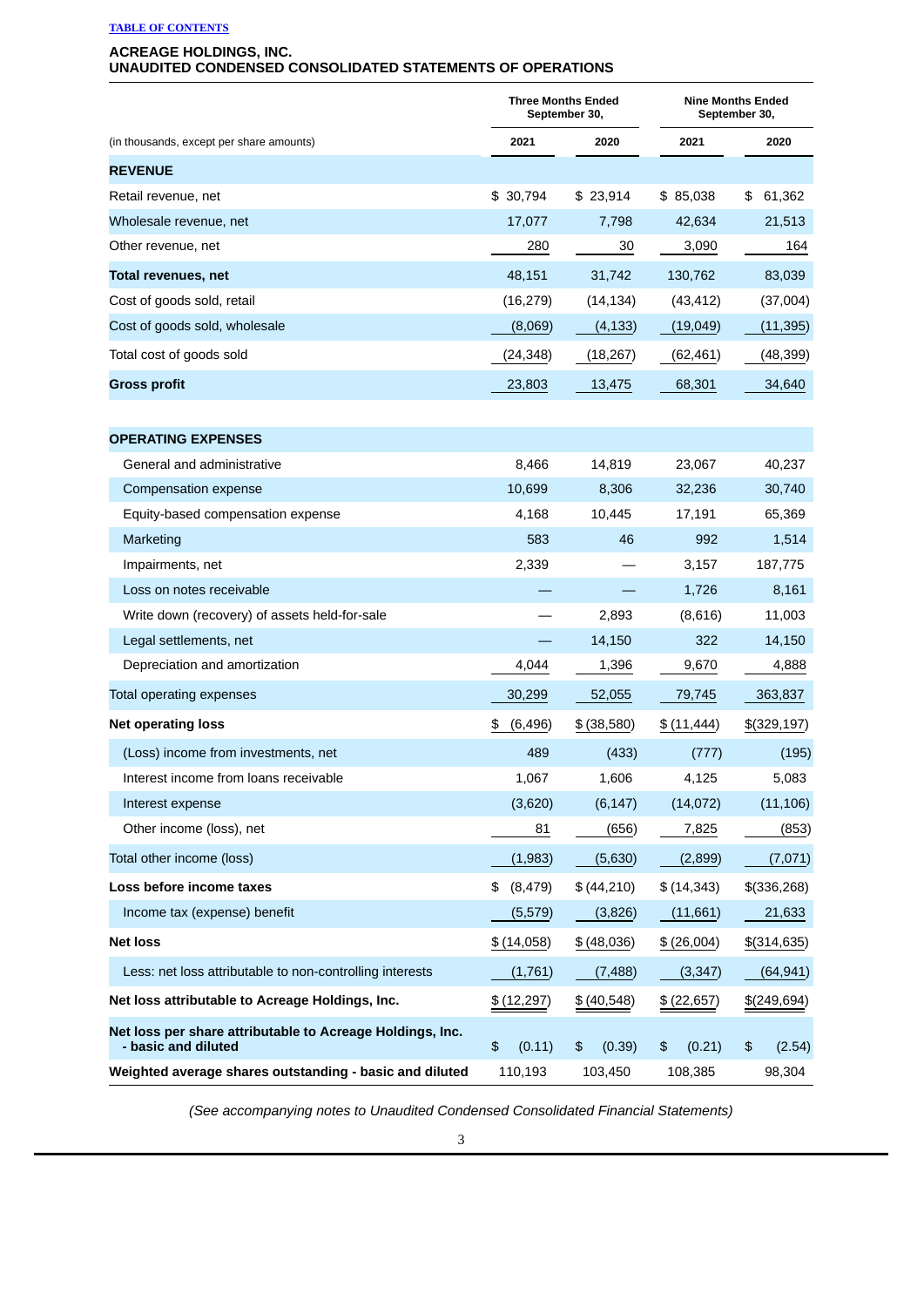[TABLE OF CONTENTS](#)

## ACREAGE HOLDINGS, INC.
## UNAUDITED CONDENSED CONSOLIDATED STATEMENTS OF OPERATIONS

| (in thousands, except per share amounts) | Three Months Ended September 30, 2021 | Three Months Ended September 30, 2020 | Nine Months Ended September 30, 2021 | Nine Months Ended September 30, 2020 |
|---|---|---|---|---|
| **REVENUE** | | | | |
| Retail revenue, net | $ 30,794 | $ 23,914 | $ 85,038 | $ 61,362 |
| Wholesale revenue, net | 17,077 | 7,798 | 42,634 | 21,513 |
| Other revenue, net | 280 | 30 | 3,090 | 164 |
| **Total revenues, net** | 48,151 | 31,742 | 130,762 | 83,039 |
| Cost of goods sold, retail | (16,279) | (14,134) | (43,412) | (37,004) |
| Cost of goods sold, wholesale | (8,069) | (4,133) | (19,049) | (11,395) |
| Total cost of goods sold | (24,348) | (18,267) | (62,461) | (48,399) |
| **Gross profit** | 23,803 | 13,475 | 68,301 | 34,640 |
| | | | | |
| **OPERATING EXPENSES** | | | | |
| General and administrative | 8,466 | 14,819 | 23,067 | 40,237 |
| Compensation expense | 10,699 | 8,306 | 32,236 | 30,740 |
| Equity-based compensation expense | 4,168 | 10,445 | 17,191 | 65,369 |
| Marketing | 583 | 46 | 992 | 1,514 |
| Impairments, net | 2,339 | — | 3,157 | 187,775 |
| Loss on notes receivable | — | — | 1,726 | 8,161 |
| Write down (recovery) of assets held-for-sale | — | 2,893 | (8,616) | 11,003 |
| Legal settlements, net | — | 14,150 | 322 | 14,150 |
| Depreciation and amortization | 4,044 | 1,396 | 9,670 | 4,888 |
| Total operating expenses | 30,299 | 52,055 | 79,745 | 363,837 |
| **Net operating loss** | $ (6,496) | $ (38,580) | $ (11,444) | $(329,197) |
| (Loss) income from investments, net | 489 | (433) | (777) | (195) |
| Interest income from loans receivable | 1,067 | 1,606 | 4,125 | 5,083 |
| Interest expense | (3,620) | (6,147) | (14,072) | (11,106) |
| Other income (loss), net | 81 | (656) | 7,825 | (853) |
| Total other income (loss) | (1,983) | (5,630) | (2,899) | (7,071) |
| **Loss before income taxes** | $ (8,479) | $ (44,210) | $ (14,343) | $(336,268) |
| Income tax (expense) benefit | (5,579) | (3,826) | (11,661) | 21,633 |
| **Net loss** | $ (14,058) | $ (48,036) | $ (26,004) | $(314,635) |
| Less: net loss attributable to non-controlling interests | (1,761) | (7,488) | (3,347) | (64,941) |
| **Net loss attributable to Acreage Holdings, Inc.** | $ (12,297) | $ (40,548) | $ (22,657) | $(249,694) |
| **Net loss per share attributable to Acreage Holdings, Inc. - basic and diluted** | $ (0.11) | $ (0.39) | $ (0.21) | $ (2.54) |
| **Weighted average shares outstanding - basic and diluted** | 110,193 | 103,450 | 108,385 | 98,304 |

*(See accompanying notes to Unaudited Condensed Consolidated Financial Statements)*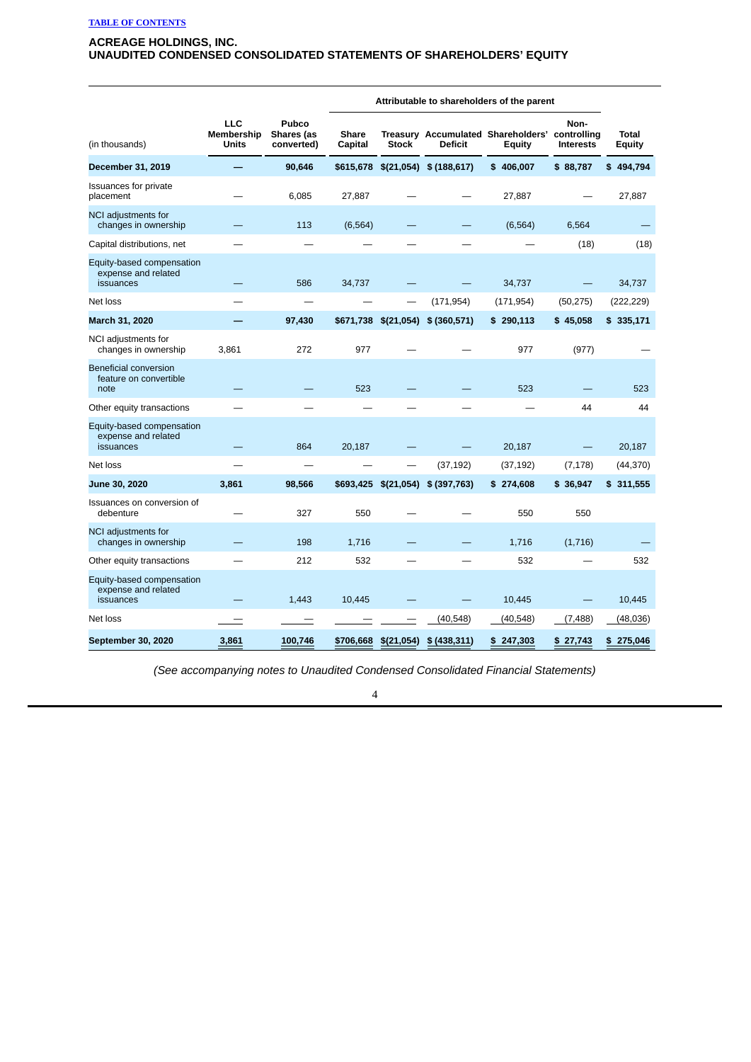[TABLE OF CONTENTS](#)

**ACREAGE HOLDINGS, INC.**
**UNAUDITED CONDENSED CONSOLIDATED STATEMENTS OF SHAREHOLDERS' EQUITY**

| | | | Attributable to shareholders of the parent | | | | | |
|---|---|---|---|---|---|---|---|---|
| (in thousands) | LLC Membership Units | Pubco Shares (as converted) | Share Capital | Treasury Stock | Accumulated Deficit | Shareholders' Equity | Non-controlling Interests | Total Equity |
| **December 31, 2019** | **—** | **90,646** | **$615,678** | **$(21,054)** | **$ (188,617)** | **$ 406,007** | **$ 88,787** | **$ 494,794** |
| Issuances for private placement | — | 6,085 | 27,887 | — | — | 27,887 | — | 27,887 |
| NCI adjustments for changes in ownership | — | 113 | (6,564) | — | — | (6,564) | 6,564 | — |
| Capital distributions, net | — | — | — | — | — | — | (18) | (18) |
| Equity-based compensation expense and related issuances | — | 586 | 34,737 | — | — | 34,737 | — | 34,737 |
| Net loss | — | — | — | — | (171,954) | (171,954) | (50,275) | (222,229) |
| **March 31, 2020** | **—** | **97,430** | **$671,738** | **$(21,054)** | **$ (360,571)** | **$ 290,113** | **$ 45,058** | **$ 335,171** |
| NCI adjustments for changes in ownership | 3,861 | 272 | 977 | — | — | 977 | (977) | — |
| Beneficial conversion feature on convertible note | — | — | 523 | — | — | 523 | — | 523 |
| Other equity transactions | — | — | — | — | — | — | 44 | 44 |
| Equity-based compensation expense and related issuances | — | 864 | 20,187 | — | — | 20,187 | — | 20,187 |
| Net loss | — | — | — | — | (37,192) | (37,192) | (7,178) | (44,370) |
| **June 30, 2020** | **3,861** | **98,566** | **$693,425** | **$(21,054)** | **$ (397,763)** | **$ 274,608** | **$ 36,947** | **$ 311,555** |
| Issuances on conversion of debenture | — | 327 | 550 | — | — | 550 | 550 | |
| NCI adjustments for changes in ownership | — | 198 | 1,716 | — | — | 1,716 | (1,716) | — |
| Other equity transactions | — | 212 | 532 | — | — | 532 | — | 532 |
| Equity-based compensation expense and related issuances | — | 1,443 | 10,445 | — | — | 10,445 | — | 10,445 |
| Net loss | — | — | — | — | (40,548) | (40,548) | (7,488) | (48,036) |
| **September 30, 2020** | **3,861** | **100,746** | **$706,668** | **$(21,054)** | **$ (438,311)** | **$ 247,303** | **$ 27,743** | **$ 275,046** |

*(See accompanying notes to Unaudited Condensed Consolidated Financial Statements)*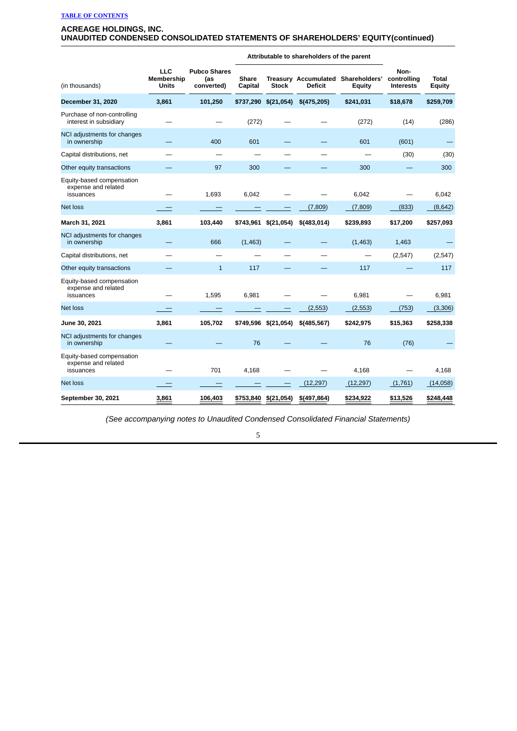**ACREAGE HOLDINGS, INC.**
**UNAUDITED CONDENSED CONSOLIDATED STATEMENTS OF SHAREHOLDERS' EQUITY(continued)**

| | | | Attributable to shareholders of the parent | | | | | |
|---|---|---|---|---|---|---|---|---|
| (in thousands) | LLC Membership Units | Pubco Shares (as converted) | Share Capital | Treasury Stock | Accumulated Deficit | Shareholders' Equity | Non-controlling Interests | Total Equity |
| **December 31, 2020** | **3,861** | **101,250** | **$737,290** | **$(21,054)** | **$(475,205)** | **$241,031** | **$18,678** | **$259,709** |
| Purchase of non-controlling interest in subsidiary | — | — | (272) | — | — | (272) | (14) | (286) |
| NCI adjustments for changes in ownership | — | 400 | 601 | — | — | 601 | (601) | — |
| Capital distributions, net | — | — | — | — | — | — | (30) | (30) |
| Other equity transactions | — | 97 | 300 | — | — | 300 | — | 300 |
| Equity-based compensation expense and related issuances | — | 1,693 | 6,042 | — | — | 6,042 | — | 6,042 |
| Net loss | — | — | — | — | (7,809) | (7,809) | (833) | (8,642) |
| **March 31, 2021** | **3,861** | **103,440** | **$743,961** | **$(21,054)** | **$(483,014)** | **$239,893** | **$17,200** | **$257,093** |
| NCI adjustments for changes in ownership | — | 666 | (1,463) | — | — | (1,463) | 1,463 | — |
| Capital distributions, net | — | — | — | — | — | — | (2,547) | (2,547) |
| Other equity transactions | — | 1 | 117 | — | — | 117 | — | 117 |
| Equity-based compensation expense and related issuances | — | 1,595 | 6,981 | — | — | 6,981 | — | 6,981 |
| Net loss | — | — | — | — | (2,553) | (2,553) | (753) | (3,306) |
| **June 30, 2021** | **3,861** | **105,702** | **$749,596** | **$(21,054)** | **$(485,567)** | **$242,975** | **$15,363** | **$258,338** |
| NCI adjustments for changes in ownership | — | — | 76 | — | — | 76 | (76) | — |
| Equity-based compensation expense and related issuances | — | 701 | 4,168 | — | — | 4,168 | — | 4,168 |
| Net loss | — | — | — | — | (12,297) | (12,297) | (1,761) | (14,058) |
| **September 30, 2021** | **3,861** | **106,403** | **$753,840** | **$(21,054)** | **$(497,864)** | **$234,922** | **$13,526** | **$248,448** |

*(See accompanying notes to Unaudited Condensed Consolidated Financial Statements)*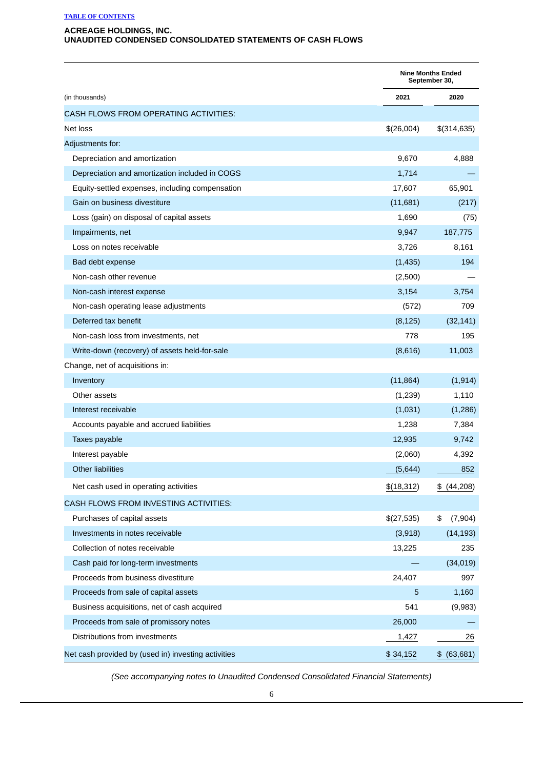TABLE OF CONTENTS

**ACREAGE HOLDINGS, INC.**
**UNAUDITED CONDENSED CONSOLIDATED STATEMENTS OF CASH FLOWS**

| | Nine Months Ended September 30, | |
|---|---|---|
| (in thousands) | 2021 | 2020 |
| CASH FLOWS FROM OPERATING ACTIVITIES: | | |
| Net loss | $(26,004) | $(314,635) |
| Adjustments for: | | |
| Depreciation and amortization | 9,670 | 4,888 |
| Depreciation and amortization included in COGS | 1,714 | — |
| Equity-settled expenses, including compensation | 17,607 | 65,901 |
| Gain on business divestiture | (11,681) | (217) |
| Loss (gain) on disposal of capital assets | 1,690 | (75) |
| Impairments, net | 9,947 | 187,775 |
| Loss on notes receivable | 3,726 | 8,161 |
| Bad debt expense | (1,435) | 194 |
| Non-cash other revenue | (2,500) | — |
| Non-cash interest expense | 3,154 | 3,754 |
| Non-cash operating lease adjustments | (572) | 709 |
| Deferred tax benefit | (8,125) | (32,141) |
| Non-cash loss from investments, net | 778 | 195 |
| Write-down (recovery) of assets held-for-sale | (8,616) | 11,003 |
| Change, net of acquisitions in: | | |
| Inventory | (11,864) | (1,914) |
| Other assets | (1,239) | 1,110 |
| Interest receivable | (1,031) | (1,286) |
| Accounts payable and accrued liabilities | 1,238 | 7,384 |
| Taxes payable | 12,935 | 9,742 |
| Interest payable | (2,060) | 4,392 |
| Other liabilities | (5,644) | 852 |
| Net cash used in operating activities | $(18,312) | $ (44,208) |
| CASH FLOWS FROM INVESTING ACTIVITIES: | | |
| Purchases of capital assets | $(27,535) | $ (7,904) |
| Investments in notes receivable | (3,918) | (14,193) |
| Collection of notes receivable | 13,225 | 235 |
| Cash paid for long-term investments | — | (34,019) |
| Proceeds from business divestiture | 24,407 | 997 |
| Proceeds from sale of capital assets | 5 | 1,160 |
| Business acquisitions, net of cash acquired | 541 | (9,983) |
| Proceeds from sale of promissory notes | 26,000 | — |
| Distributions from investments | 1,427 | 26 |
| Net cash provided by (used in) investing activities | $ 34,152 | $ (63,681) |

*(See accompanying notes to Unaudited Condensed Consolidated Financial Statements)*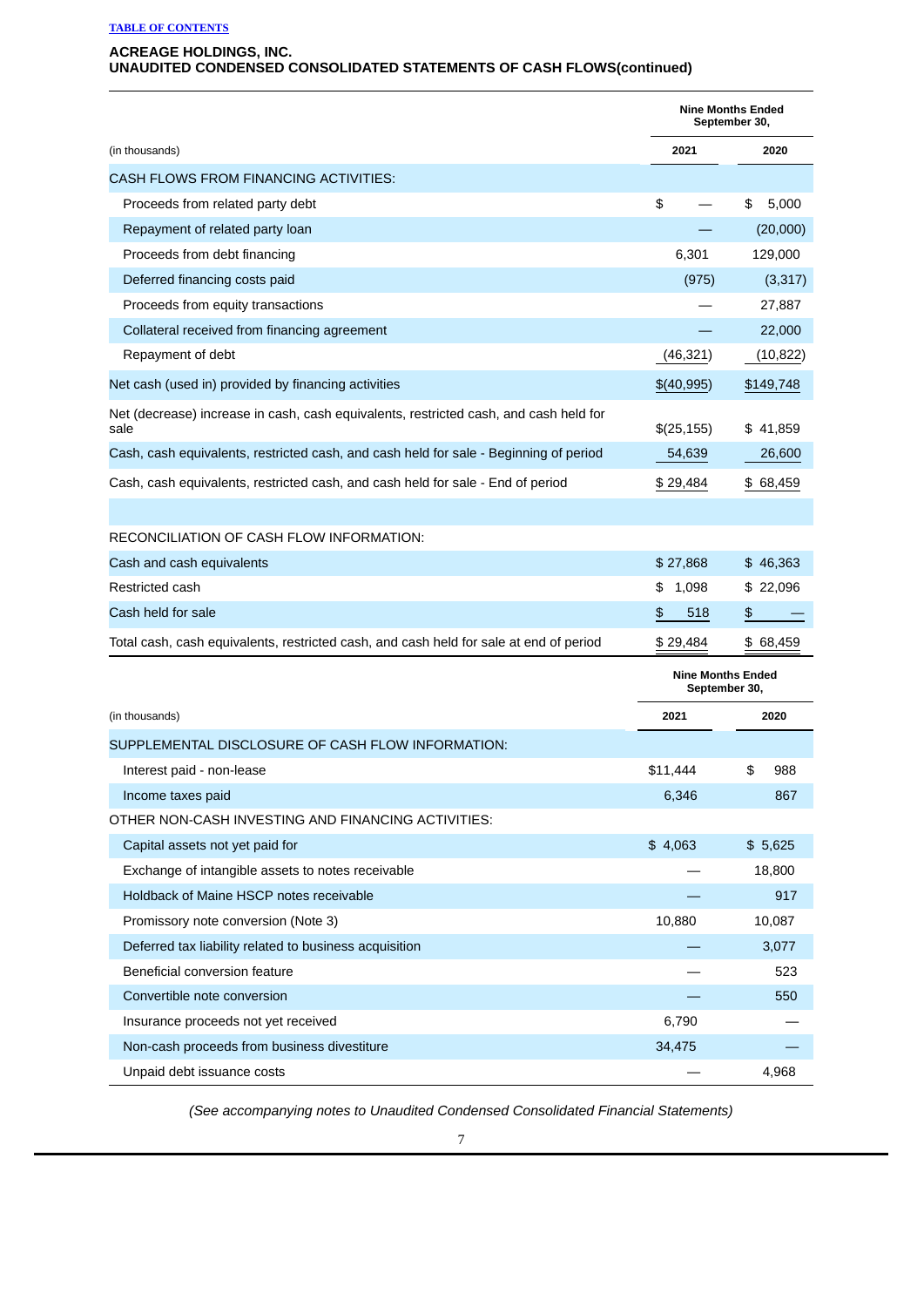**ACREAGE HOLDINGS, INC.**
**UNAUDITED CONDENSED CONSOLIDATED STATEMENTS OF CASH FLOWS(continued)**

| (in thousands) | Nine Months Ended September 30, 2021 | Nine Months Ended September 30, 2020 |
|---|---|---|
| CASH FLOWS FROM FINANCING ACTIVITIES: | | |
| Proceeds from related party debt | $ — | $ 5,000 |
| Repayment of related party loan | — | (20,000) |
| Proceeds from debt financing | 6,301 | 129,000 |
| Deferred financing costs paid | (975) | (3,317) |
| Proceeds from equity transactions | — | 27,887 |
| Collateral received from financing agreement | — | 22,000 |
| Repayment of debt | (46,321) | (10,822) |
| Net cash (used in) provided by financing activities | $(40,995) | $149,748 |
| Net (decrease) increase in cash, cash equivalents, restricted cash, and cash held for sale | $(25,155) | $ 41,859 |
| Cash, cash equivalents, restricted cash, and cash held for sale - Beginning of period | 54,639 | 26,600 |
| Cash, cash equivalents, restricted cash, and cash held for sale - End of period | $ 29,484 | $ 68,459 |
| | | |
| RECONCILIATION OF CASH FLOW INFORMATION: | | |
| Cash and cash equivalents | $ 27,868 | $ 46,363 |
| Restricted cash | $ 1,098 | $ 22,096 |
| Cash held for sale | $ 518 | $ — |
| Total cash, cash equivalents, restricted cash, and cash held for sale at end of period | $ 29,484 | $ 68,459 |

| (in thousands) | Nine Months Ended September 30, 2021 | Nine Months Ended September 30, 2020 |
|---|---|---|
| SUPPLEMENTAL DISCLOSURE OF CASH FLOW INFORMATION: | | |
| Interest paid - non-lease | $11,444 | $ 988 |
| Income taxes paid | 6,346 | 867 |
| OTHER NON-CASH INVESTING AND FINANCING ACTIVITIES: | | |
| Capital assets not yet paid for | $ 4,063 | $ 5,625 |
| Exchange of intangible assets to notes receivable | — | 18,800 |
| Holdback of Maine HSCP notes receivable | — | 917 |
| Promissory note conversion (Note 3) | 10,880 | 10,087 |
| Deferred tax liability related to business acquisition | — | 3,077 |
| Beneficial conversion feature | — | 523 |
| Convertible note conversion | — | 550 |
| Insurance proceeds not yet received | 6,790 | — |
| Non-cash proceeds from business divestiture | 34,475 | — |
| Unpaid debt issuance costs | — | 4,968 |

*(See accompanying notes to Unaudited Condensed Consolidated Financial Statements)*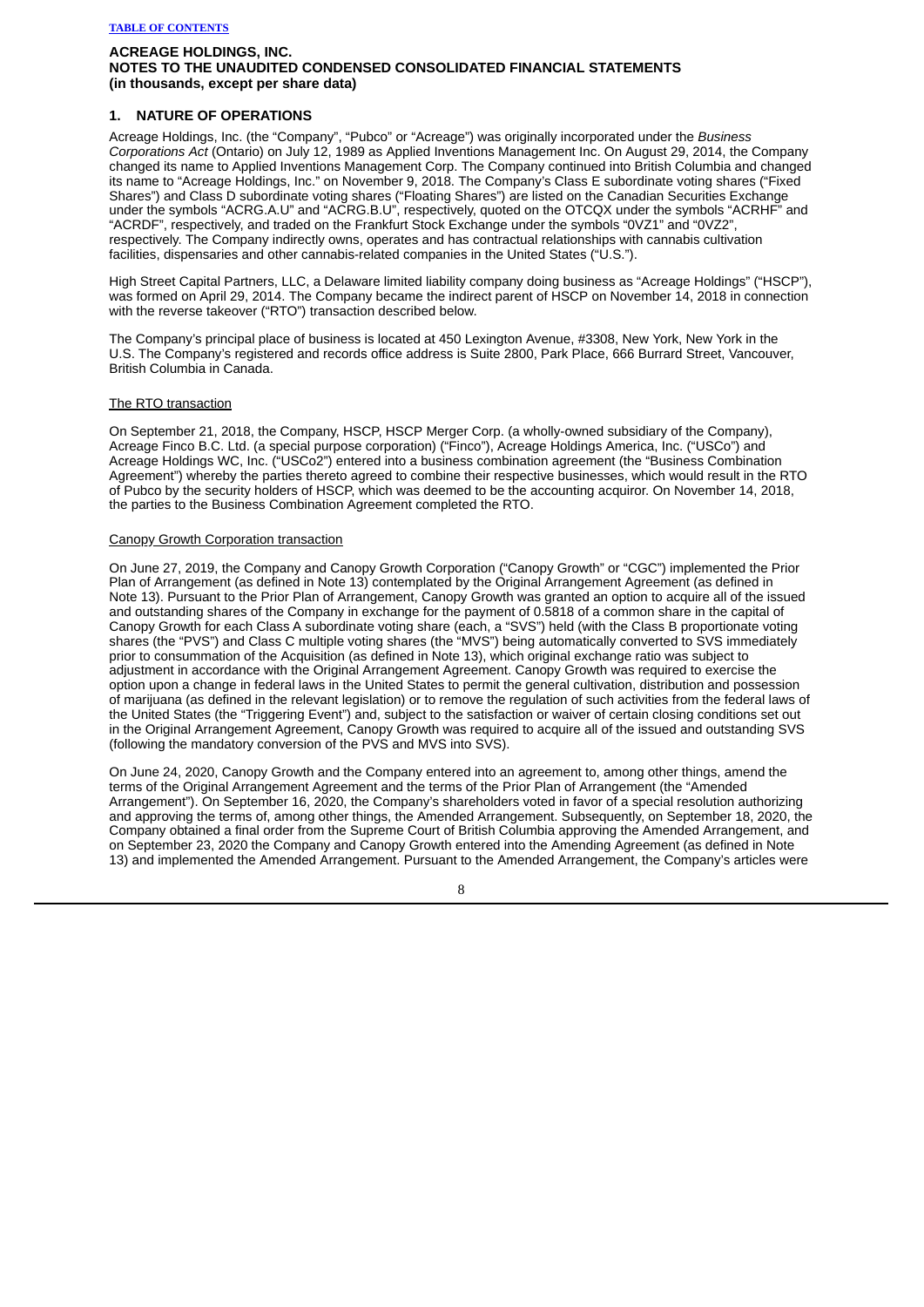**ACREAGE HOLDINGS, INC.**
**NOTES TO THE UNAUDITED CONDENSED CONSOLIDATED FINANCIAL STATEMENTS**
**(in thousands, except per share data)**

## 1. NATURE OF OPERATIONS

Acreage Holdings, Inc. (the "Company", "Pubco" or "Acreage") was originally incorporated under the *Business Corporations Act* (Ontario) on July 12, 1989 as Applied Inventions Management Inc. On August 29, 2014, the Company changed its name to Applied Inventions Management Corp. The Company continued into British Columbia and changed its name to "Acreage Holdings, Inc." on November 9, 2018. The Company's Class E subordinate voting shares ("Fixed Shares") and Class D subordinate voting shares ("Floating Shares") are listed on the Canadian Securities Exchange under the symbols "ACRG.A.U" and "ACRG.B.U", respectively, quoted on the OTCQX under the symbols "ACRHF" and "ACRDF", respectively, and traded on the Frankfurt Stock Exchange under the symbols "0VZ1" and "0VZ2", respectively. The Company indirectly owns, operates and has contractual relationships with cannabis cultivation facilities, dispensaries and other cannabis-related companies in the United States ("U.S.").

High Street Capital Partners, LLC, a Delaware limited liability company doing business as "Acreage Holdings" ("HSCP"), was formed on April 29, 2014. The Company became the indirect parent of HSCP on November 14, 2018 in connection with the reverse takeover ("RTO") transaction described below.

The Company's principal place of business is located at 450 Lexington Avenue, #3308, New York, New York in the U.S. The Company's registered and records office address is Suite 2800, Park Place, 666 Burrard Street, Vancouver, British Columbia in Canada.

The RTO transaction

On September 21, 2018, the Company, HSCP, HSCP Merger Corp. (a wholly-owned subsidiary of the Company), Acreage Finco B.C. Ltd. (a special purpose corporation) ("Finco"), Acreage Holdings America, Inc. ("USCo") and Acreage Holdings WC, Inc. ("USCo2") entered into a business combination agreement (the "Business Combination Agreement") whereby the parties thereto agreed to combine their respective businesses, which would result in the RTO of Pubco by the security holders of HSCP, which was deemed to be the accounting acquiror. On November 14, 2018, the parties to the Business Combination Agreement completed the RTO.

Canopy Growth Corporation transaction

On June 27, 2019, the Company and Canopy Growth Corporation ("Canopy Growth" or "CGC") implemented the Prior Plan of Arrangement (as defined in Note 13) contemplated by the Original Arrangement Agreement (as defined in Note 13). Pursuant to the Prior Plan of Arrangement, Canopy Growth was granted an option to acquire all of the issued and outstanding shares of the Company in exchange for the payment of 0.5818 of a common share in the capital of Canopy Growth for each Class A subordinate voting share (each, a "SVS") held (with the Class B proportionate voting shares (the "PVS") and Class C multiple voting shares (the "MVS") being automatically converted to SVS immediately prior to consummation of the Acquisition (as defined in Note 13), which original exchange ratio was subject to adjustment in accordance with the Original Arrangement Agreement. Canopy Growth was required to exercise the option upon a change in federal laws in the United States to permit the general cultivation, distribution and possession of marijuana (as defined in the relevant legislation) or to remove the regulation of such activities from the federal laws of the United States (the "Triggering Event") and, subject to the satisfaction or waiver of certain closing conditions set out in the Original Arrangement Agreement, Canopy Growth was required to acquire all of the issued and outstanding SVS (following the mandatory conversion of the PVS and MVS into SVS).

On June 24, 2020, Canopy Growth and the Company entered into an agreement to, among other things, amend the terms of the Original Arrangement Agreement and the terms of the Prior Plan of Arrangement (the "Amended Arrangement"). On September 16, 2020, the Company's shareholders voted in favor of a special resolution authorizing and approving the terms of, among other things, the Amended Arrangement. Subsequently, on September 18, 2020, the Company obtained a final order from the Supreme Court of British Columbia approving the Amended Arrangement, and on September 23, 2020 the Company and Canopy Growth entered into the Amending Agreement (as defined in Note 13) and implemented the Amended Arrangement. Pursuant to the Amended Arrangement, the Company's articles were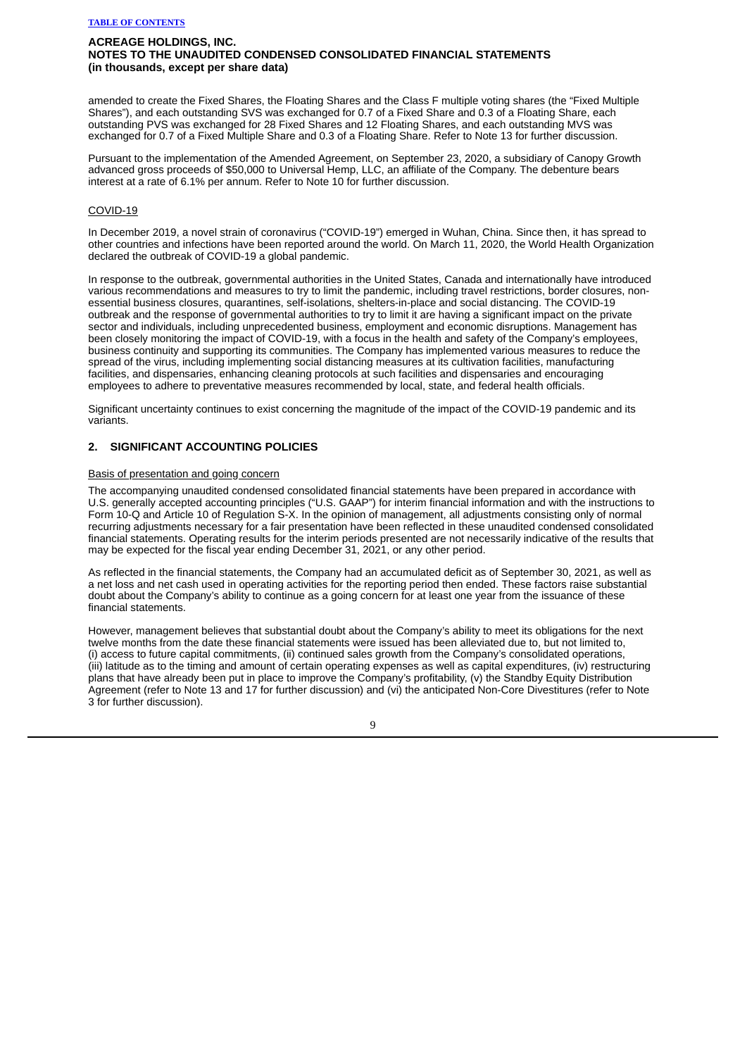amended to create the Fixed Shares, the Floating Shares and the Class F multiple voting shares (the "Fixed Multiple Shares"), and each outstanding SVS was exchanged for 0.7 of a Fixed Share and 0.3 of a Floating Share, each outstanding PVS was exchanged for 28 Fixed Shares and 12 Floating Shares, and each outstanding MVS was exchanged for 0.7 of a Fixed Multiple Share and 0.3 of a Floating Share. Refer to Note 13 for further discussion.

Pursuant to the implementation of the Amended Agreement, on September 23, 2020, a subsidiary of Canopy Growth advanced gross proceeds of $50,000 to Universal Hemp, LLC, an affiliate of the Company. The debenture bears interest at a rate of 6.1% per annum. Refer to Note 10 for further discussion.

COVID-19

In December 2019, a novel strain of coronavirus ("COVID-19") emerged in Wuhan, China. Since then, it has spread to other countries and infections have been reported around the world. On March 11, 2020, the World Health Organization declared the outbreak of COVID-19 a global pandemic.

In response to the outbreak, governmental authorities in the United States, Canada and internationally have introduced various recommendations and measures to try to limit the pandemic, including travel restrictions, border closures, non-essential business closures, quarantines, self-isolations, shelters-in-place and social distancing. The COVID-19 outbreak and the response of governmental authorities to try to limit it are having a significant impact on the private sector and individuals, including unprecedented business, employment and economic disruptions. Management has been closely monitoring the impact of COVID-19, with a focus in the health and safety of the Company's employees, business continuity and supporting its communities. The Company has implemented various measures to reduce the spread of the virus, including implementing social distancing measures at its cultivation facilities, manufacturing facilities, and dispensaries, enhancing cleaning protocols at such facilities and dispensaries and encouraging employees to adhere to preventative measures recommended by local, state, and federal health officials.

Significant uncertainty continues to exist concerning the magnitude of the impact of the COVID-19 pandemic and its variants.

## 2. SIGNIFICANT ACCOUNTING POLICIES

Basis of presentation and going concern

The accompanying unaudited condensed consolidated financial statements have been prepared in accordance with U.S. generally accepted accounting principles ("U.S. GAAP") for interim financial information and with the instructions to Form 10-Q and Article 10 of Regulation S-X. In the opinion of management, all adjustments consisting only of normal recurring adjustments necessary for a fair presentation have been reflected in these unaudited condensed consolidated financial statements. Operating results for the interim periods presented are not necessarily indicative of the results that may be expected for the fiscal year ending December 31, 2021, or any other period.

As reflected in the financial statements, the Company had an accumulated deficit as of September 30, 2021, as well as a net loss and net cash used in operating activities for the reporting period then ended. These factors raise substantial doubt about the Company's ability to continue as a going concern for at least one year from the issuance of these financial statements.

However, management believes that substantial doubt about the Company's ability to meet its obligations for the next twelve months from the date these financial statements were issued has been alleviated due to, but not limited to, (i) access to future capital commitments, (ii) continued sales growth from the Company's consolidated operations, (iii) latitude as to the timing and amount of certain operating expenses as well as capital expenditures, (iv) restructuring plans that have already been put in place to improve the Company's profitability, (v) the Standby Equity Distribution Agreement (refer to Note 13 and 17 for further discussion) and (vi) the anticipated Non-Core Divestitures (refer to Note 3 for further discussion).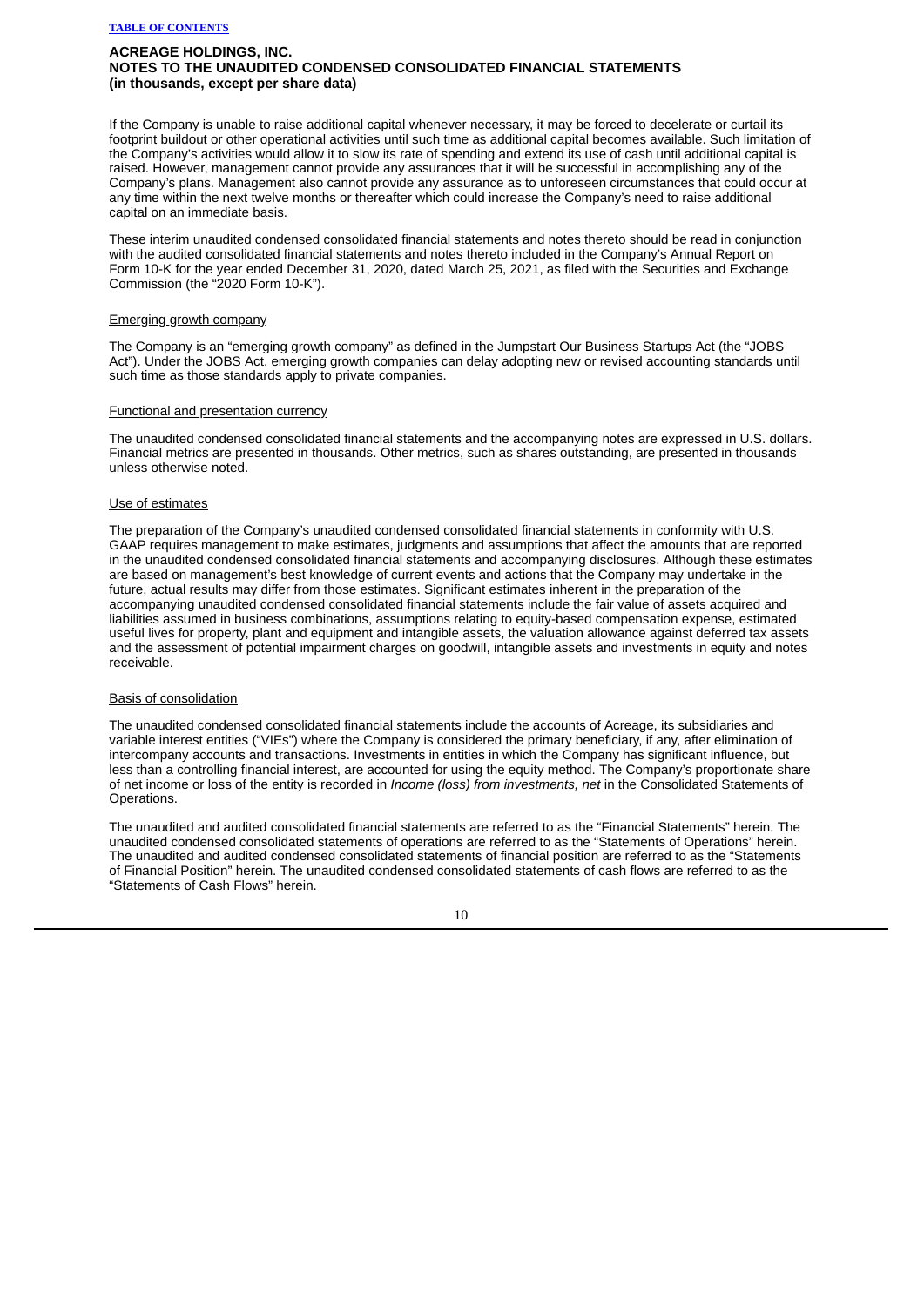If the Company is unable to raise additional capital whenever necessary, it may be forced to decelerate or curtail its footprint buildout or other operational activities until such time as additional capital becomes available. Such limitation of the Company's activities would allow it to slow its rate of spending and extend its use of cash until additional capital is raised. However, management cannot provide any assurances that it will be successful in accomplishing any of the Company's plans. Management also cannot provide any assurance as to unforeseen circumstances that could occur at any time within the next twelve months or thereafter which could increase the Company's need to raise additional capital on an immediate basis.

These interim unaudited condensed consolidated financial statements and notes thereto should be read in conjunction with the audited consolidated financial statements and notes thereto included in the Company's Annual Report on Form 10-K for the year ended December 31, 2020, dated March 25, 2021, as filed with the Securities and Exchange Commission (the "2020 Form 10-K").

## Emerging growth company

The Company is an "emerging growth company" as defined in the Jumpstart Our Business Startups Act (the "JOBS Act"). Under the JOBS Act, emerging growth companies can delay adopting new or revised accounting standards until such time as those standards apply to private companies.

## Functional and presentation currency

The unaudited condensed consolidated financial statements and the accompanying notes are expressed in U.S. dollars. Financial metrics are presented in thousands. Other metrics, such as shares outstanding, are presented in thousands unless otherwise noted.

## Use of estimates

The preparation of the Company's unaudited condensed consolidated financial statements in conformity with U.S. GAAP requires management to make estimates, judgments and assumptions that affect the amounts that are reported in the unaudited condensed consolidated financial statements and accompanying disclosures. Although these estimates are based on management's best knowledge of current events and actions that the Company may undertake in the future, actual results may differ from those estimates. Significant estimates inherent in the preparation of the accompanying unaudited condensed consolidated financial statements include the fair value of assets acquired and liabilities assumed in business combinations, assumptions relating to equity-based compensation expense, estimated useful lives for property, plant and equipment and intangible assets, the valuation allowance against deferred tax assets and the assessment of potential impairment charges on goodwill, intangible assets and investments in equity and notes receivable.

## Basis of consolidation

The unaudited condensed consolidated financial statements include the accounts of Acreage, its subsidiaries and variable interest entities ("VIEs") where the Company is considered the primary beneficiary, if any, after elimination of intercompany accounts and transactions. Investments in entities in which the Company has significant influence, but less than a controlling financial interest, are accounted for using the equity method. The Company's proportionate share of net income or loss of the entity is recorded in *Income (loss) from investments, net* in the Consolidated Statements of Operations.

The unaudited and audited consolidated financial statements are referred to as the "Financial Statements" herein. The unaudited condensed consolidated statements of operations are referred to as the "Statements of Operations" herein. The unaudited and audited condensed consolidated statements of financial position are referred to as the "Statements of Financial Position" herein. The unaudited condensed consolidated statements of cash flows are referred to as the "Statements of Cash Flows" herein.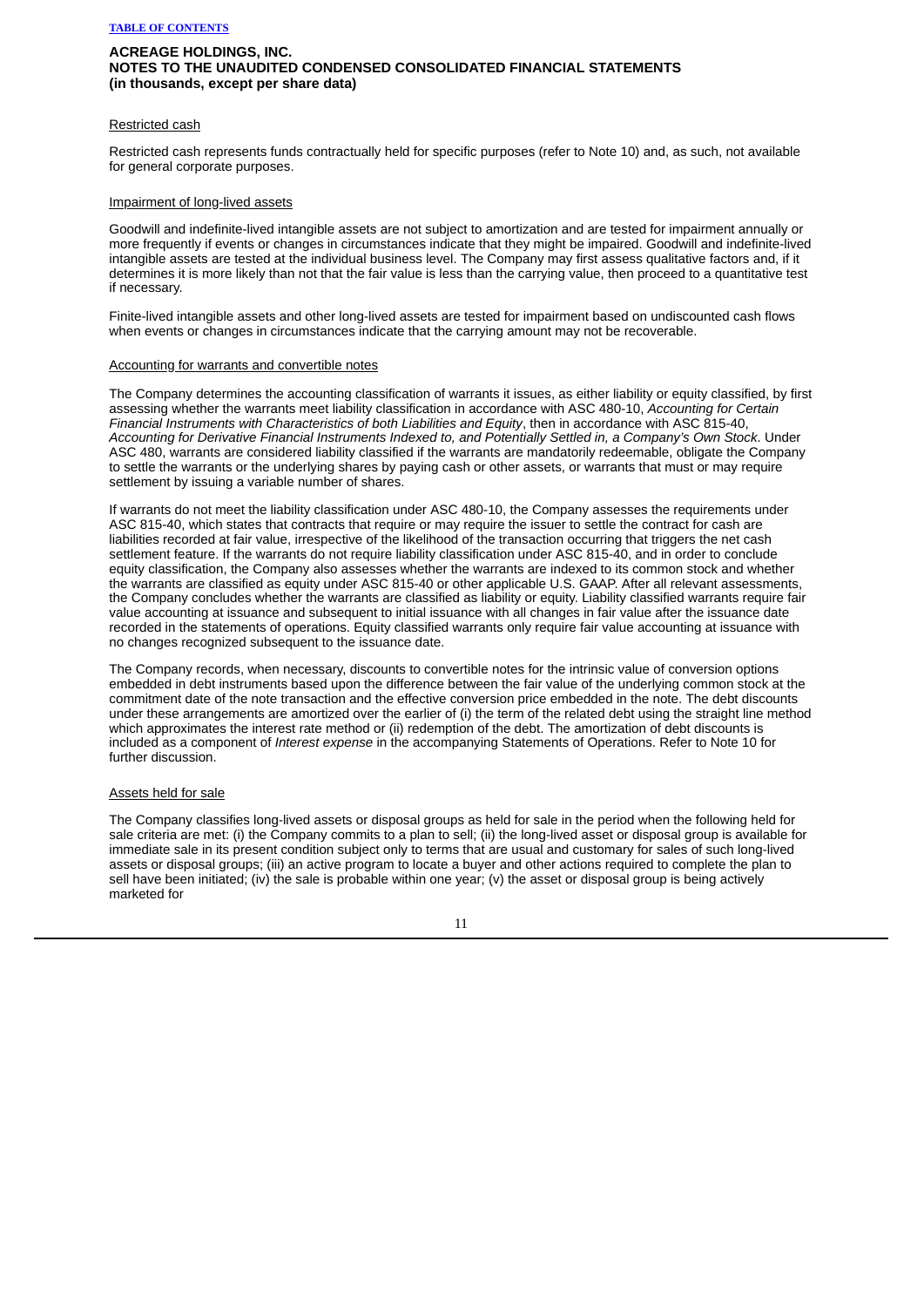**ACREAGE HOLDINGS, INC.**
**NOTES TO THE UNAUDITED CONDENSED CONSOLIDATED FINANCIAL STATEMENTS**
**(in thousands, except per share data)**

Restricted cash

Restricted cash represents funds contractually held for specific purposes (refer to Note 10) and, as such, not available for general corporate purposes.

Impairment of long-lived assets

Goodwill and indefinite-lived intangible assets are not subject to amortization and are tested for impairment annually or more frequently if events or changes in circumstances indicate that they might be impaired. Goodwill and indefinite-lived intangible assets are tested at the individual business level. The Company may first assess qualitative factors and, if it determines it is more likely than not that the fair value is less than the carrying value, then proceed to a quantitative test if necessary.

Finite-lived intangible assets and other long-lived assets are tested for impairment based on undiscounted cash flows when events or changes in circumstances indicate that the carrying amount may not be recoverable.

Accounting for warrants and convertible notes

The Company determines the accounting classification of warrants it issues, as either liability or equity classified, by first assessing whether the warrants meet liability classification in accordance with ASC 480-10, *Accounting for Certain Financial Instruments with Characteristics of both Liabilities and Equity*, then in accordance with ASC 815-40, *Accounting for Derivative Financial Instruments Indexed to, and Potentially Settled in, a Company's Own Stock*. Under ASC 480, warrants are considered liability classified if the warrants are mandatorily redeemable, obligate the Company to settle the warrants or the underlying shares by paying cash or other assets, or warrants that must or may require settlement by issuing a variable number of shares.

If warrants do not meet the liability classification under ASC 480-10, the Company assesses the requirements under ASC 815-40, which states that contracts that require or may require the issuer to settle the contract for cash are liabilities recorded at fair value, irrespective of the likelihood of the transaction occurring that triggers the net cash settlement feature. If the warrants do not require liability classification under ASC 815-40, and in order to conclude equity classification, the Company also assesses whether the warrants are indexed to its common stock and whether the warrants are classified as equity under ASC 815-40 or other applicable U.S. GAAP. After all relevant assessments, the Company concludes whether the warrants are classified as liability or equity. Liability classified warrants require fair value accounting at issuance and subsequent to initial issuance with all changes in fair value after the issuance date recorded in the statements of operations. Equity classified warrants only require fair value accounting at issuance with no changes recognized subsequent to the issuance date.

The Company records, when necessary, discounts to convertible notes for the intrinsic value of conversion options embedded in debt instruments based upon the difference between the fair value of the underlying common stock at the commitment date of the note transaction and the effective conversion price embedded in the note. The debt discounts under these arrangements are amortized over the earlier of (i) the term of the related debt using the straight line method which approximates the interest rate method or (ii) redemption of the debt. The amortization of debt discounts is included as a component of *Interest expense* in the accompanying Statements of Operations. Refer to Note 10 for further discussion.

Assets held for sale

The Company classifies long-lived assets or disposal groups as held for sale in the period when the following held for sale criteria are met: (i) the Company commits to a plan to sell; (ii) the long-lived asset or disposal group is available for immediate sale in its present condition subject only to terms that are usual and customary for sales of such long-lived assets or disposal groups; (iii) an active program to locate a buyer and other actions required to complete the plan to sell have been initiated; (iv) the sale is probable within one year; (v) the asset or disposal group is being actively marketed for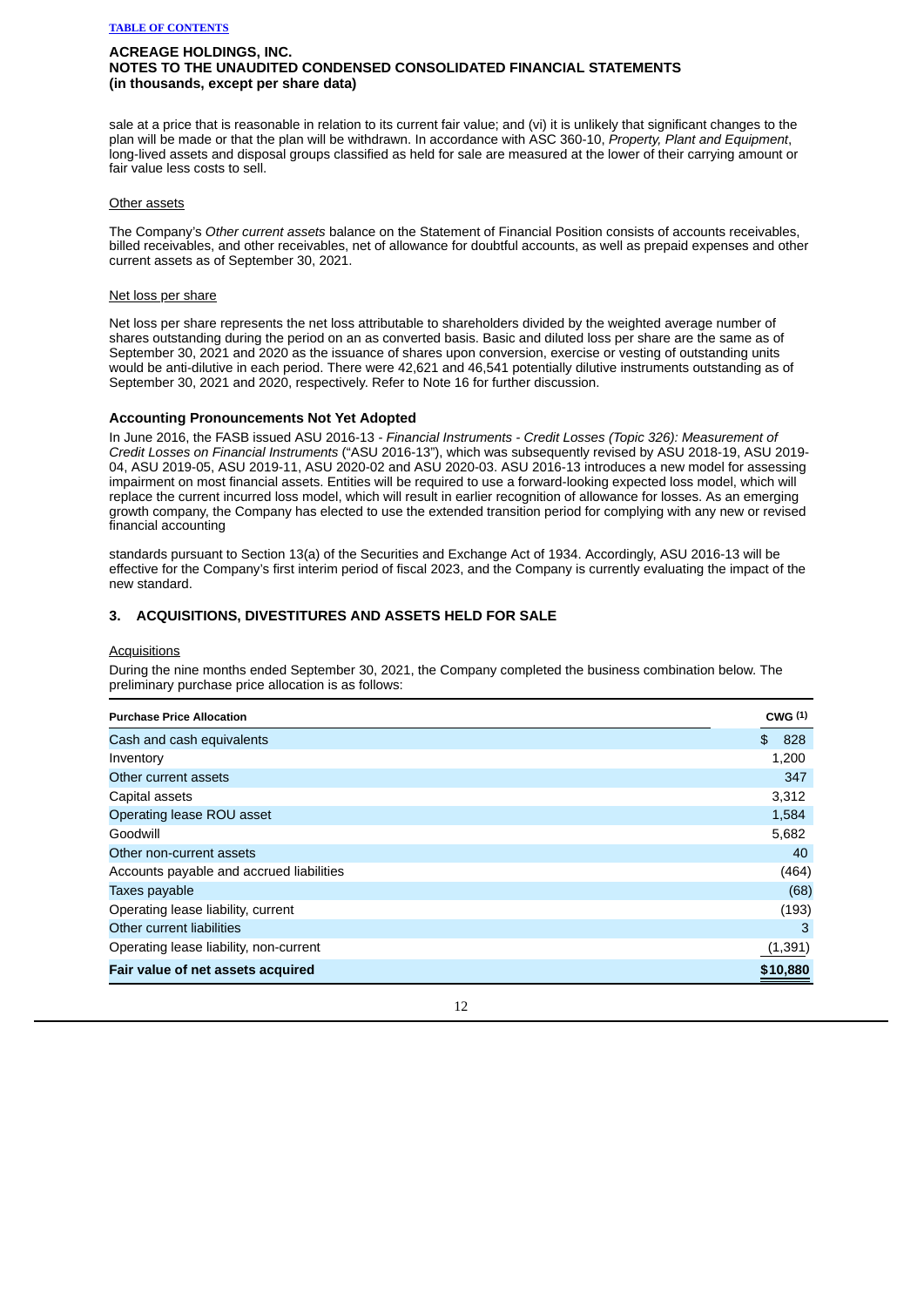sale at a price that is reasonable in relation to its current fair value; and (vi) it is unlikely that significant changes to the plan will be made or that the plan will be withdrawn. In accordance with ASC 360-10, *Property, Plant and Equipment*, long-lived assets and disposal groups classified as held for sale are measured at the lower of their carrying amount or fair value less costs to sell.

Other assets

The Company's *Other current assets* balance on the Statement of Financial Position consists of accounts receivables, billed receivables, and other receivables, net of allowance for doubtful accounts, as well as prepaid expenses and other current assets as of September 30, 2021.

Net loss per share

Net loss per share represents the net loss attributable to shareholders divided by the weighted average number of shares outstanding during the period on an as converted basis. Basic and diluted loss per share are the same as of September 30, 2021 and 2020 as the issuance of shares upon conversion, exercise or vesting of outstanding units would be anti-dilutive in each period. There were 42,621 and 46,541 potentially dilutive instruments outstanding as of September 30, 2021 and 2020, respectively. Refer to Note 16 for further discussion.

**Accounting Pronouncements Not Yet Adopted**

In June 2016, the FASB issued ASU 2016-13 - *Financial Instruments - Credit Losses (Topic 326): Measurement of Credit Losses on Financial Instruments* ("ASU 2016-13"), which was subsequently revised by ASU 2018-19, ASU 2019-04, ASU 2019-05, ASU 2019-11, ASU 2020-02 and ASU 2020-03. ASU 2016-13 introduces a new model for assessing impairment on most financial assets. Entities will be required to use a forward-looking expected loss model, which will replace the current incurred loss model, which will result in earlier recognition of allowance for losses. As an emerging growth company, the Company has elected to use the extended transition period for complying with any new or revised financial accounting

standards pursuant to Section 13(a) of the Securities and Exchange Act of 1934. Accordingly, ASU 2016-13 will be effective for the Company's first interim period of fiscal 2023, and the Company is currently evaluating the impact of the new standard.

## 3. ACQUISITIONS, DIVESTITURES AND ASSETS HELD FOR SALE

Acquisitions

During the nine months ended September 30, 2021, the Company completed the business combination below. The preliminary purchase price allocation is as follows:

| **Purchase Price Allocation** | **CWG [1]** |
|---|---|
| Cash and cash equivalents | $ 828 |
| Inventory | 1,200 |
| Other current assets | 347 |
| Capital assets | 3,312 |
| Operating lease ROU asset | 1,584 |
| Goodwill | 5,682 |
| Other non-current assets | 40 |
| Accounts payable and accrued liabilities | (464) |
| Taxes payable | (68) |
| Operating lease liability, current | (193) |
| Other current liabilities | 3 |
| Operating lease liability, non-current | (1,391) |
| **Fair value of net assets acquired** | **$10,880** |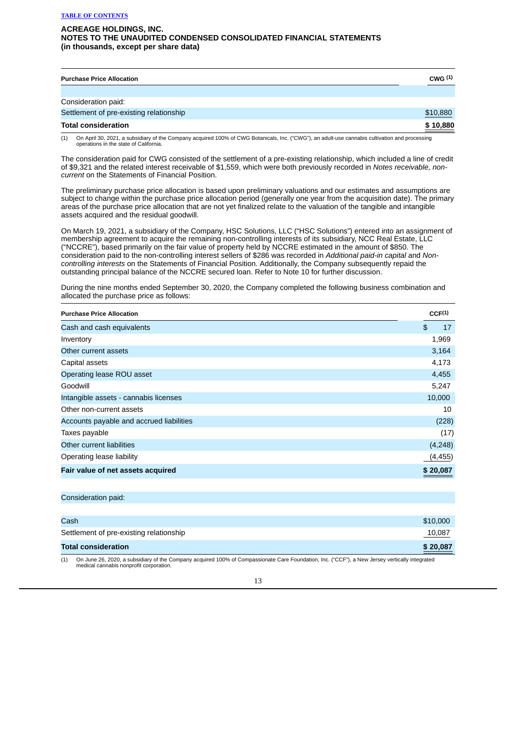**ACREAGE HOLDINGS, INC.**
**NOTES TO THE UNAUDITED CONDENSED CONSOLIDATED FINANCIAL STATEMENTS**
**(in thousands, except per share data)**

| Purchase Price Allocation | CWG [(1)] |
|---|---|
| | |
| Consideration paid: | |
| Settlement of pre-existing relationship | $10,880 |
| **Total consideration** | **$ 10,880** |

(1) On April 30, 2021, a subsidiary of the Company acquired 100% of CWG Botanicals, Inc. ("CWG"), an adult-use cannabis cultivation and processing operations in the state of California.

The consideration paid for CWG consisted of the settlement of a pre-existing relationship, which included a line of credit of $9,321 and the related interest receivable of $1,559, which were both previously recorded in *Notes receivable, non-current* on the Statements of Financial Position.

The preliminary purchase price allocation is based upon preliminary valuations and our estimates and assumptions are subject to change within the purchase price allocation period (generally one year from the acquisition date). The primary areas of the purchase price allocation that are not yet finalized relate to the valuation of the tangible and intangible assets acquired and the residual goodwill.

On March 19, 2021, a subsidiary of the Company, HSC Solutions, LLC ("HSC Solutions") entered into an assignment of membership agreement to acquire the remaining non-controlling interests of its subsidiary, NCC Real Estate, LLC ("NCCRE"), based primarily on the fair value of property held by NCCRE estimated in the amount of $850. The consideration paid to the non-controlling interest sellers of $286 was recorded in *Additional paid-in capital* and *Non-controlling interests* on the Statements of Financial Position. Additionally, the Company subsequently repaid the outstanding principal balance of the NCCRE secured loan. Refer to Note 10 for further discussion.

During the nine months ended September 30, 2020, the Company completed the following business combination and allocated the purchase price as follows:

| Purchase Price Allocation | CCF[(1)] |
|---|---|
| Cash and cash equivalents | $ 17 |
| Inventory | 1,969 |
| Other current assets | 3,164 |
| Capital assets | 4,173 |
| Operating lease ROU asset | 4,455 |
| Goodwill | 5,247 |
| Intangible assets - cannabis licenses | 10,000 |
| Other non-current assets | 10 |
| Accounts payable and accrued liabilities | (228) |
| Taxes payable | (17) |
| Other current liabilities | (4,248) |
| Operating lease liability | (4,455) |
| **Fair value of net assets acquired** | **$ 20,087** |
| | |
| Consideration paid: | |
| | |
| Cash | $10,000 |
| Settlement of pre-existing relationship | 10,087 |
| **Total consideration** | **$ 20,087** |

(1) On June 26, 2020, a subsidiary of the Company acquired 100% of Compassionate Care Foundation, Inc. ("CCF"), a New Jersey vertically integrated medical cannabis nonprofit corporation.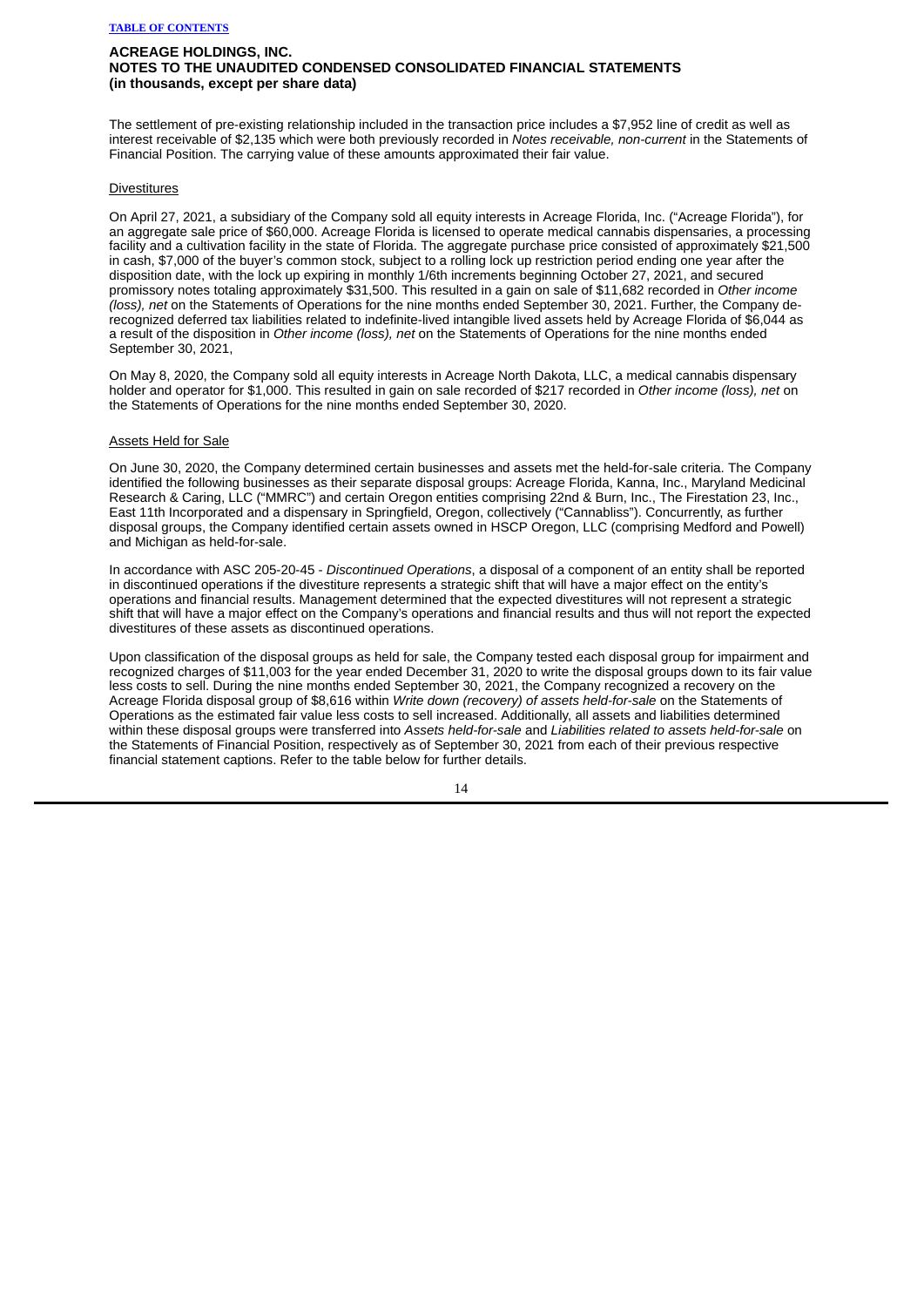**ACREAGE HOLDINGS, INC.**
**NOTES TO THE UNAUDITED CONDENSED CONSOLIDATED FINANCIAL STATEMENTS**
**(in thousands, except per share data)**

The settlement of pre-existing relationship included in the transaction price includes a $7,952 line of credit as well as interest receivable of $2,135 which were both previously recorded in *Notes receivable, non-current* in the Statements of Financial Position. The carrying value of these amounts approximated their fair value.

Divestitures

On April 27, 2021, a subsidiary of the Company sold all equity interests in Acreage Florida, Inc. ("Acreage Florida"), for an aggregate sale price of $60,000. Acreage Florida is licensed to operate medical cannabis dispensaries, a processing facility and a cultivation facility in the state of Florida. The aggregate purchase price consisted of approximately $21,500 in cash, $7,000 of the buyer's common stock, subject to a rolling lock up restriction period ending one year after the disposition date, with the lock up expiring in monthly 1/6th increments beginning October 27, 2021, and secured promissory notes totaling approximately $31,500. This resulted in a gain on sale of $11,682 recorded in *Other income (loss), net* on the Statements of Operations for the nine months ended September 30, 2021. Further, the Company de-recognized deferred tax liabilities related to indefinite-lived intangible lived assets held by Acreage Florida of $6,044 as a result of the disposition in *Other income (loss), net* on the Statements of Operations for the nine months ended September 30, 2021,

On May 8, 2020, the Company sold all equity interests in Acreage North Dakota, LLC, a medical cannabis dispensary holder and operator for $1,000. This resulted in gain on sale recorded of $217 recorded in *Other income (loss), net* on the Statements of Operations for the nine months ended September 30, 2020.

Assets Held for Sale

On June 30, 2020, the Company determined certain businesses and assets met the held-for-sale criteria. The Company identified the following businesses as their separate disposal groups: Acreage Florida, Kanna, Inc., Maryland Medicinal Research & Caring, LLC ("MMRC") and certain Oregon entities comprising 22nd & Burn, Inc., The Firestation 23, Inc., East 11th Incorporated and a dispensary in Springfield, Oregon, collectively ("Cannabliss"). Concurrently, as further disposal groups, the Company identified certain assets owned in HSCP Oregon, LLC (comprising Medford and Powell) and Michigan as held-for-sale.

In accordance with ASC 205-20-45 - *Discontinued Operations*, a disposal of a component of an entity shall be reported in discontinued operations if the divestiture represents a strategic shift that will have a major effect on the entity's operations and financial results. Management determined that the expected divestitures will not represent a strategic shift that will have a major effect on the Company's operations and financial results and thus will not report the expected divestitures of these assets as discontinued operations.

Upon classification of the disposal groups as held for sale, the Company tested each disposal group for impairment and recognized charges of $11,003 for the year ended December 31, 2020 to write the disposal groups down to its fair value less costs to sell. During the nine months ended September 30, 2021, the Company recognized a recovery on the Acreage Florida disposal group of $8,616 within *Write down (recovery) of assets held-for-sale* on the Statements of Operations as the estimated fair value less costs to sell increased. Additionally, all assets and liabilities determined within these disposal groups were transferred into *Assets held-for-sale* and *Liabilities related to assets held-for-sale* on the Statements of Financial Position, respectively as of September 30, 2021 from each of their previous respective financial statement captions. Refer to the table below for further details.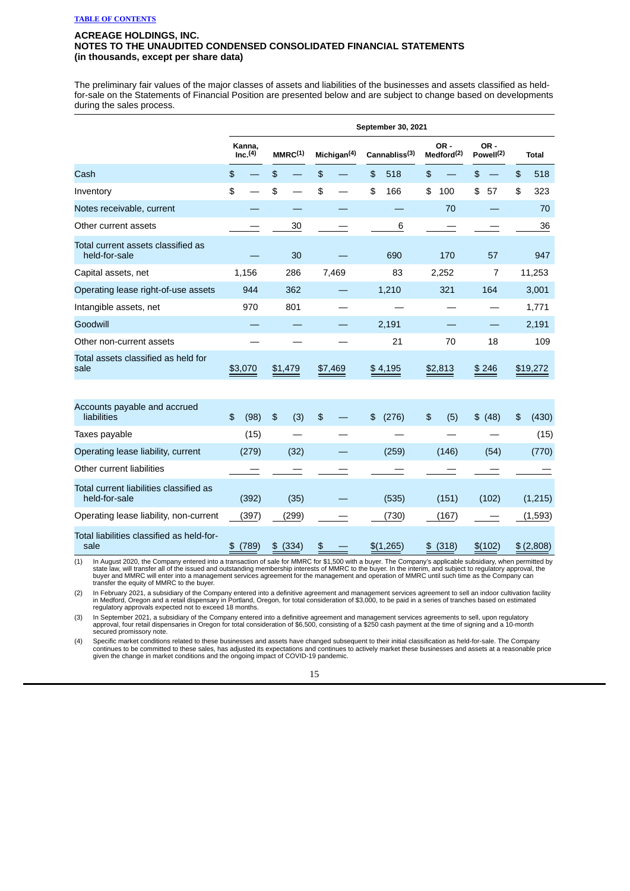**ACREAGE HOLDINGS, INC.**
**NOTES TO THE UNAUDITED CONDENSED CONSOLIDATED FINANCIAL STATEMENTS**
**(in thousands, except per share data)**

The preliminary fair values of the major classes of assets and liabilities of the businesses and assets classified as held-for-sale on the Statements of Financial Position are presented below and are subject to change based on developments during the sales process.

| | September 30, 2021 | | | | | | |
|---|---|---|---|---|---|---|---|
| | Kanna, Inc.[(4)] | MMRC[(1)] | Michigan[(4)] | Cannabliss[(3)] | OR - Medford[(2)] | OR - Powell[(2)] | Total |
| Cash | $ — | $ — | $ — | $ 518 | $ — | $ — | $ 518 |
| Inventory | $ — | $ — | $ — | $ 166 | $ 100 | $ 57 | $ 323 |
| Notes receivable, current | — | — | — | — | 70 | — | 70 |
| Other current assets | — | 30 | — | 6 | — | — | 36 |
| Total current assets classified as held-for-sale | — | 30 | — | 690 | 170 | 57 | 947 |
| Capital assets, net | 1,156 | 286 | 7,469 | 83 | 2,252 | 7 | 11,253 |
| Operating lease right-of-use assets | 944 | 362 | — | 1,210 | 321 | 164 | 3,001 |
| Intangible assets, net | 970 | 801 | — | — | — | — | 1,771 |
| Goodwill | — | — | — | 2,191 | — | — | 2,191 |
| Other non-current assets | — | — | — | 21 | 70 | 18 | 109 |
| Total assets classified as held for sale | $3,070 | $1,479 | $7,469 | $ 4,195 | $2,813 | $ 246 | $19,272 |
| | | | | | | | |
| Accounts payable and accrued liabilities | $ (98) | $ (3) | $ — | $ (276) | $ (5) | $ (48) | $ (430) |
| Taxes payable | (15) | — | — | — | — | — | (15) |
| Operating lease liability, current | (279) | (32) | — | (259) | (146) | (54) | (770) |
| Other current liabilities | — | — | — | — | — | — | — |
| Total current liabilities classified as held-for-sale | (392) | (35) | — | (535) | (151) | (102) | (1,215) |
| Operating lease liability, non-current | (397) | (299) | — | (730) | (167) | — | (1,593) |
| Total liabilities classified as held-for-sale | $ (789) | $ (334) | $ — | $(1,265) | $ (318) | $(102) | $ (2,808) |

(1) In August 2020, the Company entered into a transaction of sale for MMRC for $1,500 with a buyer. The Company's applicable subsidiary, when permitted by state law, will transfer all of the issued and outstanding membership interests of MMRC to the buyer. In the interim, and subject to regulatory approval, the buyer and MMRC will enter into a management services agreement for the management and operation of MMRC until such time as the Company can transfer the equity of MMRC to the buyer.

(2) In February 2021, a subsidiary of the Company entered into a definitive agreement and management services agreement to sell an indoor cultivation facility in Medford, Oregon and a retail dispensary in Portland, Oregon, for total consideration of $3,000, to be paid in a series of tranches based on estimated regulatory approvals expected not to exceed 18 months.

(3) In September 2021, a subsidiary of the Company entered into a definitive agreement and management services agreements to sell, upon regulatory approval, four retail dispensaries in Oregon for total consideration of $6,500, consisting of a $250 cash payment at the time of signing and a 10-month secured promissory note.

(4) Specific market conditions related to these businesses and assets have changed subsequent to their initial classification as held-for-sale. The Company continues to be committed to these sales, has adjusted its expectations and continues to actively market these businesses and assets at a reasonable price given the change in market conditions and the ongoing impact of COVID-19 pandemic.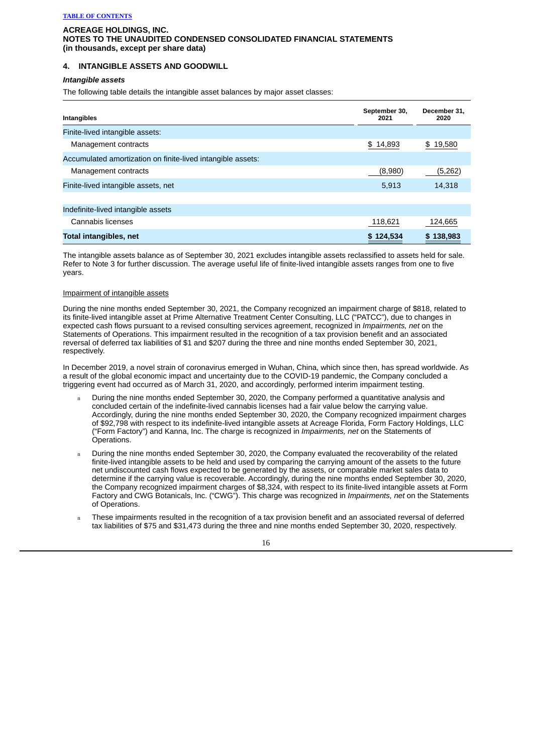**ACREAGE HOLDINGS, INC.**
**NOTES TO THE UNAUDITED CONDENSED CONSOLIDATED FINANCIAL STATEMENTS**
**(in thousands, except per share data)**

## 4. INTANGIBLE ASSETS AND GOODWILL

### *Intangible assets*

The following table details the intangible asset balances by major asset classes:

| Intangibles | September 30, 2021 | December 31, 2020 |
|---|---|---|
| Finite-lived intangible assets: | | |
| Management contracts | $ 14,893 | $ 19,580 |
| Accumulated amortization on finite-lived intangible assets: | | |
| Management contracts | (8,980) | (5,262) |
| Finite-lived intangible assets, net | 5,913 | 14,318 |
| | | |
| Indefinite-lived intangible assets | | |
| Cannabis licenses | 118,621 | 124,665 |
| **Total intangibles, net** | **$ 124,534** | **$ 138,983** |

The intangible assets balance as of September 30, 2021 excludes intangible assets reclassified to assets held for sale. Refer to Note 3 for further discussion. The average useful life of finite-lived intangible assets ranges from one to five years.

Impairment of intangible assets

During the nine months ended September 30, 2021, the Company recognized an impairment charge of $818, related to its finite-lived intangible asset at Prime Alternative Treatment Center Consulting, LLC ("PATCC"), due to changes in expected cash flows pursuant to a revised consulting services agreement, recognized in *Impairments, net* on the Statements of Operations. This impairment resulted in the recognition of a tax provision benefit and an associated reversal of deferred tax liabilities of $1 and $207 during the three and nine months ended September 30, 2021, respectively.

In December 2019, a novel strain of coronavirus emerged in Wuhan, China, which since then, has spread worldwide. As a result of the global economic impact and uncertainty due to the COVID-19 pandemic, the Company concluded a triggering event had occurred as of March 31, 2020, and accordingly, performed interim impairment testing.

- During the nine months ended September 30, 2020, the Company performed a quantitative analysis and concluded certain of the indefinite-lived cannabis licenses had a fair value below the carrying value. Accordingly, during the nine months ended September 30, 2020, the Company recognized impairment charges of $92,798 with respect to its indefinite-lived intangible assets at Acreage Florida, Form Factory Holdings, LLC ("Form Factory") and Kanna, Inc. The charge is recognized in *Impairments, net* on the Statements of Operations.
- During the nine months ended September 30, 2020, the Company evaluated the recoverability of the related finite-lived intangible assets to be held and used by comparing the carrying amount of the assets to the future net undiscounted cash flows expected to be generated by the assets, or comparable market sales data to determine if the carrying value is recoverable. Accordingly, during the nine months ended September 30, 2020, the Company recognized impairment charges of $8,324, with respect to its finite-lived intangible assets at Form Factory and CWG Botanicals, Inc. ("CWG"). This charge was recognized in *Impairments, net* on the Statements of Operations.
- These impairments resulted in the recognition of a tax provision benefit and an associated reversal of deferred tax liabilities of $75 and $31,473 during the three and nine months ended September 30, 2020, respectively.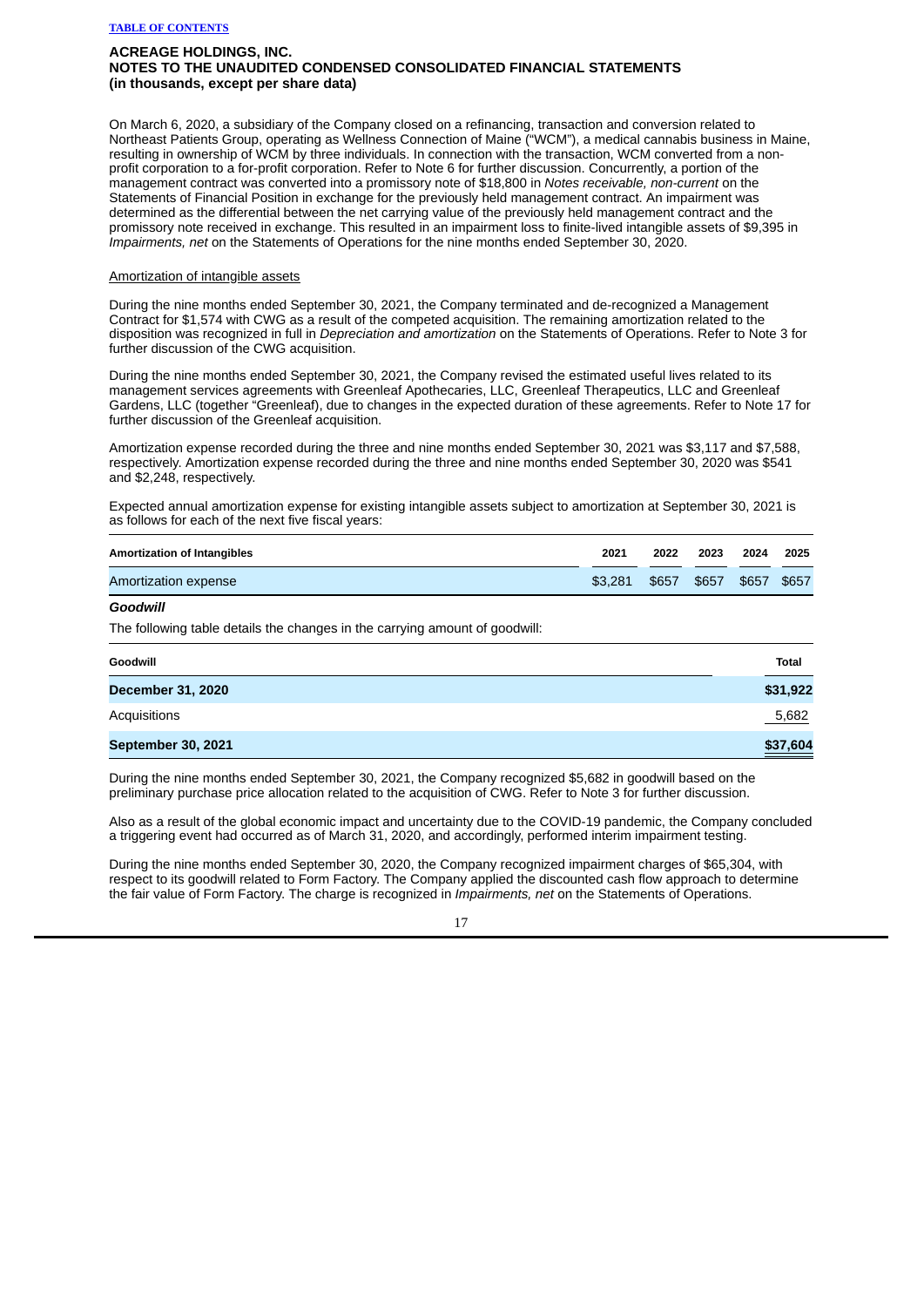On March 6, 2020, a subsidiary of the Company closed on a refinancing, transaction and conversion related to Northeast Patients Group, operating as Wellness Connection of Maine ("WCM"), a medical cannabis business in Maine, resulting in ownership of WCM by three individuals. In connection with the transaction, WCM converted from a non-profit corporation to a for-profit corporation. Refer to Note 6 for further discussion. Concurrently, a portion of the management contract was converted into a promissory note of $18,800 in *Notes receivable, non-current* on the Statements of Financial Position in exchange for the previously held management contract. An impairment was determined as the differential between the net carrying value of the previously held management contract and the promissory note received in exchange. This resulted in an impairment loss to finite-lived intangible assets of $9,395 in *Impairments, net* on the Statements of Operations for the nine months ended September 30, 2020.

Amortization of intangible assets

During the nine months ended September 30, 2021, the Company terminated and de-recognized a Management Contract for $1,574 with CWG as a result of the competed acquisition. The remaining amortization related to the disposition was recognized in full in *Depreciation and amortization* on the Statements of Operations. Refer to Note 3 for further discussion of the CWG acquisition.

During the nine months ended September 30, 2021, the Company revised the estimated useful lives related to its management services agreements with Greenleaf Apothecaries, LLC, Greenleaf Therapeutics, LLC and Greenleaf Gardens, LLC (together "Greenleaf), due to changes in the expected duration of these agreements. Refer to Note 17 for further discussion of the Greenleaf acquisition.

Amortization expense recorded during the three and nine months ended September 30, 2021 was $3,117 and $7,588, respectively. Amortization expense recorded during the three and nine months ended September 30, 2020 was $541 and $2,248, respectively.

Expected annual amortization expense for existing intangible assets subject to amortization at September 30, 2021 is as follows for each of the next five fiscal years:

| Amortization of Intangibles | 2021 | 2022 | 2023 | 2024 | 2025 |
|---|---|---|---|---|---|
| Amortization expense | $3,281 | $657 | $657 | $657 | $657 |

***Goodwill***

The following table details the changes in the carrying amount of goodwill:

| Goodwill | Total |
|---|---|
| **December 31, 2020** | **$31,922** |
| Acquisitions | 5,682 |
| **September 30, 2021** | **$37,604** |

During the nine months ended September 30, 2021, the Company recognized $5,682 in goodwill based on the preliminary purchase price allocation related to the acquisition of CWG. Refer to Note 3 for further discussion.

Also as a result of the global economic impact and uncertainty due to the COVID-19 pandemic, the Company concluded a triggering event had occurred as of March 31, 2020, and accordingly, performed interim impairment testing.

During the nine months ended September 30, 2020, the Company recognized impairment charges of $65,304, with respect to its goodwill related to Form Factory. The Company applied the discounted cash flow approach to determine the fair value of Form Factory. The charge is recognized in *Impairments, net* on the Statements of Operations.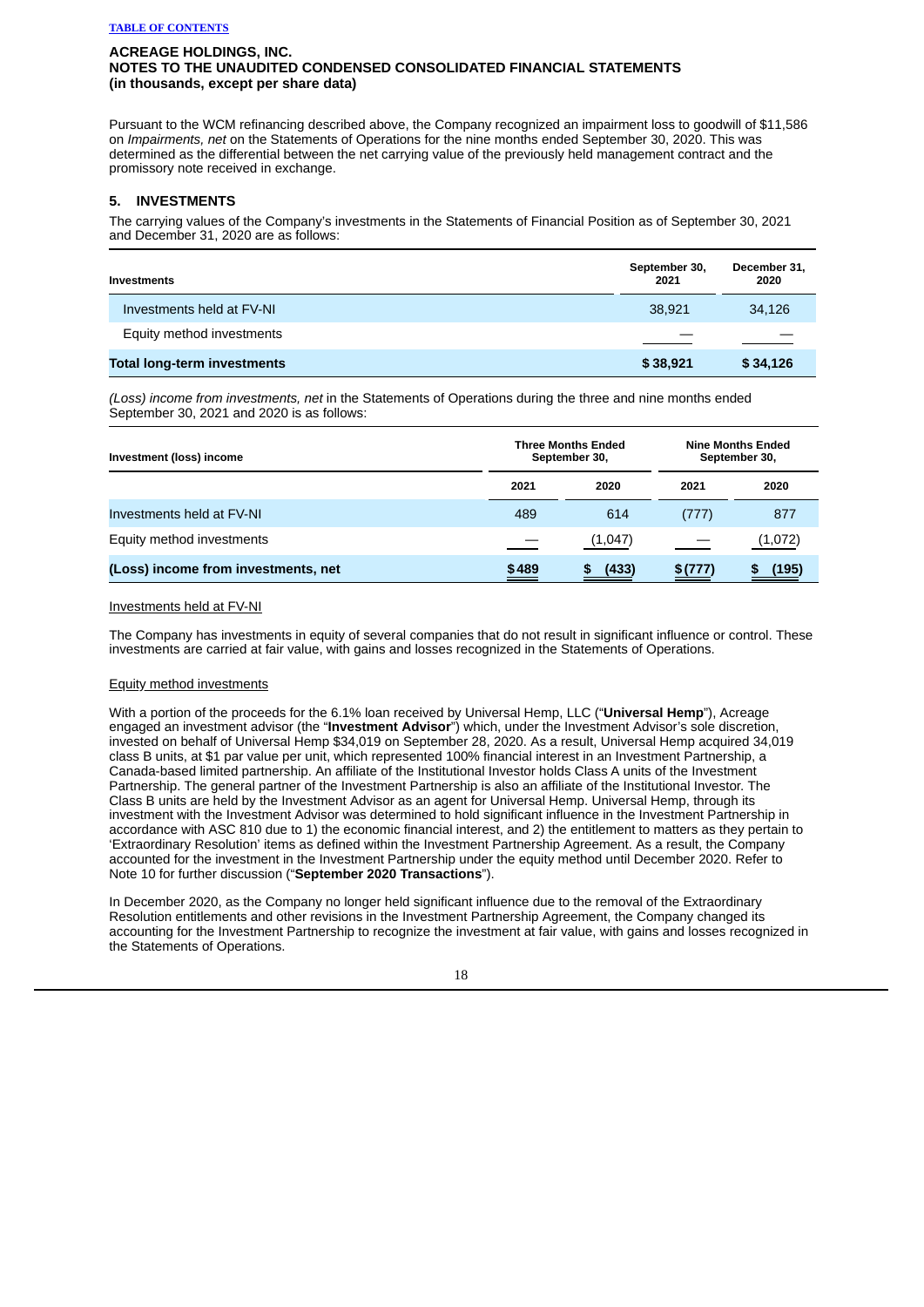**ACREAGE HOLDINGS, INC.**
**NOTES TO THE UNAUDITED CONDENSED CONSOLIDATED FINANCIAL STATEMENTS**
**(in thousands, except per share data)**

Pursuant to the WCM refinancing described above, the Company recognized an impairment loss to goodwill of $11,586 on *Impairments, net* on the Statements of Operations for the nine months ended September 30, 2020. This was determined as the differential between the net carrying value of the previously held management contract and the promissory note received in exchange.

## 5. INVESTMENTS

The carrying values of the Company's investments in the Statements of Financial Position as of September 30, 2021 and December 31, 2020 are as follows:

| Investments | September 30, 2021 | December 31, 2020 |
|---|---|---|
| Investments held at FV-NI | 38,921 | 34,126 |
| Equity method investments | — | — |
| **Total long-term investments** | **$ 38,921** | **$ 34,126** |

*(Loss) income from investments, net* in the Statements of Operations during the three and nine months ended September 30, 2021 and 2020 is as follows:

| Investment (loss) income | Three Months Ended September 30, | | Nine Months Ended September 30, | |
|---|---|---|---|---|
| | 2021 | 2020 | 2021 | 2020 |
| Investments held at FV-NI | 489 | 614 | (777) | 877 |
| Equity method investments | — | (1,047) | — | (1,072) |
| **(Loss) income from investments, net** | **$ 489** | **$ (433)** | **$ (777)** | **$ (195)** |

Investments held at FV-NI

The Company has investments in equity of several companies that do not result in significant influence or control. These investments are carried at fair value, with gains and losses recognized in the Statements of Operations.

Equity method investments

With a portion of the proceeds for the 6.1% loan received by Universal Hemp, LLC ("**Universal Hemp**"), Acreage engaged an investment advisor (the "**Investment Advisor**") which, under the Investment Advisor's sole discretion, invested on behalf of Universal Hemp $34,019 on September 28, 2020. As a result, Universal Hemp acquired 34,019 class B units, at $1 par value per unit, which represented 100% financial interest in an Investment Partnership, a Canada-based limited partnership. An affiliate of the Institutional Investor holds Class A units of the Investment Partnership. The general partner of the Investment Partnership is also an affiliate of the Institutional Investor. The Class B units are held by the Investment Advisor as an agent for Universal Hemp. Universal Hemp, through its investment with the Investment Advisor was determined to hold significant influence in the Investment Partnership in accordance with ASC 810 due to 1) the economic financial interest, and 2) the entitlement to matters as they pertain to 'Extraordinary Resolution' items as defined within the Investment Partnership Agreement. As a result, the Company accounted for the investment in the Investment Partnership under the equity method until December 2020. Refer to Note 10 for further discussion ("**September 2020 Transactions**").

In December 2020, as the Company no longer held significant influence due to the removal of the Extraordinary Resolution entitlements and other revisions in the Investment Partnership Agreement, the Company changed its accounting for the Investment Partnership to recognize the investment at fair value, with gains and losses recognized in the Statements of Operations.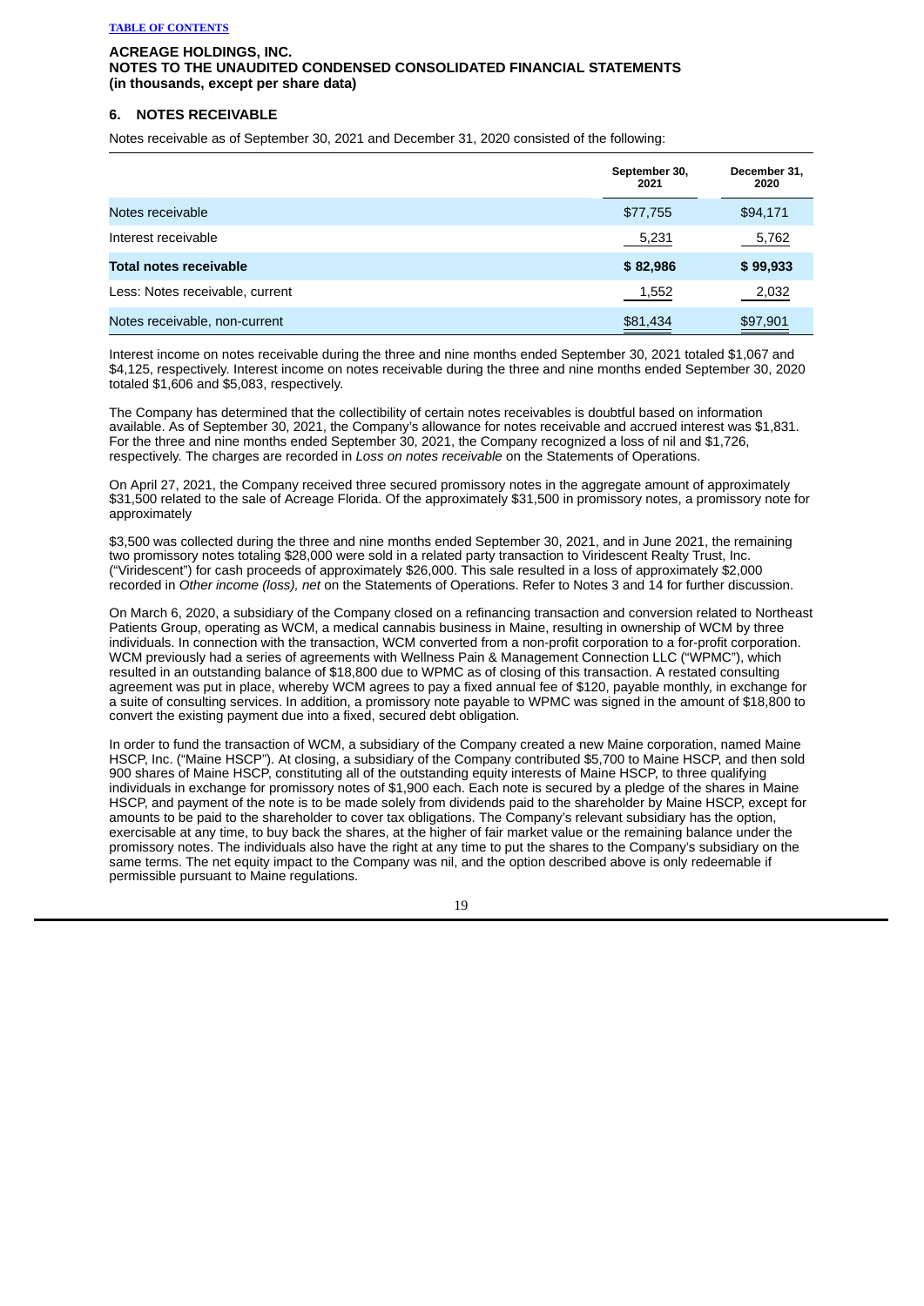**ACREAGE HOLDINGS, INC.**
**NOTES TO THE UNAUDITED CONDENSED CONSOLIDATED FINANCIAL STATEMENTS**
**(in thousands, except per share data)**

## 6. NOTES RECEIVABLE

Notes receivable as of September 30, 2021 and December 31, 2020 consisted of the following:

| | September 30, 2021 | December 31, 2020 |
|---|---|---|
| Notes receivable | $77,755 | $94,171 |
| Interest receivable | 5,231 | 5,762 |
| **Total notes receivable** | **$ 82,986** | **$ 99,933** |
| Less: Notes receivable, current | 1,552 | 2,032 |
| Notes receivable, non-current | $81,434 | $97,901 |

Interest income on notes receivable during the three and nine months ended September 30, 2021 totaled $1,067 and $4,125, respectively. Interest income on notes receivable during the three and nine months ended September 30, 2020 totaled $1,606 and $5,083, respectively.

The Company has determined that the collectibility of certain notes receivables is doubtful based on information available. As of September 30, 2021, the Company's allowance for notes receivable and accrued interest was $1,831. For the three and nine months ended September 30, 2021, the Company recognized a loss of nil and $1,726, respectively. The charges are recorded in *Loss on notes receivable* on the Statements of Operations.

On April 27, 2021, the Company received three secured promissory notes in the aggregate amount of approximately $31,500 related to the sale of Acreage Florida. Of the approximately $31,500 in promissory notes, a promissory note for approximately $3,500 was collected during the three and nine months ended September 30, 2021, and in June 2021, the remaining two promissory notes totaling $28,000 were sold in a related party transaction to Viridescent Realty Trust, Inc. ("Viridescent") for cash proceeds of approximately $26,000. This sale resulted in a loss of approximately $2,000 recorded in *Other income (loss), net* on the Statements of Operations. Refer to Notes 3 and 14 for further discussion.

On March 6, 2020, a subsidiary of the Company closed on a refinancing transaction and conversion related to Northeast Patients Group, operating as WCM, a medical cannabis business in Maine, resulting in ownership of WCM by three individuals. In connection with the transaction, WCM converted from a non-profit corporation to a for-profit corporation. WCM previously had a series of agreements with Wellness Pain & Management Connection LLC ("WPMC"), which resulted in an outstanding balance of $18,800 due to WPMC as of closing of this transaction. A restated consulting agreement was put in place, whereby WCM agrees to pay a fixed annual fee of $120, payable monthly, in exchange for a suite of consulting services. In addition, a promissory note payable to WPMC was signed in the amount of $18,800 to convert the existing payment due into a fixed, secured debt obligation.

In order to fund the transaction of WCM, a subsidiary of the Company created a new Maine corporation, named Maine HSCP, Inc. ("Maine HSCP"). At closing, a subsidiary of the Company contributed $5,700 to Maine HSCP, and then sold 900 shares of Maine HSCP, constituting all of the outstanding equity interests of Maine HSCP, to three qualifying individuals in exchange for promissory notes of $1,900 each. Each note is secured by a pledge of the shares in Maine HSCP, and payment of the note is to be made solely from dividends paid to the shareholder by Maine HSCP, except for amounts to be paid to the shareholder to cover tax obligations. The Company's relevant subsidiary has the option, exercisable at any time, to buy back the shares, at the higher of fair market value or the remaining balance under the promissory notes. The individuals also have the right at any time to put the shares to the Company's subsidiary on the same terms. The net equity impact to the Company was nil, and the option described above is only redeemable if permissible pursuant to Maine regulations.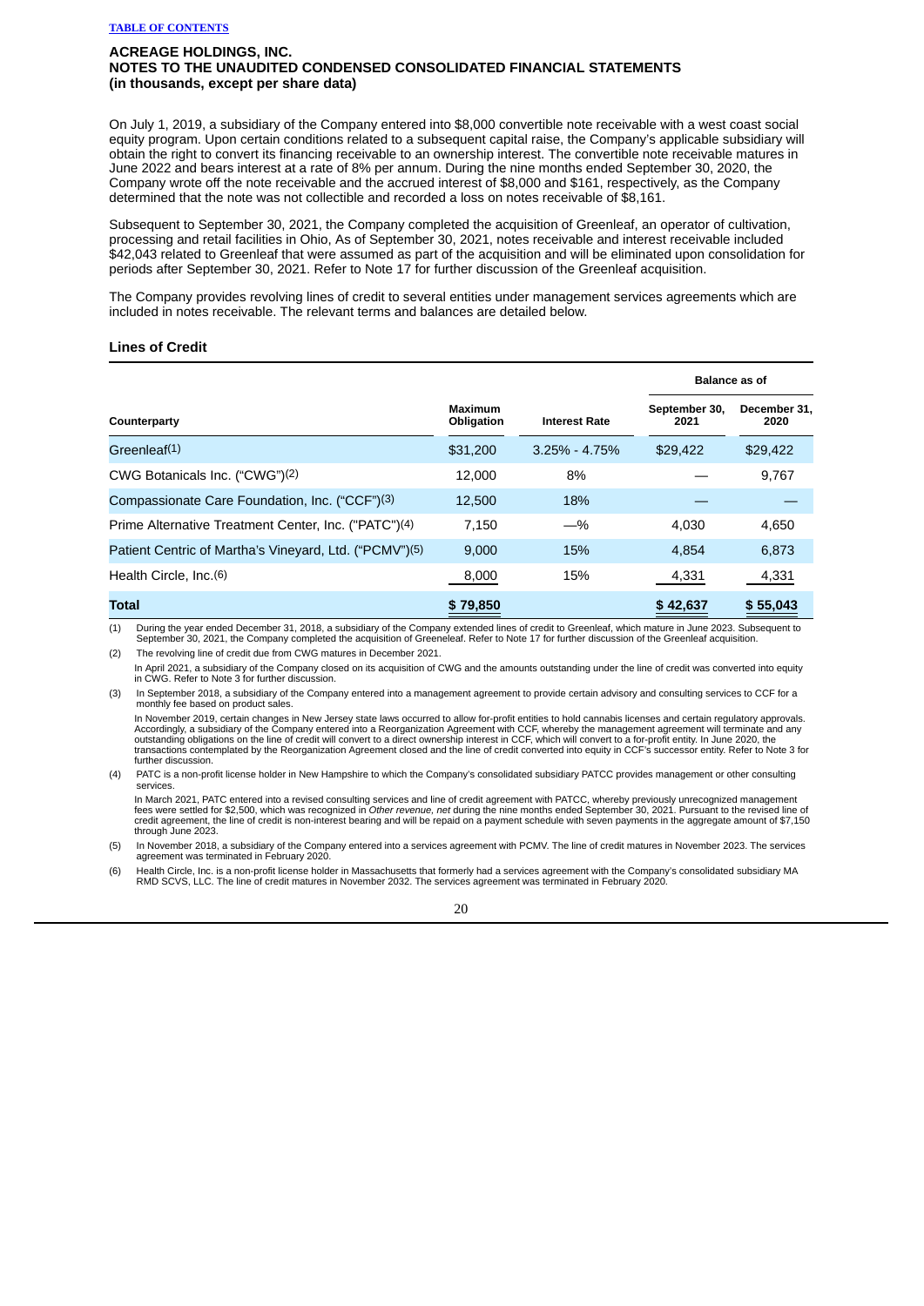ACREAGE HOLDINGS, INC.
NOTES TO THE UNAUDITED CONDENSED CONSOLIDATED FINANCIAL STATEMENTS
(in thousands, except per share data)

On July 1, 2019, a subsidiary of the Company entered into $8,000 convertible note receivable with a west coast social equity program. Upon certain conditions related to a subsequent capital raise, the Company's applicable subsidiary will obtain the right to convert its financing receivable to an ownership interest. The convertible note receivable matures in June 2022 and bears interest at a rate of 8% per annum. During the nine months ended September 30, 2020, the Company wrote off the note receivable and the accrued interest of $8,000 and $161, respectively, as the Company determined that the note was not collectible and recorded a loss on notes receivable of $8,161.

Subsequent to September 30, 2021, the Company completed the acquisition of Greenleaf, an operator of cultivation, processing and retail facilities in Ohio, As of September 30, 2021, notes receivable and interest receivable included $42,043 related to Greenleaf that were assumed as part of the acquisition and will be eliminated upon consolidation for periods after September 30, 2021. Refer to Note 17 for further discussion of the Greenleaf acquisition.

The Company provides revolving lines of credit to several entities under management services agreements which are included in notes receivable. The relevant terms and balances are detailed below.

## Lines of Credit

| | | | Balance as of | |
|---|---|---|---|---|
| Counterparty | Maximum Obligation | Interest Rate | September 30, 2021 | December 31, 2020 |
| Greenleaf[(1)] | $31,200 | 3.25% - 4.75% | $29,422 | $29,422 |
| CWG Botanicals Inc. ("CWG")[(2)] | 12,000 | 8% | — | 9,767 |
| Compassionate Care Foundation, Inc. ("CCF")[(3)] | 12,500 | 18% | — | — |
| Prime Alternative Treatment Center, Inc. ("PATC")[(4)] | 7,150 | —% | 4,030 | 4,650 |
| Patient Centric of Martha's Vineyard, Ltd. ("PCMV")[(5)] | 9,000 | 15% | 4,854 | 6,873 |
| Health Circle, Inc.[(6)] | 8,000 | 15% | 4,331 | 4,331 |
| **Total** | **$ 79,850** | | **$ 42,637** | **$ 55,043** |

(1) During the year ended December 31, 2018, a subsidiary of the Company extended lines of credit to Greenleaf, which mature in June 2023. Subsequent to September 30, 2021, the Company completed the acquisition of Greeneleaf. Refer to Note 17 for further discussion of the Greenleaf acquisition.

(2) The revolving line of credit due from CWG matures in December 2021.

In April 2021, a subsidiary of the Company closed on its acquisition of CWG and the amounts outstanding under the line of credit was converted into equity in CWG. Refer to Note 3 for further discussion.

(3) In September 2018, a subsidiary of the Company entered into a management agreement to provide certain advisory and consulting services to CCF for a monthly fee based on product sales.

In November 2019, certain changes in New Jersey state laws occurred to allow for-profit entities to hold cannabis licenses and certain regulatory approvals. Accordingly, a subsidiary of the Company entered into a Reorganization Agreement with CCF, whereby the management agreement will terminate and any outstanding obligations on the line of credit will convert to a direct ownership interest in CCF, which will convert to a for-profit entity. In June 2020, the transactions contemplated by the Reorganization Agreement closed and the line of credit converted into equity in CCF's successor entity. Refer to Note 3 for further discussion.

(4) PATC is a non-profit license holder in New Hampshire to which the Company's consolidated subsidiary PATCC provides management or other consulting services.

In March 2021, PATC entered into a revised consulting services and line of credit agreement with PATCC, whereby previously unrecognized management fees were settled for $2,500, which was recognized in *Other revenue, net* during the nine months ended September 30, 2021. Pursuant to the revised line of credit agreement, the line of credit is non-interest bearing and will be repaid on a payment schedule with seven payments in the aggregate amount of $7,150 through June 2023.

(5) In November 2018, a subsidiary of the Company entered into a services agreement with PCMV. The line of credit matures in November 2023. The services agreement was terminated in February 2020.

(6) Health Circle, Inc. is a non-profit license holder in Massachusetts that formerly had a services agreement with the Company's consolidated subsidiary MA RMD SCVS, LLC. The line of credit matures in November 2032. The services agreement was terminated in February 2020.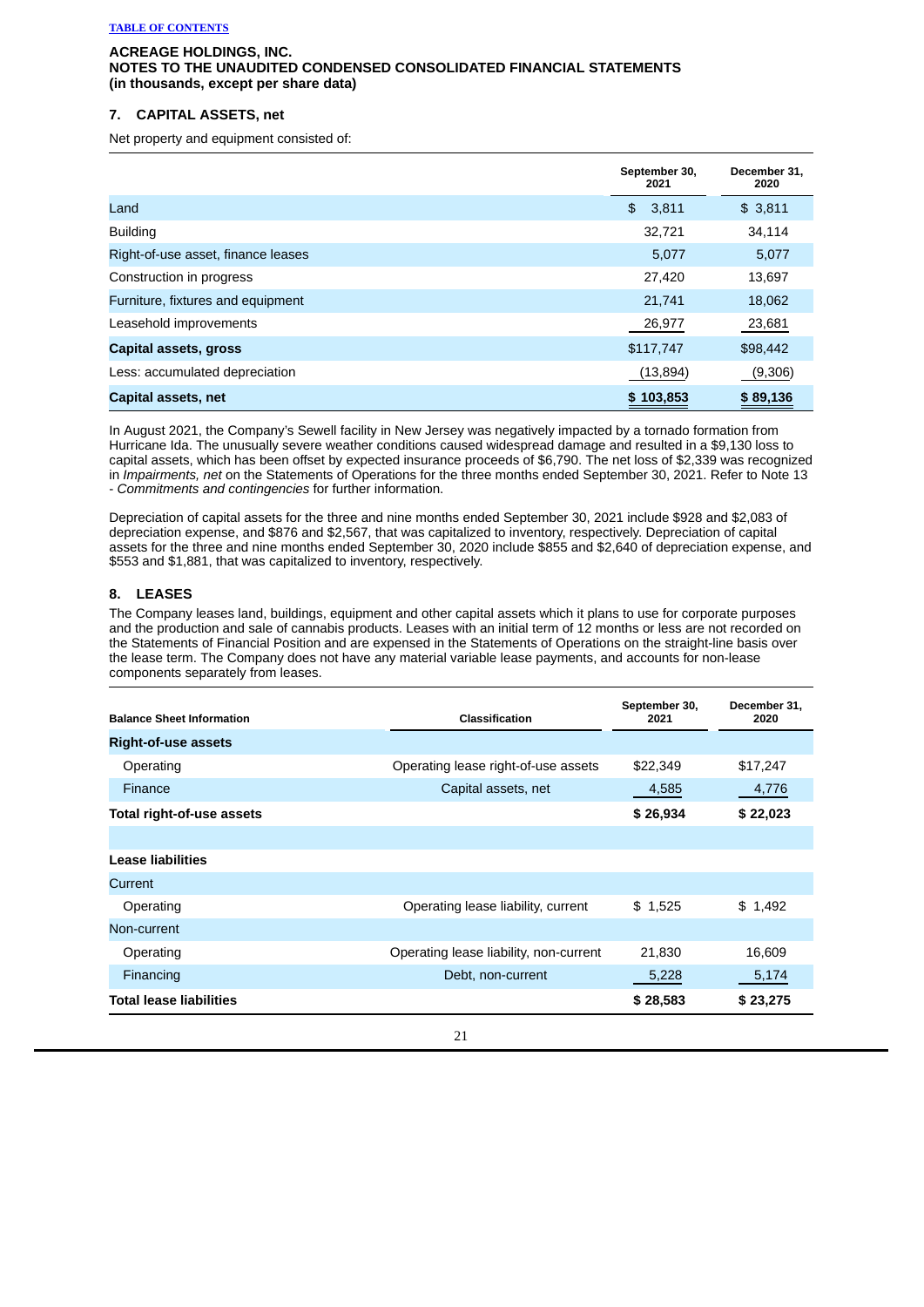**ACREAGE HOLDINGS, INC.**
**NOTES TO THE UNAUDITED CONDENSED CONSOLIDATED FINANCIAL STATEMENTS**
**(in thousands, except per share data)**

## 7. CAPITAL ASSETS, net

Net property and equipment consisted of:

| | September 30, 2021 | December 31, 2020 |
|---|---|---|
| Land | $ 3,811 | $ 3,811 |
| Building | 32,721 | 34,114 |
| Right-of-use asset, finance leases | 5,077 | 5,077 |
| Construction in progress | 27,420 | 13,697 |
| Furniture, fixtures and equipment | 21,741 | 18,062 |
| Leasehold improvements | 26,977 | 23,681 |
| **Capital assets, gross** | $117,747 | $98,442 |
| Less: accumulated depreciation | (13,894) | (9,306) |
| **Capital assets, net** | **$ 103,853** | **$ 89,136** |

In August 2021, the Company's Sewell facility in New Jersey was negatively impacted by a tornado formation from Hurricane Ida. The unusually severe weather conditions caused widespread damage and resulted in a $9,130 loss to capital assets, which has been offset by expected insurance proceeds of $6,790. The net loss of $2,339 was recognized in *Impairments, net* on the Statements of Operations for the three months ended September 30, 2021. Refer to Note 13 - *Commitments and contingencies* for further information.

Depreciation of capital assets for the three and nine months ended September 30, 2021 include $928 and $2,083 of depreciation expense, and $876 and $2,567, that was capitalized to inventory, respectively. Depreciation of capital assets for the three and nine months ended September 30, 2020 include $855 and $2,640 of depreciation expense, and $553 and $1,881, that was capitalized to inventory, respectively.

## 8. LEASES

The Company leases land, buildings, equipment and other capital assets which it plans to use for corporate purposes and the production and sale of cannabis products. Leases with an initial term of 12 months or less are not recorded on the Statements of Financial Position and are expensed in the Statements of Operations on the straight-line basis over the lease term. The Company does not have any material variable lease payments, and accounts for non-lease components separately from leases.

| Balance Sheet Information | Classification | September 30, 2021 | December 31, 2020 |
|---|---|---|---|
| **Right-of-use assets** | | | |
| Operating | Operating lease right-of-use assets | $22,349 | $17,247 |
| Finance | Capital assets, net | 4,585 | 4,776 |
| **Total right-of-use assets** | | **$ 26,934** | **$ 22,023** |
| | | | |
| **Lease liabilities** | | | |
| Current | | | |
| Operating | Operating lease liability, current | $ 1,525 | $ 1,492 |
| Non-current | | | |
| Operating | Operating lease liability, non-current | 21,830 | 16,609 |
| Financing | Debt, non-current | 5,228 | 5,174 |
| **Total lease liabilities** | | **$ 28,583** | **$ 23,275** |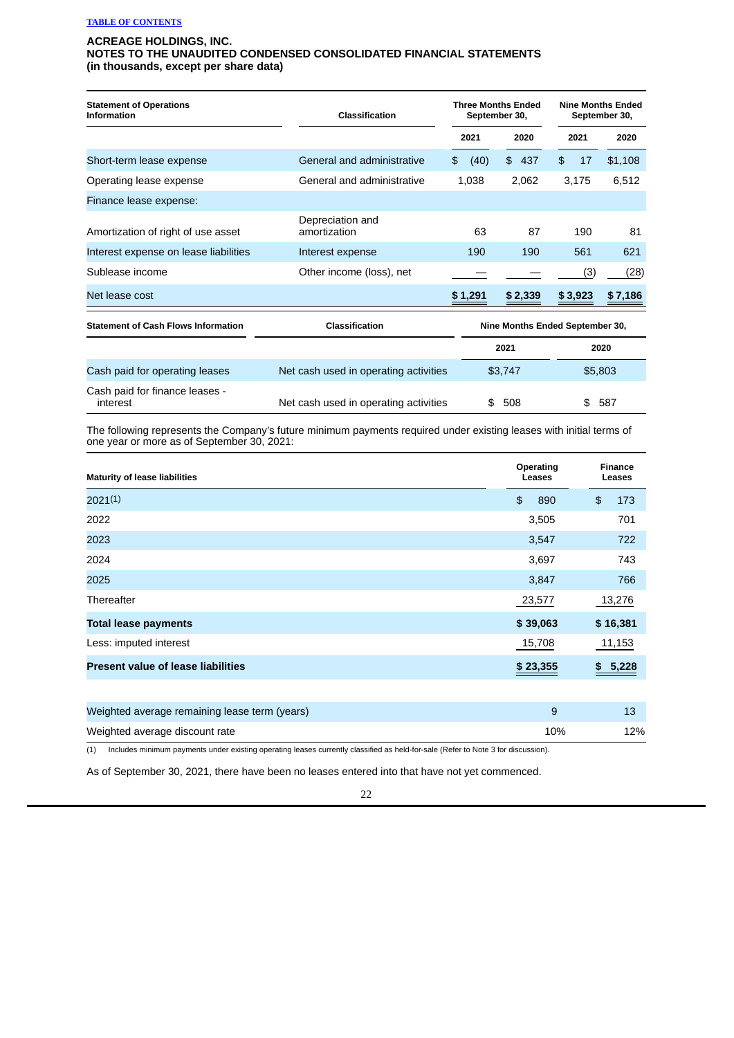**ACREAGE HOLDINGS, INC.**
**NOTES TO THE UNAUDITED CONDENSED CONSOLIDATED FINANCIAL STATEMENTS**
**(in thousands, except per share data)**

| Statement of Operations Information | Classification | Three Months Ended September 30, | | Nine Months Ended September 30, | |
|---|---|---|---|---|---|
| | | 2021 | 2020 | 2021 | 2020 |
| Short-term lease expense | General and administrative | $ (40) | $ 437 | $ 17 | $1,108 |
| Operating lease expense | General and administrative | 1,038 | 2,062 | 3,175 | 6,512 |
| Finance lease expense: | | | | | |
| Amortization of right of use asset | Depreciation and amortization | 63 | 87 | 190 | 81 |
| Interest expense on lease liabilities | Interest expense | 190 | 190 | 561 | 621 |
| Sublease income | Other income (loss), net | — | — | (3) | (28) |
| Net lease cost | | $ 1,291 | $ 2,339 | $ 3,923 | $ 7,186 |

| Statement of Cash Flows Information | Classification | Nine Months Ended September 30, | |
|---|---|---|---|
| | | 2021 | 2020 |
| Cash paid for operating leases | Net cash used in operating activities | $3,747 | $5,803 |
| Cash paid for finance leases - interest | Net cash used in operating activities | $ 508 | $ 587 |

The following represents the Company's future minimum payments required under existing leases with initial terms of one year or more as of September 30, 2021:

| Maturity of lease liabilities | Operating Leases | Finance Leases |
|---|---|---|
| 2021(1) | $ 890 | $ 173 |
| 2022 | 3,505 | 701 |
| 2023 | 3,547 | 722 |
| 2024 | 3,697 | 743 |
| 2025 | 3,847 | 766 |
| Thereafter | 23,577 | 13,276 |
| **Total lease payments** | **$ 39,063** | **$ 16,381** |
| Less: imputed interest | 15,708 | 11,153 |
| **Present value of lease liabilities** | **$ 23,355** | **$ 5,228** |
| | | |
| Weighted average remaining lease term (years) | 9 | 13 |
| Weighted average discount rate | 10% | 12% |

(1) Includes minimum payments under existing operating leases currently classified as held-for-sale (Refer to Note 3 for discussion).

As of September 30, 2021, there have been no leases entered into that have not yet commenced.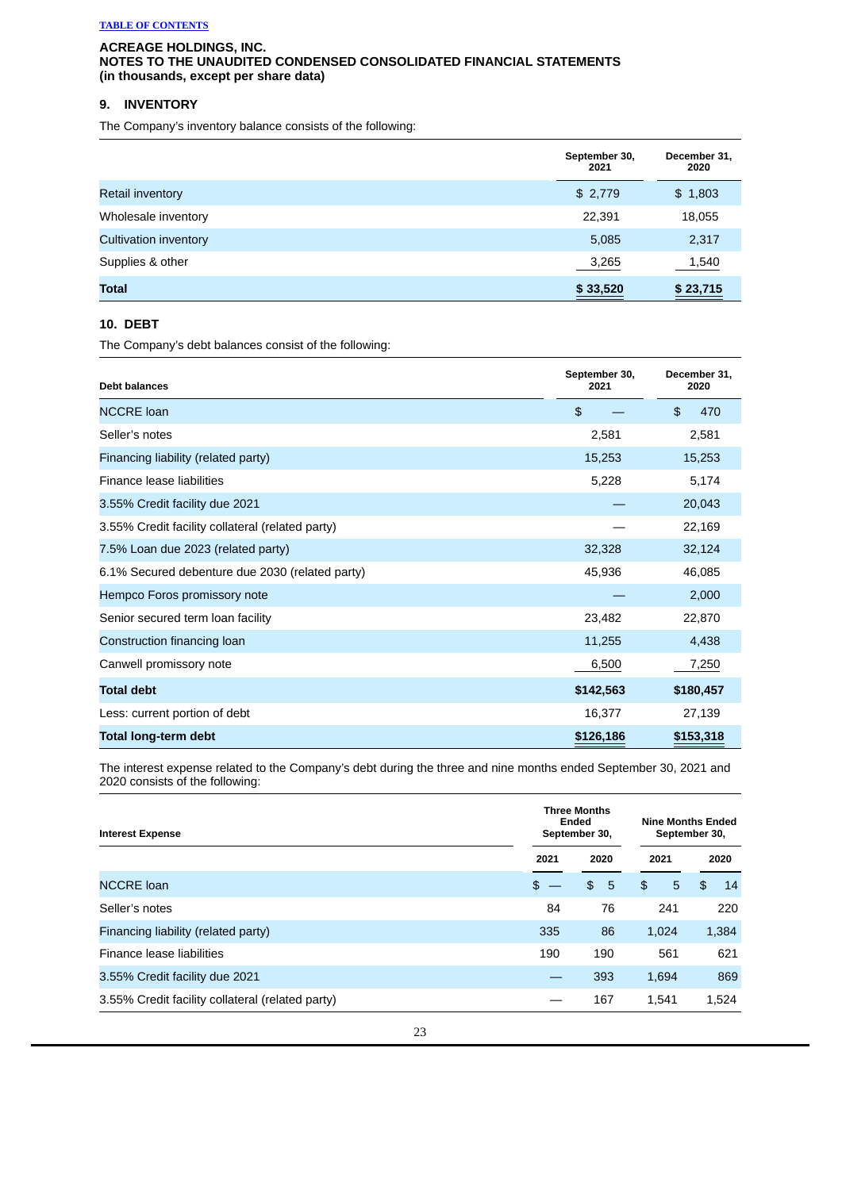[TABLE OF CONTENTS](#)

**ACREAGE HOLDINGS, INC.**
**NOTES TO THE UNAUDITED CONDENSED CONSOLIDATED FINANCIAL STATEMENTS**
**(in thousands, except per share data)**

## 9. INVENTORY

The Company's inventory balance consists of the following:

| | September 30, 2021 | December 31, 2020 |
|---|---|---|
| Retail inventory | $ 2,779 | $ 1,803 |
| Wholesale inventory | 22,391 | 18,055 |
| Cultivation inventory | 5,085 | 2,317 |
| Supplies & other | 3,265 | 1,540 |
| **Total** | **$ 33,520** | **$ 23,715** |

## 10. DEBT

The Company's debt balances consist of the following:

| Debt balances | September 30, 2021 | December 31, 2020 |
|---|---|---|
| NCCRE loan | $ — | $ 470 |
| Seller's notes | 2,581 | 2,581 |
| Financing liability (related party) | 15,253 | 15,253 |
| Finance lease liabilities | 5,228 | 5,174 |
| 3.55% Credit facility due 2021 | — | 20,043 |
| 3.55% Credit facility collateral (related party) | — | 22,169 |
| 7.5% Loan due 2023 (related party) | 32,328 | 32,124 |
| 6.1% Secured debenture due 2030 (related party) | 45,936 | 46,085 |
| Hempco Foros promissory note | — | 2,000 |
| Senior secured term loan facility | 23,482 | 22,870 |
| Construction financing loan | 11,255 | 4,438 |
| Canwell promissory note | 6,500 | 7,250 |
| **Total debt** | **$142,563** | **$180,457** |
| Less: current portion of debt | 16,377 | 27,139 |
| **Total long-term debt** | **$126,186** | **$153,318** |

The interest expense related to the Company's debt during the three and nine months ended September 30, 2021 and 2020 consists of the following:

| Interest Expense | Three Months Ended September 30, | | Nine Months Ended September 30, | |
|---|---|---|---|---|
| | 2021 | 2020 | 2021 | 2020 |
| NCCRE loan | $ — | $ 5 | $ 5 | $ 14 |
| Seller's notes | 84 | 76 | 241 | 220 |
| Financing liability (related party) | 335 | 86 | 1,024 | 1,384 |
| Finance lease liabilities | 190 | 190 | 561 | 621 |
| 3.55% Credit facility due 2021 | — | 393 | 1,694 | 869 |
| 3.55% Credit facility collateral (related party) | — | 167 | 1,541 | 1,524 |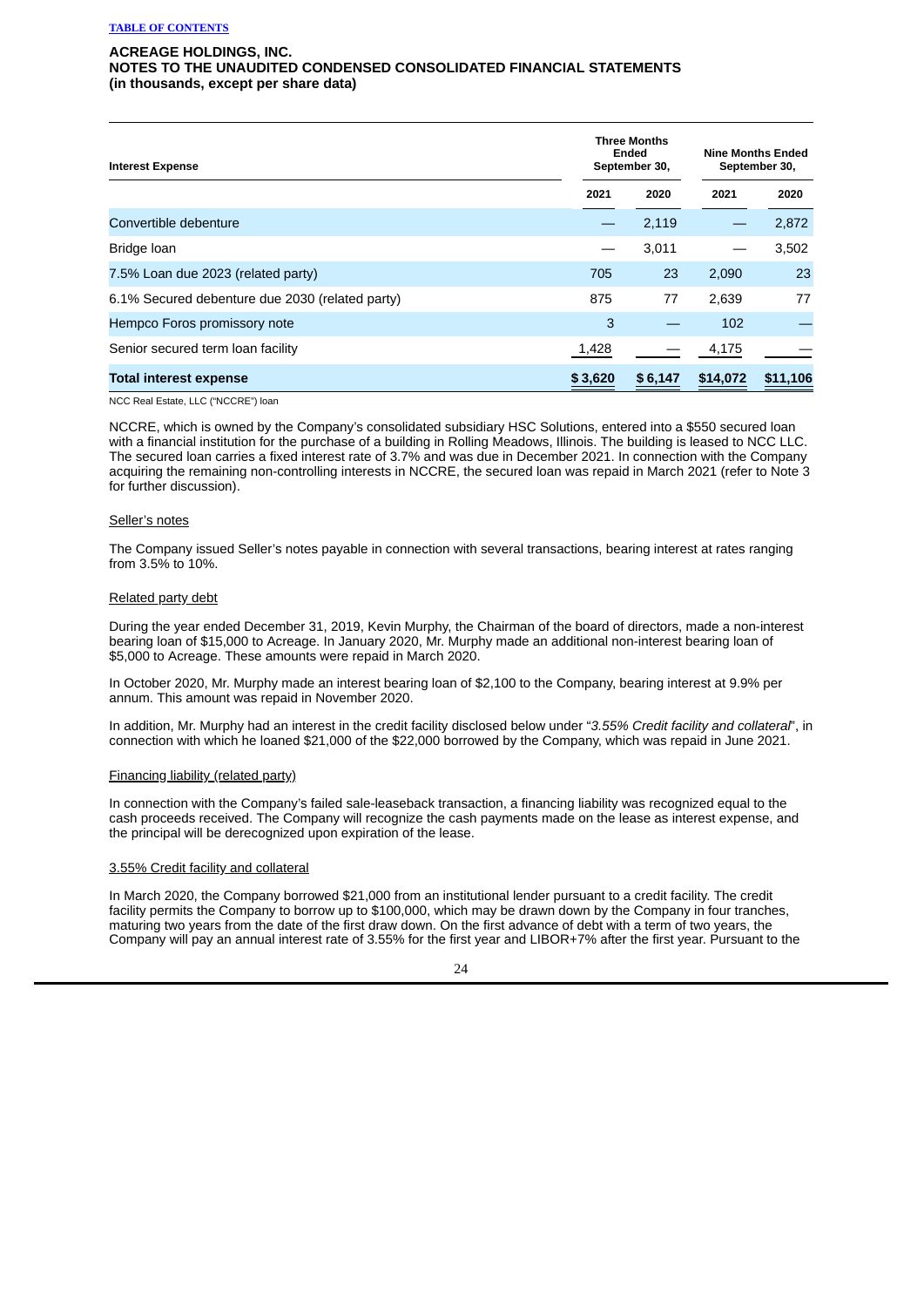### ACREAGE HOLDINGS, INC.
### NOTES TO THE UNAUDITED CONDENSED CONSOLIDATED FINANCIAL STATEMENTS
### (in thousands, except per share data)

| Interest Expense | Three Months Ended September 30, | | Nine Months Ended September 30, | |
|---|---|---|---|---|
| | 2021 | 2020 | 2021 | 2020 |
| Convertible debenture | — | 2,119 | — | 2,872 |
| Bridge loan | — | 3,011 | — | 3,502 |
| 7.5% Loan due 2023 (related party) | 705 | 23 | 2,090 | 23 |
| 6.1% Secured debenture due 2030 (related party) | 875 | 77 | 2,639 | 77 |
| Hempco Foros promissory note | 3 | — | 102 | — |
| Senior secured term loan facility | 1,428 | — | 4,175 | — |
| **Total interest expense** | **$ 3,620** | **$ 6,147** | **$14,072** | **$11,106** |

NCC Real Estate, LLC ("NCCRE") loan

NCCRE, which is owned by the Company's consolidated subsidiary HSC Solutions, entered into a $550 secured loan with a financial institution for the purchase of a building in Rolling Meadows, Illinois. The building is leased to NCC LLC. The secured loan carries a fixed interest rate of 3.7% and was due in December 2021. In connection with the Company acquiring the remaining non-controlling interests in NCCRE, the secured loan was repaid in March 2021 (refer to Note 3 for further discussion).

Seller's notes

The Company issued Seller's notes payable in connection with several transactions, bearing interest at rates ranging from 3.5% to 10%.

Related party debt

During the year ended December 31, 2019, Kevin Murphy, the Chairman of the board of directors, made a non-interest bearing loan of $15,000 to Acreage. In January 2020, Mr. Murphy made an additional non-interest bearing loan of $5,000 to Acreage. These amounts were repaid in March 2020.

In October 2020, Mr. Murphy made an interest bearing loan of $2,100 to the Company, bearing interest at 9.9% per annum. This amount was repaid in November 2020.

In addition, Mr. Murphy had an interest in the credit facility disclosed below under "*3.55% Credit facility and collateral*", in connection with which he loaned $21,000 of the $22,000 borrowed by the Company, which was repaid in June 2021.

Financing liability (related party)

In connection with the Company's failed sale-leaseback transaction, a financing liability was recognized equal to the cash proceeds received. The Company will recognize the cash payments made on the lease as interest expense, and the principal will be derecognized upon expiration of the lease.

3.55% Credit facility and collateral

In March 2020, the Company borrowed $21,000 from an institutional lender pursuant to a credit facility. The credit facility permits the Company to borrow up to $100,000, which may be drawn down by the Company in four tranches, maturing two years from the date of the first draw down. On the first advance of debt with a term of two years, the Company will pay an annual interest rate of 3.55% for the first year and LIBOR+7% after the first year. Pursuant to the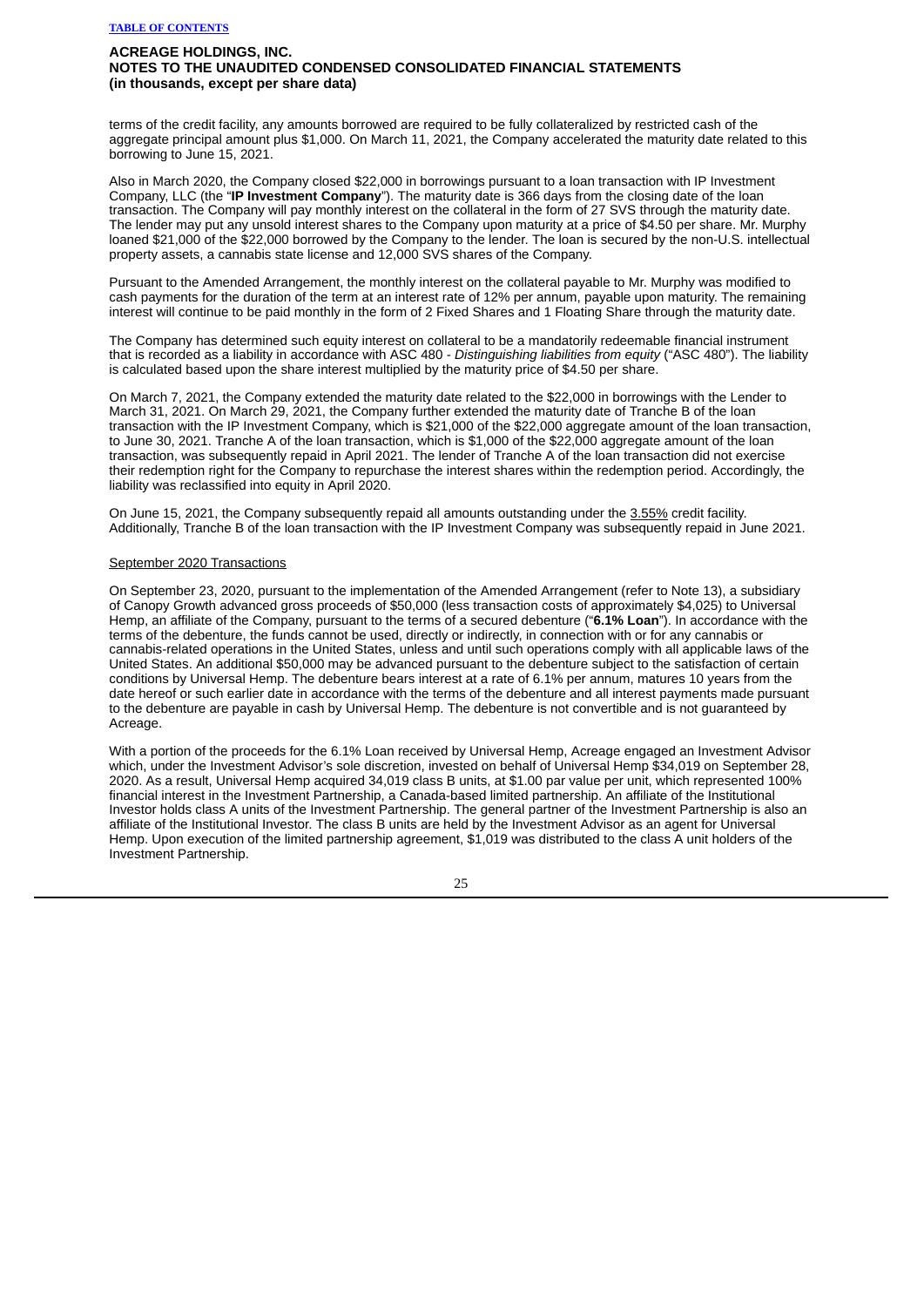terms of the credit facility, any amounts borrowed are required to be fully collateralized by restricted cash of the aggregate principal amount plus $1,000. On March 11, 2021, the Company accelerated the maturity date related to this borrowing to June 15, 2021.

Also in March 2020, the Company closed $22,000 in borrowings pursuant to a loan transaction with IP Investment Company, LLC (the "**IP Investment Company**"). The maturity date is 366 days from the closing date of the loan transaction. The Company will pay monthly interest on the collateral in the form of 27 SVS through the maturity date. The lender may put any unsold interest shares to the Company upon maturity at a price of $4.50 per share. Mr. Murphy loaned $21,000 of the $22,000 borrowed by the Company to the lender. The loan is secured by the non-U.S. intellectual property assets, a cannabis state license and 12,000 SVS shares of the Company.

Pursuant to the Amended Arrangement, the monthly interest on the collateral payable to Mr. Murphy was modified to cash payments for the duration of the term at an interest rate of 12% per annum, payable upon maturity. The remaining interest will continue to be paid monthly in the form of 2 Fixed Shares and 1 Floating Share through the maturity date.

The Company has determined such equity interest on collateral to be a mandatorily redeemable financial instrument that is recorded as a liability in accordance with ASC 480 - *Distinguishing liabilities from equity* ("ASC 480"). The liability is calculated based upon the share interest multiplied by the maturity price of $4.50 per share.

On March 7, 2021, the Company extended the maturity date related to the $22,000 in borrowings with the Lender to March 31, 2021. On March 29, 2021, the Company further extended the maturity date of Tranche B of the loan transaction with the IP Investment Company, which is $21,000 of the $22,000 aggregate amount of the loan transaction, to June 30, 2021. Tranche A of the loan transaction, which is $1,000 of the $22,000 aggregate amount of the loan transaction, was subsequently repaid in April 2021. The lender of Tranche A of the loan transaction did not exercise their redemption right for the Company to repurchase the interest shares within the redemption period. Accordingly, the liability was reclassified into equity in April 2020.

On June 15, 2021, the Company subsequently repaid all amounts outstanding under the 3.55% credit facility. Additionally, Tranche B of the loan transaction with the IP Investment Company was subsequently repaid in June 2021.

September 2020 Transactions

On September 23, 2020, pursuant to the implementation of the Amended Arrangement (refer to Note 13), a subsidiary of Canopy Growth advanced gross proceeds of $50,000 (less transaction costs of approximately $4,025) to Universal Hemp, an affiliate of the Company, pursuant to the terms of a secured debenture ("**6.1% Loan**"). In accordance with the terms of the debenture, the funds cannot be used, directly or indirectly, in connection with or for any cannabis or cannabis-related operations in the United States, unless and until such operations comply with all applicable laws of the United States. An additional $50,000 may be advanced pursuant to the debenture subject to the satisfaction of certain conditions by Universal Hemp. The debenture bears interest at a rate of 6.1% per annum, matures 10 years from the date hereof or such earlier date in accordance with the terms of the debenture and all interest payments made pursuant to the debenture are payable in cash by Universal Hemp. The debenture is not convertible and is not guaranteed by Acreage.

With a portion of the proceeds for the 6.1% Loan received by Universal Hemp, Acreage engaged an Investment Advisor which, under the Investment Advisor's sole discretion, invested on behalf of Universal Hemp $34,019 on September 28, 2020. As a result, Universal Hemp acquired 34,019 class B units, at $1.00 par value per unit, which represented 100% financial interest in the Investment Partnership, a Canada-based limited partnership. An affiliate of the Institutional Investor holds class A units of the Investment Partnership. The general partner of the Investment Partnership is also an affiliate of the Institutional Investor. The class B units are held by the Investment Advisor as an agent for Universal Hemp. Upon execution of the limited partnership agreement, $1,019 was distributed to the class A unit holders of the Investment Partnership.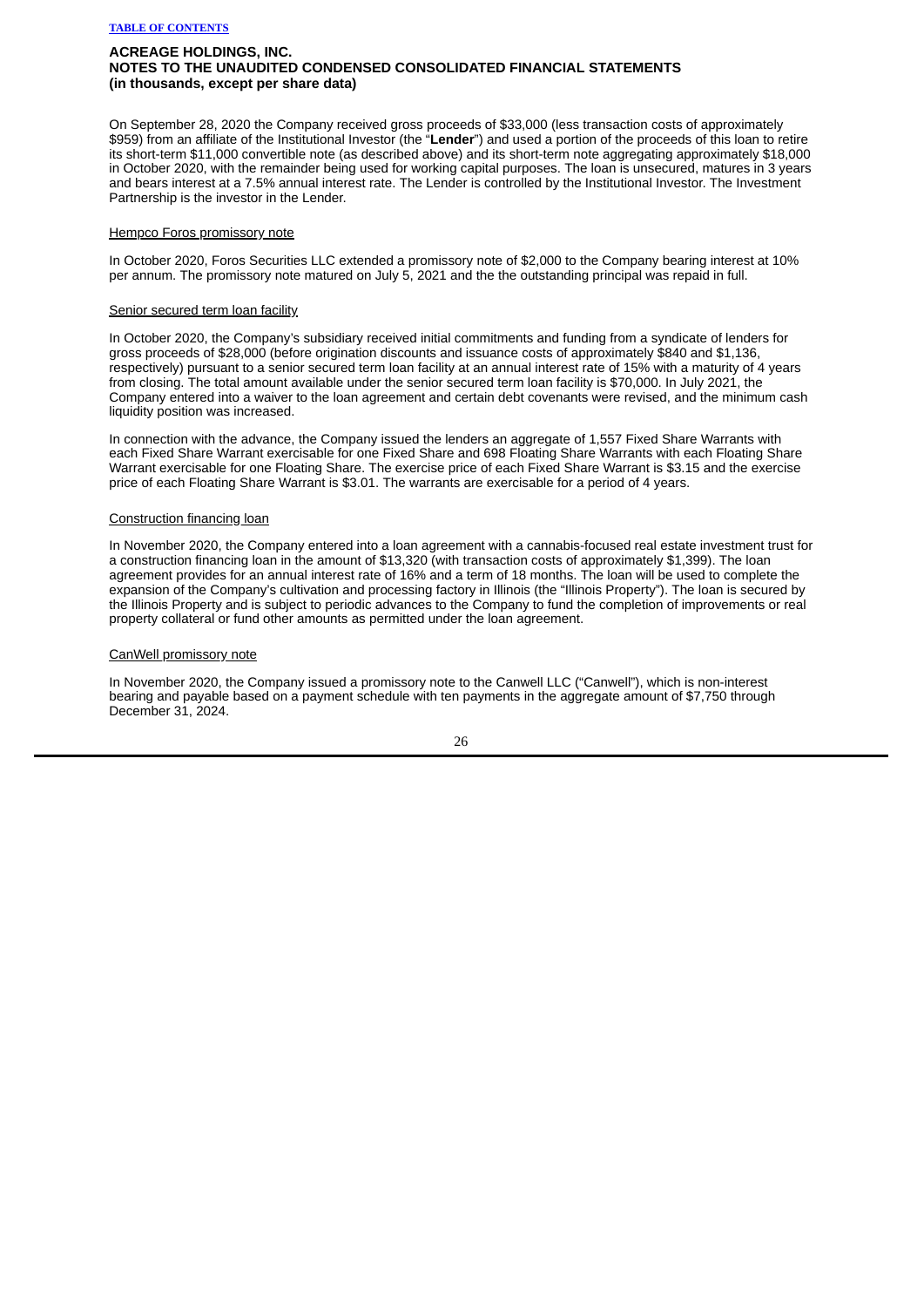**ACREAGE HOLDINGS, INC.**
**NOTES TO THE UNAUDITED CONDENSED CONSOLIDATED FINANCIAL STATEMENTS**
**(in thousands, except per share data)**

On September 28, 2020 the Company received gross proceeds of $33,000 (less transaction costs of approximately $959) from an affiliate of the Institutional Investor (the "**Lender**") and used a portion of the proceeds of this loan to retire its short-term $11,000 convertible note (as described above) and its short-term note aggregating approximately $18,000 in October 2020, with the remainder being used for working capital purposes. The loan is unsecured, matures in 3 years and bears interest at a 7.5% annual interest rate. The Lender is controlled by the Institutional Investor. The Investment Partnership is the investor in the Lender.

Hempco Foros promissory note

In October 2020, Foros Securities LLC extended a promissory note of $2,000 to the Company bearing interest at 10% per annum. The promissory note matured on July 5, 2021 and the the outstanding principal was repaid in full.

Senior secured term loan facility

In October 2020, the Company's subsidiary received initial commitments and funding from a syndicate of lenders for gross proceeds of $28,000 (before origination discounts and issuance costs of approximately $840 and $1,136, respectively) pursuant to a senior secured term loan facility at an annual interest rate of 15% with a maturity of 4 years from closing. The total amount available under the senior secured term loan facility is $70,000. In July 2021, the Company entered into a waiver to the loan agreement and certain debt covenants were revised, and the minimum cash liquidity position was increased.

In connection with the advance, the Company issued the lenders an aggregate of 1,557 Fixed Share Warrants with each Fixed Share Warrant exercisable for one Fixed Share and 698 Floating Share Warrants with each Floating Share Warrant exercisable for one Floating Share. The exercise price of each Fixed Share Warrant is $3.15 and the exercise price of each Floating Share Warrant is $3.01. The warrants are exercisable for a period of 4 years.

Construction financing loan

In November 2020, the Company entered into a loan agreement with a cannabis-focused real estate investment trust for a construction financing loan in the amount of $13,320 (with transaction costs of approximately $1,399). The loan agreement provides for an annual interest rate of 16% and a term of 18 months. The loan will be used to complete the expansion of the Company's cultivation and processing factory in Illinois (the "Illinois Property"). The loan is secured by the Illinois Property and is subject to periodic advances to the Company to fund the completion of improvements or real property collateral or fund other amounts as permitted under the loan agreement.

CanWell promissory note

In November 2020, the Company issued a promissory note to the Canwell LLC ("Canwell"), which is non-interest bearing and payable based on a payment schedule with ten payments in the aggregate amount of $7,750 through December 31, 2024.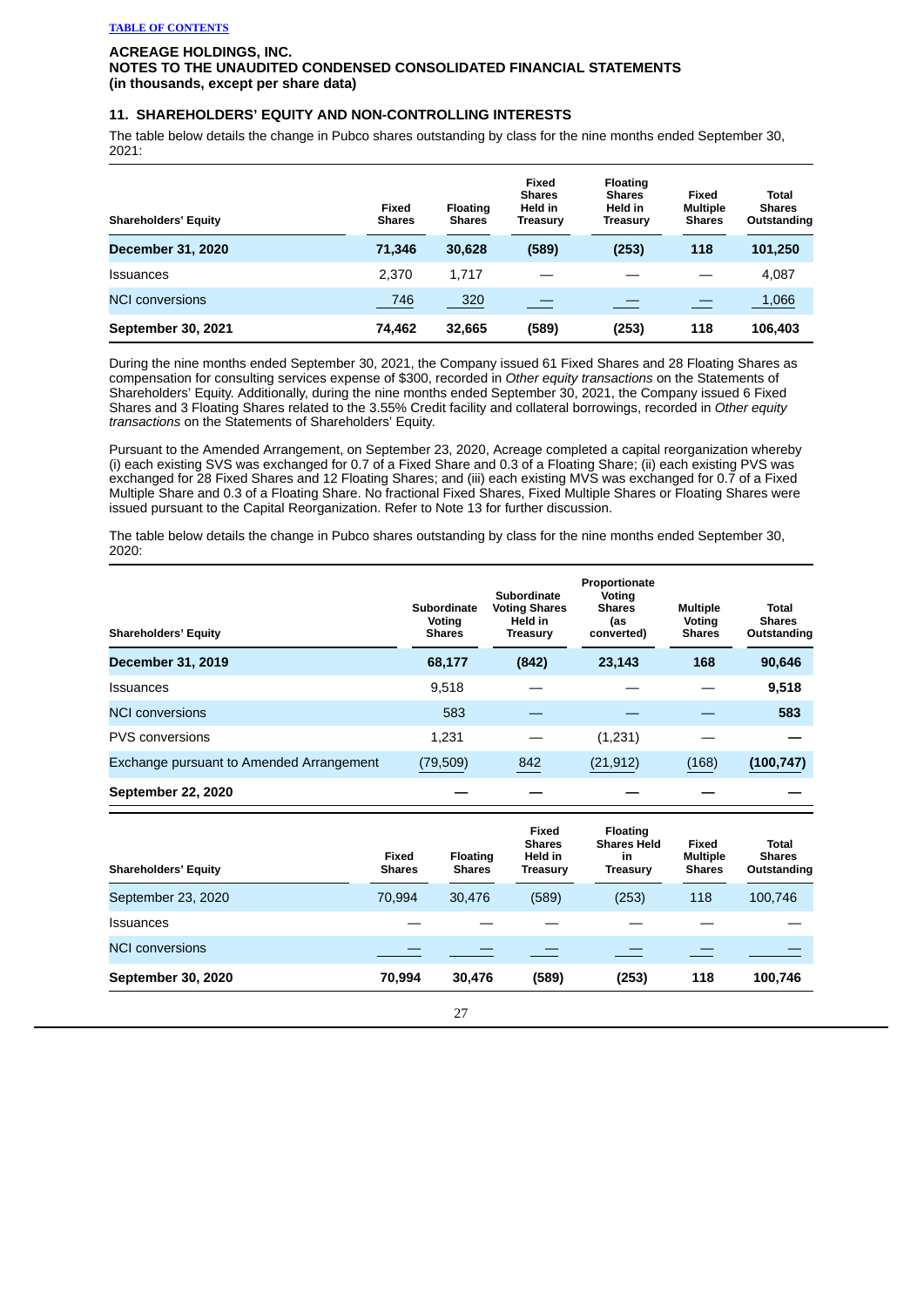ACREAGE HOLDINGS, INC.
NOTES TO THE UNAUDITED CONDENSED CONSOLIDATED FINANCIAL STATEMENTS
(in thousands, except per share data)

## 11. SHAREHOLDERS' EQUITY AND NON-CONTROLLING INTERESTS

The table below details the change in Pubco shares outstanding by class for the nine months ended September 30, 2021:

| Shareholders' Equity | Fixed Shares | Floating Shares | Fixed Shares Held in Treasury | Floating Shares Held in Treasury | Fixed Multiple Shares | Total Shares Outstanding |
|---|---|---|---|---|---|---|
| **December 31, 2020** | **71,346** | **30,628** | **(589)** | **(253)** | **118** | **101,250** |
| Issuances | 2,370 | 1,717 | — | — | — | 4,087 |
| NCI conversions | 746 | 320 | — | — | — | 1,066 |
| **September 30, 2021** | **74,462** | **32,665** | **(589)** | **(253)** | **118** | **106,403** |

During the nine months ended September 30, 2021, the Company issued 61 Fixed Shares and 28 Floating Shares as compensation for consulting services expense of $300, recorded in *Other equity transactions* on the Statements of Shareholders' Equity. Additionally, during the nine months ended September 30, 2021, the Company issued 6 Fixed Shares and 3 Floating Shares related to the 3.55% Credit facility and collateral borrowings, recorded in *Other equity transactions* on the Statements of Shareholders' Equity.

Pursuant to the Amended Arrangement, on September 23, 2020, Acreage completed a capital reorganization whereby (i) each existing SVS was exchanged for 0.7 of a Fixed Share and 0.3 of a Floating Share; (ii) each existing PVS was exchanged for 28 Fixed Shares and 12 Floating Shares; and (iii) each existing MVS was exchanged for 0.7 of a Fixed Multiple Share and 0.3 of a Floating Share. No fractional Fixed Shares, Fixed Multiple Shares or Floating Shares were issued pursuant to the Capital Reorganization. Refer to Note 13 for further discussion.

The table below details the change in Pubco shares outstanding by class for the nine months ended September 30, 2020:

| Shareholders' Equity | Subordinate Voting Shares | Subordinate Voting Shares Held in Treasury | Proportionate Voting Shares (as converted) | Multiple Voting Shares | Total Shares Outstanding |
|---|---|---|---|---|---|
| **December 31, 2019** | **68,177** | **(842)** | **23,143** | **168** | **90,646** |
| Issuances | 9,518 | — | — | — | **9,518** |
| NCI conversions | 583 | — | — | — | **583** |
| PVS conversions | 1,231 | — | (1,231) | — | **—** |
| Exchange pursuant to Amended Arrangement | (79,509) | 842 | (21,912) | (168) | **(100,747)** |
| **September 22, 2020** | **—** | **—** | **—** | **—** | **—** |

| Shareholders' Equity | Fixed Shares | Floating Shares | Fixed Shares Held in Treasury | Floating Shares Held in Treasury | Fixed Multiple Shares | Total Shares Outstanding |
|---|---|---|---|---|---|---|
| September 23, 2020 | 70,994 | 30,476 | (589) | (253) | 118 | 100,746 |
| Issuances | — | — | — | — | — | — |
| NCI conversions | — | — | — | — | — | — |
| **September 30, 2020** | **70,994** | **30,476** | **(589)** | **(253)** | **118** | **100,746** |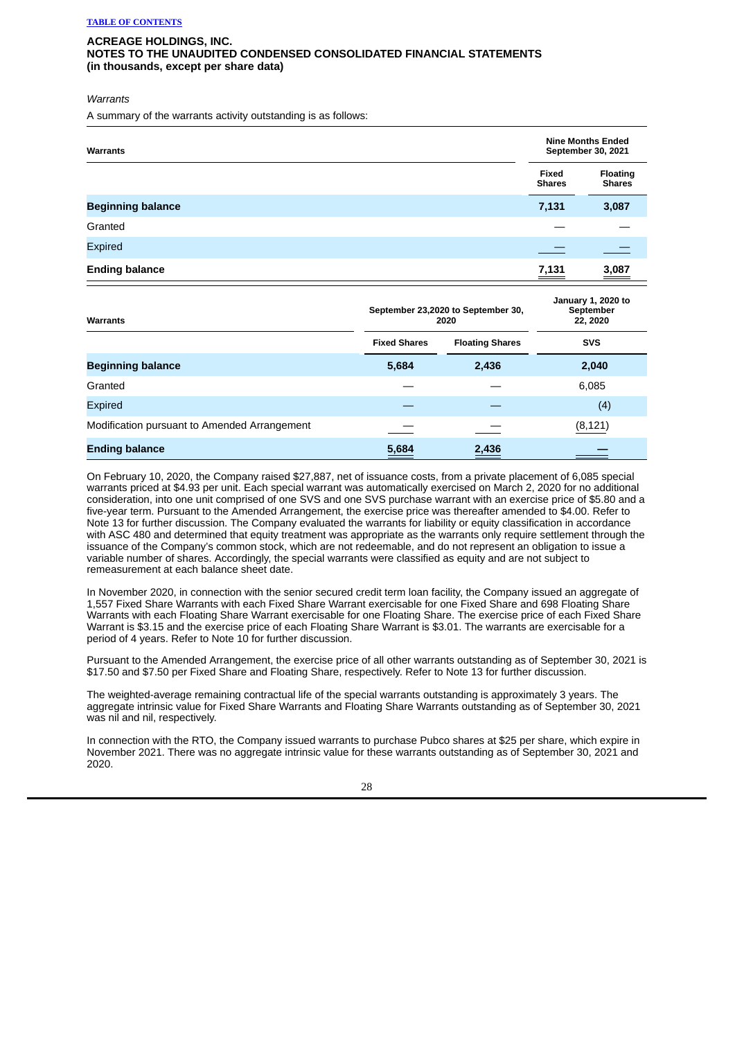**ACREAGE HOLDINGS, INC.**
**NOTES TO THE UNAUDITED CONDENSED CONSOLIDATED FINANCIAL STATEMENTS**
**(in thousands, except per share data)**

*Warrants*

A summary of the warrants activity outstanding is as follows:

| Warrants | Nine Months Ended September 30, 2021 | |
|---|---|---|
| | Fixed Shares | Floating Shares |
| **Beginning balance** | **7,131** | **3,087** |
| Granted | — | — |
| Expired | — | — |
| **Ending balance** | **7,131** | **3,087** |

| Warrants | September 23,2020 to September 30, 2020 | | January 1, 2020 to September 22, 2020 |
|---|---|---|---|
| | Fixed Shares | Floating Shares | SVS |
| **Beginning balance** | **5,684** | **2,436** | **2,040** |
| Granted | — | — | 6,085 |
| Expired | — | — | (4) |
| Modification pursuant to Amended Arrangement | — | — | (8,121) |
| **Ending balance** | **5,684** | **2,436** | — |

On February 10, 2020, the Company raised $27,887, net of issuance costs, from a private placement of 6,085 special warrants priced at $4.93 per unit. Each special warrant was automatically exercised on March 2, 2020 for no additional consideration, into one unit comprised of one SVS and one SVS purchase warrant with an exercise price of $5.80 and a five-year term. Pursuant to the Amended Arrangement, the exercise price was thereafter amended to $4.00. Refer to Note 13 for further discussion. The Company evaluated the warrants for liability or equity classification in accordance with ASC 480 and determined that equity treatment was appropriate as the warrants only require settlement through the issuance of the Company's common stock, which are not redeemable, and do not represent an obligation to issue a variable number of shares. Accordingly, the special warrants were classified as equity and are not subject to remeasurement at each balance sheet date.

In November 2020, in connection with the senior secured credit term loan facility, the Company issued an aggregate of 1,557 Fixed Share Warrants with each Fixed Share Warrant exercisable for one Fixed Share and 698 Floating Share Warrants with each Floating Share Warrant exercisable for one Floating Share. The exercise price of each Fixed Share Warrant is $3.15 and the exercise price of each Floating Share Warrant is $3.01. The warrants are exercisable for a period of 4 years. Refer to Note 10 for further discussion.

Pursuant to the Amended Arrangement, the exercise price of all other warrants outstanding as of September 30, 2021 is $17.50 and $7.50 per Fixed Share and Floating Share, respectively. Refer to Note 13 for further discussion.

The weighted-average remaining contractual life of the special warrants outstanding is approximately 3 years. The aggregate intrinsic value for Fixed Share Warrants and Floating Share Warrants outstanding as of September 30, 2021 was nil and nil, respectively.

In connection with the RTO, the Company issued warrants to purchase Pubco shares at $25 per share, which expire in November 2021. There was no aggregate intrinsic value for these warrants outstanding as of September 30, 2021 and 2020.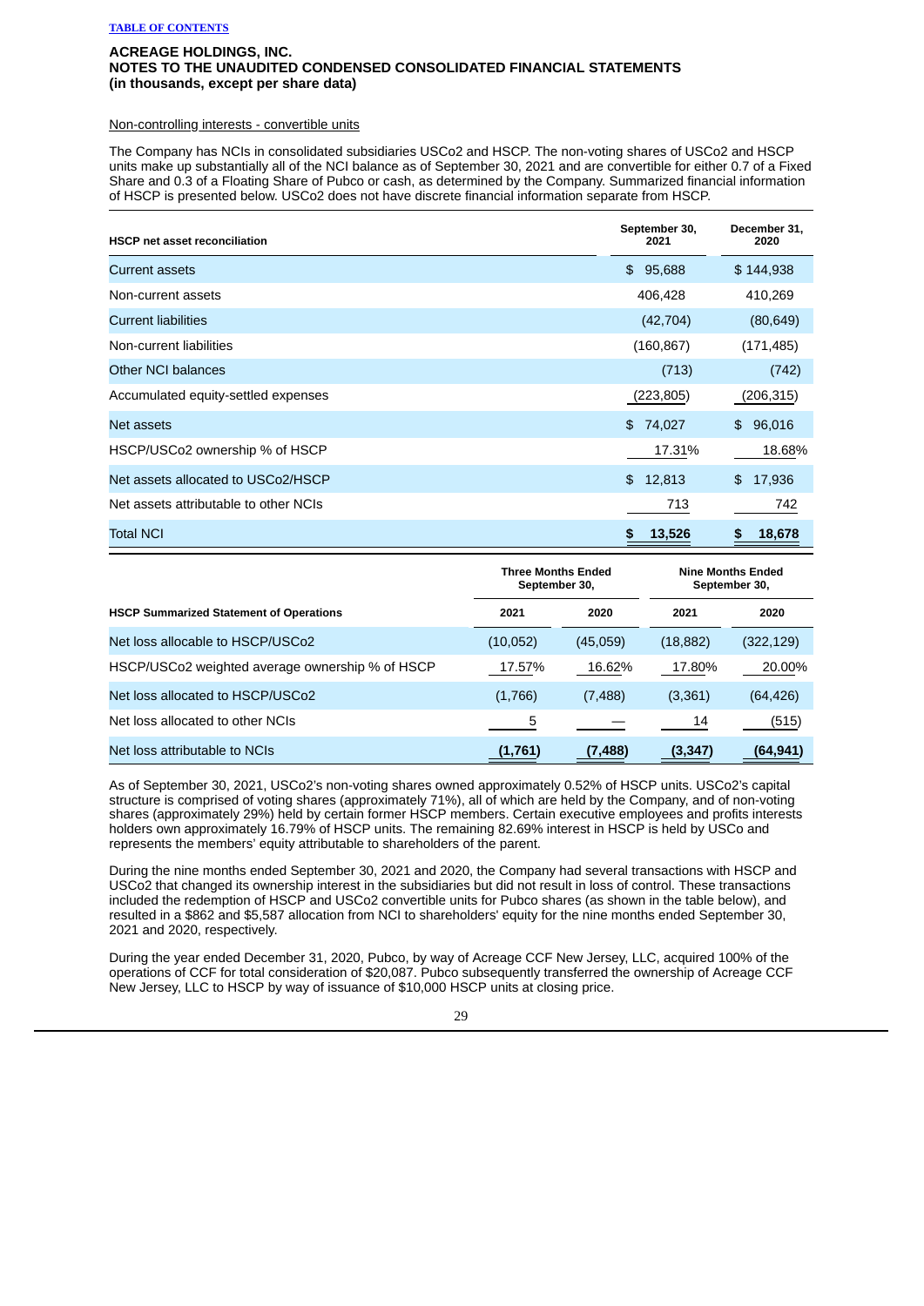ACREAGE HOLDINGS, INC.
NOTES TO THE UNAUDITED CONDENSED CONSOLIDATED FINANCIAL STATEMENTS
(in thousands, except per share data)

Non-controlling interests - convertible units

The Company has NCIs in consolidated subsidiaries USCo2 and HSCP. The non-voting shares of USCo2 and HSCP units make up substantially all of the NCI balance as of September 30, 2021 and are convertible for either 0.7 of a Fixed Share and 0.3 of a Floating Share of Pubco or cash, as determined by the Company. Summarized financial information of HSCP is presented below. USCo2 does not have discrete financial information separate from HSCP.

| HSCP net asset reconciliation | September 30, 2021 | December 31, 2020 |
|---|---|---|
| Current assets | $ 95,688 | $ 144,938 |
| Non-current assets | 406,428 | 410,269 |
| Current liabilities | (42,704) | (80,649) |
| Non-current liabilities | (160,867) | (171,485) |
| Other NCI balances | (713) | (742) |
| Accumulated equity-settled expenses | (223,805) | (206,315) |
| Net assets | $ 74,027 | $ 96,016 |
| HSCP/USCo2 ownership % of HSCP | 17.31% | 18.68% |
| Net assets allocated to USCo2/HSCP | $ 12,813 | $ 17,936 |
| Net assets attributable to other NCIs | 713 | 742 |
| **Total NCI** | **$ 13,526** | **$ 18,678** |

| | Three Months Ended September 30, | | Nine Months Ended September 30, | |
|---|---|---|---|---|
| **HSCP Summarized Statement of Operations** | **2021** | **2020** | **2021** | **2020** |
| Net loss allocable to HSCP/USCo2 | (10,052) | (45,059) | (18,882) | (322,129) |
| HSCP/USCo2 weighted average ownership % of HSCP | 17.57% | 16.62% | 17.80% | 20.00% |
| Net loss allocated to HSCP/USCo2 | (1,766) | (7,488) | (3,361) | (64,426) |
| Net loss allocated to other NCIs | 5 | — | 14 | (515) |
| Net loss attributable to NCIs | **(1,761)** | **(7,488)** | **(3,347)** | **(64,941)** |

As of September 30, 2021, USCo2's non-voting shares owned approximately 0.52% of HSCP units. USCo2's capital structure is comprised of voting shares (approximately 71%), all of which are held by the Company, and of non-voting shares (approximately 29%) held by certain former HSCP members. Certain executive employees and profits interests holders own approximately 16.79% of HSCP units. The remaining 82.69% interest in HSCP is held by USCo and represents the members' equity attributable to shareholders of the parent.

During the nine months ended September 30, 2021 and 2020, the Company had several transactions with HSCP and USCo2 that changed its ownership interest in the subsidiaries but did not result in loss of control. These transactions included the redemption of HSCP and USCo2 convertible units for Pubco shares (as shown in the table below), and resulted in a $862 and $5,587 allocation from NCI to shareholders' equity for the nine months ended September 30, 2021 and 2020, respectively.

During the year ended December 31, 2020, Pubco, by way of Acreage CCF New Jersey, LLC, acquired 100% of the operations of CCF for total consideration of $20,087. Pubco subsequently transferred the ownership of Acreage CCF New Jersey, LLC to HSCP by way of issuance of $10,000 HSCP units at closing price.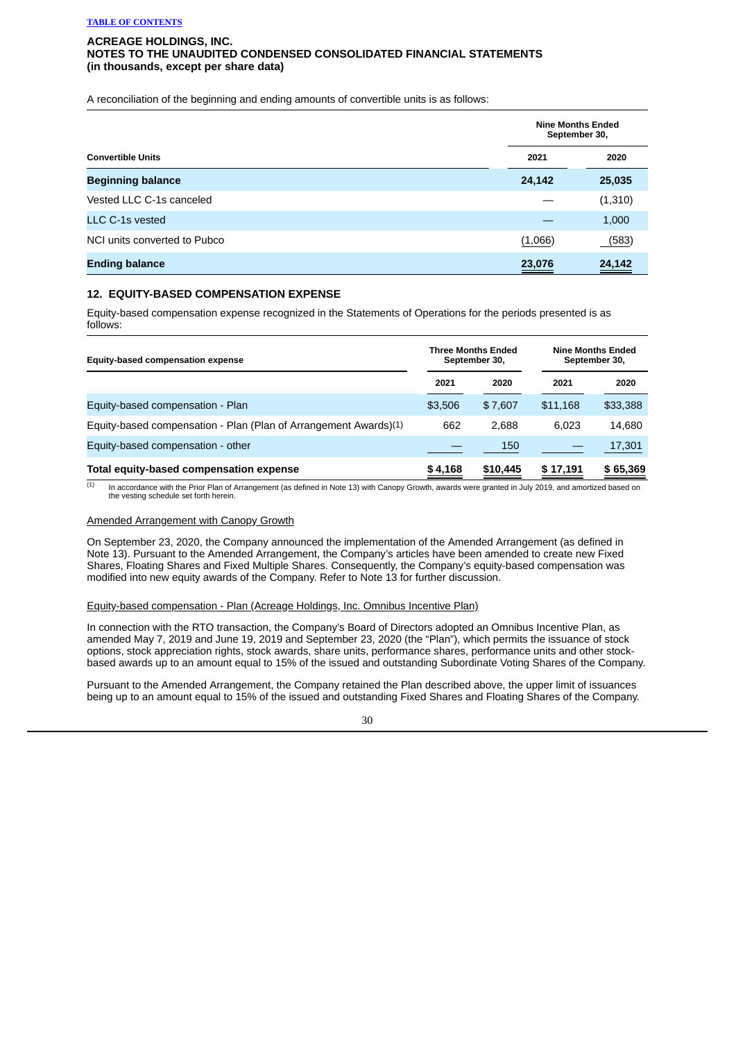ACREAGE HOLDINGS, INC.
NOTES TO THE UNAUDITED CONDENSED CONSOLIDATED FINANCIAL STATEMENTS
(in thousands, except per share data)

A reconciliation of the beginning and ending amounts of convertible units is as follows:

| Convertible Units | Nine Months Ended September 30, | |
|---|---|---|
| | 2021 | 2020 |
| **Beginning balance** | **24,142** | **25,035** |
| Vested LLC C-1s canceled | — | (1,310) |
| LLC C-1s vested | — | 1,000 |
| NCI units converted to Pubco | (1,066) | (583) |
| **Ending balance** | **23,076** | **24,142** |

## 12. EQUITY-BASED COMPENSATION EXPENSE

Equity-based compensation expense recognized in the Statements of Operations for the periods presented is as follows:

| Equity-based compensation expense | Three Months Ended September 30, | | Nine Months Ended September 30, | |
|---|---|---|---|---|
| | 2021 | 2020 | 2021 | 2020 |
| Equity-based compensation - Plan | $3,506 | $ 7,607 | $11,168 | $33,388 |
| Equity-based compensation - Plan (Plan of Arrangement Awards)(1) | 662 | 2,688 | 6,023 | 14,680 |
| Equity-based compensation - other | — | 150 | — | 17,301 |
| **Total equity-based compensation expense** | **$ 4,168** | **$10,445** | **$ 17,191** | **$ 65,369** |

(1) In accordance with the Prior Plan of Arrangement (as defined in Note 13) with Canopy Growth, awards were granted in July 2019, and amortized based on the vesting schedule set forth herein.

Amended Arrangement with Canopy Growth

On September 23, 2020, the Company announced the implementation of the Amended Arrangement (as defined in Note 13). Pursuant to the Amended Arrangement, the Company's articles have been amended to create new Fixed Shares, Floating Shares and Fixed Multiple Shares. Consequently, the Company's equity-based compensation was modified into new equity awards of the Company. Refer to Note 13 for further discussion.

Equity-based compensation - Plan (Acreage Holdings, Inc. Omnibus Incentive Plan)

In connection with the RTO transaction, the Company's Board of Directors adopted an Omnibus Incentive Plan, as amended May 7, 2019 and June 19, 2019 and September 23, 2020 (the "Plan"), which permits the issuance of stock options, stock appreciation rights, stock awards, share units, performance shares, performance units and other stock-based awards up to an amount equal to 15% of the issued and outstanding Subordinate Voting Shares of the Company.

Pursuant to the Amended Arrangement, the Company retained the Plan described above, the upper limit of issuances being up to an amount equal to 15% of the issued and outstanding Fixed Shares and Floating Shares of the Company.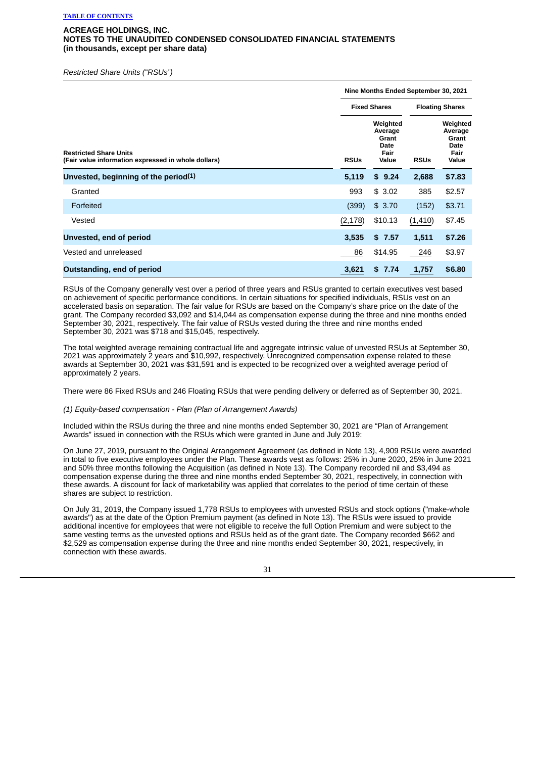### ACREAGE HOLDINGS, INC.
### NOTES TO THE UNAUDITED CONDENSED CONSOLIDATED FINANCIAL STATEMENTS
### (in thousands, except per share data)

*Restricted Share Units ("RSUs")*

| Restricted Share Units (Fair value information expressed in whole dollars) | Nine Months Ended September 30, 2021 | | | |
|---|---|---|---|---|
| | Fixed Shares | | Floating Shares | |
| | RSUs | Weighted Average Grant Date Fair Value | RSUs | Weighted Average Grant Date Fair Value |
| **Unvested, beginning of the period[(1)]** | **5,119** | **$ 9.24** | **2,688** | **$7.83** |
| Granted | 993 | $ 3.02 | 385 | $2.57 |
| Forfeited | (399) | $ 3.70 | (152) | $3.71 |
| Vested | (2,178) | $10.13 | (1,410) | $7.45 |
| **Unvested, end of period** | **3,535** | **$ 7.57** | **1,511** | **$7.26** |
| Vested and unreleased | 86 | $14.95 | 246 | $3.97 |
| **Outstanding, end of period** | **3,621** | **$ 7.74** | **1,757** | **$6.80** |

RSUs of the Company generally vest over a period of three years and RSUs granted to certain executives vest based on achievement of specific performance conditions. In certain situations for specified individuals, RSUs vest on an accelerated basis on separation. The fair value for RSUs are based on the Company's share price on the date of the grant. The Company recorded $3,092 and $14,044 as compensation expense during the three and nine months ended September 30, 2021, respectively. The fair value of RSUs vested during the three and nine months ended September 30, 2021 was $718 and $15,045, respectively.

The total weighted average remaining contractual life and aggregate intrinsic value of unvested RSUs at September 30, 2021 was approximately 2 years and $10,992, respectively. Unrecognized compensation expense related to these awards at September 30, 2021 was $31,591 and is expected to be recognized over a weighted average period of approximately 2 years.

There were 86 Fixed RSUs and 246 Floating RSUs that were pending delivery or deferred as of September 30, 2021.

*(1) Equity-based compensation - Plan (Plan of Arrangement Awards)*

Included within the RSUs during the three and nine months ended September 30, 2021 are "Plan of Arrangement Awards" issued in connection with the RSUs which were granted in June and July 2019:

On June 27, 2019, pursuant to the Original Arrangement Agreement (as defined in Note 13), 4,909 RSUs were awarded in total to five executive employees under the Plan. These awards vest as follows: 25% in June 2020, 25% in June 2021 and 50% three months following the Acquisition (as defined in Note 13). The Company recorded nil and $3,494 as compensation expense during the three and nine months ended September 30, 2021, respectively, in connection with these awards. A discount for lack of marketability was applied that correlates to the period of time certain of these shares are subject to restriction.

On July 31, 2019, the Company issued 1,778 RSUs to employees with unvested RSUs and stock options ("make-whole awards") as at the date of the Option Premium payment (as defined in Note 13). The RSUs were issued to provide additional incentive for employees that were not eligible to receive the full Option Premium and were subject to the same vesting terms as the unvested options and RSUs held as of the grant date. The Company recorded $662 and $2,529 as compensation expense during the three and nine months ended September 30, 2021, respectively, in connection with these awards.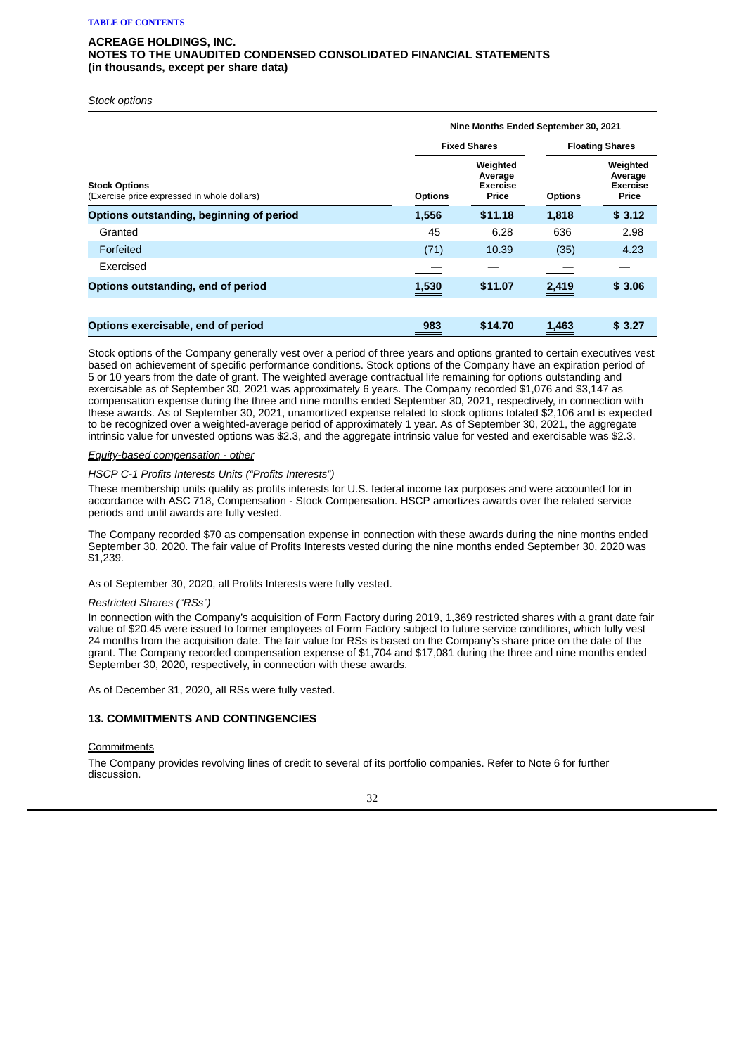**ACREAGE HOLDINGS, INC.**
**NOTES TO THE UNAUDITED CONDENSED CONSOLIDATED FINANCIAL STATEMENTS**
**(in thousands, except per share data)**

*Stock options*

| **Stock Options** (Exercise price expressed in whole dollars) | **Nine Months Ended September 30, 2021** | | | |
|---|---|---|---|---|
| | **Fixed Shares** | | **Floating Shares** | |
| | **Options** | **Weighted Average Exercise Price** | **Options** | **Weighted Average Exercise Price** |
| **Options outstanding, beginning of period** | **1,556** | **$11.18** | **1,818** | **$ 3.12** |
| Granted | 45 | 6.28 | 636 | 2.98 |
| Forfeited | (71) | 10.39 | (35) | 4.23 |
| Exercised | — | — | — | — |
| **Options outstanding, end of period** | **1,530** | **$11.07** | **2,419** | **$ 3.06** |
| | | | | |
| **Options exercisable, end of period** | **983** | **$14.70** | **1,463** | **$ 3.27** |

Stock options of the Company generally vest over a period of three years and options granted to certain executives vest based on achievement of specific performance conditions. Stock options of the Company have an expiration period of 5 or 10 years from the date of grant. The weighted average contractual life remaining for options outstanding and exercisable as of September 30, 2021 was approximately 6 years. The Company recorded $1,076 and $3,147 as compensation expense during the three and nine months ended September 30, 2021, respectively, in connection with these awards. As of September 30, 2021, unamortized expense related to stock options totaled $2,106 and is expected to be recognized over a weighted-average period of approximately 1 year. As of September 30, 2021, the aggregate intrinsic value for unvested options was $2.3, and the aggregate intrinsic value for vested and exercisable was $2.3.

*Equity-based compensation - other*

*HSCP C-1 Profits Interests Units ("Profits Interests")*

These membership units qualify as profits interests for U.S. federal income tax purposes and were accounted for in accordance with ASC 718, Compensation - Stock Compensation. HSCP amortizes awards over the related service periods and until awards are fully vested.

The Company recorded $70 as compensation expense in connection with these awards during the nine months ended September 30, 2020. The fair value of Profits Interests vested during the nine months ended September 30, 2020 was $1,239.

As of September 30, 2020, all Profits Interests were fully vested.

*Restricted Shares ("RSs")*

In connection with the Company's acquisition of Form Factory during 2019, 1,369 restricted shares with a grant date fair value of $20.45 were issued to former employees of Form Factory subject to future service conditions, which fully vest 24 months from the acquisition date. The fair value for RSs is based on the Company's share price on the date of the grant. The Company recorded compensation expense of $1,704 and $17,081 during the three and nine months ended September 30, 2020, respectively, in connection with these awards.

As of December 31, 2020, all RSs were fully vested.

## 13. COMMITMENTS AND CONTINGENCIES

Commitments

The Company provides revolving lines of credit to several of its portfolio companies. Refer to Note 6 for further discussion.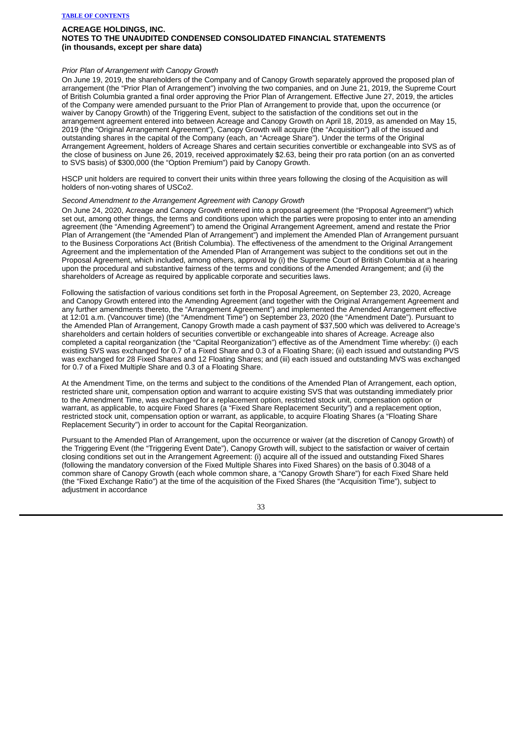*Prior Plan of Arrangement with Canopy Growth*

On June 19, 2019, the shareholders of the Company and of Canopy Growth separately approved the proposed plan of arrangement (the "Prior Plan of Arrangement") involving the two companies, and on June 21, 2019, the Supreme Court of British Columbia granted a final order approving the Prior Plan of Arrangement. Effective June 27, 2019, the articles of the Company were amended pursuant to the Prior Plan of Arrangement to provide that, upon the occurrence (or waiver by Canopy Growth) of the Triggering Event, subject to the satisfaction of the conditions set out in the arrangement agreement entered into between Acreage and Canopy Growth on April 18, 2019, as amended on May 15, 2019 (the "Original Arrangement Agreement"), Canopy Growth will acquire (the "Acquisition") all of the issued and outstanding shares in the capital of the Company (each, an "Acreage Share"). Under the terms of the Original Arrangement Agreement, holders of Acreage Shares and certain securities convertible or exchangeable into SVS as of the close of business on June 26, 2019, received approximately $2.63, being their pro rata portion (on an as converted to SVS basis) of $300,000 (the "Option Premium") paid by Canopy Growth.

HSCP unit holders are required to convert their units within three years following the closing of the Acquisition as will holders of non-voting shares of USCo2.

*Second Amendment to the Arrangement Agreement with Canopy Growth*

On June 24, 2020, Acreage and Canopy Growth entered into a proposal agreement (the "Proposal Agreement") which set out, among other things, the terms and conditions upon which the parties were proposing to enter into an amending agreement (the "Amending Agreement") to amend the Original Arrangement Agreement, amend and restate the Prior Plan of Arrangement (the "Amended Plan of Arrangement") and implement the Amended Plan of Arrangement pursuant to the Business Corporations Act (British Columbia). The effectiveness of the amendment to the Original Arrangement Agreement and the implementation of the Amended Plan of Arrangement was subject to the conditions set out in the Proposal Agreement, which included, among others, approval by (i) the Supreme Court of British Columbia at a hearing upon the procedural and substantive fairness of the terms and conditions of the Amended Arrangement; and (ii) the shareholders of Acreage as required by applicable corporate and securities laws.

Following the satisfaction of various conditions set forth in the Proposal Agreement, on September 23, 2020, Acreage and Canopy Growth entered into the Amending Agreement (and together with the Original Arrangement Agreement and any further amendments thereto, the "Arrangement Agreement") and implemented the Amended Arrangement effective at 12:01 a.m. (Vancouver time) (the "Amendment Time") on September 23, 2020 (the "Amendment Date"). Pursuant to the Amended Plan of Arrangement, Canopy Growth made a cash payment of $37,500 which was delivered to Acreage's shareholders and certain holders of securities convertible or exchangeable into shares of Acreage. Acreage also completed a capital reorganization (the "Capital Reorganization") effective as of the Amendment Time whereby: (i) each existing SVS was exchanged for 0.7 of a Fixed Share and 0.3 of a Floating Share; (ii) each issued and outstanding PVS was exchanged for 28 Fixed Shares and 12 Floating Shares; and (iii) each issued and outstanding MVS was exchanged for 0.7 of a Fixed Multiple Share and 0.3 of a Floating Share.

At the Amendment Time, on the terms and subject to the conditions of the Amended Plan of Arrangement, each option, restricted share unit, compensation option and warrant to acquire existing SVS that was outstanding immediately prior to the Amendment Time, was exchanged for a replacement option, restricted stock unit, compensation option or warrant, as applicable, to acquire Fixed Shares (a "Fixed Share Replacement Security") and a replacement option, restricted stock unit, compensation option or warrant, as applicable, to acquire Floating Shares (a "Floating Share Replacement Security") in order to account for the Capital Reorganization.

Pursuant to the Amended Plan of Arrangement, upon the occurrence or waiver (at the discretion of Canopy Growth) of the Triggering Event (the "Triggering Event Date"), Canopy Growth will, subject to the satisfaction or waiver of certain closing conditions set out in the Arrangement Agreement: (i) acquire all of the issued and outstanding Fixed Shares (following the mandatory conversion of the Fixed Multiple Shares into Fixed Shares) on the basis of 0.3048 of a common share of Canopy Growth (each whole common share, a "Canopy Growth Share") for each Fixed Share held (the "Fixed Exchange Ratio") at the time of the acquisition of the Fixed Shares (the "Acquisition Time"), subject to adjustment in accordance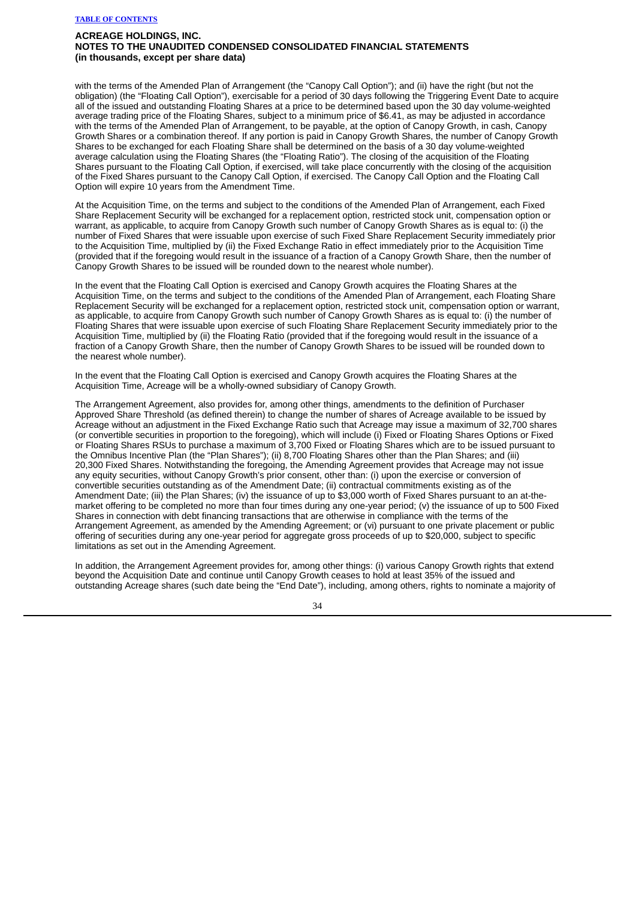with the terms of the Amended Plan of Arrangement (the "Canopy Call Option"); and (ii) have the right (but not the obligation) (the "Floating Call Option"), exercisable for a period of 30 days following the Triggering Event Date to acquire all of the issued and outstanding Floating Shares at a price to be determined based upon the 30 day volume-weighted average trading price of the Floating Shares, subject to a minimum price of $6.41, as may be adjusted in accordance with the terms of the Amended Plan of Arrangement, to be payable, at the option of Canopy Growth, in cash, Canopy Growth Shares or a combination thereof. If any portion is paid in Canopy Growth Shares, the number of Canopy Growth Shares to be exchanged for each Floating Share shall be determined on the basis of a 30 day volume-weighted average calculation using the Floating Shares (the "Floating Ratio"). The closing of the acquisition of the Floating Shares pursuant to the Floating Call Option, if exercised, will take place concurrently with the closing of the acquisition of the Fixed Shares pursuant to the Canopy Call Option, if exercised. The Canopy Call Option and the Floating Call Option will expire 10 years from the Amendment Time.

At the Acquisition Time, on the terms and subject to the conditions of the Amended Plan of Arrangement, each Fixed Share Replacement Security will be exchanged for a replacement option, restricted stock unit, compensation option or warrant, as applicable, to acquire from Canopy Growth such number of Canopy Growth Shares as is equal to: (i) the number of Fixed Shares that were issuable upon exercise of such Fixed Share Replacement Security immediately prior to the Acquisition Time, multiplied by (ii) the Fixed Exchange Ratio in effect immediately prior to the Acquisition Time (provided that if the foregoing would result in the issuance of a fraction of a Canopy Growth Share, then the number of Canopy Growth Shares to be issued will be rounded down to the nearest whole number).

In the event that the Floating Call Option is exercised and Canopy Growth acquires the Floating Shares at the Acquisition Time, on the terms and subject to the conditions of the Amended Plan of Arrangement, each Floating Share Replacement Security will be exchanged for a replacement option, restricted stock unit, compensation option or warrant, as applicable, to acquire from Canopy Growth such number of Canopy Growth Shares as is equal to: (i) the number of Floating Shares that were issuable upon exercise of such Floating Share Replacement Security immediately prior to the Acquisition Time, multiplied by (ii) the Floating Ratio (provided that if the foregoing would result in the issuance of a fraction of a Canopy Growth Share, then the number of Canopy Growth Shares to be issued will be rounded down to the nearest whole number).

In the event that the Floating Call Option is exercised and Canopy Growth acquires the Floating Shares at the Acquisition Time, Acreage will be a wholly-owned subsidiary of Canopy Growth.

The Arrangement Agreement, also provides for, among other things, amendments to the definition of Purchaser Approved Share Threshold (as defined therein) to change the number of shares of Acreage available to be issued by Acreage without an adjustment in the Fixed Exchange Ratio such that Acreage may issue a maximum of 32,700 shares (or convertible securities in proportion to the foregoing), which will include (i) Fixed or Floating Shares Options or Fixed or Floating Shares RSUs to purchase a maximum of 3,700 Fixed or Floating Shares which are to be issued pursuant to the Omnibus Incentive Plan (the "Plan Shares"); (ii) 8,700 Floating Shares other than the Plan Shares; and (iii) 20,300 Fixed Shares. Notwithstanding the foregoing, the Amending Agreement provides that Acreage may not issue any equity securities, without Canopy Growth's prior consent, other than: (i) upon the exercise or conversion of convertible securities outstanding as of the Amendment Date; (ii) contractual commitments existing as of the Amendment Date; (iii) the Plan Shares; (iv) the issuance of up to $3,000 worth of Fixed Shares pursuant to an at-the-market offering to be completed no more than four times during any one-year period; (v) the issuance of up to 500 Fixed Shares in connection with debt financing transactions that are otherwise in compliance with the terms of the Arrangement Agreement, as amended by the Amending Agreement; or (vi) pursuant to one private placement or public offering of securities during any one-year period for aggregate gross proceeds of up to $20,000, subject to specific limitations as set out in the Amending Agreement.

In addition, the Arrangement Agreement provides for, among other things: (i) various Canopy Growth rights that extend beyond the Acquisition Date and continue until Canopy Growth ceases to hold at least 35% of the issued and outstanding Acreage shares (such date being the "End Date"), including, among others, rights to nominate a majority of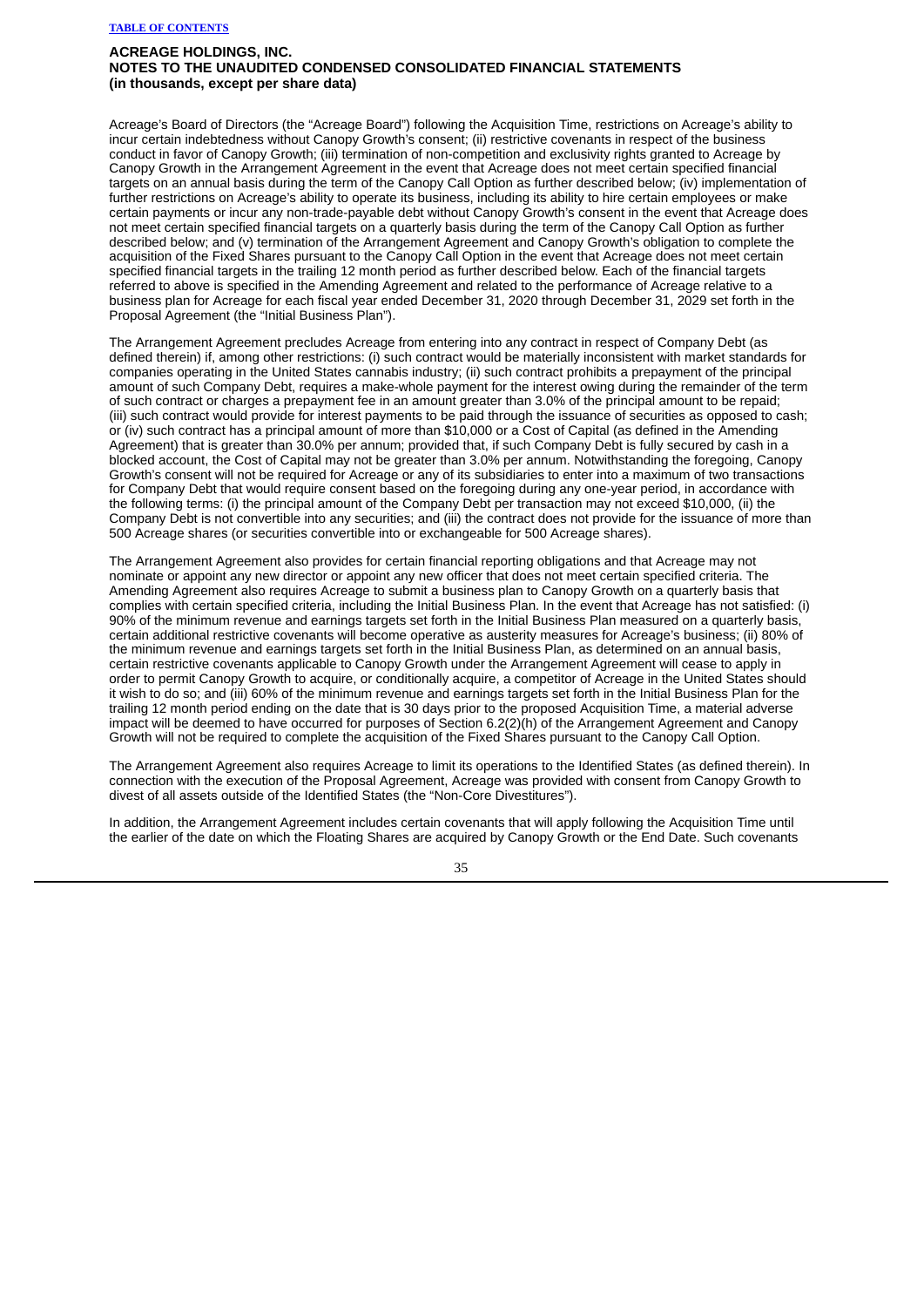Acreage's Board of Directors (the "Acreage Board") following the Acquisition Time, restrictions on Acreage's ability to incur certain indebtedness without Canopy Growth's consent; (ii) restrictive covenants in respect of the business conduct in favor of Canopy Growth; (iii) termination of non-competition and exclusivity rights granted to Acreage by Canopy Growth in the Arrangement Agreement in the event that Acreage does not meet certain specified financial targets on an annual basis during the term of the Canopy Call Option as further described below; (iv) implementation of further restrictions on Acreage's ability to operate its business, including its ability to hire certain employees or make certain payments or incur any non-trade-payable debt without Canopy Growth's consent in the event that Acreage does not meet certain specified financial targets on a quarterly basis during the term of the Canopy Call Option as further described below; and (v) termination of the Arrangement Agreement and Canopy Growth's obligation to complete the acquisition of the Fixed Shares pursuant to the Canopy Call Option in the event that Acreage does not meet certain specified financial targets in the trailing 12 month period as further described below. Each of the financial targets referred to above is specified in the Amending Agreement and related to the performance of Acreage relative to a business plan for Acreage for each fiscal year ended December 31, 2020 through December 31, 2029 set forth in the Proposal Agreement (the "Initial Business Plan").

The Arrangement Agreement precludes Acreage from entering into any contract in respect of Company Debt (as defined therein) if, among other restrictions: (i) such contract would be materially inconsistent with market standards for companies operating in the United States cannabis industry; (ii) such contract prohibits a prepayment of the principal amount of such Company Debt, requires a make-whole payment for the interest owing during the remainder of the term of such contract or charges a prepayment fee in an amount greater than 3.0% of the principal amount to be repaid; (iii) such contract would provide for interest payments to be paid through the issuance of securities as opposed to cash; or (iv) such contract has a principal amount of more than $10,000 or a Cost of Capital (as defined in the Amending Agreement) that is greater than 30.0% per annum; provided that, if such Company Debt is fully secured by cash in a blocked account, the Cost of Capital may not be greater than 3.0% per annum. Notwithstanding the foregoing, Canopy Growth's consent will not be required for Acreage or any of its subsidiaries to enter into a maximum of two transactions for Company Debt that would require consent based on the foregoing during any one-year period, in accordance with the following terms: (i) the principal amount of the Company Debt per transaction may not exceed $10,000, (ii) the Company Debt is not convertible into any securities; and (iii) the contract does not provide for the issuance of more than 500 Acreage shares (or securities convertible into or exchangeable for 500 Acreage shares).

The Arrangement Agreement also provides for certain financial reporting obligations and that Acreage may not nominate or appoint any new director or appoint any new officer that does not meet certain specified criteria. The Amending Agreement also requires Acreage to submit a business plan to Canopy Growth on a quarterly basis that complies with certain specified criteria, including the Initial Business Plan. In the event that Acreage has not satisfied: (i) 90% of the minimum revenue and earnings targets set forth in the Initial Business Plan measured on a quarterly basis, certain additional restrictive covenants will become operative as austerity measures for Acreage's business; (ii) 80% of the minimum revenue and earnings targets set forth in the Initial Business Plan, as determined on an annual basis, certain restrictive covenants applicable to Canopy Growth under the Arrangement Agreement will cease to apply in order to permit Canopy Growth to acquire, or conditionally acquire, a competitor of Acreage in the United States should it wish to do so; and (iii) 60% of the minimum revenue and earnings targets set forth in the Initial Business Plan for the trailing 12 month period ending on the date that is 30 days prior to the proposed Acquisition Time, a material adverse impact will be deemed to have occurred for purposes of Section 6.2(2)(h) of the Arrangement Agreement and Canopy Growth will not be required to complete the acquisition of the Fixed Shares pursuant to the Canopy Call Option.

The Arrangement Agreement also requires Acreage to limit its operations to the Identified States (as defined therein). In connection with the execution of the Proposal Agreement, Acreage was provided with consent from Canopy Growth to divest of all assets outside of the Identified States (the "Non-Core Divestitures").

In addition, the Arrangement Agreement includes certain covenants that will apply following the Acquisition Time until the earlier of the date on which the Floating Shares are acquired by Canopy Growth or the End Date. Such covenants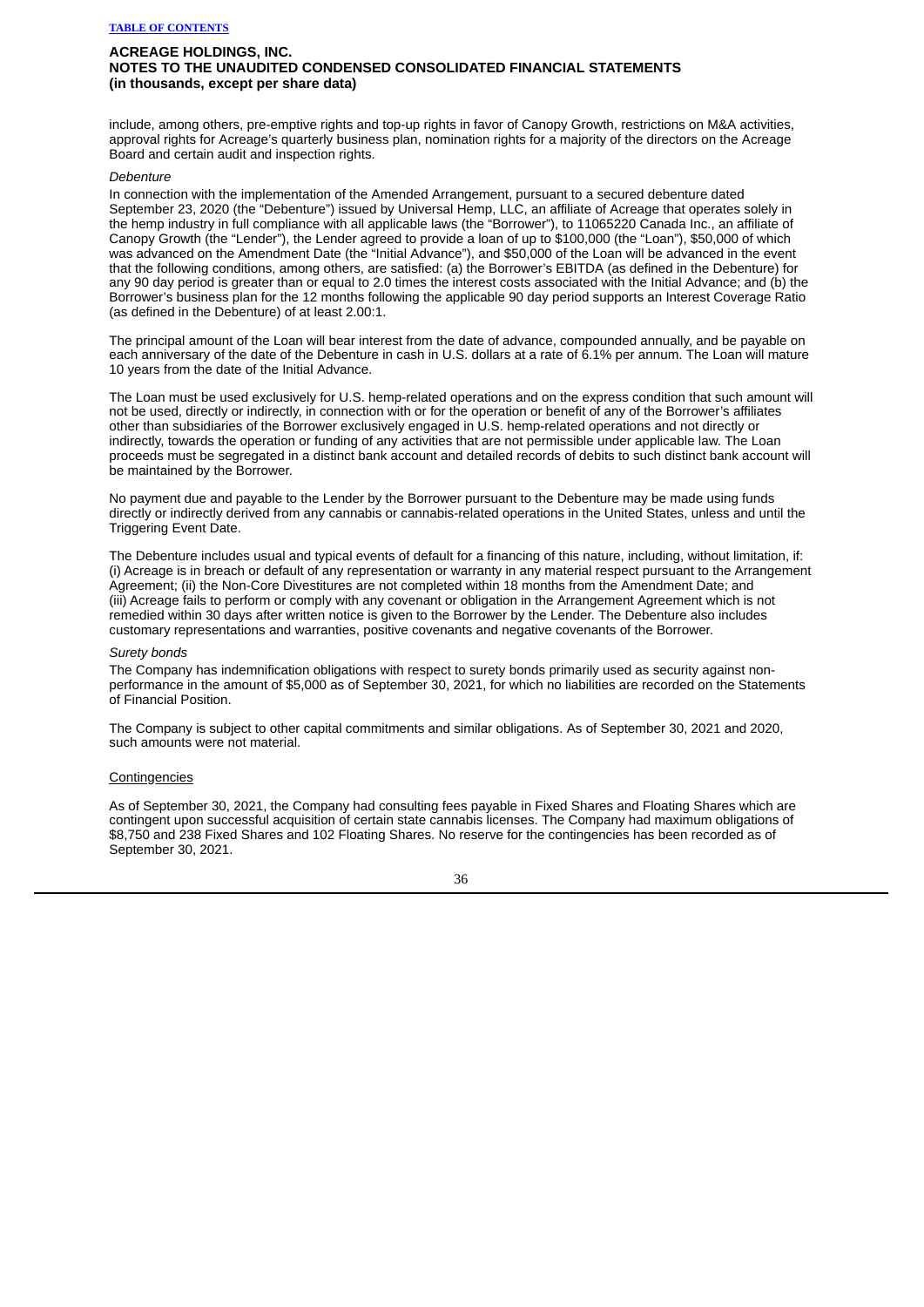include, among others, pre-emptive rights and top-up rights in favor of Canopy Growth, restrictions on M&A activities, approval rights for Acreage's quarterly business plan, nomination rights for a majority of the directors on the Acreage Board and certain audit and inspection rights.

*Debenture*

In connection with the implementation of the Amended Arrangement, pursuant to a secured debenture dated September 23, 2020 (the "Debenture") issued by Universal Hemp, LLC, an affiliate of Acreage that operates solely in the hemp industry in full compliance with all applicable laws (the "Borrower"), to 11065220 Canada Inc., an affiliate of Canopy Growth (the "Lender"), the Lender agreed to provide a loan of up to $100,000 (the "Loan"), $50,000 of which was advanced on the Amendment Date (the "Initial Advance"), and $50,000 of the Loan will be advanced in the event that the following conditions, among others, are satisfied: (a) the Borrower's EBITDA (as defined in the Debenture) for any 90 day period is greater than or equal to 2.0 times the interest costs associated with the Initial Advance; and (b) the Borrower's business plan for the 12 months following the applicable 90 day period supports an Interest Coverage Ratio (as defined in the Debenture) of at least 2.00:1.

The principal amount of the Loan will bear interest from the date of advance, compounded annually, and be payable on each anniversary of the date of the Debenture in cash in U.S. dollars at a rate of 6.1% per annum. The Loan will mature 10 years from the date of the Initial Advance.

The Loan must be used exclusively for U.S. hemp-related operations and on the express condition that such amount will not be used, directly or indirectly, in connection with or for the operation or benefit of any of the Borrower's affiliates other than subsidiaries of the Borrower exclusively engaged in U.S. hemp-related operations and not directly or indirectly, towards the operation or funding of any activities that are not permissible under applicable law. The Loan proceeds must be segregated in a distinct bank account and detailed records of debits to such distinct bank account will be maintained by the Borrower.

No payment due and payable to the Lender by the Borrower pursuant to the Debenture may be made using funds directly or indirectly derived from any cannabis or cannabis-related operations in the United States, unless and until the Triggering Event Date.

The Debenture includes usual and typical events of default for a financing of this nature, including, without limitation, if: (i) Acreage is in breach or default of any representation or warranty in any material respect pursuant to the Arrangement Agreement; (ii) the Non-Core Divestitures are not completed within 18 months from the Amendment Date; and (iii) Acreage fails to perform or comply with any covenant or obligation in the Arrangement Agreement which is not remedied within 30 days after written notice is given to the Borrower by the Lender. The Debenture also includes customary representations and warranties, positive covenants and negative covenants of the Borrower.

*Surety bonds*

The Company has indemnification obligations with respect to surety bonds primarily used as security against non-performance in the amount of $5,000 as of September 30, 2021, for which no liabilities are recorded on the Statements of Financial Position.

The Company is subject to other capital commitments and similar obligations. As of September 30, 2021 and 2020, such amounts were not material.

Contingencies

As of September 30, 2021, the Company had consulting fees payable in Fixed Shares and Floating Shares which are contingent upon successful acquisition of certain state cannabis licenses. The Company had maximum obligations of $8,750 and 238 Fixed Shares and 102 Floating Shares. No reserve for the contingencies has been recorded as of September 30, 2021.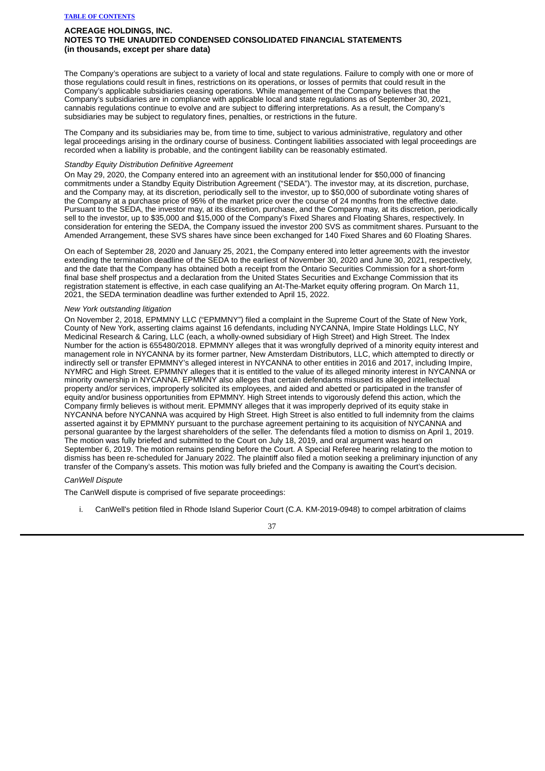The Company's operations are subject to a variety of local and state regulations. Failure to comply with one or more of those regulations could result in fines, restrictions on its operations, or losses of permits that could result in the Company's applicable subsidiaries ceasing operations. While management of the Company believes that the Company's subsidiaries are in compliance with applicable local and state regulations as of September 30, 2021, cannabis regulations continue to evolve and are subject to differing interpretations. As a result, the Company's subsidiaries may be subject to regulatory fines, penalties, or restrictions in the future.

The Company and its subsidiaries may be, from time to time, subject to various administrative, regulatory and other legal proceedings arising in the ordinary course of business. Contingent liabilities associated with legal proceedings are recorded when a liability is probable, and the contingent liability can be reasonably estimated.

*Standby Equity Distribution Definitive Agreement*

On May 29, 2020, the Company entered into an agreement with an institutional lender for $50,000 of financing commitments under a Standby Equity Distribution Agreement ("SEDA"). The investor may, at its discretion, purchase, and the Company may, at its discretion, periodically sell to the investor, up to $50,000 of subordinate voting shares of the Company at a purchase price of 95% of the market price over the course of 24 months from the effective date. Pursuant to the SEDA, the investor may, at its discretion, purchase, and the Company may, at its discretion, periodically sell to the investor, up to $35,000 and $15,000 of the Company's Fixed Shares and Floating Shares, respectively. In consideration for entering the SEDA, the Company issued the investor 200 SVS as commitment shares. Pursuant to the Amended Arrangement, these SVS shares have since been exchanged for 140 Fixed Shares and 60 Floating Shares.

On each of September 28, 2020 and January 25, 2021, the Company entered into letter agreements with the investor extending the termination deadline of the SEDA to the earliest of November 30, 2020 and June 30, 2021, respectively, and the date that the Company has obtained both a receipt from the Ontario Securities Commission for a short-form final base shelf prospectus and a declaration from the United States Securities and Exchange Commission that its registration statement is effective, in each case qualifying an At-The-Market equity offering program. On March 11, 2021, the SEDA termination deadline was further extended to April 15, 2022.

*New York outstanding litigation*

On November 2, 2018, EPMMNY LLC ("EPMMNY") filed a complaint in the Supreme Court of the State of New York, County of New York, asserting claims against 16 defendants, including NYCANNA, Impire State Holdings LLC, NY Medicinal Research & Caring, LLC (each, a wholly-owned subsidiary of High Street) and High Street. The Index Number for the action is 655480/2018. EPMMNY alleges that it was wrongfully deprived of a minority equity interest and management role in NYCANNA by its former partner, New Amsterdam Distributors, LLC, which attempted to directly or indirectly sell or transfer EPMMNY's alleged interest in NYCANNA to other entities in 2016 and 2017, including Impire, NYMRC and High Street. EPMMNY alleges that it is entitled to the value of its alleged minority interest in NYCANNA or minority ownership in NYCANNA. EPMMNY also alleges that certain defendants misused its alleged intellectual property and/or services, improperly solicited its employees, and aided and abetted or participated in the transfer of equity and/or business opportunities from EPMMNY. High Street intends to vigorously defend this action, which the Company firmly believes is without merit. EPMMNY alleges that it was improperly deprived of its equity stake in NYCANNA before NYCANNA was acquired by High Street. High Street is also entitled to full indemnity from the claims asserted against it by EPMMNY pursuant to the purchase agreement pertaining to its acquisition of NYCANNA and personal guarantee by the largest shareholders of the seller. The defendants filed a motion to dismiss on April 1, 2019. The motion was fully briefed and submitted to the Court on July 18, 2019, and oral argument was heard on September 6, 2019. The motion remains pending before the Court. A Special Referee hearing relating to the motion to dismiss has been re-scheduled for January 2022. The plaintiff also filed a motion seeking a preliminary injunction of any transfer of the Company's assets. This motion was fully briefed and the Company is awaiting the Court's decision.

*CanWell Dispute*

The CanWell dispute is comprised of five separate proceedings:

i. CanWell's petition filed in Rhode Island Superior Court (C.A. KM-2019-0948) to compel arbitration of claims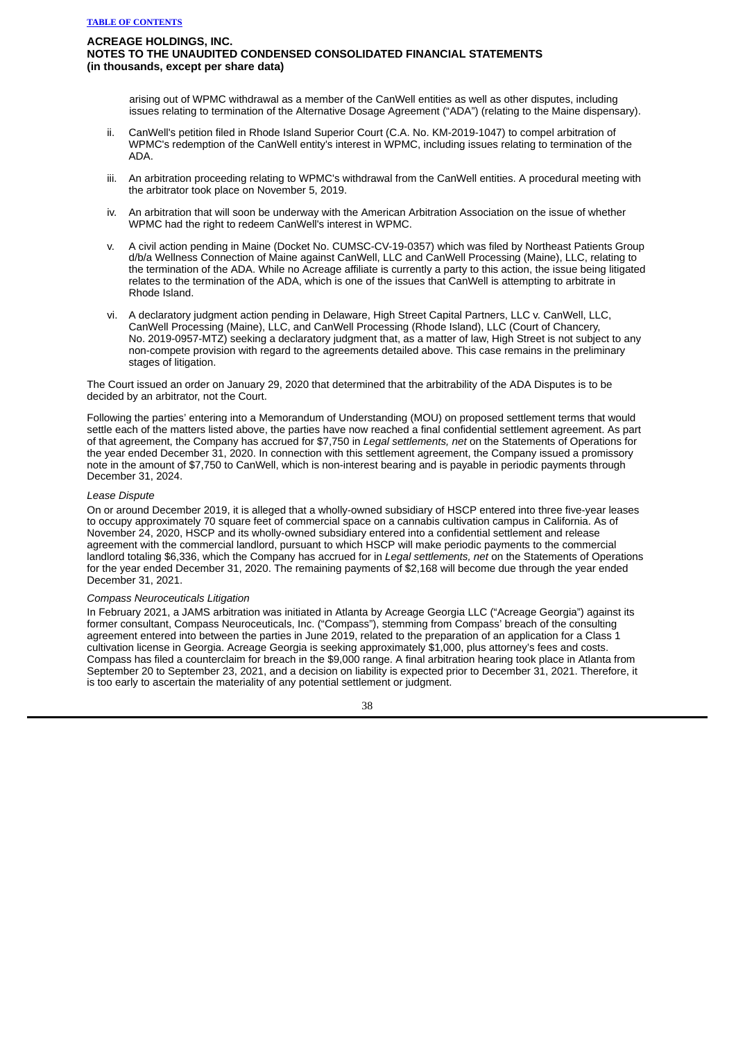arising out of WPMC withdrawal as a member of the CanWell entities as well as other disputes, including issues relating to termination of the Alternative Dosage Agreement ("ADA") (relating to the Maine dispensary).

ii. CanWell's petition filed in Rhode Island Superior Court (C.A. No. KM-2019-1047) to compel arbitration of WPMC's redemption of the CanWell entity's interest in WPMC, including issues relating to termination of the ADA.

iii. An arbitration proceeding relating to WPMC's withdrawal from the CanWell entities. A procedural meeting with the arbitrator took place on November 5, 2019.

iv. An arbitration that will soon be underway with the American Arbitration Association on the issue of whether WPMC had the right to redeem CanWell's interest in WPMC.

v. A civil action pending in Maine (Docket No. CUMSC-CV-19-0357) which was filed by Northeast Patients Group d/b/a Wellness Connection of Maine against CanWell, LLC and CanWell Processing (Maine), LLC, relating to the termination of the ADA. While no Acreage affiliate is currently a party to this action, the issue being litigated relates to the termination of the ADA, which is one of the issues that CanWell is attempting to arbitrate in Rhode Island.

vi. A declaratory judgment action pending in Delaware, High Street Capital Partners, LLC v. CanWell, LLC, CanWell Processing (Maine), LLC, and CanWell Processing (Rhode Island), LLC (Court of Chancery, No. 2019-0957-MTZ) seeking a declaratory judgment that, as a matter of law, High Street is not subject to any non-compete provision with regard to the agreements detailed above. This case remains in the preliminary stages of litigation.

The Court issued an order on January 29, 2020 that determined that the arbitrability of the ADA Disputes is to be decided by an arbitrator, not the Court.

Following the parties' entering into a Memorandum of Understanding (MOU) on proposed settlement terms that would settle each of the matters listed above, the parties have now reached a final confidential settlement agreement. As part of that agreement, the Company has accrued for $7,750 in *Legal settlements, net* on the Statements of Operations for the year ended December 31, 2020. In connection with this settlement agreement, the Company issued a promissory note in the amount of $7,750 to CanWell, which is non-interest bearing and is payable in periodic payments through December 31, 2024.

*Lease Dispute*

On or around December 2019, it is alleged that a wholly-owned subsidiary of HSCP entered into three five-year leases to occupy approximately 70 square feet of commercial space on a cannabis cultivation campus in California. As of November 24, 2020, HSCP and its wholly-owned subsidiary entered into a confidential settlement and release agreement with the commercial landlord, pursuant to which HSCP will make periodic payments to the commercial landlord totaling $6,336, which the Company has accrued for in *Legal settlements, net* on the Statements of Operations for the year ended December 31, 2020. The remaining payments of $2,168 will become due through the year ended December 31, 2021.

*Compass Neuroceuticals Litigation*

In February 2021, a JAMS arbitration was initiated in Atlanta by Acreage Georgia LLC ("Acreage Georgia") against its former consultant, Compass Neuroceuticals, Inc. ("Compass"), stemming from Compass' breach of the consulting agreement entered into between the parties in June 2019, related to the preparation of an application for a Class 1 cultivation license in Georgia. Acreage Georgia is seeking approximately $1,000, plus attorney's fees and costs. Compass has filed a counterclaim for breach in the $9,000 range. A final arbitration hearing took place in Atlanta from September 20 to September 23, 2021, and a decision on liability is expected prior to December 31, 2021. Therefore, it is too early to ascertain the materiality of any potential settlement or judgment.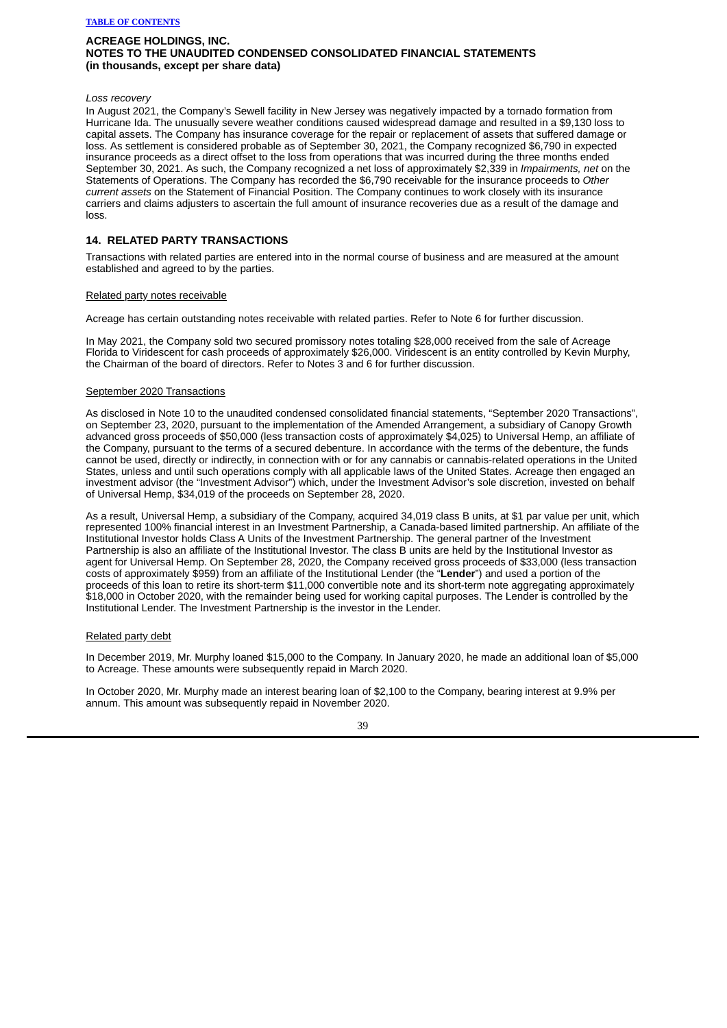*Loss recovery*

In August 2021, the Company's Sewell facility in New Jersey was negatively impacted by a tornado formation from Hurricane Ida. The unusually severe weather conditions caused widespread damage and resulted in a $9,130 loss to capital assets. The Company has insurance coverage for the repair or replacement of assets that suffered damage or loss. As settlement is considered probable as of September 30, 2021, the Company recognized $6,790 in expected insurance proceeds as a direct offset to the loss from operations that was incurred during the three months ended September 30, 2021. As such, the Company recognized a net loss of approximately $2,339 in *Impairments, net* on the Statements of Operations. The Company has recorded the $6,790 receivable for the insurance proceeds to *Other current assets* on the Statement of Financial Position. The Company continues to work closely with its insurance carriers and claims adjusters to ascertain the full amount of insurance recoveries due as a result of the damage and loss.

## 14. RELATED PARTY TRANSACTIONS

Transactions with related parties are entered into in the normal course of business and are measured at the amount established and agreed to by the parties.

Related party notes receivable

Acreage has certain outstanding notes receivable with related parties. Refer to Note 6 for further discussion.

In May 2021, the Company sold two secured promissory notes totaling $28,000 received from the sale of Acreage Florida to Viridescent for cash proceeds of approximately $26,000. Viridescent is an entity controlled by Kevin Murphy, the Chairman of the board of directors. Refer to Notes 3 and 6 for further discussion.

September 2020 Transactions

As disclosed in Note 10 to the unaudited condensed consolidated financial statements, "September 2020 Transactions", on September 23, 2020, pursuant to the implementation of the Amended Arrangement, a subsidiary of Canopy Growth advanced gross proceeds of $50,000 (less transaction costs of approximately $4,025) to Universal Hemp, an affiliate of the Company, pursuant to the terms of a secured debenture. In accordance with the terms of the debenture, the funds cannot be used, directly or indirectly, in connection with or for any cannabis or cannabis-related operations in the United States, unless and until such operations comply with all applicable laws of the United States. Acreage then engaged an investment advisor (the "Investment Advisor") which, under the Investment Advisor's sole discretion, invested on behalf of Universal Hemp, $34,019 of the proceeds on September 28, 2020.

As a result, Universal Hemp, a subsidiary of the Company, acquired 34,019 class B units, at $1 par value per unit, which represented 100% financial interest in an Investment Partnership, a Canada-based limited partnership. An affiliate of the Institutional Investor holds Class A Units of the Investment Partnership. The general partner of the Investment Partnership is also an affiliate of the Institutional Investor. The class B units are held by the Institutional Investor as agent for Universal Hemp. On September 28, 2020, the Company received gross proceeds of $33,000 (less transaction costs of approximately $959) from an affiliate of the Institutional Lender (the "**Lender**") and used a portion of the proceeds of this loan to retire its short-term $11,000 convertible note and its short-term note aggregating approximately $18,000 in October 2020, with the remainder being used for working capital purposes. The Lender is controlled by the Institutional Lender. The Investment Partnership is the investor in the Lender.

Related party debt

In December 2019, Mr. Murphy loaned $15,000 to the Company. In January 2020, he made an additional loan of $5,000 to Acreage. These amounts were subsequently repaid in March 2020.

In October 2020, Mr. Murphy made an interest bearing loan of $2,100 to the Company, bearing interest at 9.9% per annum. This amount was subsequently repaid in November 2020.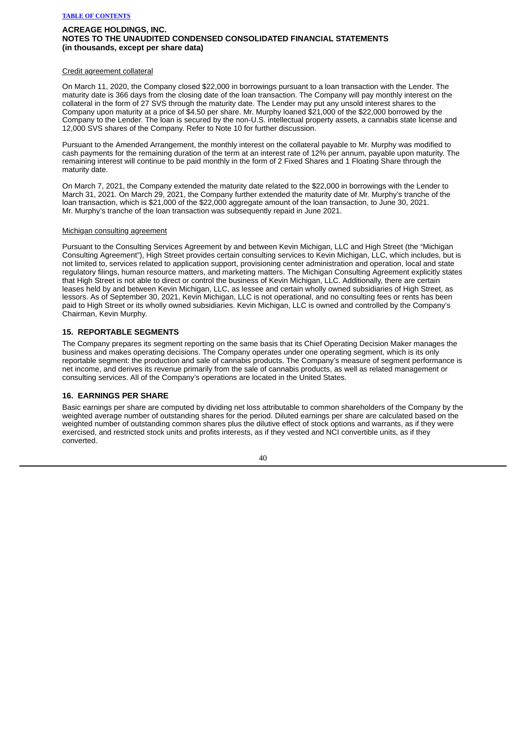Credit agreement collateral

On March 11, 2020, the Company closed $22,000 in borrowings pursuant to a loan transaction with the Lender. The maturity date is 366 days from the closing date of the loan transaction. The Company will pay monthly interest on the collateral in the form of 27 SVS through the maturity date. The Lender may put any unsold interest shares to the Company upon maturity at a price of $4.50 per share. Mr. Murphy loaned $21,000 of the $22,000 borrowed by the Company to the Lender. The loan is secured by the non-U.S. intellectual property assets, a cannabis state license and 12,000 SVS shares of the Company. Refer to Note 10 for further discussion.

Pursuant to the Amended Arrangement, the monthly interest on the collateral payable to Mr. Murphy was modified to cash payments for the remaining duration of the term at an interest rate of 12% per annum, payable upon maturity. The remaining interest will continue to be paid monthly in the form of 2 Fixed Shares and 1 Floating Share through the maturity date.

On March 7, 2021, the Company extended the maturity date related to the $22,000 in borrowings with the Lender to March 31, 2021. On March 29, 2021, the Company further extended the maturity date of Mr. Murphy's tranche of the loan transaction, which is $21,000 of the $22,000 aggregate amount of the loan transaction, to June 30, 2021. Mr. Murphy's tranche of the loan transaction was subsequently repaid in June 2021.

Michigan consulting agreement

Pursuant to the Consulting Services Agreement by and between Kevin Michigan, LLC and High Street (the "Michigan Consulting Agreement"), High Street provides certain consulting services to Kevin Michigan, LLC, which includes, but is not limited to, services related to application support, provisioning center administration and operation, local and state regulatory filings, human resource matters, and marketing matters. The Michigan Consulting Agreement explicitly states that High Street is not able to direct or control the business of Kevin Michigan, LLC. Additionally, there are certain leases held by and between Kevin Michigan, LLC, as lessee and certain wholly owned subsidiaries of High Street, as lessors. As of September 30, 2021, Kevin Michigan, LLC is not operational, and no consulting fees or rents has been paid to High Street or its wholly owned subsidiaries. Kevin Michigan, LLC is owned and controlled by the Company's Chairman, Kevin Murphy.

## 15. REPORTABLE SEGMENTS

The Company prepares its segment reporting on the same basis that its Chief Operating Decision Maker manages the business and makes operating decisions. The Company operates under one operating segment, which is its only reportable segment: the production and sale of cannabis products. The Company's measure of segment performance is net income, and derives its revenue primarily from the sale of cannabis products, as well as related management or consulting services. All of the Company's operations are located in the United States.

## 16. EARNINGS PER SHARE

Basic earnings per share are computed by dividing net loss attributable to common shareholders of the Company by the weighted average number of outstanding shares for the period. Diluted earnings per share are calculated based on the weighted number of outstanding common shares plus the dilutive effect of stock options and warrants, as if they were exercised, and restricted stock units and profits interests, as if they vested and NCI convertible units, as if they converted.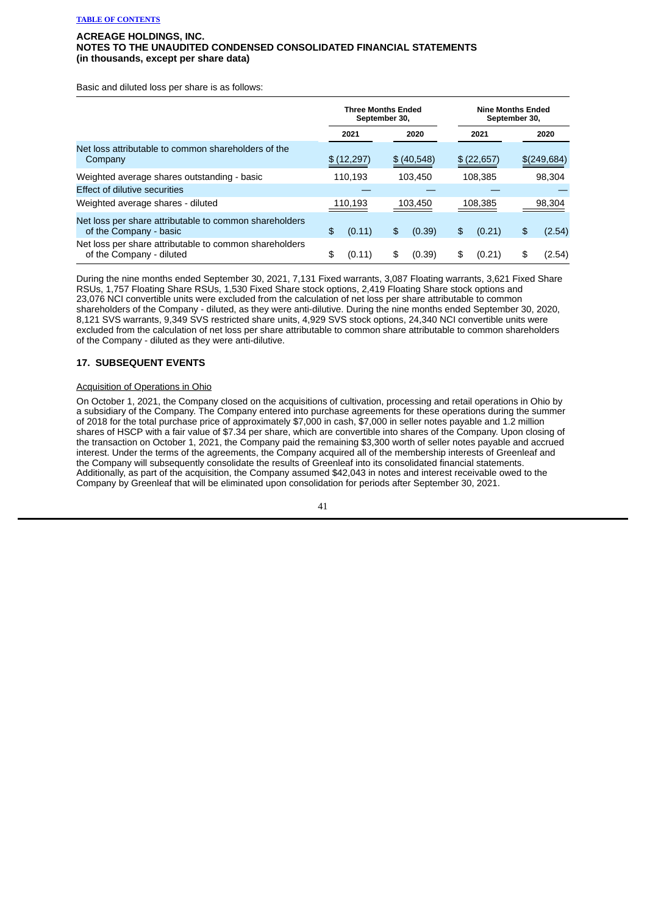**ACREAGE HOLDINGS, INC.**
**NOTES TO THE UNAUDITED CONDENSED CONSOLIDATED FINANCIAL STATEMENTS**
**(in thousands, except per share data)**

Basic and diluted loss per share is as follows:

| | Three Months Ended September 30, | | Nine Months Ended September 30, | |
|---|---|---|---|---|
| | 2021 | 2020 | 2021 | 2020 |
| Net loss attributable to common shareholders of the Company | $ (12,297) | $ (40,548) | $ (22,657) | $(249,684) |
| Weighted average shares outstanding - basic | 110,193 | 103,450 | 108,385 | 98,304 |
| Effect of dilutive securities | — | — | — | — |
| Weighted average shares - diluted | 110,193 | 103,450 | 108,385 | 98,304 |
| Net loss per share attributable to common shareholders of the Company - basic | $ (0.11) | $ (0.39) | $ (0.21) | $ (2.54) |
| Net loss per share attributable to common shareholders of the Company - diluted | $ (0.11) | $ (0.39) | $ (0.21) | $ (2.54) |

During the nine months ended September 30, 2021, 7,131 Fixed warrants, 3,087 Floating warrants, 3,621 Fixed Share RSUs, 1,757 Floating Share RSUs, 1,530 Fixed Share stock options, 2,419 Floating Share stock options and 23,076 NCI convertible units were excluded from the calculation of net loss per share attributable to common shareholders of the Company - diluted, as they were anti-dilutive. During the nine months ended September 30, 2020, 8,121 SVS warrants, 9,349 SVS restricted share units, 4,929 SVS stock options, 24,340 NCI convertible units were excluded from the calculation of net loss per share attributable to common share attributable to common shareholders of the Company - diluted as they were anti-dilutive.

## 17. SUBSEQUENT EVENTS

Acquisition of Operations in Ohio

On October 1, 2021, the Company closed on the acquisitions of cultivation, processing and retail operations in Ohio by a subsidiary of the Company. The Company entered into purchase agreements for these operations during the summer of 2018 for the total purchase price of approximately $7,000 in cash, $7,000 in seller notes payable and 1.2 million shares of HSCP with a fair value of $7.34 per share, which are convertible into shares of the Company. Upon closing of the transaction on October 1, 2021, the Company paid the remaining $3,300 worth of seller notes payable and accrued interest. Under the terms of the agreements, the Company acquired all of the membership interests of Greenleaf and the Company will subsequently consolidate the results of Greenleaf into its consolidated financial statements. Additionally, as part of the acquisition, the Company assumed $42,043 in notes and interest receivable owed to the Company by Greenleaf that will be eliminated upon consolidation for periods after September 30, 2021.